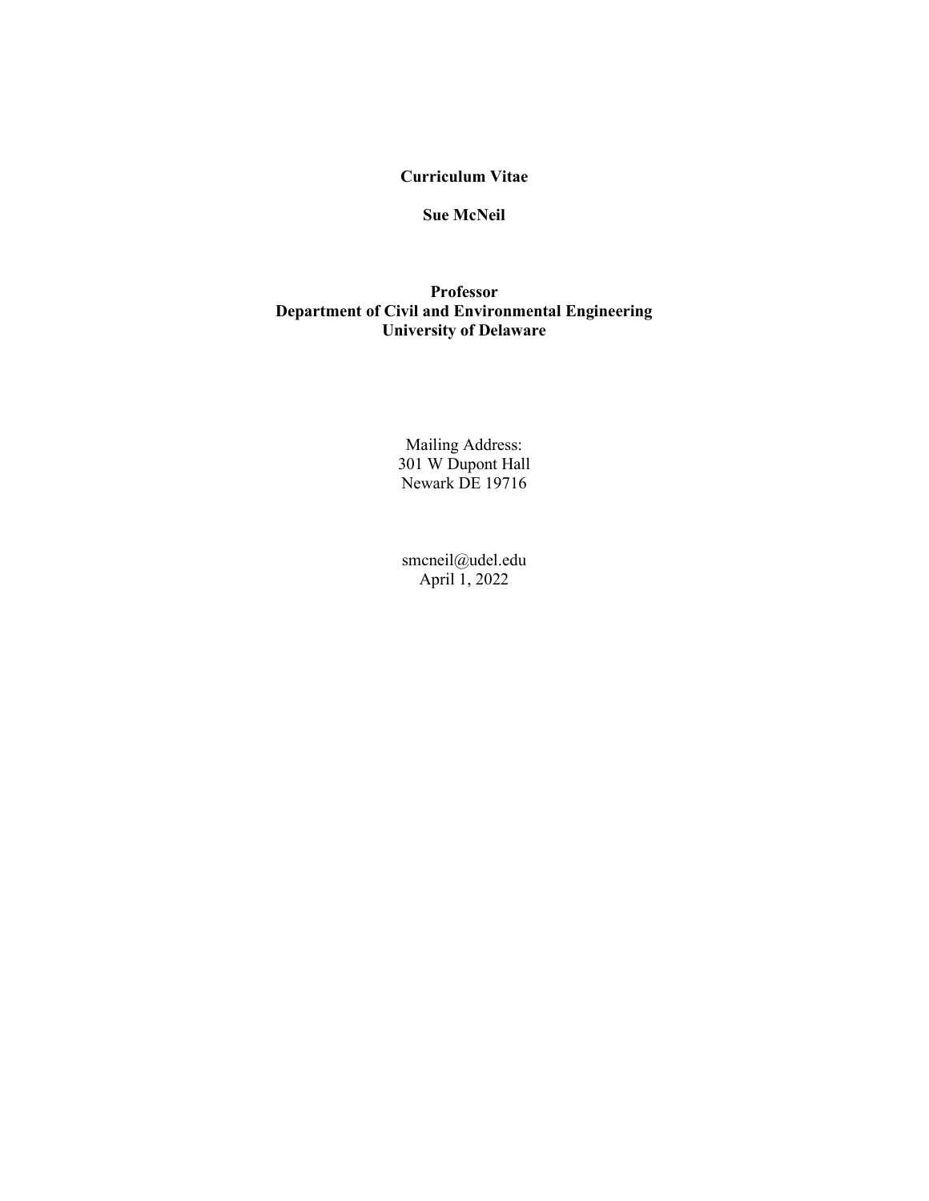# Curriculum Vitae

## Sue McNeil

**Professor**
**Department of Civil and Environmental Engineering**
**University of Delaware**

Mailing Address:
301 W Dupont Hall
Newark DE 19716

smcneil@udel.edu
April 1, 2022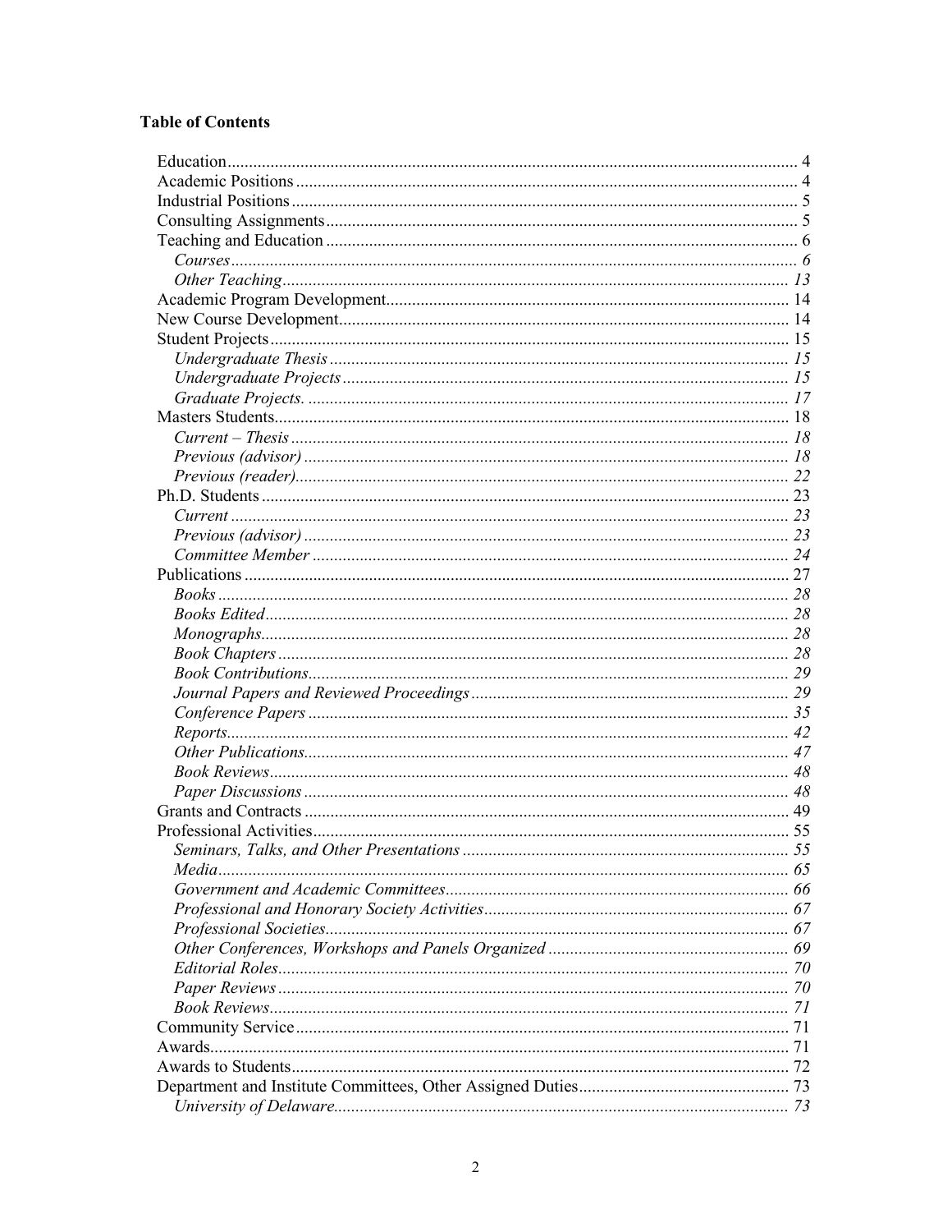**Table of Contents**

Education .................................................................................................................... 4
Academic Positions .................................................................................................... 4
Industrial Positions ..................................................................................................... 5
Consulting Assignments ............................................................................................. 5
Teaching and Education ............................................................................................. 6
    *Courses* ................................................................................................................ 6
    *Other Teaching* ................................................................................................... 13
Academic Program Development ............................................................................. 14
New Course Development ........................................................................................ 14
Student Projects ........................................................................................................ 15
    *Undergraduate Thesis* ......................................................................................... 15
    *Undergraduate Projects* ...................................................................................... 15
    *Graduate Projects.* .............................................................................................. 17
Masters Students ....................................................................................................... 18
    *Current – Thesis* ................................................................................................. 18
    *Previous (advisor)* .............................................................................................. 18
    *Previous (reader)* ................................................................................................ 22
Ph.D. Students ........................................................................................................... 23
    *Current* ............................................................................................................... 23
    *Previous (advisor)* .............................................................................................. 23
    *Committee Member* ............................................................................................ 24
Publications .............................................................................................................. 27
    *Books* .................................................................................................................. 28
    *Books Edited* ...................................................................................................... 28
    *Monographs* ........................................................................................................ 28
    *Book Chapters* .................................................................................................... 28
    *Book Contributions* ............................................................................................. 29
    *Journal Papers and Reviewed Proceedings* ......................................................... 29
    *Conference Papers* .............................................................................................. 35
    *Reports* ............................................................................................................... 42
    *Other Publications* ............................................................................................... 47
    *Book Reviews* ..................................................................................................... 48
    *Paper Discussions* ............................................................................................... 48
Grants and Contracts ................................................................................................. 49
Professional Activities ............................................................................................... 55
    *Seminars, Talks, and Other Presentations* .......................................................... 55
    *Media* .................................................................................................................. 65
    *Government and Academic Committees* ............................................................ 66
    *Professional and Honorary Society Activities* ..................................................... 67
    *Professional Societies* ......................................................................................... 67
    *Other Conferences, Workshops and Panels Organized* ....................................... 69
    *Editorial Roles* .................................................................................................... 70
    *Paper Reviews* .................................................................................................... 70
    *Book Reviews* ..................................................................................................... 71
Community Service ................................................................................................... 71
Awards ...................................................................................................................... 71
Awards to Students .................................................................................................... 72
Department and Institute Committees, Other Assigned Duties ................................. 73
    *University of Delaware* ....................................................................................... 73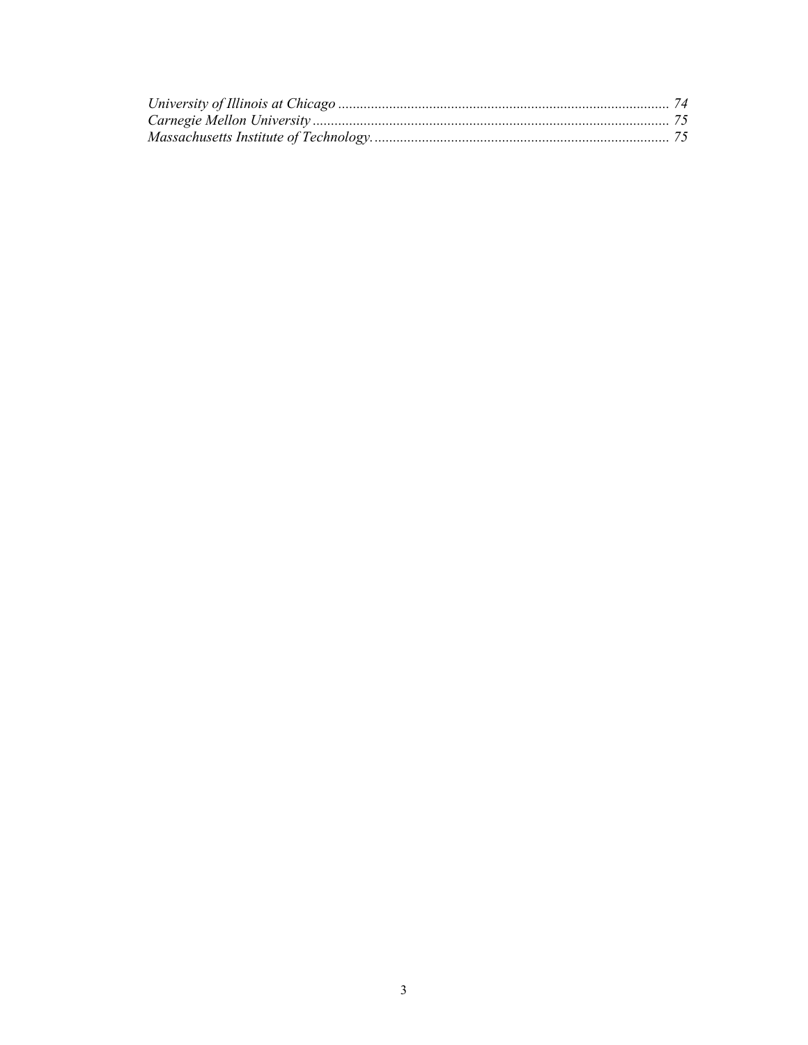*University of Illinois at Chicago* .......................................................................................... *74*
*Carnegie Mellon University* .................................................................................................. *75*
*Massachusetts Institute of Technology.* ................................................................................. *75*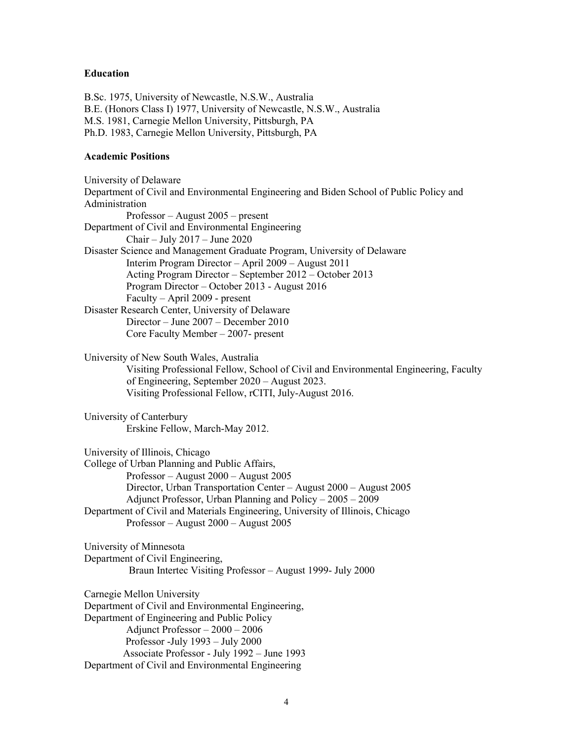**Education**

B.Sc. 1975, University of Newcastle, N.S.W., Australia
B.E. (Honors Class I) 1977, University of Newcastle, N.S.W., Australia
M.S. 1981, Carnegie Mellon University, Pittsburgh, PA
Ph.D. 1983, Carnegie Mellon University, Pittsburgh, PA

**Academic Positions**

University of Delaware
Department of Civil and Environmental Engineering and Biden School of Public Policy and Administration
    Professor – August 2005 – present
Department of Civil and Environmental Engineering
    Chair – July 2017 – June 2020
Disaster Science and Management Graduate Program, University of Delaware
    Interim Program Director – April 2009 – August 2011
    Acting Program Director – September 2012 – October 2013
    Program Director – October 2013 - August 2016
    Faculty – April 2009 - present
Disaster Research Center, University of Delaware
    Director – June 2007 – December 2010
    Core Faculty Member – 2007- present

University of New South Wales, Australia
    Visiting Professional Fellow, School of Civil and Environmental Engineering, Faculty of Engineering, September 2020 – August 2023.
    Visiting Professional Fellow, rCITI, July-August 2016.

University of Canterbury
    Erskine Fellow, March-May 2012.

University of Illinois, Chicago
College of Urban Planning and Public Affairs,
    Professor – August 2000 – August 2005
    Director, Urban Transportation Center – August 2000 – August 2005
    Adjunct Professor, Urban Planning and Policy – 2005 – 2009
Department of Civil and Materials Engineering, University of Illinois, Chicago
    Professor – August 2000 – August 2005

University of Minnesota
Department of Civil Engineering,
    Braun Intertec Visiting Professor – August 1999- July 2000

Carnegie Mellon University
Department of Civil and Environmental Engineering,
Department of Engineering and Public Policy
    Adjunct Professor – 2000 – 2006
    Professor -July 1993 – July 2000
    Associate Professor - July 1992 – June 1993
Department of Civil and Environmental Engineering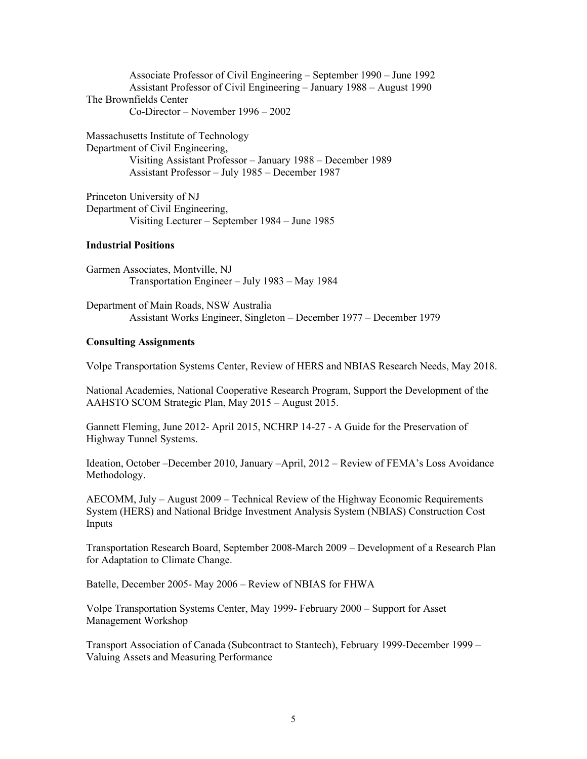Associate Professor of Civil Engineering – September 1990 – June 1992
Assistant Professor of Civil Engineering – January 1988 – August 1990

The Brownfields Center
Co-Director – November 1996 – 2002

Massachusetts Institute of Technology
Department of Civil Engineering,
Visiting Assistant Professor – January 1988 – December 1989
Assistant Professor – July 1985 – December 1987

Princeton University of NJ
Department of Civil Engineering,
Visiting Lecturer – September 1984 – June 1985

### Industrial Positions

Garmen Associates, Montville, NJ
Transportation Engineer – July 1983 – May 1984

Department of Main Roads, NSW Australia
Assistant Works Engineer, Singleton – December 1977 – December 1979

### Consulting Assignments

Volpe Transportation Systems Center, Review of HERS and NBIAS Research Needs, May 2018.

National Academies, National Cooperative Research Program, Support the Development of the AAHSTO SCOM Strategic Plan, May 2015 – August 2015.

Gannett Fleming, June 2012- April 2015, NCHRP 14-27 - A Guide for the Preservation of Highway Tunnel Systems.

Ideation, October –December 2010, January –April, 2012 – Review of FEMA's Loss Avoidance Methodology.

AECOMM, July – August 2009 – Technical Review of the Highway Economic Requirements System (HERS) and National Bridge Investment Analysis System (NBIAS) Construction Cost Inputs

Transportation Research Board, September 2008-March 2009 – Development of a Research Plan for Adaptation to Climate Change.

Batelle, December 2005- May 2006 – Review of NBIAS for FHWA

Volpe Transportation Systems Center, May 1999- February 2000 – Support for Asset Management Workshop

Transport Association of Canada (Subcontract to Stantech), February 1999-December 1999 – Valuing Assets and Measuring Performance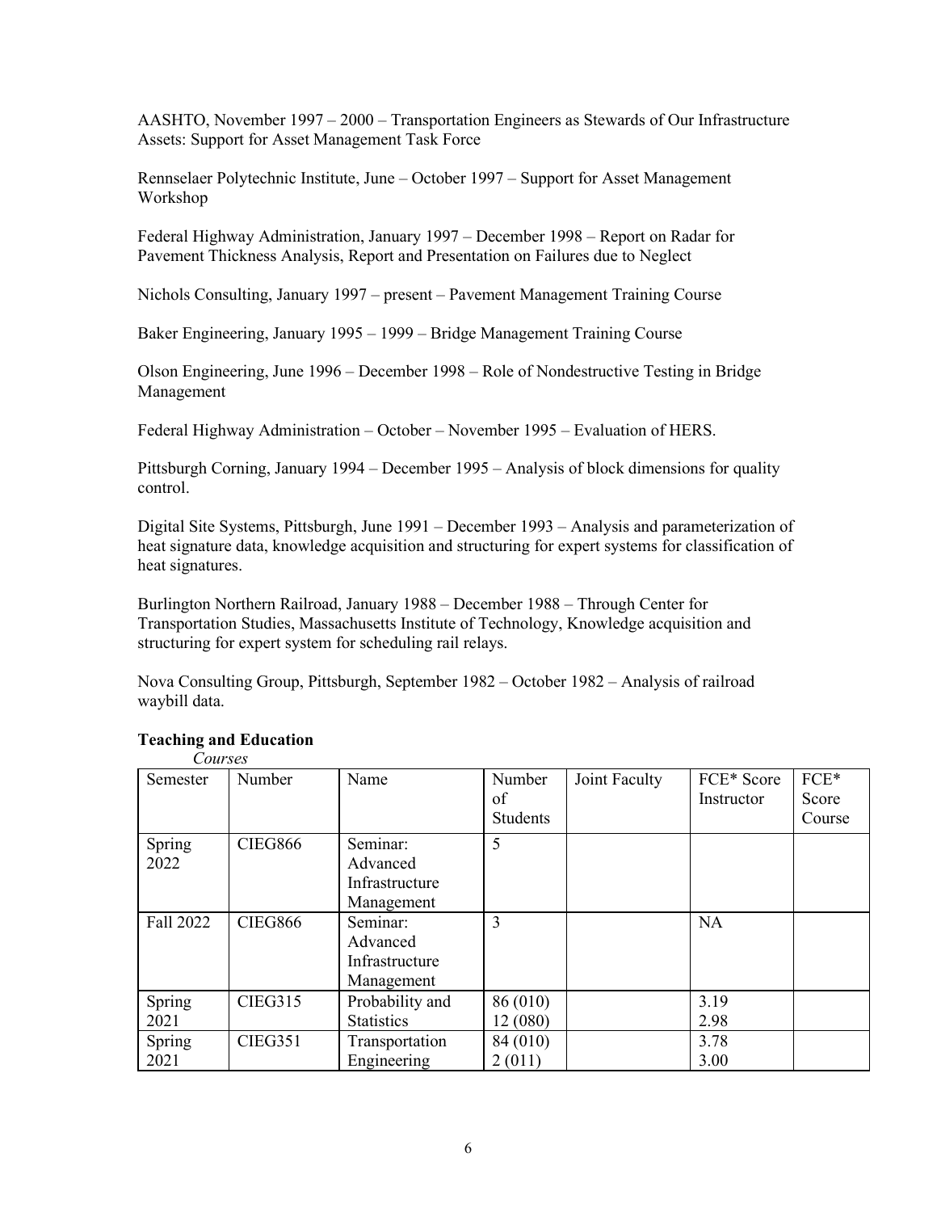AASHTO, November 1997 – 2000 – Transportation Engineers as Stewards of Our Infrastructure Assets: Support for Asset Management Task Force

Rennselaer Polytechnic Institute, June – October 1997 – Support for Asset Management Workshop

Federal Highway Administration, January 1997 – December 1998 – Report on Radar for Pavement Thickness Analysis, Report and Presentation on Failures due to Neglect

Nichols Consulting, January 1997 – present – Pavement Management Training Course

Baker Engineering, January 1995 – 1999 – Bridge Management Training Course

Olson Engineering, June 1996 – December 1998 – Role of Nondestructive Testing in Bridge Management

Federal Highway Administration – October – November 1995 – Evaluation of HERS.

Pittsburgh Corning, January 1994 – December 1995 – Analysis of block dimensions for quality control.

Digital Site Systems, Pittsburgh, June 1991 – December 1993 – Analysis and parameterization of heat signature data, knowledge acquisition and structuring for expert systems for classification of heat signatures.

Burlington Northern Railroad, January 1988 – December 1988 – Through Center for Transportation Studies, Massachusetts Institute of Technology, Knowledge acquisition and structuring for expert system for scheduling rail relays.

Nova Consulting Group, Pittsburgh, September 1982 – October 1982 – Analysis of railroad waybill data.

**Teaching and Education**

*Courses*

| Semester | Number | Name | Number of Students | Joint Faculty | FCE* Score Instructor | FCE* Score Course |
|---|---|---|---|---|---|---|
| Spring 2022 | CIEG866 | Seminar: Advanced Infrastructure Management | 5 | | | |
| Fall 2022 | CIEG866 | Seminar: Advanced Infrastructure Management | 3 | | NA | |
| Spring 2021 | CIEG315 | Probability and Statistics | 86 (010)<br>12 (080) | | 3.19<br>2.98 | |
| Spring 2021 | CIEG351 | Transportation Engineering | 84 (010)<br>2 (011) | | 3.78<br>3.00 | |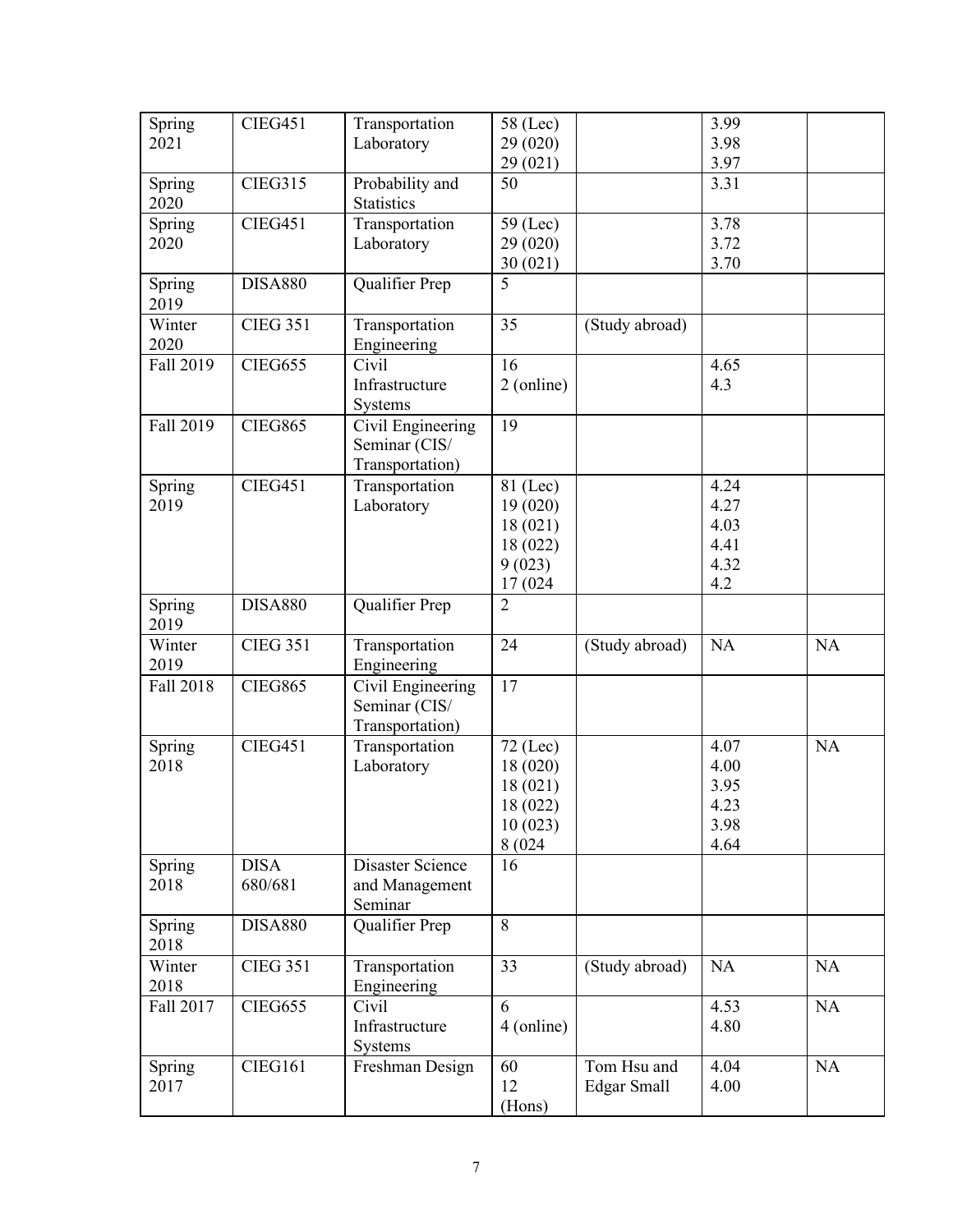| | | | | | | |
|---|---|---|---|---|---|---|
| Spring 2021 | CIEG451 | Transportation Laboratory | 58 (Lec)<br>29 (020)<br>29 (021) | | 3.99<br>3.98<br>3.97 | |
| Spring 2020 | CIEG315 | Probability and Statistics | 50 | | 3.31 | |
| Spring 2020 | CIEG451 | Transportation Laboratory | 59 (Lec)<br>29 (020)<br>30 (021) | | 3.78<br>3.72<br>3.70 | |
| Spring 2019 | DISA880 | Qualifier Prep | 5 | | | |
| Winter 2020 | CIEG 351 | Transportation Engineering | 35 | (Study abroad) | | |
| Fall 2019 | CIEG655 | Civil Infrastructure Systems | 16<br>2 (online) | | 4.65<br>4.3 | |
| Fall 2019 | CIEG865 | Civil Engineering Seminar (CIS/ Transportation) | 19 | | | |
| Spring 2019 | CIEG451 | Transportation Laboratory | 81 (Lec)<br>19 (020)<br>18 (021)<br>18 (022)<br>9 (023)<br>17 (024 | | 4.24<br>4.27<br>4.03<br>4.41<br>4.32<br>4.2 | |
| Spring 2019 | DISA880 | Qualifier Prep | 2 | | | |
| Winter 2019 | CIEG 351 | Transportation Engineering | 24 | (Study abroad) | NA | NA |
| Fall 2018 | CIEG865 | Civil Engineering Seminar (CIS/ Transportation) | 17 | | | |
| Spring 2018 | CIEG451 | Transportation Laboratory | 72 (Lec)<br>18 (020)<br>18 (021)<br>18 (022)<br>10 (023)<br>8 (024 | | 4.07<br>4.00<br>3.95<br>4.23<br>3.98<br>4.64 | NA |
| Spring 2018 | DISA 680/681 | Disaster Science and Management Seminar | 16 | | | |
| Spring 2018 | DISA880 | Qualifier Prep | 8 | | | |
| Winter 2018 | CIEG 351 | Transportation Engineering | 33 | (Study abroad) | NA | NA |
| Fall 2017 | CIEG655 | Civil Infrastructure Systems | 6<br>4 (online) | | 4.53<br>4.80 | NA |
| Spring 2017 | CIEG161 | Freshman Design | 60<br>12 (Hons) | Tom Hsu and Edgar Small | 4.04<br>4.00 | NA |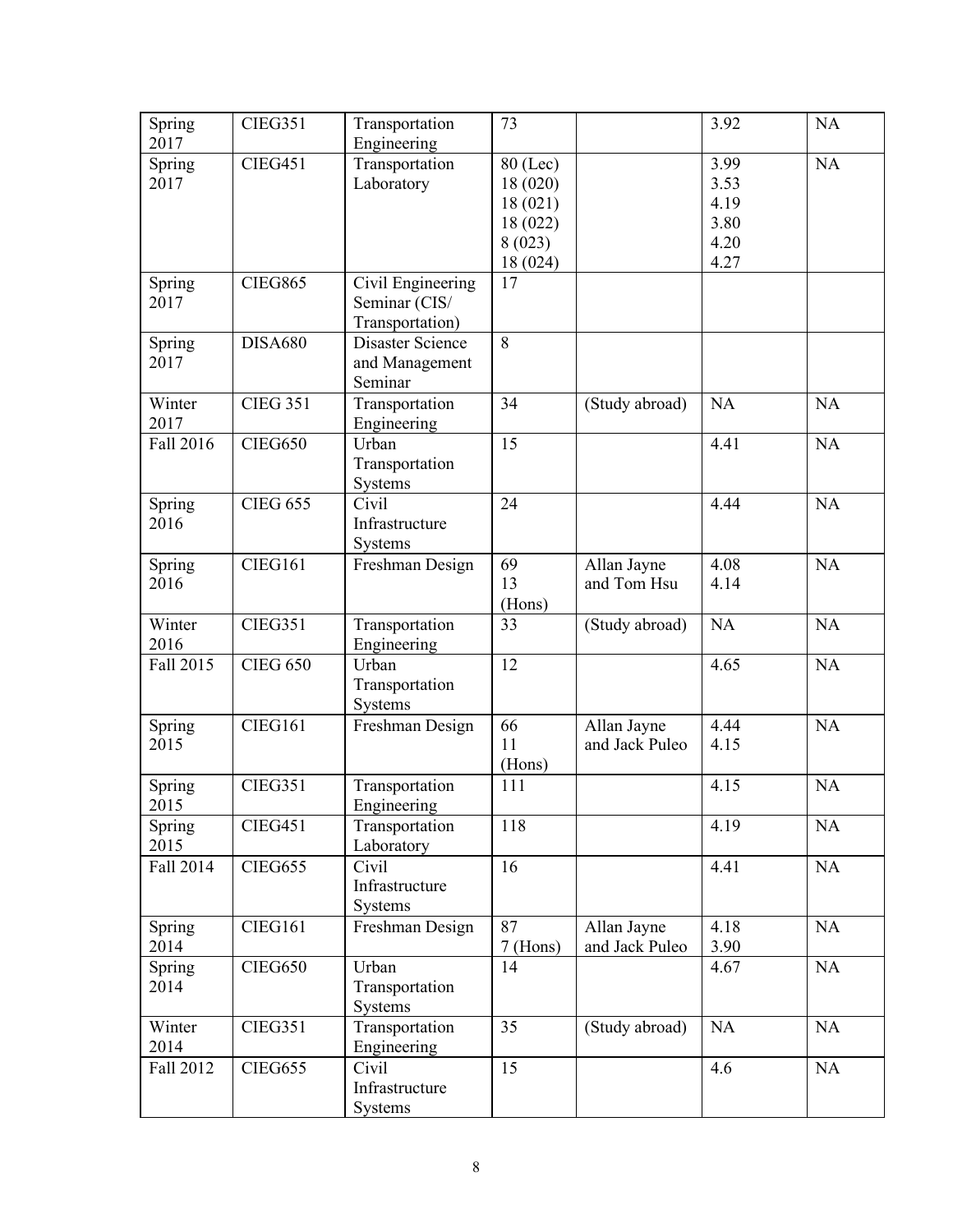| Spring 2017 | CIEG351 | Transportation Engineering | 73 | | 3.92 | NA |
|---|---|---|---|---|---|---|
| Spring 2017 | CIEG451 | Transportation Laboratory | 80 (Lec)<br>18 (020)<br>18 (021)<br>18 (022)<br>8 (023)<br>18 (024) | | 3.99<br>3.53<br>4.19<br>3.80<br>4.20<br>4.27 | NA |
| Spring 2017 | CIEG865 | Civil Engineering Seminar (CIS/ Transportation) | 17 | | | |
| Spring 2017 | DISA680 | Disaster Science and Management Seminar | 8 | | | |
| Winter 2017 | CIEG 351 | Transportation Engineering | 34 | (Study abroad) | NA | NA |
| Fall 2016 | CIEG650 | Urban Transportation Systems | 15 | | 4.41 | NA |
| Spring 2016 | CIEG 655 | Civil Infrastructure Systems | 24 | | 4.44 | NA |
| Spring 2016 | CIEG161 | Freshman Design | 69<br>13 (Hons) | Allan Jayne and Tom Hsu | 4.08<br>4.14 | NA |
| Winter 2016 | CIEG351 | Transportation Engineering | 33 | (Study abroad) | NA | NA |
| Fall 2015 | CIEG 650 | Urban Transportation Systems | 12 | | 4.65 | NA |
| Spring 2015 | CIEG161 | Freshman Design | 66<br>11 (Hons) | Allan Jayne and Jack Puleo | 4.44<br>4.15 | NA |
| Spring 2015 | CIEG351 | Transportation Engineering | 111 | | 4.15 | NA |
| Spring 2015 | CIEG451 | Transportation Laboratory | 118 | | 4.19 | NA |
| Fall 2014 | CIEG655 | Civil Infrastructure Systems | 16 | | 4.41 | NA |
| Spring 2014 | CIEG161 | Freshman Design | 87<br>7 (Hons) | Allan Jayne and Jack Puleo | 4.18<br>3.90 | NA |
| Spring 2014 | CIEG650 | Urban Transportation Systems | 14 | | 4.67 | NA |
| Winter 2014 | CIEG351 | Transportation Engineering | 35 | (Study abroad) | NA | NA |
| Fall 2012 | CIEG655 | Civil Infrastructure Systems | 15 | | 4.6 | NA |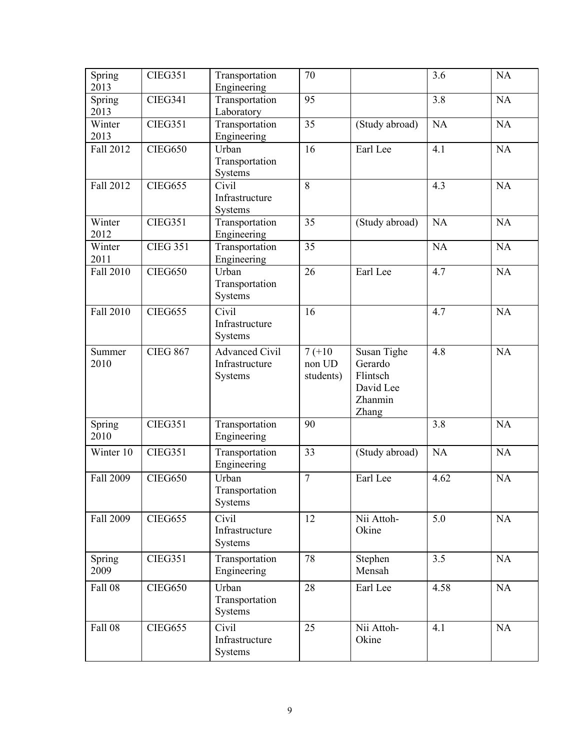| Spring 2013 | CIEG351 | Transportation Engineering | 70 | | 3.6 | NA |
|---|---|---|---|---|---|---|
| Spring 2013 | CIEG341 | Transportation Laboratory | 95 | | 3.8 | NA |
| Winter 2013 | CIEG351 | Transportation Engineering | 35 | (Study abroad) | NA | NA |
| Fall 2012 | CIEG650 | Urban Transportation Systems | 16 | Earl Lee | 4.1 | NA |
| Fall 2012 | CIEG655 | Civil Infrastructure Systems | 8 | | 4.3 | NA |
| Winter 2012 | CIEG351 | Transportation Engineering | 35 | (Study abroad) | NA | NA |
| Winter 2011 | CIEG 351 | Transportation Engineering | 35 | | NA | NA |
| Fall 2010 | CIEG650 | Urban Transportation Systems | 26 | Earl Lee | 4.7 | NA |
| Fall 2010 | CIEG655 | Civil Infrastructure Systems | 16 | | 4.7 | NA |
| Summer 2010 | CIEG 867 | Advanced Civil Infrastructure Systems | 7 (+10 non UD students) | Susan Tighe Gerardo Flintsch David Lee Zhanmin Zhang | 4.8 | NA |
| Spring 2010 | CIEG351 | Transportation Engineering | 90 | | 3.8 | NA |
| Winter 10 | CIEG351 | Transportation Engineering | 33 | (Study abroad) | NA | NA |
| Fall 2009 | CIEG650 | Urban Transportation Systems | 7 | Earl Lee | 4.62 | NA |
| Fall 2009 | CIEG655 | Civil Infrastructure Systems | 12 | Nii Attoh-Okine | 5.0 | NA |
| Spring 2009 | CIEG351 | Transportation Engineering | 78 | Stephen Mensah | 3.5 | NA |
| Fall 08 | CIEG650 | Urban Transportation Systems | 28 | Earl Lee | 4.58 | NA |
| Fall 08 | CIEG655 | Civil Infrastructure Systems | 25 | Nii Attoh-Okine | 4.1 | NA |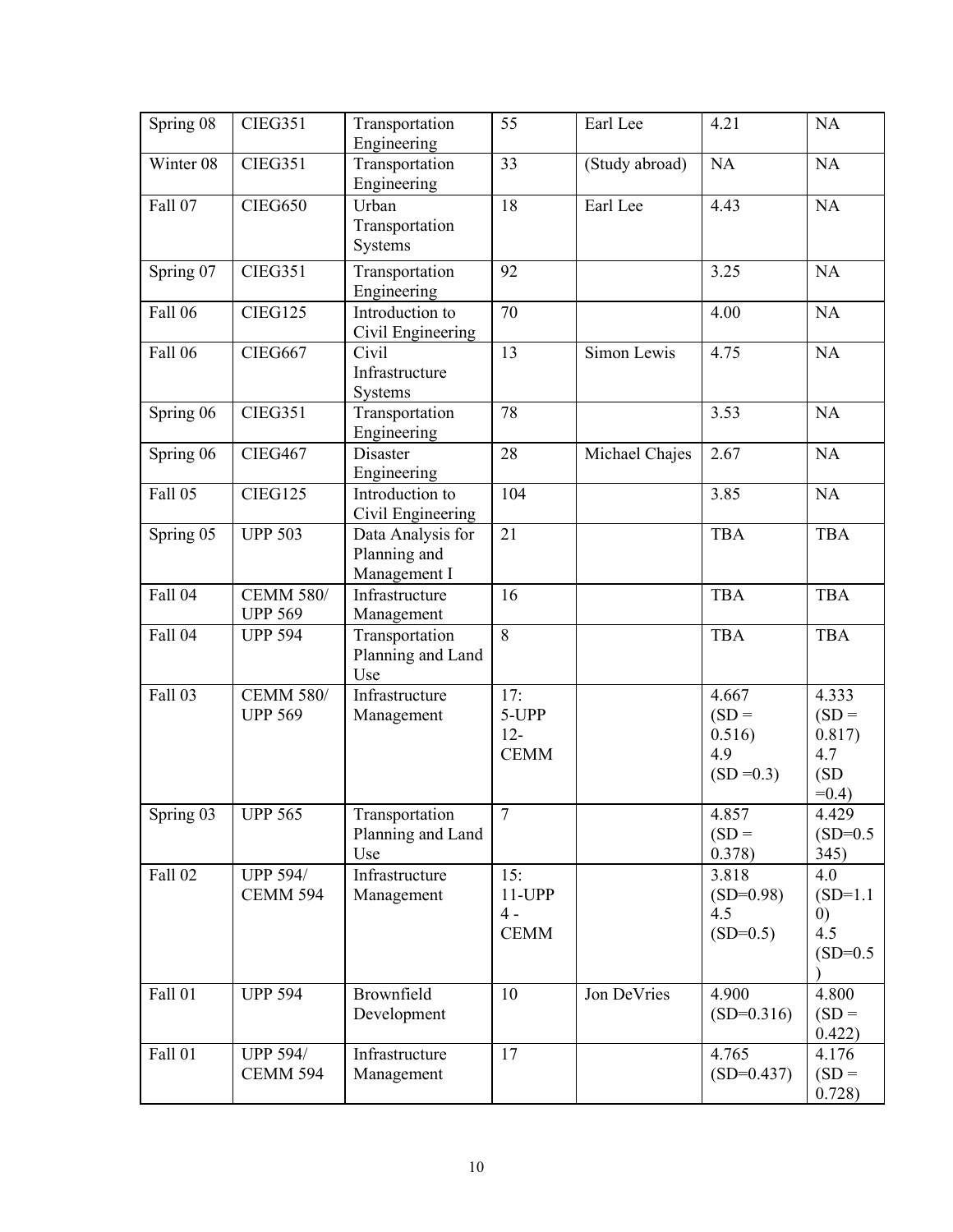| Spring 08 | CIEG351 | Transportation Engineering | 55 | Earl Lee | 4.21 | NA |
|---|---|---|---|---|---|---|
| Winter 08 | CIEG351 | Transportation Engineering | 33 | (Study abroad) | NA | NA |
| Fall 07 | CIEG650 | Urban Transportation Systems | 18 | Earl Lee | 4.43 | NA |
| Spring 07 | CIEG351 | Transportation Engineering | 92 | | 3.25 | NA |
| Fall 06 | CIEG125 | Introduction to Civil Engineering | 70 | | 4.00 | NA |
| Fall 06 | CIEG667 | Civil Infrastructure Systems | 13 | Simon Lewis | 4.75 | NA |
| Spring 06 | CIEG351 | Transportation Engineering | 78 | | 3.53 | NA |
| Spring 06 | CIEG467 | Disaster Engineering | 28 | Michael Chajes | 2.67 | NA |
| Fall 05 | CIEG125 | Introduction to Civil Engineering | 104 | | 3.85 | NA |
| Spring 05 | UPP 503 | Data Analysis for Planning and Management I | 21 | | TBA | TBA |
| Fall 04 | CEMM 580/ UPP 569 | Infrastructure Management | 16 | | TBA | TBA |
| Fall 04 | UPP 594 | Transportation Planning and Land Use | 8 | | TBA | TBA |
| Fall 03 | CEMM 580/ UPP 569 | Infrastructure Management | 17: 5-UPP 12-CEMM | | 4.667 (SD = 0.516) 4.9 (SD =0.3) | 4.333 (SD = 0.817) 4.7 (SD =0.4) |
| Spring 03 | UPP 565 | Transportation Planning and Land Use | 7 | | 4.857 (SD = 0.378) | 4.429 (SD=0.5345) |
| Fall 02 | UPP 594/ CEMM 594 | Infrastructure Management | 15: 11-UPP 4 - CEMM | | 3.818 (SD=0.98) 4.5 (SD=0.5) | 4.0 (SD=1.10) 4.5 (SD=0.5) |
| Fall 01 | UPP 594 | Brownfield Development | 10 | Jon DeVries | 4.900 (SD=0.316) | 4.800 (SD = 0.422) |
| Fall 01 | UPP 594/ CEMM 594 | Infrastructure Management | 17 | | 4.765 (SD=0.437) | 4.176 (SD = 0.728) |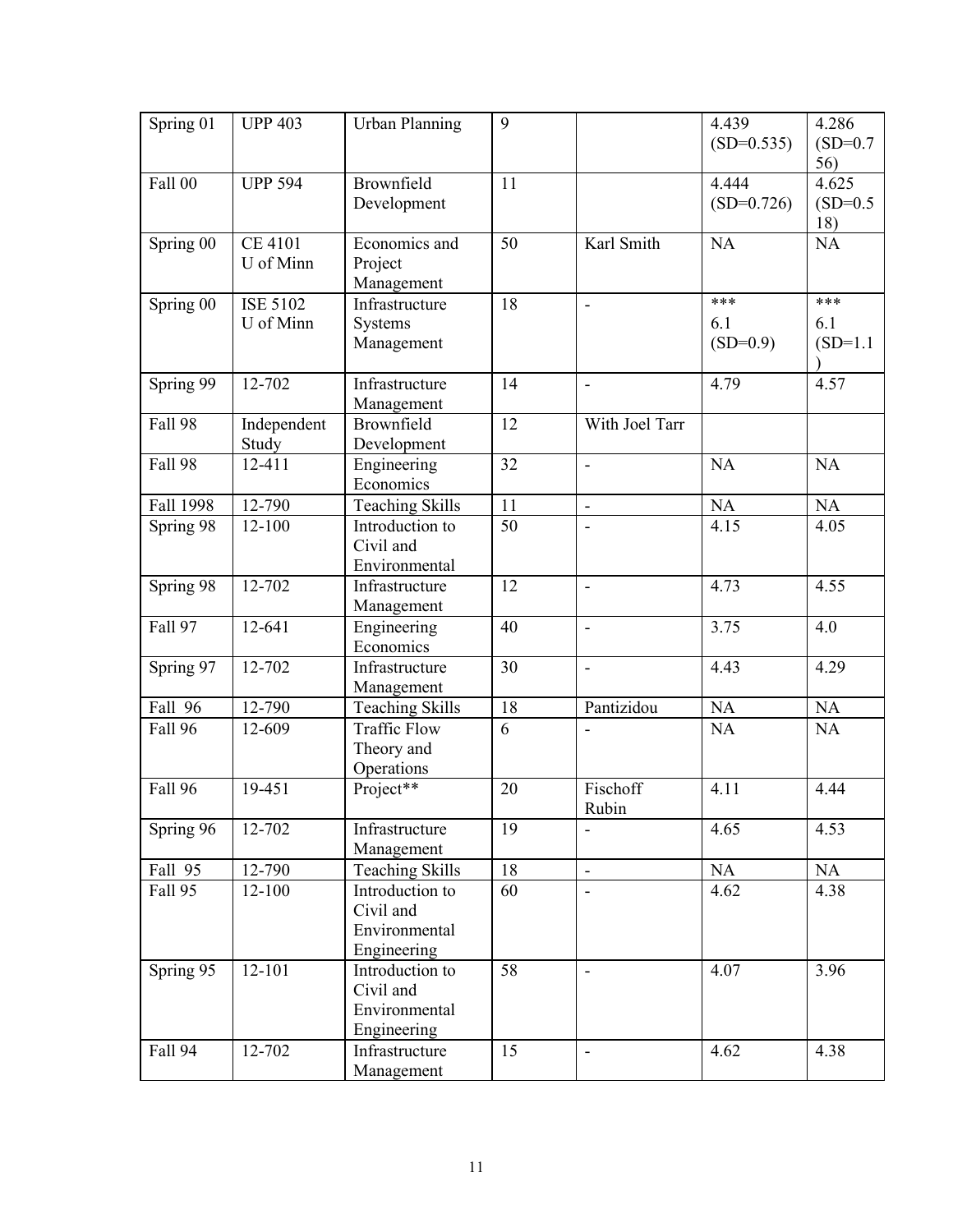| Spring 01 | UPP 403 | Urban Planning | 9 | | 4.439 (SD=0.535) | 4.286 (SD=0.756) |
|---|---|---|---|---|---|---|
| Fall 00 | UPP 594 | Brownfield Development | 11 | | 4.444 (SD=0.726) | 4.625 (SD=0.518) |
| Spring 00 | CE 4101 U of Minn | Economics and Project Management | 50 | Karl Smith | NA | NA |
| Spring 00 | ISE 5102 U of Minn | Infrastructure Systems Management | 18 | - | *** 6.1 (SD=0.9) | *** 6.1 (SD=1.1) |
| Spring 99 | 12-702 | Infrastructure Management | 14 | - | 4.79 | 4.57 |
| Fall 98 | Independent Study | Brownfield Development | 12 | With Joel Tarr | | |
| Fall 98 | 12-411 | Engineering Economics | 32 | - | NA | NA |
| Fall 1998 | 12-790 | Teaching Skills | 11 | - | NA | NA |
| Spring 98 | 12-100 | Introduction to Civil and Environmental | 50 | - | 4.15 | 4.05 |
| Spring 98 | 12-702 | Infrastructure Management | 12 | - | 4.73 | 4.55 |
| Fall 97 | 12-641 | Engineering Economics | 40 | - | 3.75 | 4.0 |
| Spring 97 | 12-702 | Infrastructure Management | 30 | - | 4.43 | 4.29 |
| Fall 96 | 12-790 | Teaching Skills | 18 | Pantizidou | NA | NA |
| Fall 96 | 12-609 | Traffic Flow Theory and Operations | 6 | - | NA | NA |
| Fall 96 | 19-451 | Project** | 20 | Fischoff Rubin | 4.11 | 4.44 |
| Spring 96 | 12-702 | Infrastructure Management | 19 | - | 4.65 | 4.53 |
| Fall 95 | 12-790 | Teaching Skills | 18 | - | NA | NA |
| Fall 95 | 12-100 | Introduction to Civil and Environmental Engineering | 60 | - | 4.62 | 4.38 |
| Spring 95 | 12-101 | Introduction to Civil and Environmental Engineering | 58 | - | 4.07 | 3.96 |
| Fall 94 | 12-702 | Infrastructure Management | 15 | - | 4.62 | 4.38 |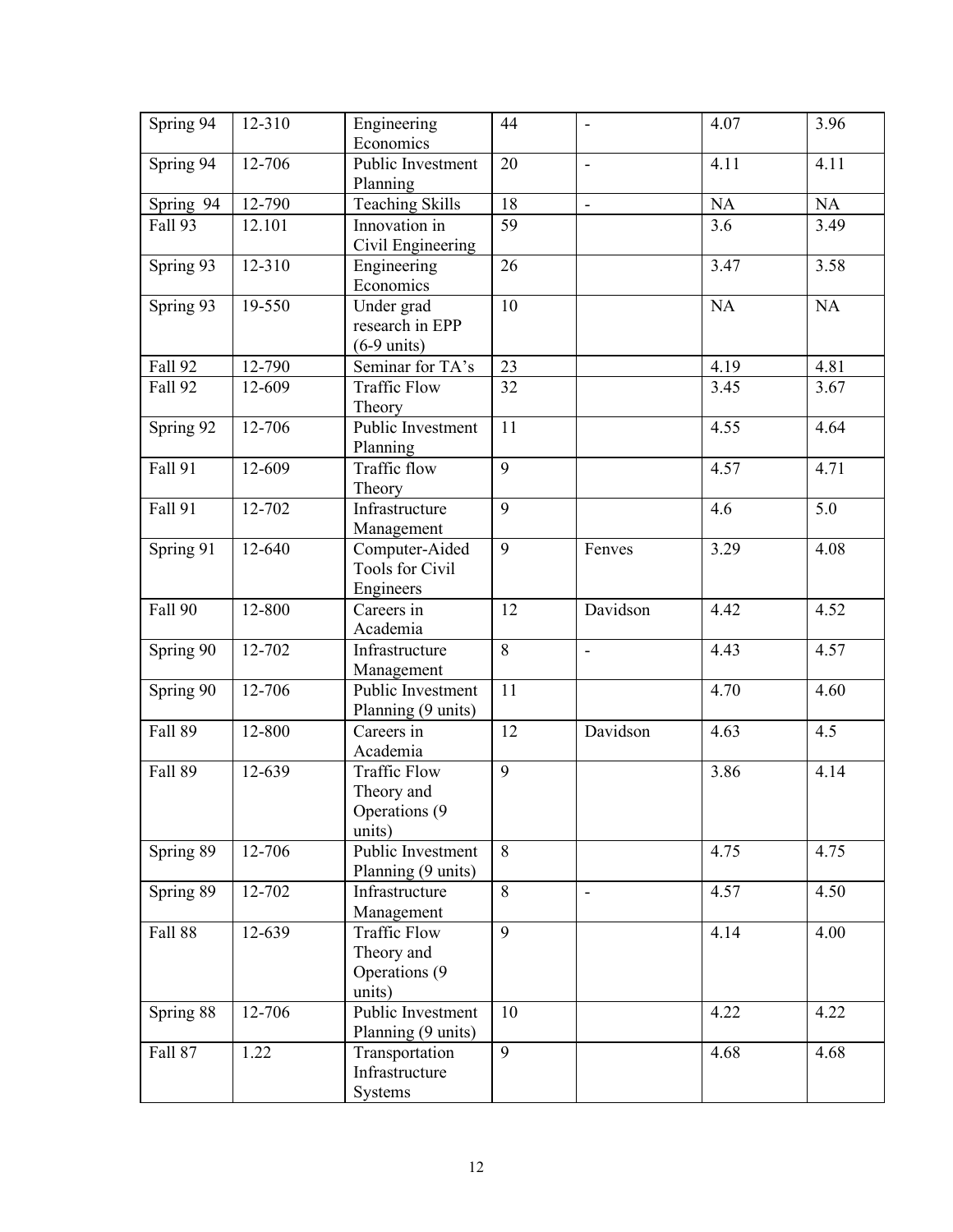| Spring 94 | 12-310 | Engineering Economics | 44 | - | 4.07 | 3.96 |
|---|---|---|---|---|---|---|
| Spring 94 | 12-706 | Public Investment Planning | 20 | - | 4.11 | 4.11 |
| Spring 94 | 12-790 | Teaching Skills | 18 | - | NA | NA |
| Fall 93 | 12.101 | Innovation in Civil Engineering | 59 | | 3.6 | 3.49 |
| Spring 93 | 12-310 | Engineering Economics | 26 | | 3.47 | 3.58 |
| Spring 93 | 19-550 | Under grad research in EPP (6-9 units) | 10 | | NA | NA |
| Fall 92 | 12-790 | Seminar for TA's | 23 | | 4.19 | 4.81 |
| Fall 92 | 12-609 | Traffic Flow Theory | 32 | | 3.45 | 3.67 |
| Spring 92 | 12-706 | Public Investment Planning | 11 | | 4.55 | 4.64 |
| Fall 91 | 12-609 | Traffic flow Theory | 9 | | 4.57 | 4.71 |
| Fall 91 | 12-702 | Infrastructure Management | 9 | | 4.6 | 5.0 |
| Spring 91 | 12-640 | Computer-Aided Tools for Civil Engineers | 9 | Fenves | 3.29 | 4.08 |
| Fall 90 | 12-800 | Careers in Academia | 12 | Davidson | 4.42 | 4.52 |
| Spring 90 | 12-702 | Infrastructure Management | 8 | - | 4.43 | 4.57 |
| Spring 90 | 12-706 | Public Investment Planning (9 units) | 11 | | 4.70 | 4.60 |
| Fall 89 | 12-800 | Careers in Academia | 12 | Davidson | 4.63 | 4.5 |
| Fall 89 | 12-639 | Traffic Flow Theory and Operations (9 units) | 9 | | 3.86 | 4.14 |
| Spring 89 | 12-706 | Public Investment Planning (9 units) | 8 | | 4.75 | 4.75 |
| Spring 89 | 12-702 | Infrastructure Management | 8 | - | 4.57 | 4.50 |
| Fall 88 | 12-639 | Traffic Flow Theory and Operations (9 units) | 9 | | 4.14 | 4.00 |
| Spring 88 | 12-706 | Public Investment Planning (9 units) | 10 | | 4.22 | 4.22 |
| Fall 87 | 1.22 | Transportation Infrastructure Systems | 9 | | 4.68 | 4.68 |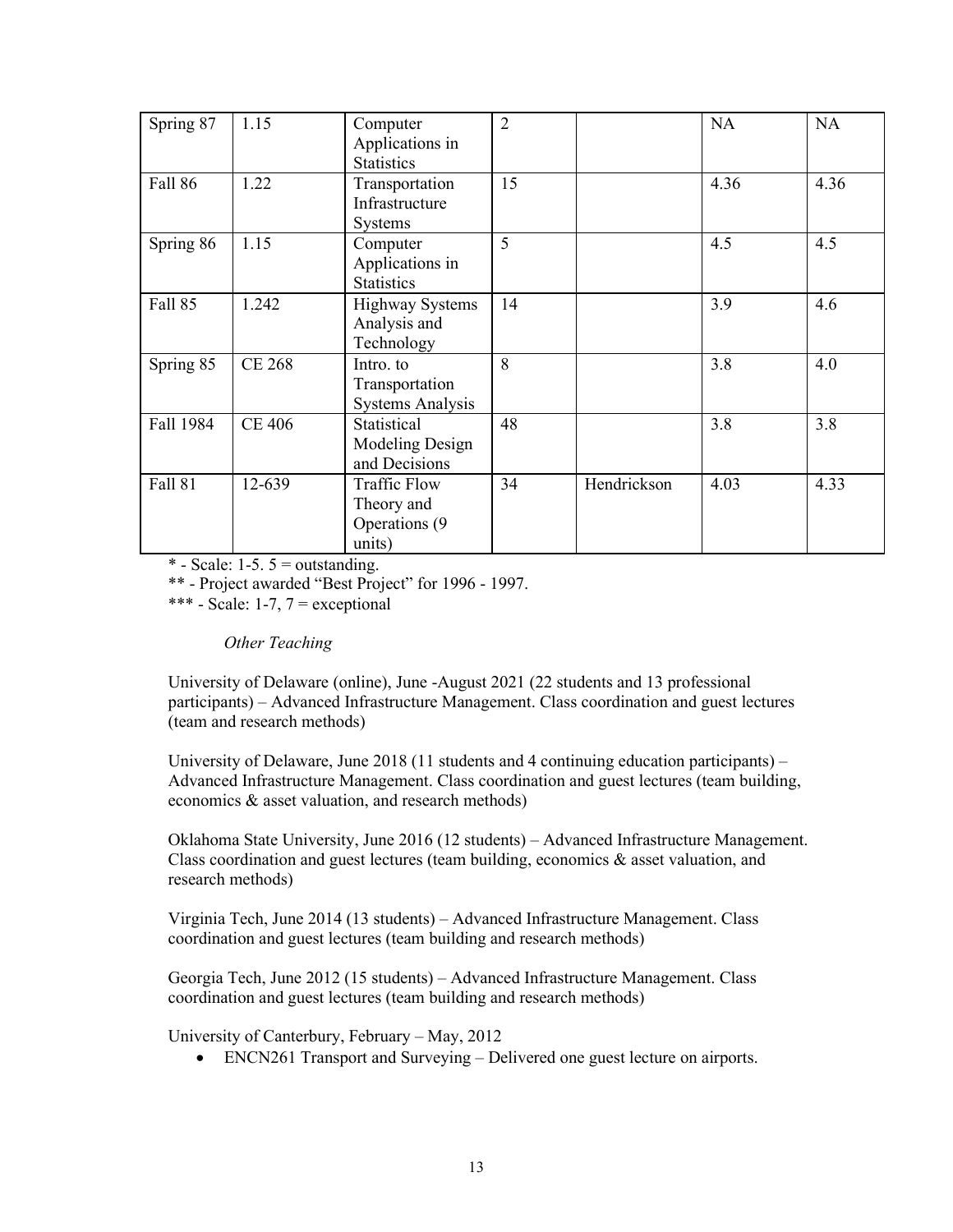| Spring 87 | 1.15 | Computer Applications in Statistics | 2 | | NA | NA |
|---|---|---|---|---|---|---|
| Fall 86 | 1.22 | Transportation Infrastructure Systems | 15 | | 4.36 | 4.36 |
| Spring 86 | 1.15 | Computer Applications in Statistics | 5 | | 4.5 | 4.5 |
| Fall 85 | 1.242 | Highway Systems Analysis and Technology | 14 | | 3.9 | 4.6 |
| Spring 85 | CE 268 | Intro. to Transportation Systems Analysis | 8 | | 3.8 | 4.0 |
| Fall 1984 | CE 406 | Statistical Modeling Design and Decisions | 48 | | 3.8 | 3.8 |
| Fall 81 | 12-639 | Traffic Flow Theory and Operations (9 units) | 34 | Hendrickson | 4.03 | 4.33 |

* - Scale: 1-5. 5 = outstanding.

** - Project awarded "Best Project" for 1996 - 1997.

*** - Scale: 1-7, 7 = exceptional

*Other Teaching*

University of Delaware (online), June -August 2021 (22 students and 13 professional participants) – Advanced Infrastructure Management. Class coordination and guest lectures (team and research methods)

University of Delaware, June 2018 (11 students and 4 continuing education participants) – Advanced Infrastructure Management. Class coordination and guest lectures (team building, economics & asset valuation, and research methods)

Oklahoma State University, June 2016 (12 students) – Advanced Infrastructure Management. Class coordination and guest lectures (team building, economics & asset valuation, and research methods)

Virginia Tech, June 2014 (13 students) – Advanced Infrastructure Management. Class coordination and guest lectures (team building and research methods)

Georgia Tech, June 2012 (15 students) – Advanced Infrastructure Management. Class coordination and guest lectures (team building and research methods)

University of Canterbury, February – May, 2012

- ENCN261 Transport and Surveying – Delivered one guest lecture on airports.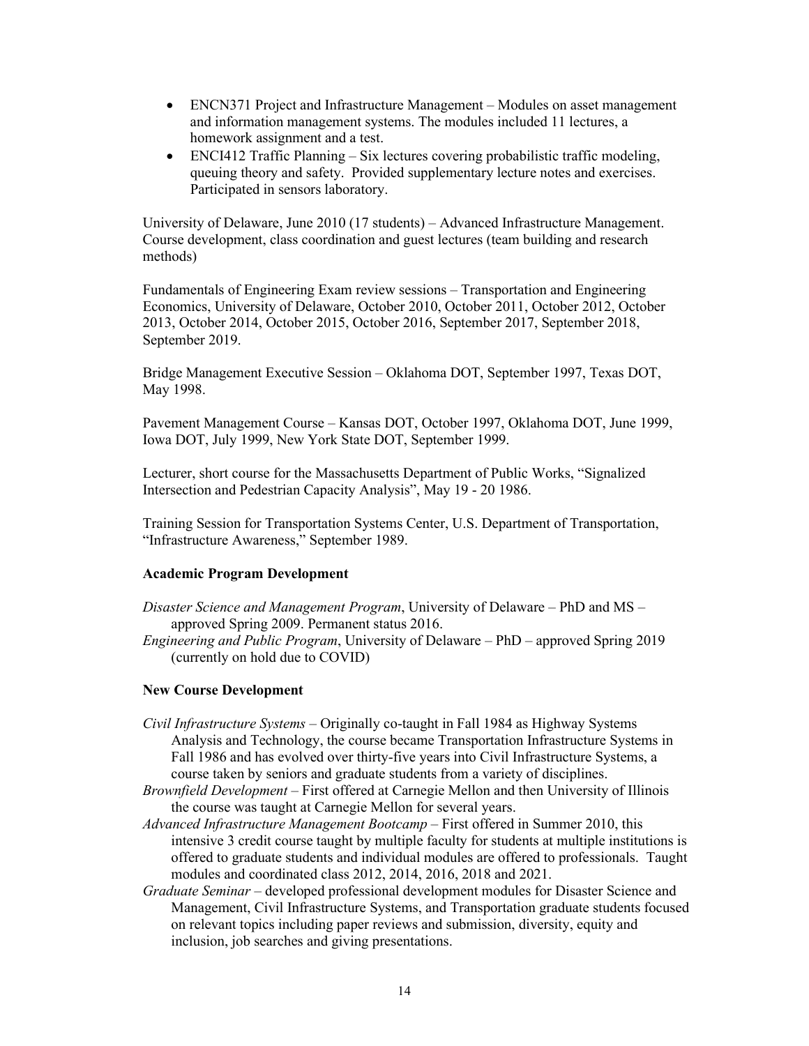- ENCN371 Project and Infrastructure Management – Modules on asset management and information management systems. The modules included 11 lectures, a homework assignment and a test.
- ENCI412 Traffic Planning – Six lectures covering probabilistic traffic modeling, queuing theory and safety. Provided supplementary lecture notes and exercises. Participated in sensors laboratory.

University of Delaware, June 2010 (17 students) – Advanced Infrastructure Management. Course development, class coordination and guest lectures (team building and research methods)

Fundamentals of Engineering Exam review sessions – Transportation and Engineering Economics, University of Delaware, October 2010, October 2011, October 2012, October 2013, October 2014, October 2015, October 2016, September 2017, September 2018, September 2019.

Bridge Management Executive Session – Oklahoma DOT, September 1997, Texas DOT, May 1998.

Pavement Management Course – Kansas DOT, October 1997, Oklahoma DOT, June 1999, Iowa DOT, July 1999, New York State DOT, September 1999.

Lecturer, short course for the Massachusetts Department of Public Works, "Signalized Intersection and Pedestrian Capacity Analysis", May 19 - 20 1986.

Training Session for Transportation Systems Center, U.S. Department of Transportation, "Infrastructure Awareness," September 1989.

**Academic Program Development**

*Disaster Science and Management Program*, University of Delaware – PhD and MS – approved Spring 2009. Permanent status 2016.

*Engineering and Public Program*, University of Delaware – PhD – approved Spring 2019 (currently on hold due to COVID)

**New Course Development**

*Civil Infrastructure Systems* – Originally co-taught in Fall 1984 as Highway Systems Analysis and Technology, the course became Transportation Infrastructure Systems in Fall 1986 and has evolved over thirty-five years into Civil Infrastructure Systems, a course taken by seniors and graduate students from a variety of disciplines.

*Brownfield Development* – First offered at Carnegie Mellon and then University of Illinois the course was taught at Carnegie Mellon for several years.

*Advanced Infrastructure Management Bootcamp* – First offered in Summer 2010, this intensive 3 credit course taught by multiple faculty for students at multiple institutions is offered to graduate students and individual modules are offered to professionals. Taught modules and coordinated class 2012, 2014, 2016, 2018 and 2021.

*Graduate Seminar* – developed professional development modules for Disaster Science and Management, Civil Infrastructure Systems, and Transportation graduate students focused on relevant topics including paper reviews and submission, diversity, equity and inclusion, job searches and giving presentations.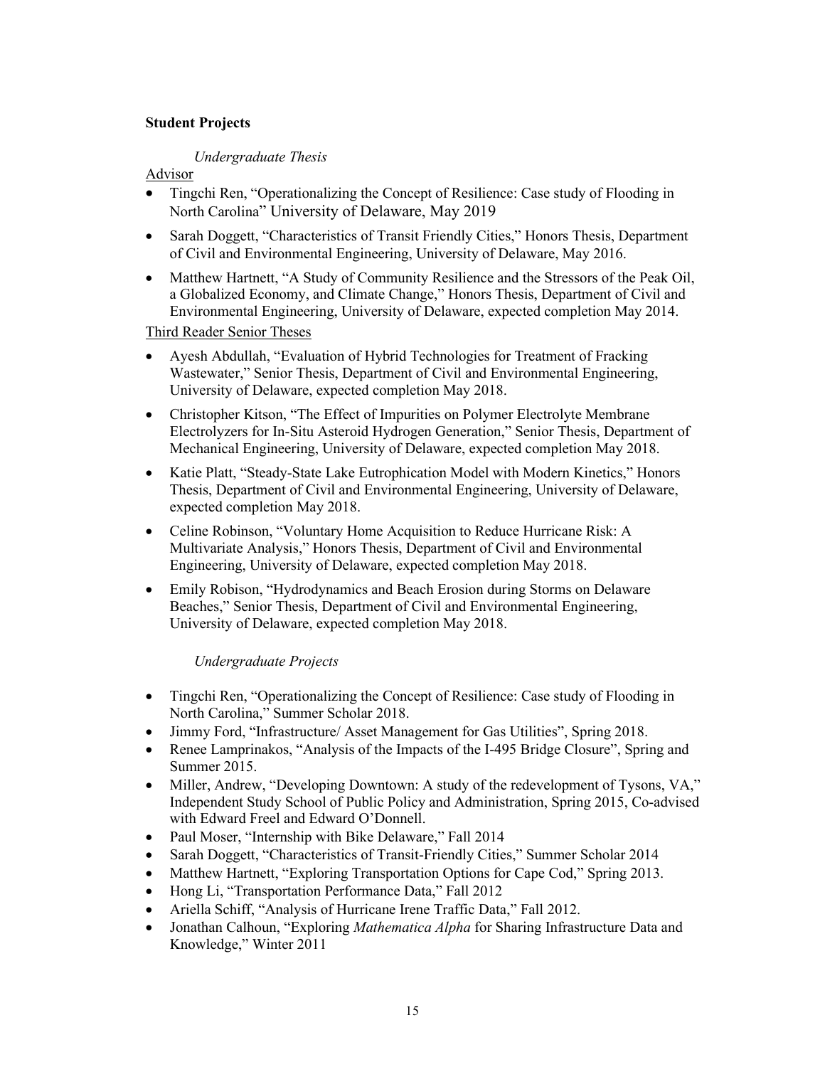**Student Projects**

*Undergraduate Thesis*

Advisor

- Tingchi Ren, "Operationalizing the Concept of Resilience: Case study of Flooding in North Carolina" University of Delaware, May 2019
- Sarah Doggett, "Characteristics of Transit Friendly Cities," Honors Thesis, Department of Civil and Environmental Engineering, University of Delaware, May 2016.
- Matthew Hartnett, "A Study of Community Resilience and the Stressors of the Peak Oil, a Globalized Economy, and Climate Change," Honors Thesis, Department of Civil and Environmental Engineering, University of Delaware, expected completion May 2014.

Third Reader Senior Theses

- Ayesh Abdullah, "Evaluation of Hybrid Technologies for Treatment of Fracking Wastewater," Senior Thesis, Department of Civil and Environmental Engineering, University of Delaware, expected completion May 2018.
- Christopher Kitson, "The Effect of Impurities on Polymer Electrolyte Membrane Electrolyzers for In-Situ Asteroid Hydrogen Generation," Senior Thesis, Department of Mechanical Engineering, University of Delaware, expected completion May 2018.
- Katie Platt, "Steady-State Lake Eutrophication Model with Modern Kinetics," Honors Thesis, Department of Civil and Environmental Engineering, University of Delaware, expected completion May 2018.
- Celine Robinson, "Voluntary Home Acquisition to Reduce Hurricane Risk: A Multivariate Analysis," Honors Thesis, Department of Civil and Environmental Engineering, University of Delaware, expected completion May 2018.
- Emily Robison, "Hydrodynamics and Beach Erosion during Storms on Delaware Beaches," Senior Thesis, Department of Civil and Environmental Engineering, University of Delaware, expected completion May 2018.

*Undergraduate Projects*

- Tingchi Ren, "Operationalizing the Concept of Resilience: Case study of Flooding in North Carolina," Summer Scholar 2018.
- Jimmy Ford, "Infrastructure/ Asset Management for Gas Utilities", Spring 2018.
- Renee Lamprinakos, "Analysis of the Impacts of the I-495 Bridge Closure", Spring and Summer 2015.
- Miller, Andrew, "Developing Downtown: A study of the redevelopment of Tysons, VA," Independent Study School of Public Policy and Administration, Spring 2015, Co-advised with Edward Freel and Edward O'Donnell.
- Paul Moser, "Internship with Bike Delaware," Fall 2014
- Sarah Doggett, "Characteristics of Transit-Friendly Cities," Summer Scholar 2014
- Matthew Hartnett, "Exploring Transportation Options for Cape Cod," Spring 2013.
- Hong Li, "Transportation Performance Data," Fall 2012
- Ariella Schiff, "Analysis of Hurricane Irene Traffic Data," Fall 2012.
- Jonathan Calhoun, "Exploring *Mathematica Alpha* for Sharing Infrastructure Data and Knowledge," Winter 2011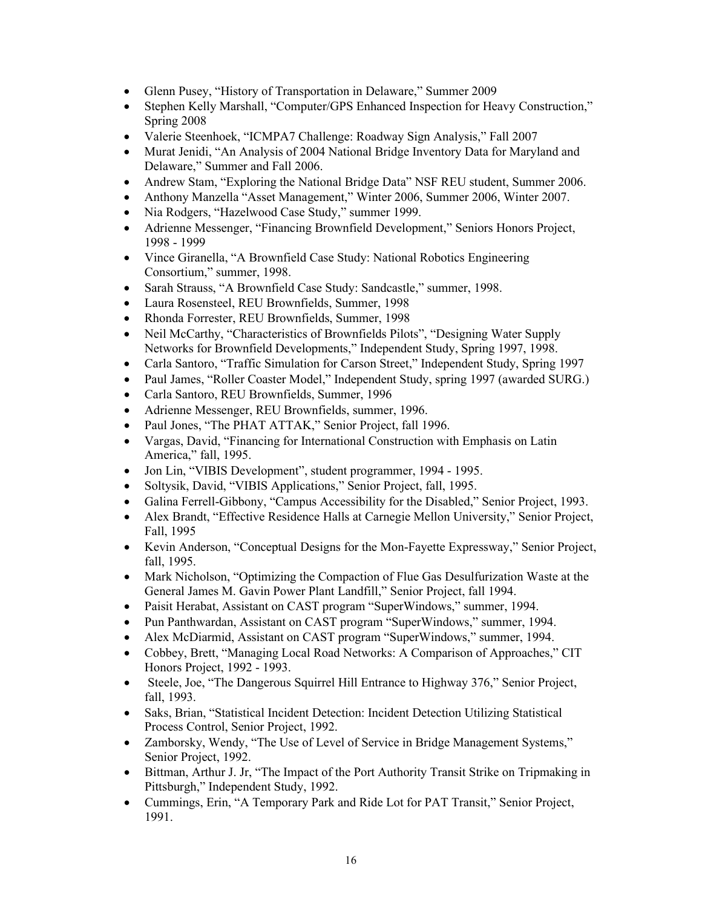- Glenn Pusey, "History of Transportation in Delaware," Summer 2009
- Stephen Kelly Marshall, "Computer/GPS Enhanced Inspection for Heavy Construction," Spring 2008
- Valerie Steenhoek, "ICMPA7 Challenge: Roadway Sign Analysis," Fall 2007
- Murat Jenidi, "An Analysis of 2004 National Bridge Inventory Data for Maryland and Delaware," Summer and Fall 2006.
- Andrew Stam, "Exploring the National Bridge Data" NSF REU student, Summer 2006.
- Anthony Manzella "Asset Management," Winter 2006, Summer 2006, Winter 2007.
- Nia Rodgers, "Hazelwood Case Study," summer 1999.
- Adrienne Messenger, "Financing Brownfield Development," Seniors Honors Project, 1998 - 1999
- Vince Giranella, "A Brownfield Case Study: National Robotics Engineering Consortium," summer, 1998.
- Sarah Strauss, "A Brownfield Case Study: Sandcastle," summer, 1998.
- Laura Rosensteel, REU Brownfields, Summer, 1998
- Rhonda Forrester, REU Brownfields, Summer, 1998
- Neil McCarthy, "Characteristics of Brownfields Pilots", "Designing Water Supply Networks for Brownfield Developments," Independent Study, Spring 1997, 1998.
- Carla Santoro, "Traffic Simulation for Carson Street," Independent Study, Spring 1997
- Paul James, "Roller Coaster Model," Independent Study, spring 1997 (awarded SURG.)
- Carla Santoro, REU Brownfields, Summer, 1996
- Adrienne Messenger, REU Brownfields, summer, 1996.
- Paul Jones, "The PHAT ATTAK," Senior Project, fall 1996.
- Vargas, David, "Financing for International Construction with Emphasis on Latin America," fall, 1995.
- Jon Lin, "VIBIS Development", student programmer, 1994 - 1995.
- Soltysik, David, "VIBIS Applications," Senior Project, fall, 1995.
- Galina Ferrell-Gibbony, "Campus Accessibility for the Disabled," Senior Project, 1993.
- Alex Brandt, "Effective Residence Halls at Carnegie Mellon University," Senior Project, Fall, 1995
- Kevin Anderson, "Conceptual Designs for the Mon-Fayette Expressway," Senior Project, fall, 1995.
- Mark Nicholson, "Optimizing the Compaction of Flue Gas Desulfurization Waste at the General James M. Gavin Power Plant Landfill," Senior Project, fall 1994.
- Paisit Herabat, Assistant on CAST program "SuperWindows," summer, 1994.
- Pun Panthwardan, Assistant on CAST program "SuperWindows," summer, 1994.
- Alex McDiarmid, Assistant on CAST program "SuperWindows," summer, 1994.
- Cobbey, Brett, "Managing Local Road Networks: A Comparison of Approaches," CIT Honors Project, 1992 - 1993.
- Steele, Joe, "The Dangerous Squirrel Hill Entrance to Highway 376," Senior Project, fall, 1993.
- Saks, Brian, "Statistical Incident Detection: Incident Detection Utilizing Statistical Process Control, Senior Project, 1992.
- Zamborsky, Wendy, "The Use of Level of Service in Bridge Management Systems," Senior Project, 1992.
- Bittman, Arthur J. Jr, "The Impact of the Port Authority Transit Strike on Tripmaking in Pittsburgh," Independent Study, 1992.
- Cummings, Erin, "A Temporary Park and Ride Lot for PAT Transit," Senior Project, 1991.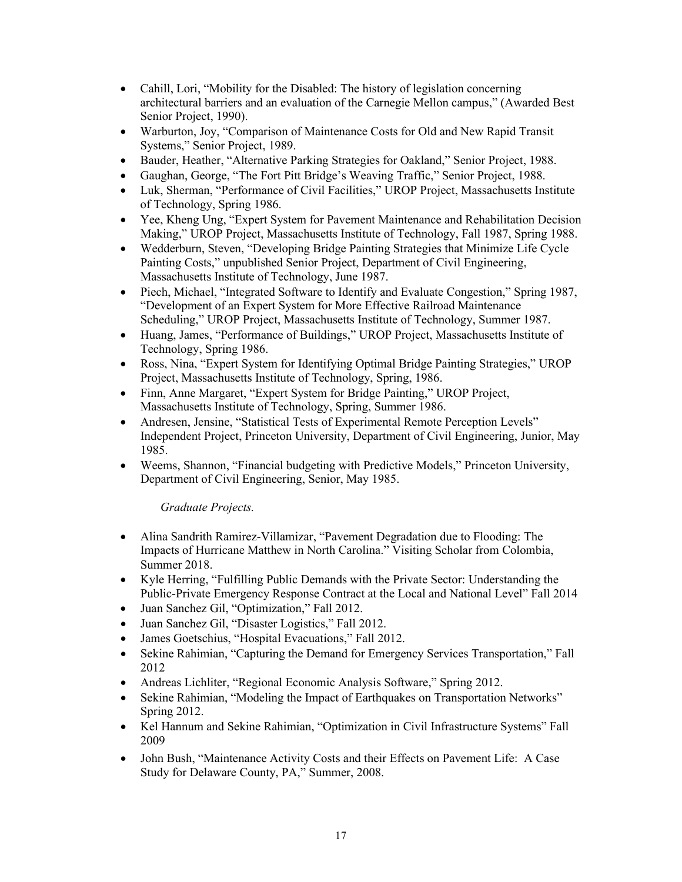- Cahill, Lori, "Mobility for the Disabled: The history of legislation concerning architectural barriers and an evaluation of the Carnegie Mellon campus," (Awarded Best Senior Project, 1990).
- Warburton, Joy, "Comparison of Maintenance Costs for Old and New Rapid Transit Systems," Senior Project, 1989.
- Bauder, Heather, "Alternative Parking Strategies for Oakland," Senior Project, 1988.
- Gaughan, George, "The Fort Pitt Bridge's Weaving Traffic," Senior Project, 1988.
- Luk, Sherman, "Performance of Civil Facilities," UROP Project, Massachusetts Institute of Technology, Spring 1986.
- Yee, Kheng Ung, "Expert System for Pavement Maintenance and Rehabilitation Decision Making," UROP Project, Massachusetts Institute of Technology, Fall 1987, Spring 1988.
- Wedderburn, Steven, "Developing Bridge Painting Strategies that Minimize Life Cycle Painting Costs," unpublished Senior Project, Department of Civil Engineering, Massachusetts Institute of Technology, June 1987.
- Piech, Michael, "Integrated Software to Identify and Evaluate Congestion," Spring 1987, "Development of an Expert System for More Effective Railroad Maintenance Scheduling," UROP Project, Massachusetts Institute of Technology, Summer 1987.
- Huang, James, "Performance of Buildings," UROP Project, Massachusetts Institute of Technology, Spring 1986.
- Ross, Nina, "Expert System for Identifying Optimal Bridge Painting Strategies," UROP Project, Massachusetts Institute of Technology, Spring, 1986.
- Finn, Anne Margaret, "Expert System for Bridge Painting," UROP Project, Massachusetts Institute of Technology, Spring, Summer 1986.
- Andresen, Jensine, "Statistical Tests of Experimental Remote Perception Levels" Independent Project, Princeton University, Department of Civil Engineering, Junior, May 1985.
- Weems, Shannon, "Financial budgeting with Predictive Models," Princeton University, Department of Civil Engineering, Senior, May 1985.

*Graduate Projects.*

- Alina Sandrith Ramirez-Villamizar, "Pavement Degradation due to Flooding: The Impacts of Hurricane Matthew in North Carolina." Visiting Scholar from Colombia, Summer 2018.
- Kyle Herring, "Fulfilling Public Demands with the Private Sector: Understanding the Public-Private Emergency Response Contract at the Local and National Level" Fall 2014
- Juan Sanchez Gil, "Optimization," Fall 2012.
- Juan Sanchez Gil, "Disaster Logistics," Fall 2012.
- James Goetschius, "Hospital Evacuations," Fall 2012.
- Sekine Rahimian, "Capturing the Demand for Emergency Services Transportation," Fall 2012
- Andreas Lichliter, "Regional Economic Analysis Software," Spring 2012.
- Sekine Rahimian, "Modeling the Impact of Earthquakes on Transportation Networks" Spring 2012.
- Kel Hannum and Sekine Rahimian, "Optimization in Civil Infrastructure Systems" Fall 2009
- John Bush, "Maintenance Activity Costs and their Effects on Pavement Life: A Case Study for Delaware County, PA," Summer, 2008.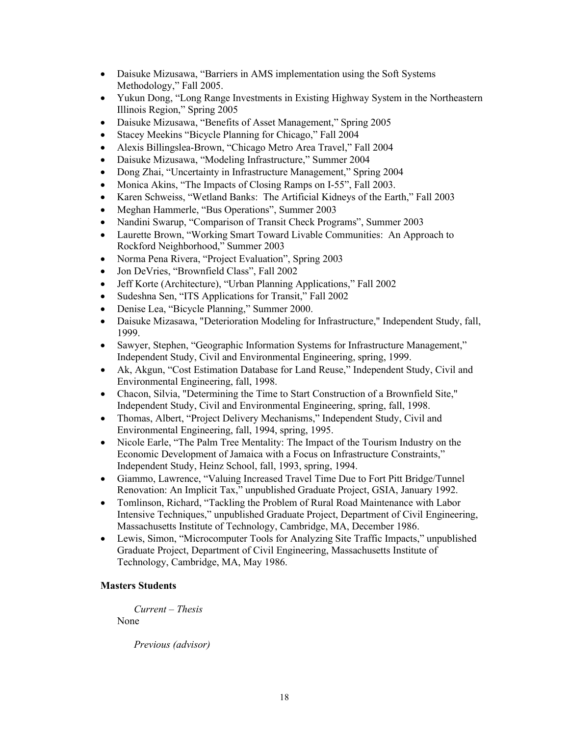- Daisuke Mizusawa, "Barriers in AMS implementation using the Soft Systems Methodology," Fall 2005.
- Yukun Dong, "Long Range Investments in Existing Highway System in the Northeastern Illinois Region," Spring 2005
- Daisuke Mizusawa, "Benefits of Asset Management," Spring 2005
- Stacey Meekins "Bicycle Planning for Chicago," Fall 2004
- Alexis Billingslea-Brown, "Chicago Metro Area Travel," Fall 2004
- Daisuke Mizusawa, "Modeling Infrastructure," Summer 2004
- Dong Zhai, "Uncertainty in Infrastructure Management," Spring 2004
- Monica Akins, "The Impacts of Closing Ramps on I-55", Fall 2003.
- Karen Schweiss, "Wetland Banks: The Artificial Kidneys of the Earth," Fall 2003
- Meghan Hammerle, "Bus Operations", Summer 2003
- Nandini Swarup, "Comparison of Transit Check Programs", Summer 2003
- Laurette Brown, "Working Smart Toward Livable Communities: An Approach to Rockford Neighborhood," Summer 2003
- Norma Pena Rivera, "Project Evaluation", Spring 2003
- Jon DeVries, "Brownfield Class", Fall 2002
- Jeff Korte (Architecture), "Urban Planning Applications," Fall 2002
- Sudeshna Sen, "ITS Applications for Transit," Fall 2002
- Denise Lea, "Bicycle Planning," Summer 2000.
- Daisuke Mizasawa, "Deterioration Modeling for Infrastructure," Independent Study, fall, 1999.
- Sawyer, Stephen, "Geographic Information Systems for Infrastructure Management," Independent Study, Civil and Environmental Engineering, spring, 1999.
- Ak, Akgun, "Cost Estimation Database for Land Reuse," Independent Study, Civil and Environmental Engineering, fall, 1998.
- Chacon, Silvia, "Determining the Time to Start Construction of a Brownfield Site," Independent Study, Civil and Environmental Engineering, spring, fall, 1998.
- Thomas, Albert, "Project Delivery Mechanisms," Independent Study, Civil and Environmental Engineering, fall, 1994, spring, 1995.
- Nicole Earle, "The Palm Tree Mentality: The Impact of the Tourism Industry on the Economic Development of Jamaica with a Focus on Infrastructure Constraints," Independent Study, Heinz School, fall, 1993, spring, 1994.
- Giammo, Lawrence, "Valuing Increased Travel Time Due to Fort Pitt Bridge/Tunnel Renovation: An Implicit Tax," unpublished Graduate Project, GSIA, January 1992.
- Tomlinson, Richard, "Tackling the Problem of Rural Road Maintenance with Labor Intensive Techniques," unpublished Graduate Project, Department of Civil Engineering, Massachusetts Institute of Technology, Cambridge, MA, December 1986.
- Lewis, Simon, "Microcomputer Tools for Analyzing Site Traffic Impacts," unpublished Graduate Project, Department of Civil Engineering, Massachusetts Institute of Technology, Cambridge, MA, May 1986.

**Masters Students**

*Current – Thesis*

None

*Previous (advisor)*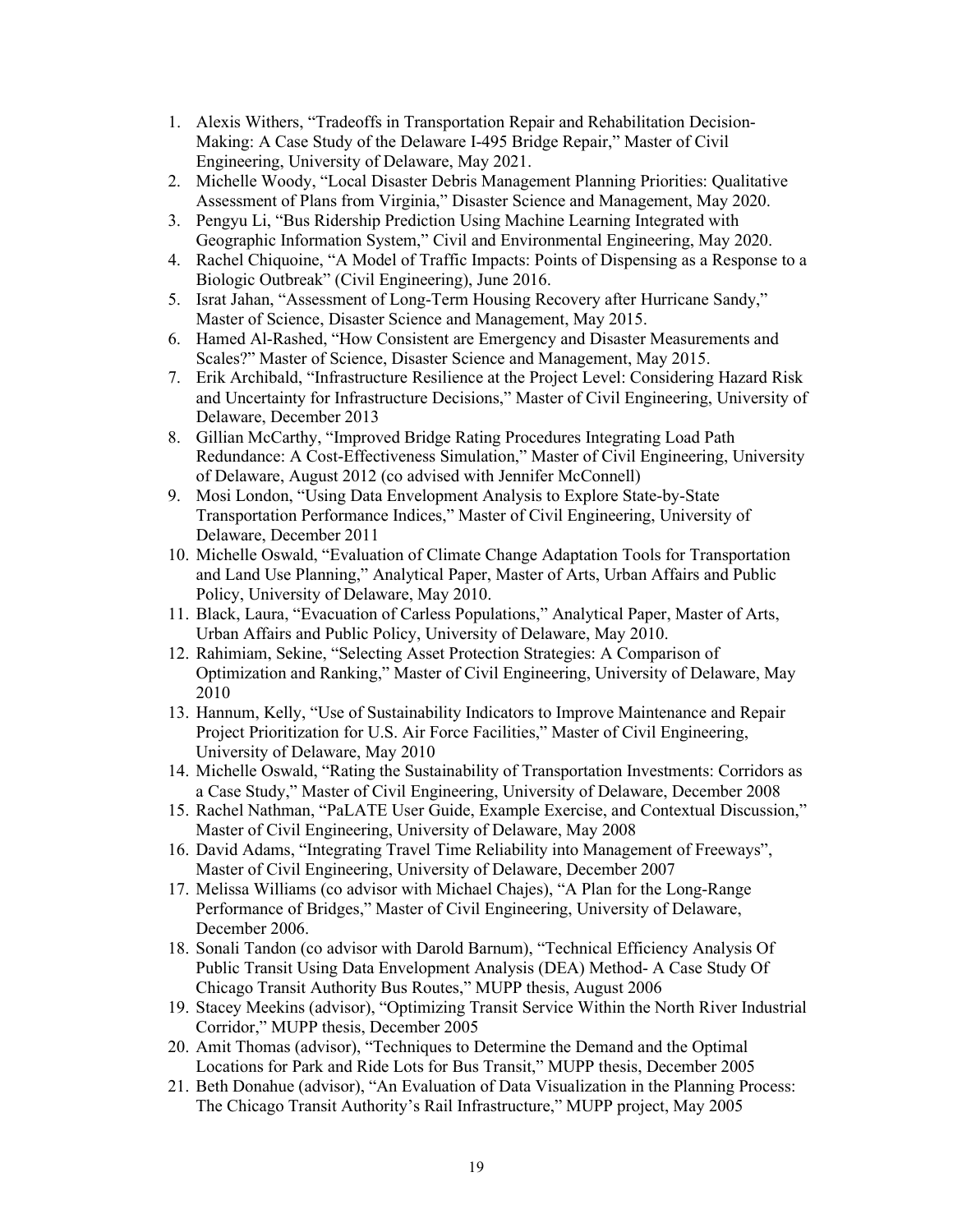1. Alexis Withers, "Tradeoffs in Transportation Repair and Rehabilitation Decision-Making: A Case Study of the Delaware I-495 Bridge Repair," Master of Civil Engineering, University of Delaware, May 2021.
2. Michelle Woody, "Local Disaster Debris Management Planning Priorities: Qualitative Assessment of Plans from Virginia," Disaster Science and Management, May 2020.
3. Pengyu Li, "Bus Ridership Prediction Using Machine Learning Integrated with Geographic Information System," Civil and Environmental Engineering, May 2020.
4. Rachel Chiquoine, "A Model of Traffic Impacts: Points of Dispensing as a Response to a Biologic Outbreak" (Civil Engineering), June 2016.
5. Israt Jahan, "Assessment of Long-Term Housing Recovery after Hurricane Sandy," Master of Science, Disaster Science and Management, May 2015.
6. Hamed Al-Rashed, "How Consistent are Emergency and Disaster Measurements and Scales?" Master of Science, Disaster Science and Management, May 2015.
7. Erik Archibald, "Infrastructure Resilience at the Project Level: Considering Hazard Risk and Uncertainty for Infrastructure Decisions," Master of Civil Engineering, University of Delaware, December 2013
8. Gillian McCarthy, "Improved Bridge Rating Procedures Integrating Load Path Redundance: A Cost-Effectiveness Simulation," Master of Civil Engineering, University of Delaware, August 2012 (co advised with Jennifer McConnell)
9. Mosi London, "Using Data Envelopment Analysis to Explore State-by-State Transportation Performance Indices," Master of Civil Engineering, University of Delaware, December 2011
10. Michelle Oswald, "Evaluation of Climate Change Adaptation Tools for Transportation and Land Use Planning," Analytical Paper, Master of Arts, Urban Affairs and Public Policy, University of Delaware, May 2010.
11. Black, Laura, "Evacuation of Carless Populations," Analytical Paper, Master of Arts, Urban Affairs and Public Policy, University of Delaware, May 2010.
12. Rahimiam, Sekine, "Selecting Asset Protection Strategies: A Comparison of Optimization and Ranking," Master of Civil Engineering, University of Delaware, May 2010
13. Hannum, Kelly, "Use of Sustainability Indicators to Improve Maintenance and Repair Project Prioritization for U.S. Air Force Facilities," Master of Civil Engineering, University of Delaware, May 2010
14. Michelle Oswald, "Rating the Sustainability of Transportation Investments: Corridors as a Case Study," Master of Civil Engineering, University of Delaware, December 2008
15. Rachel Nathman, "PaLATE User Guide, Example Exercise, and Contextual Discussion," Master of Civil Engineering, University of Delaware, May 2008
16. David Adams, "Integrating Travel Time Reliability into Management of Freeways", Master of Civil Engineering, University of Delaware, December 2007
17. Melissa Williams (co advisor with Michael Chajes), "A Plan for the Long-Range Performance of Bridges," Master of Civil Engineering, University of Delaware, December 2006.
18. Sonali Tandon (co advisor with Darold Barnum), "Technical Efficiency Analysis Of Public Transit Using Data Envelopment Analysis (DEA) Method- A Case Study Of Chicago Transit Authority Bus Routes," MUPP thesis, August 2006
19. Stacey Meekins (advisor), "Optimizing Transit Service Within the North River Industrial Corridor," MUPP thesis, December 2005
20. Amit Thomas (advisor), "Techniques to Determine the Demand and the Optimal Locations for Park and Ride Lots for Bus Transit," MUPP thesis, December 2005
21. Beth Donahue (advisor), "An Evaluation of Data Visualization in the Planning Process: The Chicago Transit Authority's Rail Infrastructure," MUPP project, May 2005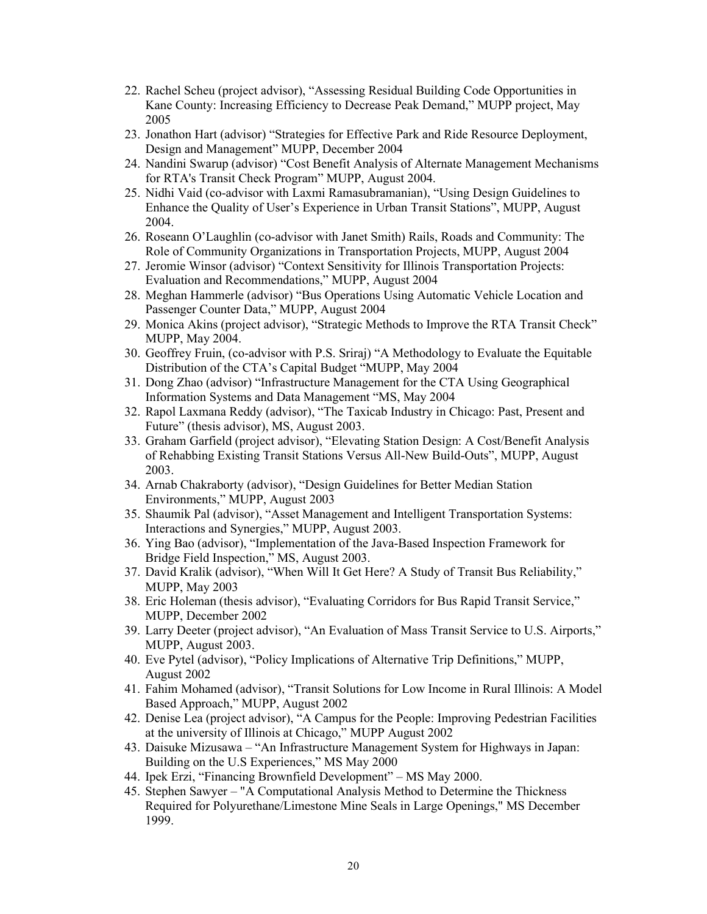22. Rachel Scheu (project advisor), "Assessing Residual Building Code Opportunities in Kane County: Increasing Efficiency to Decrease Peak Demand," MUPP project, May 2005
23. Jonathon Hart (advisor) "Strategies for Effective Park and Ride Resource Deployment, Design and Management" MUPP, December 2004
24. Nandini Swarup (advisor) "Cost Benefit Analysis of Alternate Management Mechanisms for RTA's Transit Check Program" MUPP, August 2004.
25. Nidhi Vaid (co-advisor with Laxmi Ramasubramanian), "Using Design Guidelines to Enhance the Quality of User's Experience in Urban Transit Stations", MUPP, August 2004.
26. Roseann O'Laughlin (co-advisor with Janet Smith) Rails, Roads and Community: The Role of Community Organizations in Transportation Projects, MUPP, August 2004
27. Jeromie Winsor (advisor) "Context Sensitivity for Illinois Transportation Projects: Evaluation and Recommendations," MUPP, August 2004
28. Meghan Hammerle (advisor) "Bus Operations Using Automatic Vehicle Location and Passenger Counter Data," MUPP, August 2004
29. Monica Akins (project advisor), "Strategic Methods to Improve the RTA Transit Check" MUPP, May 2004.
30. Geoffrey Fruin, (co-advisor with P.S. Sriraj) "A Methodology to Evaluate the Equitable Distribution of the CTA's Capital Budget "MUPP, May 2004
31. Dong Zhao (advisor) "Infrastructure Management for the CTA Using Geographical Information Systems and Data Management "MS, May 2004
32. Rapol Laxmana Reddy (advisor), "The Taxicab Industry in Chicago: Past, Present and Future" (thesis advisor), MS, August 2003.
33. Graham Garfield (project advisor), "Elevating Station Design: A Cost/Benefit Analysis of Rehabbing Existing Transit Stations Versus All-New Build-Outs", MUPP, August 2003.
34. Arnab Chakraborty (advisor), "Design Guidelines for Better Median Station Environments," MUPP, August 2003
35. Shaumik Pal (advisor), "Asset Management and Intelligent Transportation Systems: Interactions and Synergies," MUPP, August 2003.
36. Ying Bao (advisor), "Implementation of the Java-Based Inspection Framework for Bridge Field Inspection," MS, August 2003.
37. David Kralik (advisor), "When Will It Get Here? A Study of Transit Bus Reliability," MUPP, May 2003
38. Eric Holeman (thesis advisor), "Evaluating Corridors for Bus Rapid Transit Service," MUPP, December 2002
39. Larry Deeter (project advisor), "An Evaluation of Mass Transit Service to U.S. Airports," MUPP, August 2003.
40. Eve Pytel (advisor), "Policy Implications of Alternative Trip Definitions," MUPP, August 2002
41. Fahim Mohamed (advisor), "Transit Solutions for Low Income in Rural Illinois: A Model Based Approach," MUPP, August 2002
42. Denise Lea (project advisor), "A Campus for the People: Improving Pedestrian Facilities at the university of Illinois at Chicago," MUPP August 2002
43. Daisuke Mizusawa – "An Infrastructure Management System for Highways in Japan: Building on the U.S Experiences," MS May 2000
44. Ipek Erzi, "Financing Brownfield Development" – MS May 2000.
45. Stephen Sawyer – "A Computational Analysis Method to Determine the Thickness Required for Polyurethane/Limestone Mine Seals in Large Openings," MS December 1999.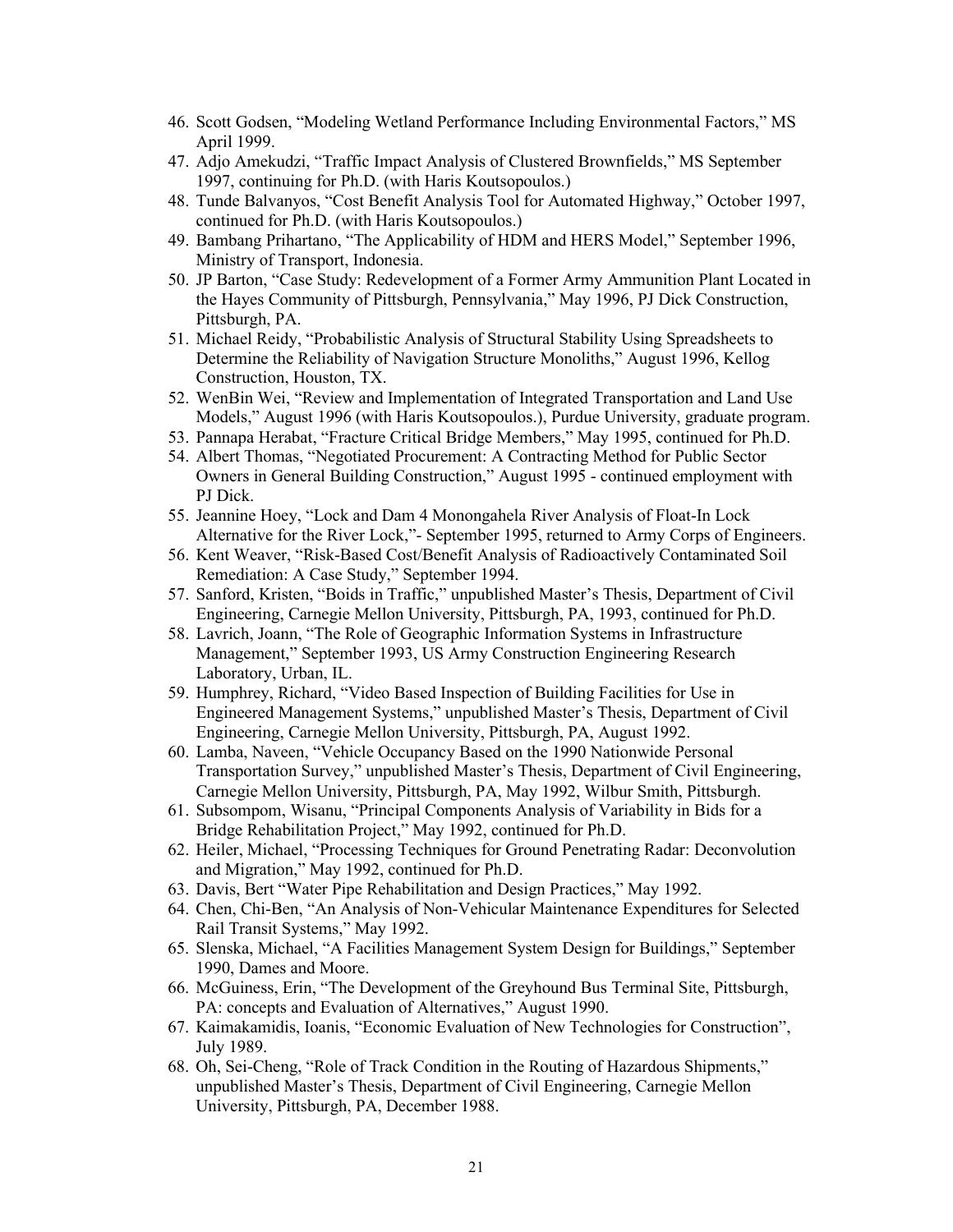46. Scott Godsen, "Modeling Wetland Performance Including Environmental Factors," MS April 1999.
47. Adjo Amekudzi, "Traffic Impact Analysis of Clustered Brownfields," MS September 1997, continuing for Ph.D. (with Haris Koutsopoulos.)
48. Tunde Balvanyos, "Cost Benefit Analysis Tool for Automated Highway," October 1997, continued for Ph.D. (with Haris Koutsopoulos.)
49. Bambang Prihartano, "The Applicability of HDM and HERS Model," September 1996, Ministry of Transport, Indonesia.
50. JP Barton, "Case Study: Redevelopment of a Former Army Ammunition Plant Located in the Hayes Community of Pittsburgh, Pennsylvania," May 1996, PJ Dick Construction, Pittsburgh, PA.
51. Michael Reidy, "Probabilistic Analysis of Structural Stability Using Spreadsheets to Determine the Reliability of Navigation Structure Monoliths," August 1996, Kellog Construction, Houston, TX.
52. WenBin Wei, "Review and Implementation of Integrated Transportation and Land Use Models," August 1996 (with Haris Koutsopoulos.), Purdue University, graduate program.
53. Pannapa Herabat, "Fracture Critical Bridge Members," May 1995, continued for Ph.D.
54. Albert Thomas, "Negotiated Procurement: A Contracting Method for Public Sector Owners in General Building Construction," August 1995 - continued employment with PJ Dick.
55. Jeannine Hoey, "Lock and Dam 4 Monongahela River Analysis of Float-In Lock Alternative for the River Lock,"- September 1995, returned to Army Corps of Engineers.
56. Kent Weaver, "Risk-Based Cost/Benefit Analysis of Radioactively Contaminated Soil Remediation: A Case Study," September 1994.
57. Sanford, Kristen, "Boids in Traffic," unpublished Master's Thesis, Department of Civil Engineering, Carnegie Mellon University, Pittsburgh, PA, 1993, continued for Ph.D.
58. Lavrich, Joann, "The Role of Geographic Information Systems in Infrastructure Management," September 1993, US Army Construction Engineering Research Laboratory, Urban, IL.
59. Humphrey, Richard, "Video Based Inspection of Building Facilities for Use in Engineered Management Systems," unpublished Master's Thesis, Department of Civil Engineering, Carnegie Mellon University, Pittsburgh, PA, August 1992.
60. Lamba, Naveen, "Vehicle Occupancy Based on the 1990 Nationwide Personal Transportation Survey," unpublished Master's Thesis, Department of Civil Engineering, Carnegie Mellon University, Pittsburgh, PA, May 1992, Wilbur Smith, Pittsburgh.
61. Subsompom, Wisanu, "Principal Components Analysis of Variability in Bids for a Bridge Rehabilitation Project," May 1992, continued for Ph.D.
62. Heiler, Michael, "Processing Techniques for Ground Penetrating Radar: Deconvolution and Migration," May 1992, continued for Ph.D.
63. Davis, Bert "Water Pipe Rehabilitation and Design Practices," May 1992.
64. Chen, Chi-Ben, "An Analysis of Non-Vehicular Maintenance Expenditures for Selected Rail Transit Systems," May 1992.
65. Slenska, Michael, "A Facilities Management System Design for Buildings," September 1990, Dames and Moore.
66. McGuiness, Erin, "The Development of the Greyhound Bus Terminal Site, Pittsburgh, PA: concepts and Evaluation of Alternatives," August 1990.
67. Kaimakamidis, Ioanis, "Economic Evaluation of New Technologies for Construction", July 1989.
68. Oh, Sei-Cheng, "Role of Track Condition in the Routing of Hazardous Shipments," unpublished Master's Thesis, Department of Civil Engineering, Carnegie Mellon University, Pittsburgh, PA, December 1988.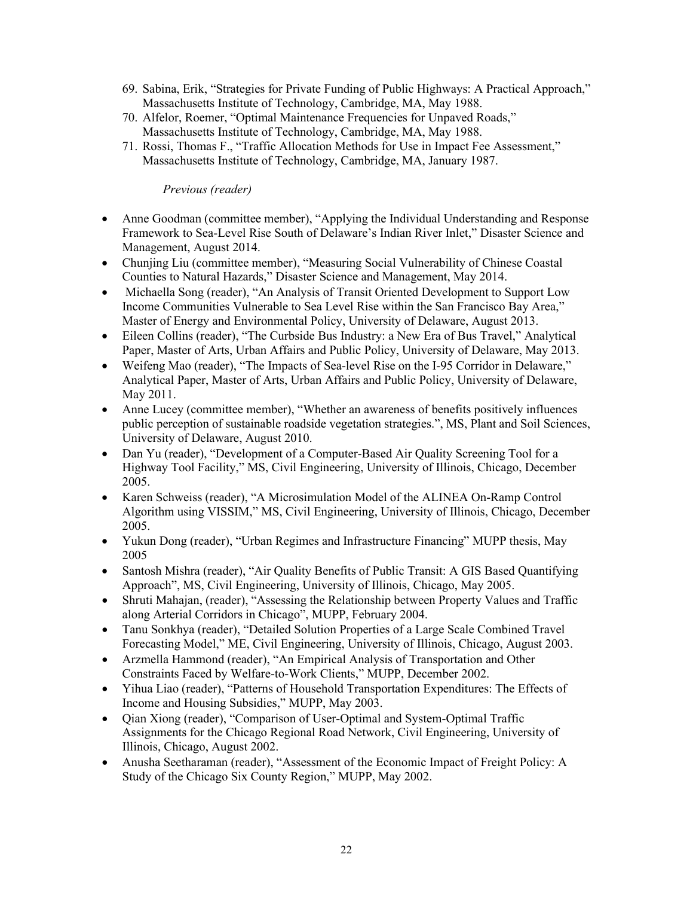69. Sabina, Erik, "Strategies for Private Funding of Public Highways: A Practical Approach," Massachusetts Institute of Technology, Cambridge, MA, May 1988.
70. Alfelor, Roemer, "Optimal Maintenance Frequencies for Unpaved Roads," Massachusetts Institute of Technology, Cambridge, MA, May 1988.
71. Rossi, Thomas F., "Traffic Allocation Methods for Use in Impact Fee Assessment," Massachusetts Institute of Technology, Cambridge, MA, January 1987.

*Previous (reader)*

- Anne Goodman (committee member), "Applying the Individual Understanding and Response Framework to Sea-Level Rise South of Delaware's Indian River Inlet," Disaster Science and Management, August 2014.
- Chunjing Liu (committee member), "Measuring Social Vulnerability of Chinese Coastal Counties to Natural Hazards," Disaster Science and Management, May 2014.
- Michaella Song (reader), "An Analysis of Transit Oriented Development to Support Low Income Communities Vulnerable to Sea Level Rise within the San Francisco Bay Area," Master of Energy and Environmental Policy, University of Delaware, August 2013.
- Eileen Collins (reader), "The Curbside Bus Industry: a New Era of Bus Travel," Analytical Paper, Master of Arts, Urban Affairs and Public Policy, University of Delaware, May 2013.
- Weifeng Mao (reader), "The Impacts of Sea-level Rise on the I-95 Corridor in Delaware," Analytical Paper, Master of Arts, Urban Affairs and Public Policy, University of Delaware, May 2011.
- Anne Lucey (committee member), "Whether an awareness of benefits positively influences public perception of sustainable roadside vegetation strategies.", MS, Plant and Soil Sciences, University of Delaware, August 2010.
- Dan Yu (reader), "Development of a Computer-Based Air Quality Screening Tool for a Highway Tool Facility," MS, Civil Engineering, University of Illinois, Chicago, December 2005.
- Karen Schweiss (reader), "A Microsimulation Model of the ALINEA On-Ramp Control Algorithm using VISSIM," MS, Civil Engineering, University of Illinois, Chicago, December 2005.
- Yukun Dong (reader), "Urban Regimes and Infrastructure Financing" MUPP thesis, May 2005
- Santosh Mishra (reader), "Air Quality Benefits of Public Transit: A GIS Based Quantifying Approach", MS, Civil Engineering, University of Illinois, Chicago, May 2005.
- Shruti Mahajan, (reader), "Assessing the Relationship between Property Values and Traffic along Arterial Corridors in Chicago", MUPP, February 2004.
- Tanu Sonkhya (reader), "Detailed Solution Properties of a Large Scale Combined Travel Forecasting Model," ME, Civil Engineering, University of Illinois, Chicago, August 2003.
- Arzmella Hammond (reader), "An Empirical Analysis of Transportation and Other Constraints Faced by Welfare-to-Work Clients," MUPP, December 2002.
- Yihua Liao (reader), "Patterns of Household Transportation Expenditures: The Effects of Income and Housing Subsidies," MUPP, May 2003.
- Qian Xiong (reader), "Comparison of User-Optimal and System-Optimal Traffic Assignments for the Chicago Regional Road Network, Civil Engineering, University of Illinois, Chicago, August 2002.
- Anusha Seetharaman (reader), "Assessment of the Economic Impact of Freight Policy: A Study of the Chicago Six County Region," MUPP, May 2002.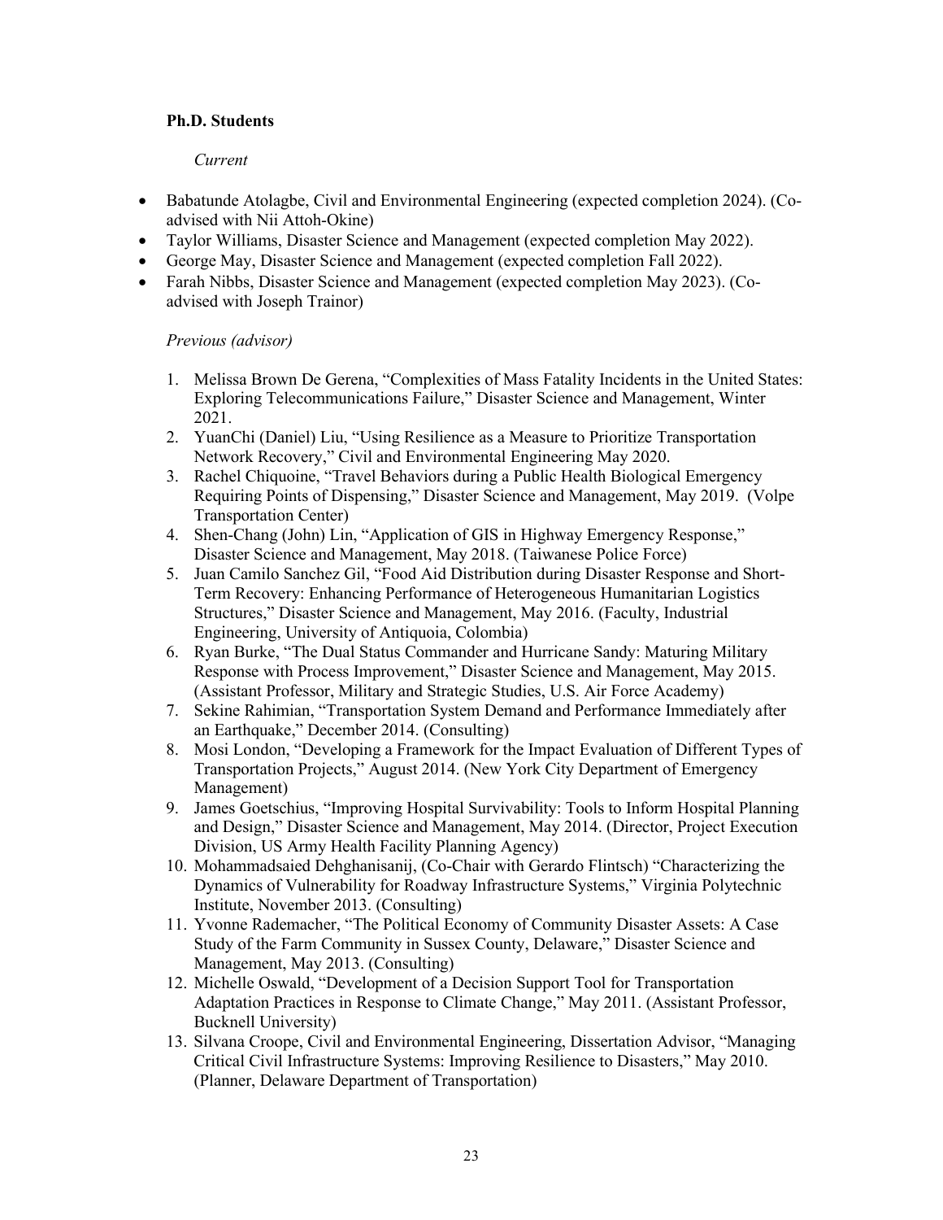**Ph.D. Students**

*Current*

- Babatunde Atolagbe, Civil and Environmental Engineering (expected completion 2024). (Co-advised with Nii Attoh-Okine)
- Taylor Williams, Disaster Science and Management (expected completion May 2022).
- George May, Disaster Science and Management (expected completion Fall 2022).
- Farah Nibbs, Disaster Science and Management (expected completion May 2023). (Co-advised with Joseph Trainor)

*Previous (advisor)*

1. Melissa Brown De Gerena, "Complexities of Mass Fatality Incidents in the United States: Exploring Telecommunications Failure," Disaster Science and Management, Winter 2021.
2. YuanChi (Daniel) Liu, "Using Resilience as a Measure to Prioritize Transportation Network Recovery," Civil and Environmental Engineering May 2020.
3. Rachel Chiquoine, "Travel Behaviors during a Public Health Biological Emergency Requiring Points of Dispensing," Disaster Science and Management, May 2019. (Volpe Transportation Center)
4. Shen-Chang (John) Lin, "Application of GIS in Highway Emergency Response," Disaster Science and Management, May 2018. (Taiwanese Police Force)
5. Juan Camilo Sanchez Gil, "Food Aid Distribution during Disaster Response and Short-Term Recovery: Enhancing Performance of Heterogeneous Humanitarian Logistics Structures," Disaster Science and Management, May 2016. (Faculty, Industrial Engineering, University of Antiquoia, Colombia)
6. Ryan Burke, "The Dual Status Commander and Hurricane Sandy: Maturing Military Response with Process Improvement," Disaster Science and Management, May 2015. (Assistant Professor, Military and Strategic Studies, U.S. Air Force Academy)
7. Sekine Rahimian, "Transportation System Demand and Performance Immediately after an Earthquake," December 2014. (Consulting)
8. Mosi London, "Developing a Framework for the Impact Evaluation of Different Types of Transportation Projects," August 2014. (New York City Department of Emergency Management)
9. James Goetschius, "Improving Hospital Survivability: Tools to Inform Hospital Planning and Design," Disaster Science and Management, May 2014. (Director, Project Execution Division, US Army Health Facility Planning Agency)
10. Mohammadsaied Dehghanisanij, (Co-Chair with Gerardo Flintsch) "Characterizing the Dynamics of Vulnerability for Roadway Infrastructure Systems," Virginia Polytechnic Institute, November 2013. (Consulting)
11. Yvonne Rademacher, "The Political Economy of Community Disaster Assets: A Case Study of the Farm Community in Sussex County, Delaware," Disaster Science and Management, May 2013. (Consulting)
12. Michelle Oswald, "Development of a Decision Support Tool for Transportation Adaptation Practices in Response to Climate Change," May 2011. (Assistant Professor, Bucknell University)
13. Silvana Croope, Civil and Environmental Engineering, Dissertation Advisor, "Managing Critical Civil Infrastructure Systems: Improving Resilience to Disasters," May 2010. (Planner, Delaware Department of Transportation)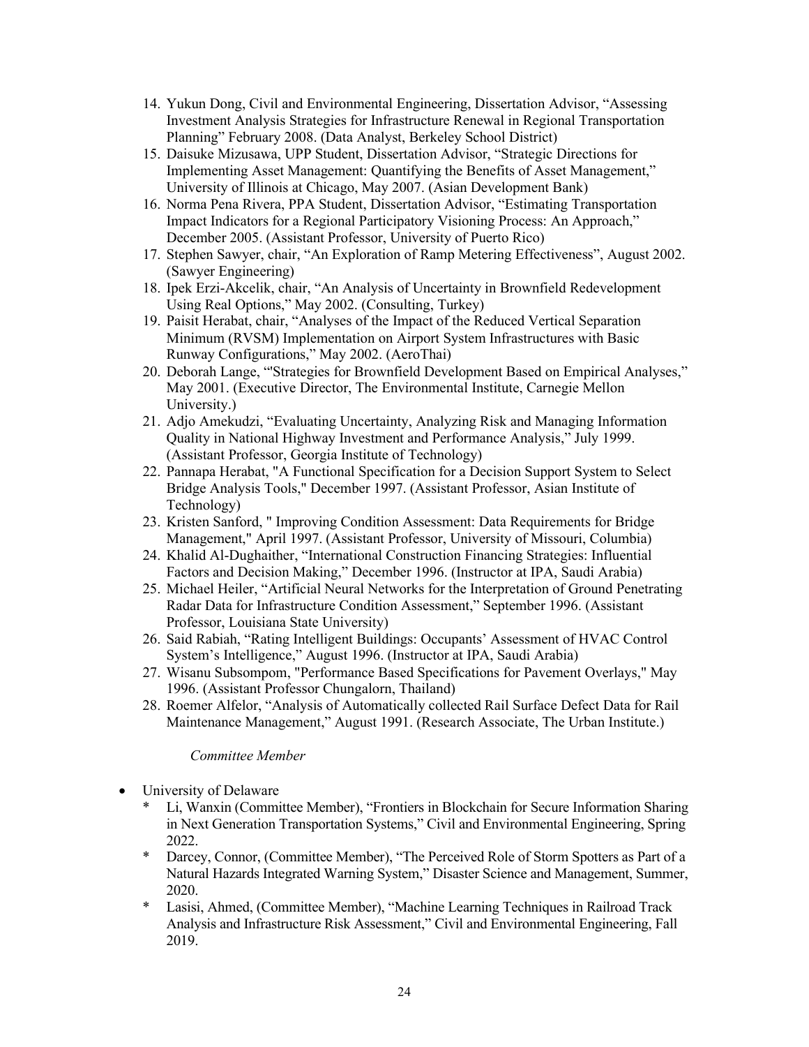14. Yukun Dong, Civil and Environmental Engineering, Dissertation Advisor, “Assessing Investment Analysis Strategies for Infrastructure Renewal in Regional Transportation Planning” February 2008. (Data Analyst, Berkeley School District)
15. Daisuke Mizusawa, UPP Student, Dissertation Advisor, “Strategic Directions for Implementing Asset Management: Quantifying the Benefits of Asset Management,” University of Illinois at Chicago, May 2007. (Asian Development Bank)
16. Norma Pena Rivera, PPA Student, Dissertation Advisor, “Estimating Transportation Impact Indicators for a Regional Participatory Visioning Process: An Approach,” December 2005. (Assistant Professor, University of Puerto Rico)
17. Stephen Sawyer, chair, “An Exploration of Ramp Metering Effectiveness”, August 2002. (Sawyer Engineering)
18. Ipek Erzi-Akcelik, chair, “An Analysis of Uncertainty in Brownfield Redevelopment Using Real Options,” May 2002. (Consulting, Turkey)
19. Paisit Herabat, chair, “Analyses of the Impact of the Reduced Vertical Separation Minimum (RVSM) Implementation on Airport System Infrastructures with Basic Runway Configurations,” May 2002. (AeroThai)
20. Deborah Lange, “'Strategies for Brownfield Development Based on Empirical Analyses,” May 2001. (Executive Director, The Environmental Institute, Carnegie Mellon University.)
21. Adjo Amekudzi, “Evaluating Uncertainty, Analyzing Risk and Managing Information Quality in National Highway Investment and Performance Analysis,” July 1999. (Assistant Professor, Georgia Institute of Technology)
22. Pannapa Herabat, "A Functional Specification for a Decision Support System to Select Bridge Analysis Tools," December 1997. (Assistant Professor, Asian Institute of Technology)
23. Kristen Sanford, " Improving Condition Assessment: Data Requirements for Bridge Management," April 1997. (Assistant Professor, University of Missouri, Columbia)
24. Khalid Al-Dughaither, “International Construction Financing Strategies: Influential Factors and Decision Making,” December 1996. (Instructor at IPA, Saudi Arabia)
25. Michael Heiler, “Artificial Neural Networks for the Interpretation of Ground Penetrating Radar Data for Infrastructure Condition Assessment,” September 1996. (Assistant Professor, Louisiana State University)
26. Said Rabiah, “Rating Intelligent Buildings: Occupants’ Assessment of HVAC Control System’s Intelligence,” August 1996. (Instructor at IPA, Saudi Arabia)
27. Wisanu Subsompom, "Performance Based Specifications for Pavement Overlays," May 1996. (Assistant Professor Chungalorn, Thailand)
28. Roemer Alfelor, “Analysis of Automatically collected Rail Surface Defect Data for Rail Maintenance Management,” August 1991. (Research Associate, The Urban Institute.)

*Committee Member*

- University of Delaware
  - Li, Wanxin (Committee Member), “Frontiers in Blockchain for Secure Information Sharing in Next Generation Transportation Systems,” Civil and Environmental Engineering, Spring 2022.
  - Darcey, Connor, (Committee Member), “The Perceived Role of Storm Spotters as Part of a Natural Hazards Integrated Warning System,” Disaster Science and Management, Summer, 2020.
  - Lasisi, Ahmed, (Committee Member), “Machine Learning Techniques in Railroad Track Analysis and Infrastructure Risk Assessment,” Civil and Environmental Engineering, Fall 2019.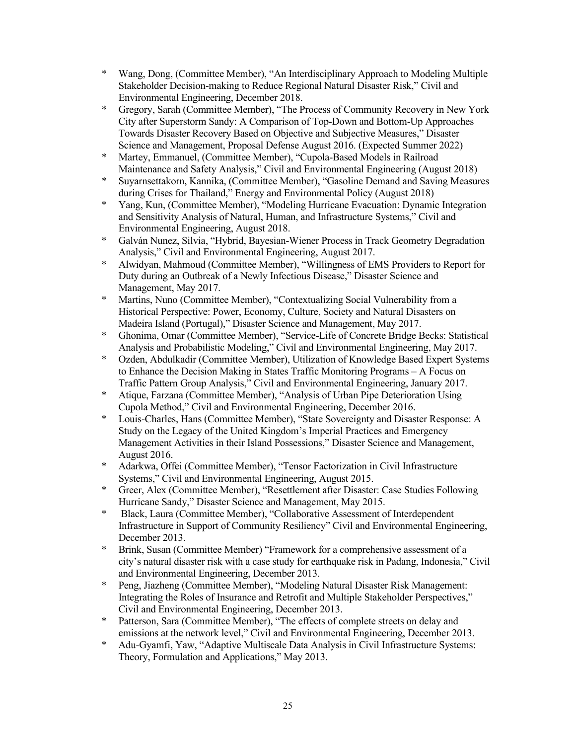- \* Wang, Dong, (Committee Member), "An Interdisciplinary Approach to Modeling Multiple Stakeholder Decision-making to Reduce Regional Natural Disaster Risk," Civil and Environmental Engineering, December 2018.
- \* Gregory, Sarah (Committee Member), "The Process of Community Recovery in New York City after Superstorm Sandy: A Comparison of Top-Down and Bottom-Up Approaches Towards Disaster Recovery Based on Objective and Subjective Measures," Disaster Science and Management, Proposal Defense August 2016. (Expected Summer 2022)
- \* Martey, Emmanuel, (Committee Member), "Cupola-Based Models in Railroad Maintenance and Safety Analysis," Civil and Environmental Engineering (August 2018)
- \* Suyarnsettakorn, Kannika, (Committee Member), "Gasoline Demand and Saving Measures during Crises for Thailand," Energy and Environmental Policy (August 2018)
- \* Yang, Kun, (Committee Member), "Modeling Hurricane Evacuation: Dynamic Integration and Sensitivity Analysis of Natural, Human, and Infrastructure Systems," Civil and Environmental Engineering, August 2018.
- \* Galván Nunez, Silvia, "Hybrid, Bayesian-Wiener Process in Track Geometry Degradation Analysis," Civil and Environmental Engineering, August 2017.
- \* Alwidyan, Mahmoud (Committee Member), "Willingness of EMS Providers to Report for Duty during an Outbreak of a Newly Infectious Disease," Disaster Science and Management, May 2017.
- \* Martins, Nuno (Committee Member), "Contextualizing Social Vulnerability from a Historical Perspective: Power, Economy, Culture, Society and Natural Disasters on Madeira Island (Portugal)," Disaster Science and Management, May 2017.
- \* Ghonima, Omar (Committee Member), "Service-Life of Concrete Bridge Becks: Statistical Analysis and Probabilistic Modeling," Civil and Environmental Engineering, May 2017.
- \* Ozden, Abdulkadir (Committee Member), Utilization of Knowledge Based Expert Systems to Enhance the Decision Making in States Traffic Monitoring Programs – A Focus on Traffic Pattern Group Analysis," Civil and Environmental Engineering, January 2017.
- \* Atique, Farzana (Committee Member), "Analysis of Urban Pipe Deterioration Using Cupola Method," Civil and Environmental Engineering, December 2016.
- \* Louis-Charles, Hans (Committee Member), "State Sovereignty and Disaster Response: A Study on the Legacy of the United Kingdom's Imperial Practices and Emergency Management Activities in their Island Possessions," Disaster Science and Management, August 2016.
- \* Adarkwa, Offei (Committee Member), "Tensor Factorization in Civil Infrastructure Systems," Civil and Environmental Engineering, August 2015.
- \* Greer, Alex (Committee Member), "Resettlement after Disaster: Case Studies Following Hurricane Sandy," Disaster Science and Management, May 2015.
- \* Black, Laura (Committee Member), "Collaborative Assessment of Interdependent Infrastructure in Support of Community Resiliency" Civil and Environmental Engineering, December 2013.
- \* Brink, Susan (Committee Member) "Framework for a comprehensive assessment of a city's natural disaster risk with a case study for earthquake risk in Padang, Indonesia," Civil and Environmental Engineering, December 2013.
- \* Peng, Jiazheng (Committee Member), "Modeling Natural Disaster Risk Management: Integrating the Roles of Insurance and Retrofit and Multiple Stakeholder Perspectives," Civil and Environmental Engineering, December 2013.
- \* Patterson, Sara (Committee Member), "The effects of complete streets on delay and emissions at the network level," Civil and Environmental Engineering, December 2013.
- \* Adu-Gyamfi, Yaw, "Adaptive Multiscale Data Analysis in Civil Infrastructure Systems: Theory, Formulation and Applications," May 2013.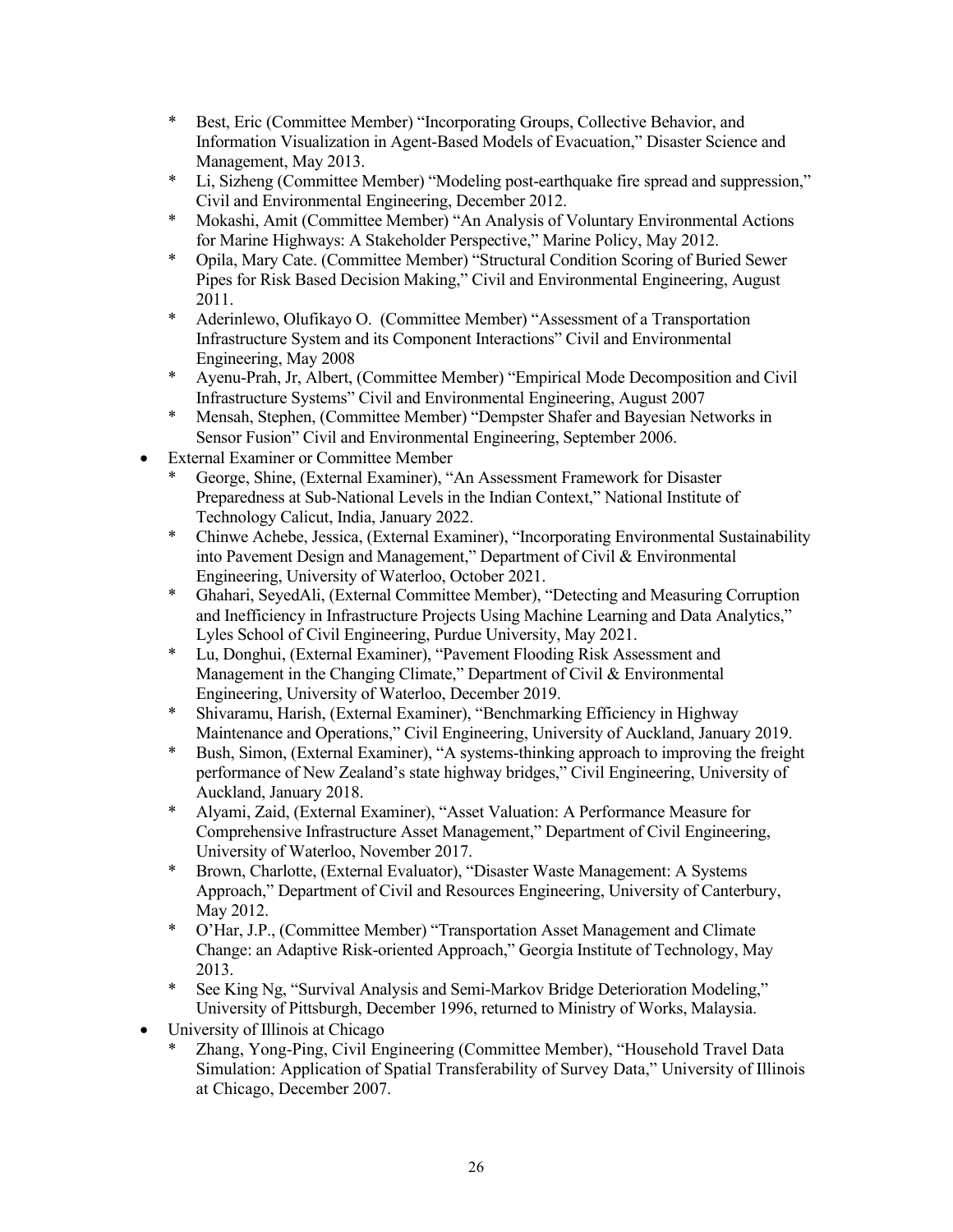* Best, Eric (Committee Member) "Incorporating Groups, Collective Behavior, and Information Visualization in Agent-Based Models of Evacuation," Disaster Science and Management, May 2013.
  * Li, Sizheng (Committee Member) "Modeling post-earthquake fire spread and suppression," Civil and Environmental Engineering, December 2012.
  * Mokashi, Amit (Committee Member) "An Analysis of Voluntary Environmental Actions for Marine Highways: A Stakeholder Perspective," Marine Policy, May 2012.
  * Opila, Mary Cate. (Committee Member) "Structural Condition Scoring of Buried Sewer Pipes for Risk Based Decision Making," Civil and Environmental Engineering, August 2011.
  * Aderinlewo, Olufikayo O. (Committee Member) "Assessment of a Transportation Infrastructure System and its Component Interactions" Civil and Environmental Engineering, May 2008
  * Ayenu-Prah, Jr, Albert, (Committee Member) "Empirical Mode Decomposition and Civil Infrastructure Systems" Civil and Environmental Engineering, August 2007
  * Mensah, Stephen, (Committee Member) "Dempster Shafer and Bayesian Networks in Sensor Fusion" Civil and Environmental Engineering, September 2006.
- External Examiner or Committee Member
  * George, Shine, (External Examiner), "An Assessment Framework for Disaster Preparedness at Sub-National Levels in the Indian Context," National Institute of Technology Calicut, India, January 2022.
  * Chinwe Achebe, Jessica, (External Examiner), "Incorporating Environmental Sustainability into Pavement Design and Management," Department of Civil & Environmental Engineering, University of Waterloo, October 2021.
  * Ghahari, SeyedAli, (External Committee Member), "Detecting and Measuring Corruption and Inefficiency in Infrastructure Projects Using Machine Learning and Data Analytics," Lyles School of Civil Engineering, Purdue University, May 2021.
  * Lu, Donghui, (External Examiner), "Pavement Flooding Risk Assessment and Management in the Changing Climate," Department of Civil & Environmental Engineering, University of Waterloo, December 2019.
  * Shivaramu, Harish, (External Examiner), "Benchmarking Efficiency in Highway Maintenance and Operations," Civil Engineering, University of Auckland, January 2019.
  * Bush, Simon, (External Examiner), "A systems-thinking approach to improving the freight performance of New Zealand's state highway bridges," Civil Engineering, University of Auckland, January 2018.
  * Alyami, Zaid, (External Examiner), "Asset Valuation: A Performance Measure for Comprehensive Infrastructure Asset Management," Department of Civil Engineering, University of Waterloo, November 2017.
  * Brown, Charlotte, (External Evaluator), "Disaster Waste Management: A Systems Approach," Department of Civil and Resources Engineering, University of Canterbury, May 2012.
  * O'Har, J.P., (Committee Member) "Transportation Asset Management and Climate Change: an Adaptive Risk-oriented Approach," Georgia Institute of Technology, May 2013.
  * See King Ng, "Survival Analysis and Semi-Markov Bridge Deterioration Modeling," University of Pittsburgh, December 1996, returned to Ministry of Works, Malaysia.
- University of Illinois at Chicago
  * Zhang, Yong-Ping, Civil Engineering (Committee Member), "Household Travel Data Simulation: Application of Spatial Transferability of Survey Data," University of Illinois at Chicago, December 2007.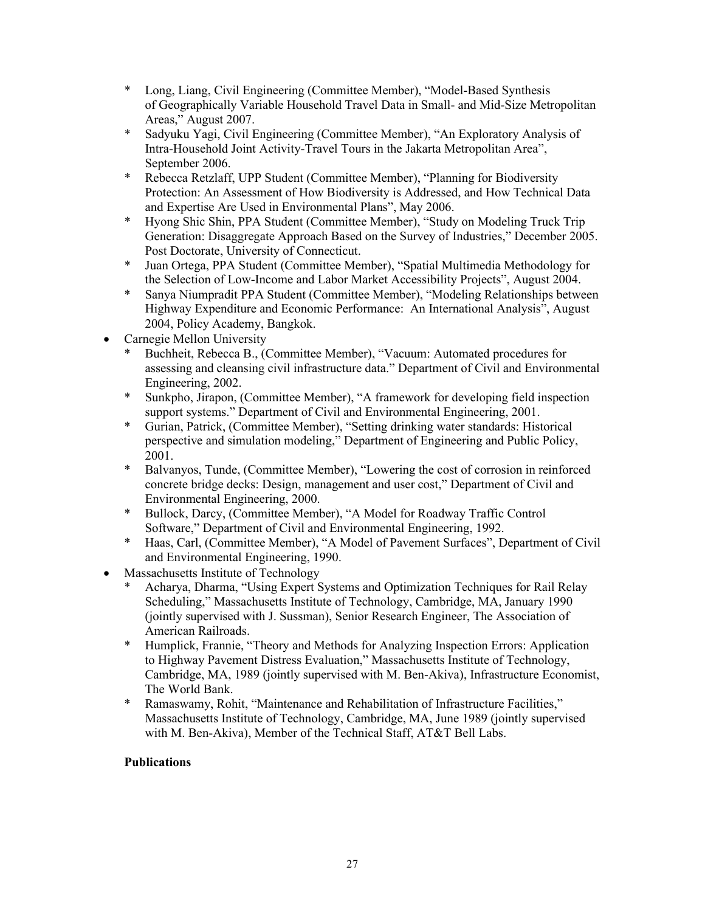* Long, Liang, Civil Engineering (Committee Member), "Model-Based Synthesis of Geographically Variable Household Travel Data in Small- and Mid-Size Metropolitan Areas," August 2007.
  * Sadyuku Yagi, Civil Engineering (Committee Member), "An Exploratory Analysis of Intra-Household Joint Activity-Travel Tours in the Jakarta Metropolitan Area", September 2006.
  * Rebecca Retzlaff, UPP Student (Committee Member), "Planning for Biodiversity Protection: An Assessment of How Biodiversity is Addressed, and How Technical Data and Expertise Are Used in Environmental Plans", May 2006.
  * Hyong Shic Shin, PPA Student (Committee Member), "Study on Modeling Truck Trip Generation: Disaggregate Approach Based on the Survey of Industries," December 2005. Post Doctorate, University of Connecticut.
  * Juan Ortega, PPA Student (Committee Member), "Spatial Multimedia Methodology for the Selection of Low-Income and Labor Market Accessibility Projects", August 2004.
  * Sanya Niumpradit PPA Student (Committee Member), "Modeling Relationships between Highway Expenditure and Economic Performance: An International Analysis", August 2004, Policy Academy, Bangkok.

- Carnegie Mellon University
  * Buchheit, Rebecca B., (Committee Member), "Vacuum: Automated procedures for assessing and cleansing civil infrastructure data." Department of Civil and Environmental Engineering, 2002.
  * Sunkpho, Jirapon, (Committee Member), "A framework for developing field inspection support systems." Department of Civil and Environmental Engineering, 2001.
  * Gurian, Patrick, (Committee Member), "Setting drinking water standards: Historical perspective and simulation modeling," Department of Engineering and Public Policy, 2001.
  * Balvanyos, Tunde, (Committee Member), "Lowering the cost of corrosion in reinforced concrete bridge decks: Design, management and user cost," Department of Civil and Environmental Engineering, 2000.
  * Bullock, Darcy, (Committee Member), "A Model for Roadway Traffic Control Software," Department of Civil and Environmental Engineering, 1992.
  * Haas, Carl, (Committee Member), "A Model of Pavement Surfaces", Department of Civil and Environmental Engineering, 1990.

- Massachusetts Institute of Technology
  * Acharya, Dharma, "Using Expert Systems and Optimization Techniques for Rail Relay Scheduling," Massachusetts Institute of Technology, Cambridge, MA, January 1990 (jointly supervised with J. Sussman), Senior Research Engineer, The Association of American Railroads.
  * Humplick, Frannie, "Theory and Methods for Analyzing Inspection Errors: Application to Highway Pavement Distress Evaluation," Massachusetts Institute of Technology, Cambridge, MA, 1989 (jointly supervised with M. Ben-Akiva), Infrastructure Economist, The World Bank.
  * Ramaswamy, Rohit, "Maintenance and Rehabilitation of Infrastructure Facilities," Massachusetts Institute of Technology, Cambridge, MA, June 1989 (jointly supervised with M. Ben-Akiva), Member of the Technical Staff, AT&T Bell Labs.

**Publications**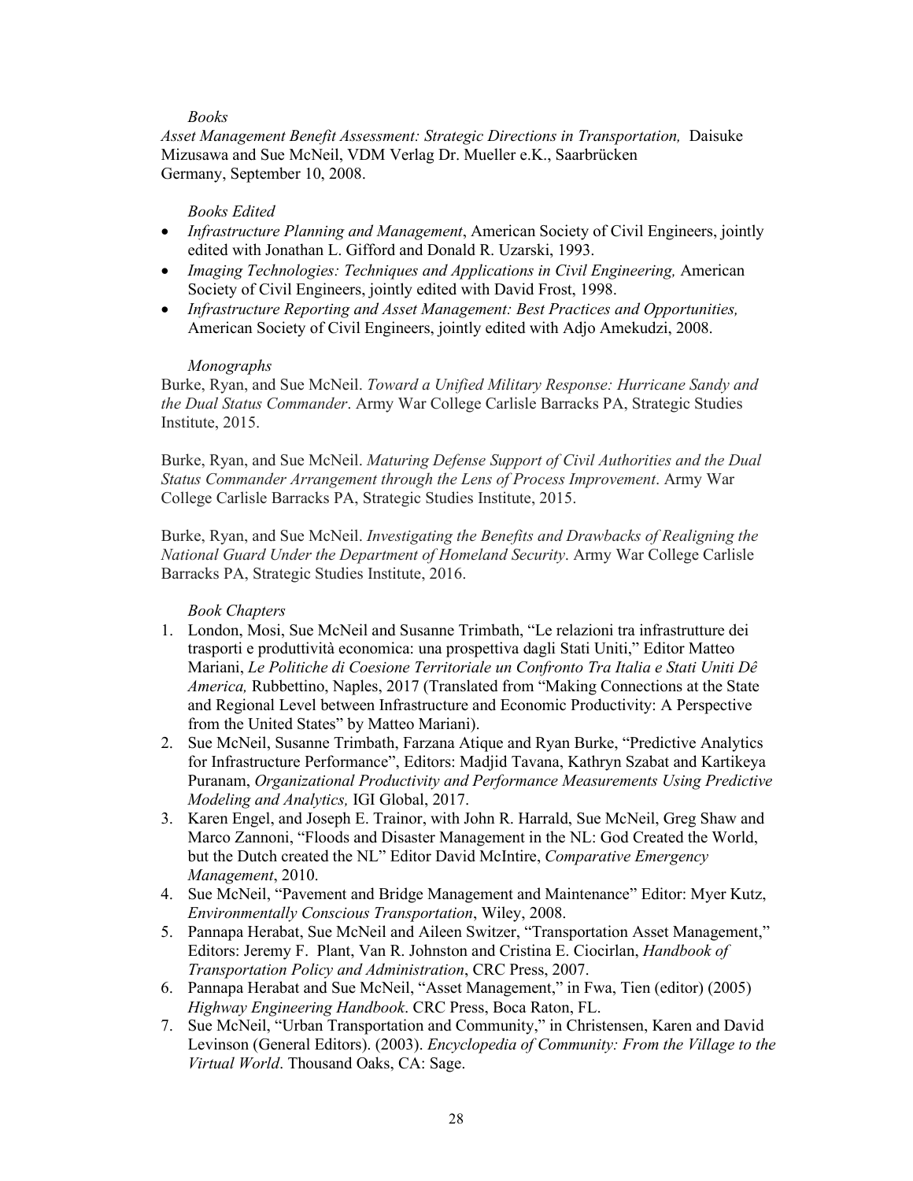*Books*

*Asset Management Benefit Assessment: Strategic Directions in Transportation,* Daisuke Mizusawa and Sue McNeil, VDM Verlag Dr. Mueller e.K., Saarbrücken Germany, September 10, 2008.

*Books Edited*

- *Infrastructure Planning and Management*, American Society of Civil Engineers, jointly edited with Jonathan L. Gifford and Donald R. Uzarski, 1993.
- *Imaging Technologies: Techniques and Applications in Civil Engineering,* American Society of Civil Engineers, jointly edited with David Frost, 1998.
- *Infrastructure Reporting and Asset Management: Best Practices and Opportunities,* American Society of Civil Engineers, jointly edited with Adjo Amekudzi, 2008.

*Monographs*

Burke, Ryan, and Sue McNeil. *Toward a Unified Military Response: Hurricane Sandy and the Dual Status Commander*. Army War College Carlisle Barracks PA, Strategic Studies Institute, 2015.

Burke, Ryan, and Sue McNeil. *Maturing Defense Support of Civil Authorities and the Dual Status Commander Arrangement through the Lens of Process Improvement*. Army War College Carlisle Barracks PA, Strategic Studies Institute, 2015.

Burke, Ryan, and Sue McNeil. *Investigating the Benefits and Drawbacks of Realigning the National Guard Under the Department of Homeland Security*. Army War College Carlisle Barracks PA, Strategic Studies Institute, 2016.

*Book Chapters*

1. London, Mosi, Sue McNeil and Susanne Trimbath, "Le relazioni tra infrastrutture dei trasporti e produttività economica: una prospettiva dagli Stati Uniti," Editor Matteo Mariani, *Le Politiche di Coesione Territoriale un Confronto Tra Italia e Stati Uniti Dê America,* Rubbettino, Naples, 2017 (Translated from "Making Connections at the State and Regional Level between Infrastructure and Economic Productivity: A Perspective from the United States" by Matteo Mariani).
2. Sue McNeil, Susanne Trimbath, Farzana Atique and Ryan Burke, "Predictive Analytics for Infrastructure Performance", Editors: Madjid Tavana, Kathryn Szabat and Kartikeya Puranam, *Organizational Productivity and Performance Measurements Using Predictive Modeling and Analytics,* IGI Global, 2017.
3. Karen Engel, and Joseph E. Trainor, with John R. Harrald, Sue McNeil, Greg Shaw and Marco Zannoni, "Floods and Disaster Management in the NL: God Created the World, but the Dutch created the NL" Editor David McIntire, *Comparative Emergency Management*, 2010.
4. Sue McNeil, "Pavement and Bridge Management and Maintenance" Editor: Myer Kutz, *Environmentally Conscious Transportation*, Wiley, 2008.
5. Pannapa Herabat, Sue McNeil and Aileen Switzer, "Transportation Asset Management," Editors: Jeremy F. Plant, Van R. Johnston and Cristina E. Ciocirlan, *Handbook of Transportation Policy and Administration*, CRC Press, 2007.
6. Pannapa Herabat and Sue McNeil, "Asset Management," in Fwa, Tien (editor) (2005) *Highway Engineering Handbook*. CRC Press, Boca Raton, FL.
7. Sue McNeil, "Urban Transportation and Community," in Christensen, Karen and David Levinson (General Editors). (2003). *Encyclopedia of Community: From the Village to the Virtual World*. Thousand Oaks, CA: Sage.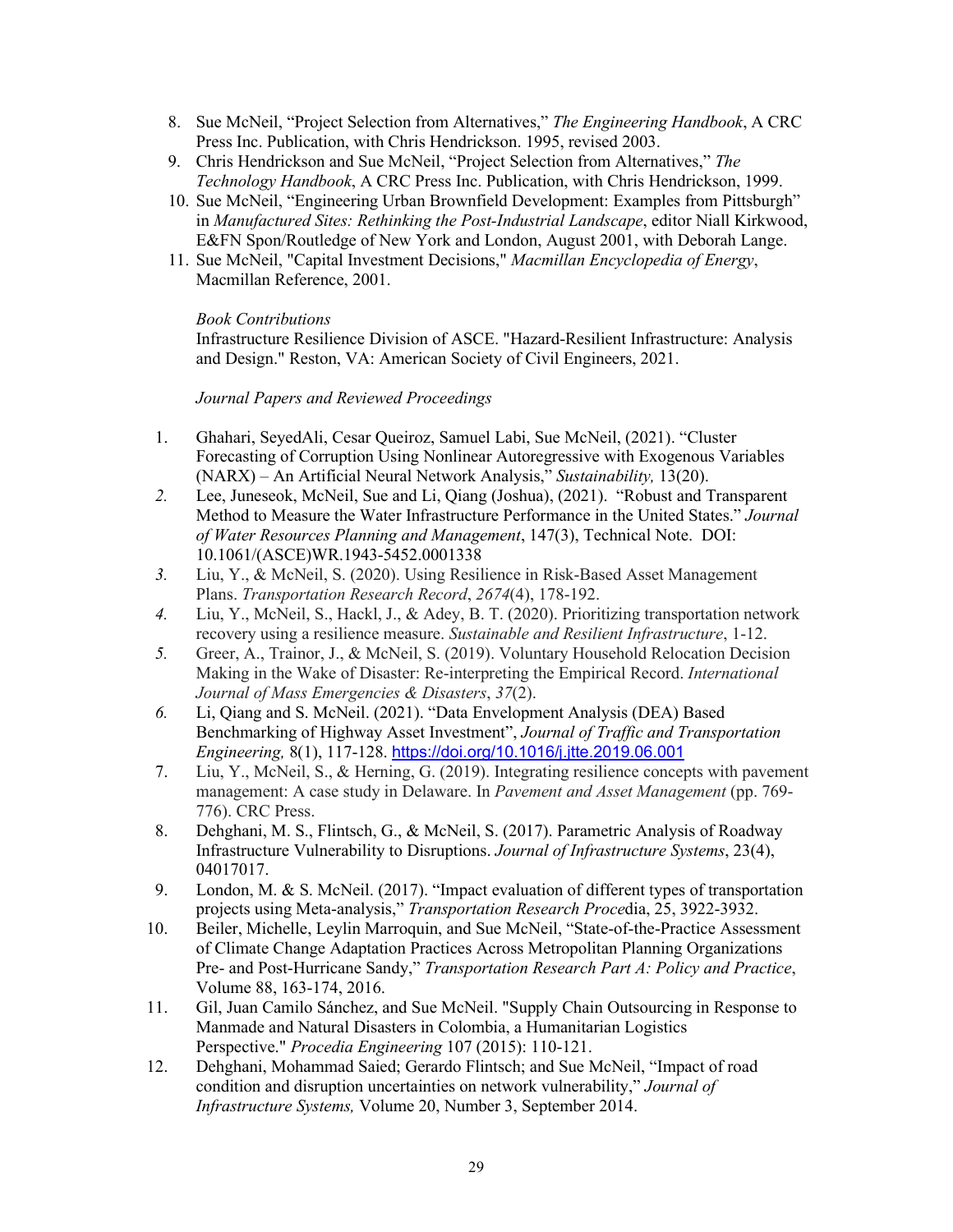8. Sue McNeil, "Project Selection from Alternatives," *The Engineering Handbook*, A CRC Press Inc. Publication, with Chris Hendrickson. 1995, revised 2003.
9. Chris Hendrickson and Sue McNeil, "Project Selection from Alternatives," *The Technology Handbook*, A CRC Press Inc. Publication, with Chris Hendrickson, 1999.
10. Sue McNeil, "Engineering Urban Brownfield Development: Examples from Pittsburgh" in *Manufactured Sites: Rethinking the Post-Industrial Landscape*, editor Niall Kirkwood, E&FN Spon/Routledge of New York and London, August 2001, with Deborah Lange.
11. Sue McNeil, "Capital Investment Decisions," *Macmillan Encyclopedia of Energy*, Macmillan Reference, 2001.

*Book Contributions*

Infrastructure Resilience Division of ASCE. "Hazard-Resilient Infrastructure: Analysis and Design." Reston, VA: American Society of Civil Engineers, 2021.

*Journal Papers and Reviewed Proceedings*

1. Ghahari, SeyedAli, Cesar Queiroz, Samuel Labi, Sue McNeil, (2021). "Cluster Forecasting of Corruption Using Nonlinear Autoregressive with Exogenous Variables (NARX) – An Artificial Neural Network Analysis," *Sustainability,* 13(20).
2. Lee, Juneseok, McNeil, Sue and Li, Qiang (Joshua), (2021). "Robust and Transparent Method to Measure the Water Infrastructure Performance in the United States." *Journal of Water Resources Planning and Management*, 147(3), Technical Note. DOI: 10.1061/(ASCE)WR.1943-5452.0001338
3. Liu, Y., & McNeil, S. (2020). Using Resilience in Risk-Based Asset Management Plans. *Transportation Research Record*, *2674*(4), 178-192.
4. Liu, Y., McNeil, S., Hackl, J., & Adey, B. T. (2020). Prioritizing transportation network recovery using a resilience measure. *Sustainable and Resilient Infrastructure*, 1-12.
5. Greer, A., Trainor, J., & McNeil, S. (2019). Voluntary Household Relocation Decision Making in the Wake of Disaster: Re-interpreting the Empirical Record. *International Journal of Mass Emergencies & Disasters*, *37*(2).
6. Li, Qiang and S. McNeil. (2021). "Data Envelopment Analysis (DEA) Based Benchmarking of Highway Asset Investment", *Journal of Traffic and Transportation Engineering,* 8(1), 117-128. https://doi.org/10.1016/j.jtte.2019.06.001
7. Liu, Y., McNeil, S., & Herning, G. (2019). Integrating resilience concepts with pavement management: A case study in Delaware. In *Pavement and Asset Management* (pp. 769-776). CRC Press.
8. Dehghani, M. S., Flintsch, G., & McNeil, S. (2017). Parametric Analysis of Roadway Infrastructure Vulnerability to Disruptions. *Journal of Infrastructure Systems*, 23(4), 04017017.
9. London, M. & S. McNeil. (2017). "Impact evaluation of different types of transportation projects using Meta-analysis," *Transportation Research Proce*dia, 25, 3922-3932.
10. Beiler, Michelle, Leylin Marroquin, and Sue McNeil, "State-of-the-Practice Assessment of Climate Change Adaptation Practices Across Metropolitan Planning Organizations Pre- and Post-Hurricane Sandy," *Transportation Research Part A: Policy and Practice*, Volume 88, 163-174, 2016.
11. Gil, Juan Camilo Sánchez, and Sue McNeil. "Supply Chain Outsourcing in Response to Manmade and Natural Disasters in Colombia, a Humanitarian Logistics Perspective." *Procedia Engineering* 107 (2015): 110-121.
12. Dehghani, Mohammad Saied; Gerardo Flintsch; and Sue McNeil, "Impact of road condition and disruption uncertainties on network vulnerability," *Journal of Infrastructure Systems,* Volume 20, Number 3, September 2014.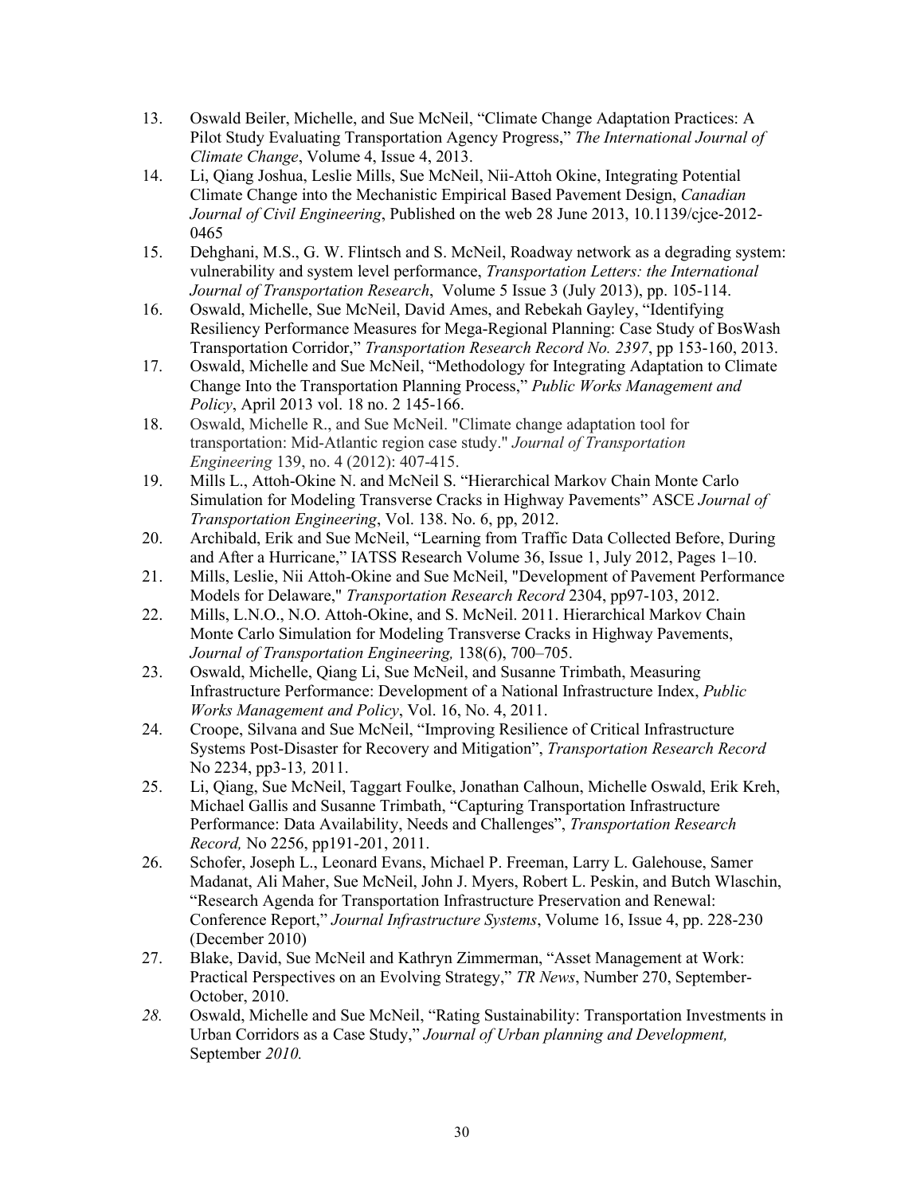13. Oswald Beiler, Michelle, and Sue McNeil, "Climate Change Adaptation Practices: A Pilot Study Evaluating Transportation Agency Progress," *The International Journal of Climate Change*, Volume 4, Issue 4, 2013.
14. Li, Qiang Joshua, Leslie Mills, Sue McNeil, Nii-Attoh Okine, Integrating Potential Climate Change into the Mechanistic Empirical Based Pavement Design, *Canadian Journal of Civil Engineering*, Published on the web 28 June 2013, 10.1139/cjce-2012-0465
15. Dehghani, M.S., G. W. Flintsch and S. McNeil, Roadway network as a degrading system: vulnerability and system level performance, *Transportation Letters: the International Journal of Transportation Research*, Volume 5 Issue 3 (July 2013), pp. 105-114.
16. Oswald, Michelle, Sue McNeil, David Ames, and Rebekah Gayley, "Identifying Resiliency Performance Measures for Mega-Regional Planning: Case Study of BosWash Transportation Corridor," *Transportation Research Record No. 2397*, pp 153-160, 2013.
17. Oswald, Michelle and Sue McNeil, "Methodology for Integrating Adaptation to Climate Change Into the Transportation Planning Process," *Public Works Management and Policy*, April 2013 vol. 18 no. 2 145-166.
18. Oswald, Michelle R., and Sue McNeil. "Climate change adaptation tool for transportation: Mid-Atlantic region case study." *Journal of Transportation Engineering* 139, no. 4 (2012): 407-415.
19. Mills L., Attoh-Okine N. and McNeil S. "Hierarchical Markov Chain Monte Carlo Simulation for Modeling Transverse Cracks in Highway Pavements" ASCE *Journal of Transportation Engineering*, Vol. 138. No. 6, pp, 2012.
20. Archibald, Erik and Sue McNeil, "Learning from Traffic Data Collected Before, During and After a Hurricane," IATSS Research Volume 36, Issue 1, July 2012, Pages 1–10.
21. Mills, Leslie, Nii Attoh-Okine and Sue McNeil, "Development of Pavement Performance Models for Delaware," *Transportation Research Record* 2304, pp97-103, 2012.
22. Mills, L.N.O., N.O. Attoh-Okine, and S. McNeil. 2011. Hierarchical Markov Chain Monte Carlo Simulation for Modeling Transverse Cracks in Highway Pavements, *Journal of Transportation Engineering,* 138(6), 700–705.
23. Oswald, Michelle, Qiang Li, Sue McNeil, and Susanne Trimbath, Measuring Infrastructure Performance: Development of a National Infrastructure Index, *Public Works Management and Policy*, Vol. 16, No. 4, 2011.
24. Croope, Silvana and Sue McNeil, "Improving Resilience of Critical Infrastructure Systems Post-Disaster for Recovery and Mitigation", *Transportation Research Record* No 2234, pp3-13*,* 2011.
25. Li, Qiang, Sue McNeil, Taggart Foulke, Jonathan Calhoun, Michelle Oswald, Erik Kreh, Michael Gallis and Susanne Trimbath, "Capturing Transportation Infrastructure Performance: Data Availability, Needs and Challenges", *Transportation Research Record,* No 2256, pp191-201, 2011.
26. Schofer, Joseph L., Leonard Evans, Michael P. Freeman, Larry L. Galehouse, Samer Madanat, Ali Maher, Sue McNeil, John J. Myers, Robert L. Peskin, and Butch Wlaschin, "Research Agenda for Transportation Infrastructure Preservation and Renewal: Conference Report," *Journal Infrastructure Systems*, Volume 16, Issue 4, pp. 228-230 (December 2010)
27. Blake, David, Sue McNeil and Kathryn Zimmerman, "Asset Management at Work: Practical Perspectives on an Evolving Strategy," *TR News*, Number 270, September-October, 2010.
28. Oswald, Michelle and Sue McNeil, "Rating Sustainability: Transportation Investments in Urban Corridors as a Case Study," *Journal of Urban planning and Development,* September *2010.*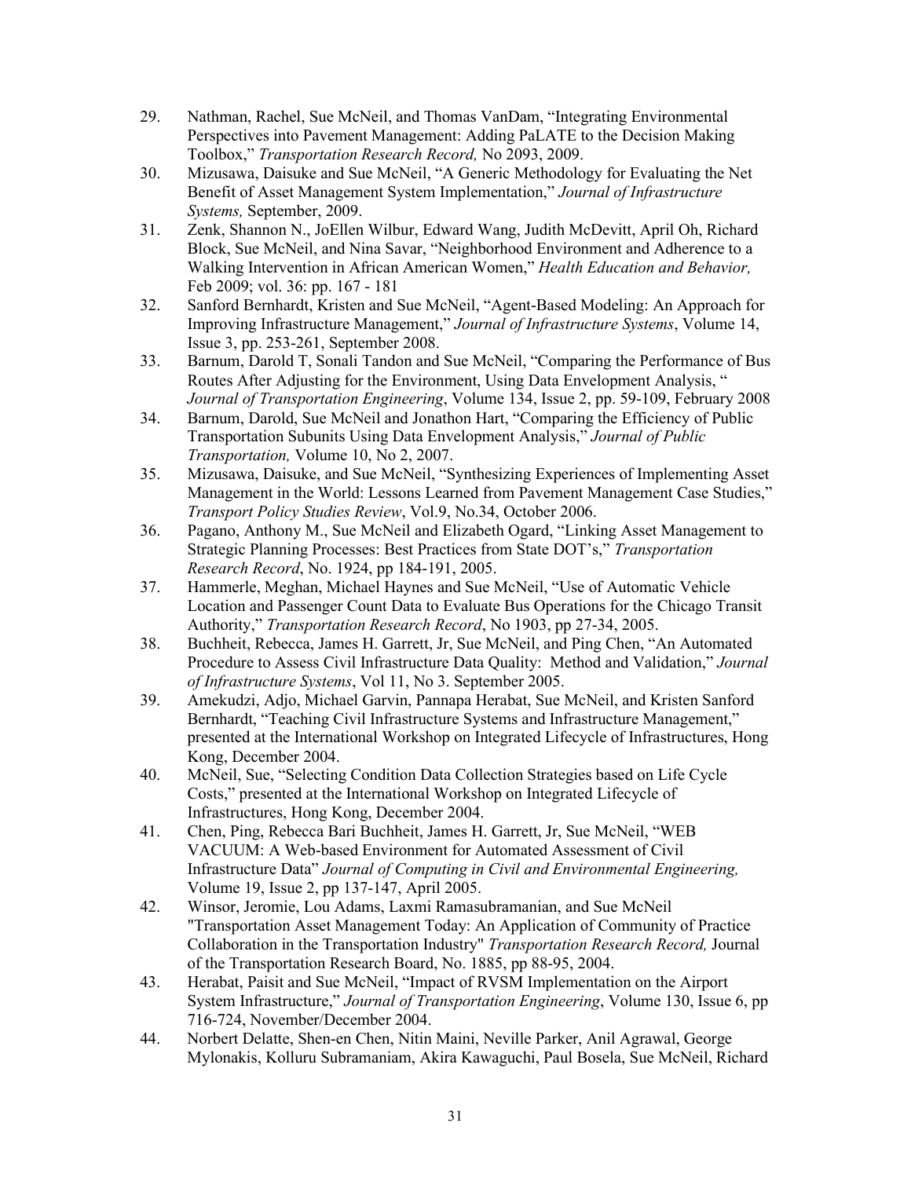29. Nathman, Rachel, Sue McNeil, and Thomas VanDam, "Integrating Environmental Perspectives into Pavement Management: Adding PaLATE to the Decision Making Toolbox," *Transportation Research Record,* No 2093, 2009.
30. Mizusawa, Daisuke and Sue McNeil, "A Generic Methodology for Evaluating the Net Benefit of Asset Management System Implementation," *Journal of Infrastructure Systems,* September, 2009.
31. Zenk, Shannon N., JoEllen Wilbur, Edward Wang, Judith McDevitt, April Oh, Richard Block, Sue McNeil, and Nina Savar, "Neighborhood Environment and Adherence to a Walking Intervention in African American Women," *Health Education and Behavior,* Feb 2009; vol. 36: pp. 167 - 181
32. Sanford Bernhardt, Kristen and Sue McNeil, "Agent-Based Modeling: An Approach for Improving Infrastructure Management," *Journal of Infrastructure Systems*, Volume 14, Issue 3, pp. 253-261, September 2008.
33. Barnum, Darold T, Sonali Tandon and Sue McNeil, "Comparing the Performance of Bus Routes After Adjusting for the Environment, Using Data Envelopment Analysis, " *Journal of Transportation Engineering*, Volume 134, Issue 2, pp. 59-109, February 2008
34. Barnum, Darold, Sue McNeil and Jonathon Hart, "Comparing the Efficiency of Public Transportation Subunits Using Data Envelopment Analysis," *Journal of Public Transportation,* Volume 10, No 2, 2007.
35. Mizusawa, Daisuke, and Sue McNeil, "Synthesizing Experiences of Implementing Asset Management in the World: Lessons Learned from Pavement Management Case Studies," *Transport Policy Studies Review*, Vol.9, No.34, October 2006.
36. Pagano, Anthony M., Sue McNeil and Elizabeth Ogard, "Linking Asset Management to Strategic Planning Processes: Best Practices from State DOT's," *Transportation Research Record*, No. 1924, pp 184-191, 2005.
37. Hammerle, Meghan, Michael Haynes and Sue McNeil, "Use of Automatic Vehicle Location and Passenger Count Data to Evaluate Bus Operations for the Chicago Transit Authority," *Transportation Research Record*, No 1903, pp 27-34, 2005.
38. Buchheit, Rebecca, James H. Garrett, Jr, Sue McNeil, and Ping Chen, "An Automated Procedure to Assess Civil Infrastructure Data Quality: Method and Validation," *Journal of Infrastructure Systems*, Vol 11, No 3. September 2005.
39. Amekudzi, Adjo, Michael Garvin, Pannapa Herabat, Sue McNeil, and Kristen Sanford Bernhardt, "Teaching Civil Infrastructure Systems and Infrastructure Management," presented at the International Workshop on Integrated Lifecycle of Infrastructures, Hong Kong, December 2004.
40. McNeil, Sue, "Selecting Condition Data Collection Strategies based on Life Cycle Costs," presented at the International Workshop on Integrated Lifecycle of Infrastructures, Hong Kong, December 2004.
41. Chen, Ping, Rebecca Bari Buchheit, James H. Garrett, Jr, Sue McNeil, "WEB VACUUM: A Web-based Environment for Automated Assessment of Civil Infrastructure Data" *Journal of Computing in Civil and Environmental Engineering,* Volume 19, Issue 2, pp 137-147, April 2005.
42. Winsor, Jeromie, Lou Adams, Laxmi Ramasubramanian, and Sue McNeil "Transportation Asset Management Today: An Application of Community of Practice Collaboration in the Transportation Industry" *Transportation Research Record,* Journal of the Transportation Research Board, No. 1885, pp 88-95, 2004.
43. Herabat, Paisit and Sue McNeil, "Impact of RVSM Implementation on the Airport System Infrastructure," *Journal of Transportation Engineering*, Volume 130, Issue 6, pp 716-724, November/December 2004.
44. Norbert Delatte, Shen-en Chen, Nitin Maini, Neville Parker, Anil Agrawal, George Mylonakis, Kolluru Subramaniam, Akira Kawaguchi, Paul Bosela, Sue McNeil, Richard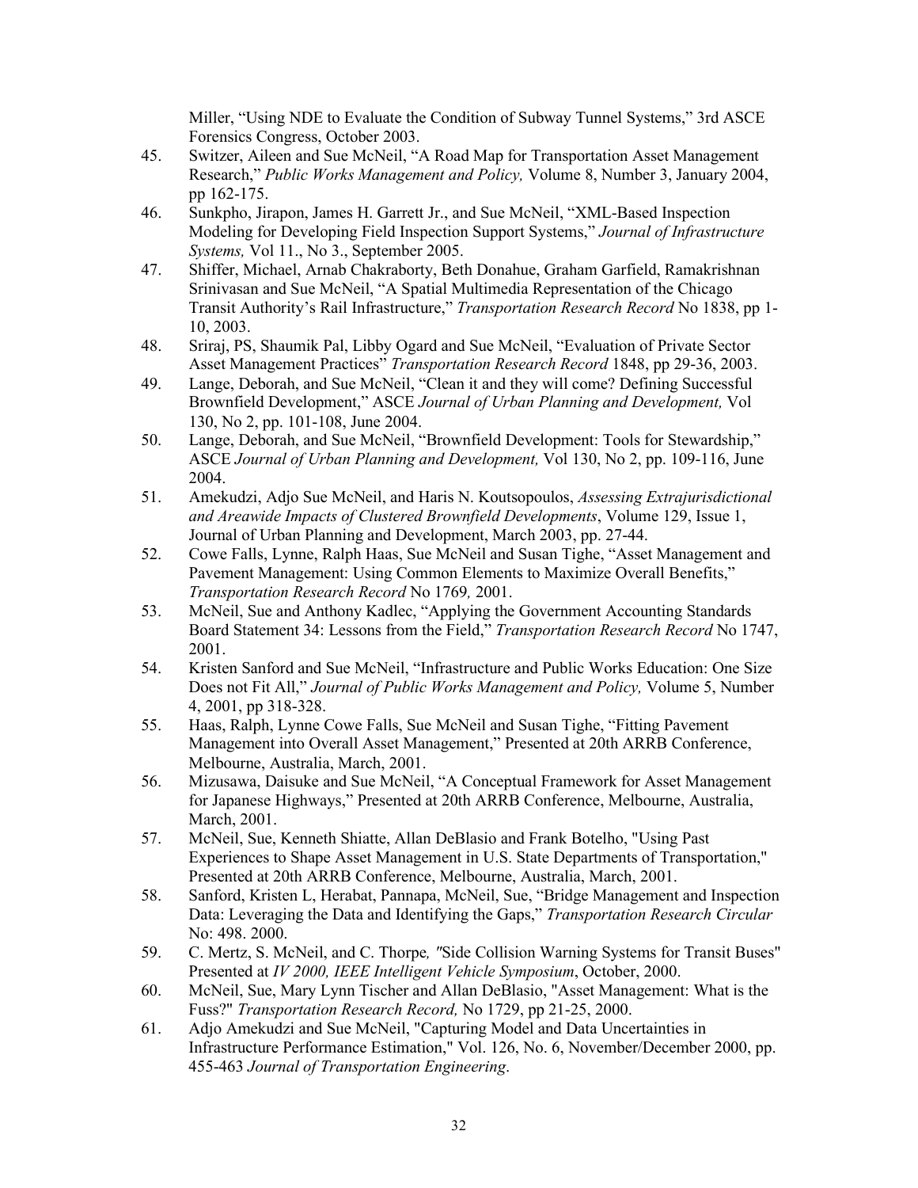Miller, "Using NDE to Evaluate the Condition of Subway Tunnel Systems," 3rd ASCE Forensics Congress, October 2003.

45. Switzer, Aileen and Sue McNeil, "A Road Map for Transportation Asset Management Research," *Public Works Management and Policy,* Volume 8, Number 3, January 2004, pp 162-175.
46. Sunkpho, Jirapon, James H. Garrett Jr., and Sue McNeil, "XML-Based Inspection Modeling for Developing Field Inspection Support Systems," *Journal of Infrastructure Systems,* Vol 11., No 3., September 2005.
47. Shiffer, Michael, Arnab Chakraborty, Beth Donahue, Graham Garfield, Ramakrishnan Srinivasan and Sue McNeil, "A Spatial Multimedia Representation of the Chicago Transit Authority's Rail Infrastructure," *Transportation Research Record* No 1838, pp 1-10, 2003.
48. Sriraj, PS, Shaumik Pal, Libby Ogard and Sue McNeil, "Evaluation of Private Sector Asset Management Practices" *Transportation Research Record* 1848, pp 29-36, 2003.
49. Lange, Deborah, and Sue McNeil, "Clean it and they will come? Defining Successful Brownfield Development," ASCE *Journal of Urban Planning and Development,* Vol 130, No 2, pp. 101-108, June 2004.
50. Lange, Deborah, and Sue McNeil, "Brownfield Development: Tools for Stewardship," ASCE *Journal of Urban Planning and Development,* Vol 130, No 2, pp. 109-116, June 2004.
51. Amekudzi, Adjo Sue McNeil, and Haris N. Koutsopoulos, *Assessing Extrajurisdictional and Areawide Impacts of Clustered Brownfield Developments*, Volume 129, Issue 1, Journal of Urban Planning and Development, March 2003, pp. 27-44.
52. Cowe Falls, Lynne, Ralph Haas, Sue McNeil and Susan Tighe, "Asset Management and Pavement Management: Using Common Elements to Maximize Overall Benefits," *Transportation Research Record* No 1769*,* 2001.
53. McNeil, Sue and Anthony Kadlec, "Applying the Government Accounting Standards Board Statement 34: Lessons from the Field," *Transportation Research Record* No 1747, 2001.
54. Kristen Sanford and Sue McNeil, "Infrastructure and Public Works Education: One Size Does not Fit All," *Journal of Public Works Management and Policy,* Volume 5, Number 4, 2001, pp 318-328.
55. Haas, Ralph, Lynne Cowe Falls, Sue McNeil and Susan Tighe, "Fitting Pavement Management into Overall Asset Management," Presented at 20th ARRB Conference, Melbourne, Australia, March, 2001.
56. Mizusawa, Daisuke and Sue McNeil, "A Conceptual Framework for Asset Management for Japanese Highways," Presented at 20th ARRB Conference, Melbourne, Australia, March, 2001.
57. McNeil, Sue, Kenneth Shiatte, Allan DeBlasio and Frank Botelho, "Using Past Experiences to Shape Asset Management in U.S. State Departments of Transportation," Presented at 20th ARRB Conference, Melbourne, Australia, March, 2001.
58. Sanford, Kristen L, Herabat, Pannapa, McNeil, Sue, "Bridge Management and Inspection Data: Leveraging the Data and Identifying the Gaps," *Transportation Research Circular* No: 498. 2000.
59. C. Mertz, S. McNeil, and C. Thorpe*, "*Side Collision Warning Systems for Transit Buses" Presented at *IV 2000, IEEE Intelligent Vehicle Symposium*, October, 2000.
60. McNeil, Sue, Mary Lynn Tischer and Allan DeBlasio, "Asset Management: What is the Fuss?" *Transportation Research Record,* No 1729, pp 21-25, 2000.
61. Adjo Amekudzi and Sue McNeil, "Capturing Model and Data Uncertainties in Infrastructure Performance Estimation," Vol. 126, No. 6, November/December 2000, pp. 455-463 *Journal of Transportation Engineering*.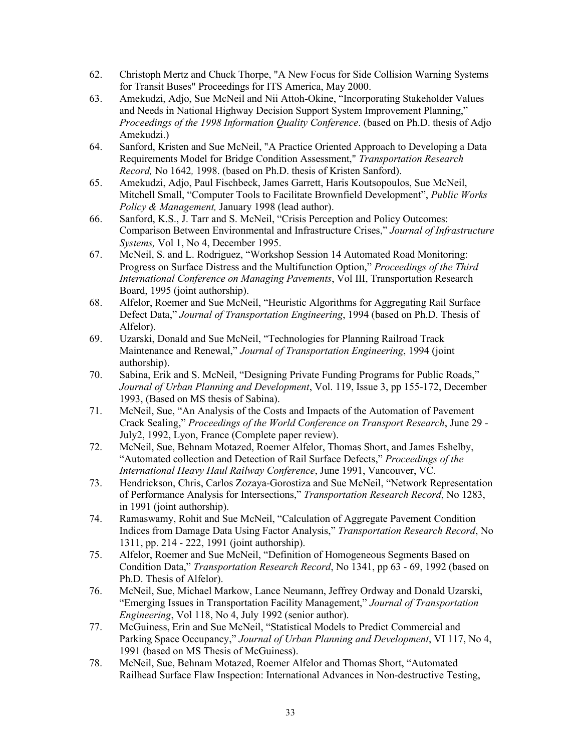62. Christoph Mertz and Chuck Thorpe, "A New Focus for Side Collision Warning Systems for Transit Buses" Proceedings for ITS America, May 2000.
63. Amekudzi, Adjo, Sue McNeil and Nii Attoh-Okine, "Incorporating Stakeholder Values and Needs in National Highway Decision Support System Improvement Planning," *Proceedings of the 1998 Information Quality Conference*. (based on Ph.D. thesis of Adjo Amekudzi.)
64. Sanford, Kristen and Sue McNeil, "A Practice Oriented Approach to Developing a Data Requirements Model for Bridge Condition Assessment," *Transportation Research Record,* No 1642*,* 1998. (based on Ph.D. thesis of Kristen Sanford).
65. Amekudzi, Adjo, Paul Fischbeck, James Garrett, Haris Koutsopoulos, Sue McNeil, Mitchell Small, "Computer Tools to Facilitate Brownfield Development", *Public Works Policy & Management,* January 1998 (lead author).
66. Sanford, K.S., J. Tarr and S. McNeil, "Crisis Perception and Policy Outcomes: Comparison Between Environmental and Infrastructure Crises," *Journal of Infrastructure Systems,* Vol 1, No 4, December 1995.
67. McNeil, S. and L. Rodriguez, "Workshop Session 14 Automated Road Monitoring: Progress on Surface Distress and the Multifunction Option," *Proceedings of the Third International Conference on Managing Pavements*, Vol III, Transportation Research Board, 1995 (joint authorship).
68. Alfelor, Roemer and Sue McNeil, "Heuristic Algorithms for Aggregating Rail Surface Defect Data," *Journal of Transportation Engineering*, 1994 (based on Ph.D. Thesis of Alfelor).
69. Uzarski, Donald and Sue McNeil, "Technologies for Planning Railroad Track Maintenance and Renewal," *Journal of Transportation Engineering*, 1994 (joint authorship).
70. Sabina, Erik and S. McNeil, "Designing Private Funding Programs for Public Roads," *Journal of Urban Planning and Development*, Vol. 119, Issue 3, pp 155-172, December 1993, (Based on MS thesis of Sabina).
71. McNeil, Sue, "An Analysis of the Costs and Impacts of the Automation of Pavement Crack Sealing," *Proceedings of the World Conference on Transport Research*, June 29 - July2, 1992, Lyon, France (Complete paper review).
72. McNeil, Sue, Behnam Motazed, Roemer Alfelor, Thomas Short, and James Eshelby, "Automated collection and Detection of Rail Surface Defects," *Proceedings of the International Heavy Haul Railway Conference*, June 1991, Vancouver, VC.
73. Hendrickson, Chris, Carlos Zozaya-Gorostiza and Sue McNeil, "Network Representation of Performance Analysis for Intersections," *Transportation Research Record*, No 1283, in 1991 (joint authorship).
74. Ramaswamy, Rohit and Sue McNeil, "Calculation of Aggregate Pavement Condition Indices from Damage Data Using Factor Analysis," *Transportation Research Record*, No 1311, pp. 214 - 222, 1991 (joint authorship).
75. Alfelor, Roemer and Sue McNeil, "Definition of Homogeneous Segments Based on Condition Data," *Transportation Research Record*, No 1341, pp 63 - 69, 1992 (based on Ph.D. Thesis of Alfelor).
76. McNeil, Sue, Michael Markow, Lance Neumann, Jeffrey Ordway and Donald Uzarski, "Emerging Issues in Transportation Facility Management," *Journal of Transportation Engineering*, Vol 118, No 4, July 1992 (senior author).
77. McGuiness, Erin and Sue McNeil, "Statistical Models to Predict Commercial and Parking Space Occupancy," *Journal of Urban Planning and Development*, VI 117, No 4, 1991 (based on MS Thesis of McGuiness).
78. McNeil, Sue, Behnam Motazed, Roemer Alfelor and Thomas Short, "Automated Railhead Surface Flaw Inspection: International Advances in Non-destructive Testing,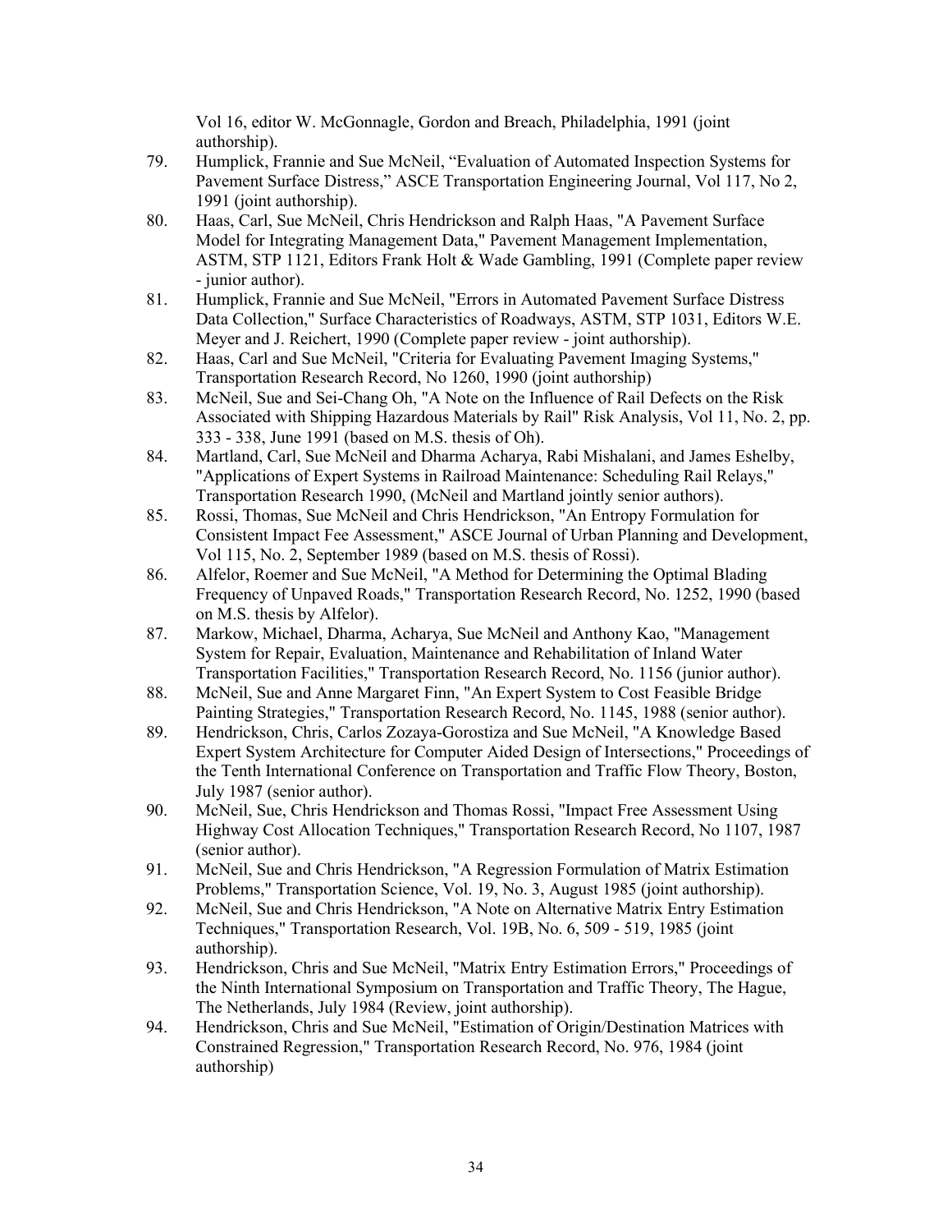Vol 16, editor W. McGonnagle, Gordon and Breach, Philadelphia, 1991 (joint authorship).

79. Humplick, Frannie and Sue McNeil, "Evaluation of Automated Inspection Systems for Pavement Surface Distress," ASCE Transportation Engineering Journal, Vol 117, No 2, 1991 (joint authorship).
80. Haas, Carl, Sue McNeil, Chris Hendrickson and Ralph Haas, "A Pavement Surface Model for Integrating Management Data," Pavement Management Implementation, ASTM, STP 1121, Editors Frank Holt & Wade Gambling, 1991 (Complete paper review - junior author).
81. Humplick, Frannie and Sue McNeil, "Errors in Automated Pavement Surface Distress Data Collection," Surface Characteristics of Roadways, ASTM, STP 1031, Editors W.E. Meyer and J. Reichert, 1990 (Complete paper review - joint authorship).
82. Haas, Carl and Sue McNeil, "Criteria for Evaluating Pavement Imaging Systems," Transportation Research Record, No 1260, 1990 (joint authorship)
83. McNeil, Sue and Sei-Chang Oh, "A Note on the Influence of Rail Defects on the Risk Associated with Shipping Hazardous Materials by Rail" Risk Analysis, Vol 11, No. 2, pp. 333 - 338, June 1991 (based on M.S. thesis of Oh).
84. Martland, Carl, Sue McNeil and Dharma Acharya, Rabi Mishalani, and James Eshelby, "Applications of Expert Systems in Railroad Maintenance: Scheduling Rail Relays," Transportation Research 1990, (McNeil and Martland jointly senior authors).
85. Rossi, Thomas, Sue McNeil and Chris Hendrickson, "An Entropy Formulation for Consistent Impact Fee Assessment," ASCE Journal of Urban Planning and Development, Vol 115, No. 2, September 1989 (based on M.S. thesis of Rossi).
86. Alfelor, Roemer and Sue McNeil, "A Method for Determining the Optimal Blading Frequency of Unpaved Roads," Transportation Research Record, No. 1252, 1990 (based on M.S. thesis by Alfelor).
87. Markow, Michael, Dharma, Acharya, Sue McNeil and Anthony Kao, "Management System for Repair, Evaluation, Maintenance and Rehabilitation of Inland Water Transportation Facilities," Transportation Research Record, No. 1156 (junior author).
88. McNeil, Sue and Anne Margaret Finn, "An Expert System to Cost Feasible Bridge Painting Strategies," Transportation Research Record, No. 1145, 1988 (senior author).
89. Hendrickson, Chris, Carlos Zozaya-Gorostiza and Sue McNeil, "A Knowledge Based Expert System Architecture for Computer Aided Design of Intersections," Proceedings of the Tenth International Conference on Transportation and Traffic Flow Theory, Boston, July 1987 (senior author).
90. McNeil, Sue, Chris Hendrickson and Thomas Rossi, "Impact Free Assessment Using Highway Cost Allocation Techniques," Transportation Research Record, No 1107, 1987 (senior author).
91. McNeil, Sue and Chris Hendrickson, "A Regression Formulation of Matrix Estimation Problems," Transportation Science, Vol. 19, No. 3, August 1985 (joint authorship).
92. McNeil, Sue and Chris Hendrickson, "A Note on Alternative Matrix Entry Estimation Techniques," Transportation Research, Vol. 19B, No. 6, 509 - 519, 1985 (joint authorship).
93. Hendrickson, Chris and Sue McNeil, "Matrix Entry Estimation Errors," Proceedings of the Ninth International Symposium on Transportation and Traffic Theory, The Hague, The Netherlands, July 1984 (Review, joint authorship).
94. Hendrickson, Chris and Sue McNeil, "Estimation of Origin/Destination Matrices with Constrained Regression," Transportation Research Record, No. 976, 1984 (joint authorship)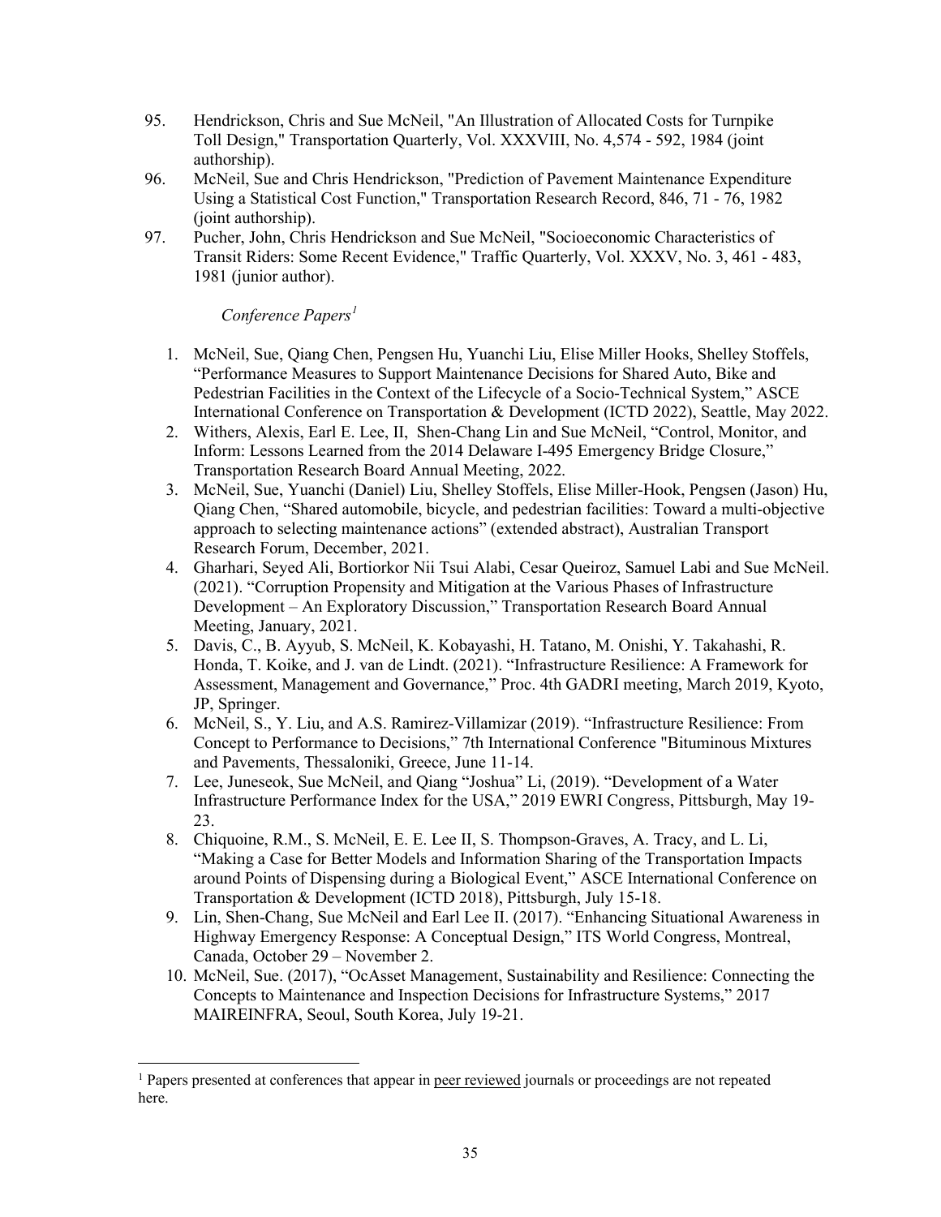95. Hendrickson, Chris and Sue McNeil, "An Illustration of Allocated Costs for Turnpike Toll Design," Transportation Quarterly, Vol. XXXVIII, No. 4,574 - 592, 1984 (joint authorship).
96. McNeil, Sue and Chris Hendrickson, "Prediction of Pavement Maintenance Expenditure Using a Statistical Cost Function," Transportation Research Record, 846, 71 - 76, 1982 (joint authorship).
97. Pucher, John, Chris Hendrickson and Sue McNeil, "Socioeconomic Characteristics of Transit Riders: Some Recent Evidence," Traffic Quarterly, Vol. XXXV, No. 3, 461 - 483, 1981 (junior author).

*Conference Papers*[1]

1. McNeil, Sue, Qiang Chen, Pengsen Hu, Yuanchi Liu, Elise Miller Hooks, Shelley Stoffels, "Performance Measures to Support Maintenance Decisions for Shared Auto, Bike and Pedestrian Facilities in the Context of the Lifecycle of a Socio-Technical System," ASCE International Conference on Transportation & Development (ICTD 2022), Seattle, May 2022.
2. Withers, Alexis, Earl E. Lee, II, Shen-Chang Lin and Sue McNeil, "Control, Monitor, and Inform: Lessons Learned from the 2014 Delaware I-495 Emergency Bridge Closure," Transportation Research Board Annual Meeting, 2022.
3. McNeil, Sue, Yuanchi (Daniel) Liu, Shelley Stoffels, Elise Miller-Hook, Pengsen (Jason) Hu, Qiang Chen, "Shared automobile, bicycle, and pedestrian facilities: Toward a multi-objective approach to selecting maintenance actions" (extended abstract), Australian Transport Research Forum, December, 2021.
4. Gharhari, Seyed Ali, Bortiorkor Nii Tsui Alabi, Cesar Queiroz, Samuel Labi and Sue McNeil. (2021). "Corruption Propensity and Mitigation at the Various Phases of Infrastructure Development – An Exploratory Discussion," Transportation Research Board Annual Meeting, January, 2021.
5. Davis, C., B. Ayyub, S. McNeil, K. Kobayashi, H. Tatano, M. Onishi, Y. Takahashi, R. Honda, T. Koike, and J. van de Lindt. (2021). "Infrastructure Resilience: A Framework for Assessment, Management and Governance," Proc. 4th GADRI meeting, March 2019, Kyoto, JP, Springer.
6. McNeil, S., Y. Liu, and A.S. Ramirez-Villamizar (2019). "Infrastructure Resilience: From Concept to Performance to Decisions," 7th International Conference "Bituminous Mixtures and Pavements, Thessaloniki, Greece, June 11-14.
7. Lee, Juneseok, Sue McNeil, and Qiang "Joshua" Li, (2019). "Development of a Water Infrastructure Performance Index for the USA," 2019 EWRI Congress, Pittsburgh, May 19-23.
8. Chiquoine, R.M., S. McNeil, E. E. Lee II, S. Thompson-Graves, A. Tracy, and L. Li, "Making a Case for Better Models and Information Sharing of the Transportation Impacts around Points of Dispensing during a Biological Event," ASCE International Conference on Transportation & Development (ICTD 2018), Pittsburgh, July 15-18.
9. Lin, Shen-Chang, Sue McNeil and Earl Lee II. (2017). "Enhancing Situational Awareness in Highway Emergency Response: A Conceptual Design," ITS World Congress, Montreal, Canada, October 29 – November 2.
10. McNeil, Sue. (2017), "OcAsset Management, Sustainability and Resilience: Connecting the Concepts to Maintenance and Inspection Decisions for Infrastructure Systems," 2017 MAIREINFRA, Seoul, South Korea, July 19-21.

[1] Papers presented at conferences that appear in peer reviewed journals or proceedings are not repeated here.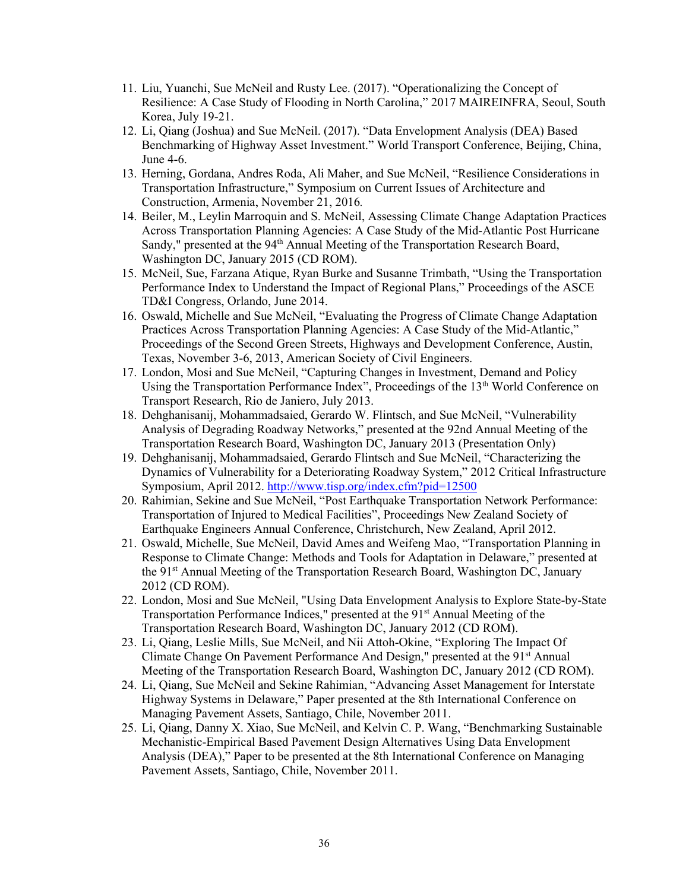11. Liu, Yuanchi, Sue McNeil and Rusty Lee. (2017). "Operationalizing the Concept of Resilience: A Case Study of Flooding in North Carolina," 2017 MAIREINFRA, Seoul, South Korea, July 19-21.
12. Li, Qiang (Joshua) and Sue McNeil. (2017). "Data Envelopment Analysis (DEA) Based Benchmarking of Highway Asset Investment." World Transport Conference, Beijing, China, June 4-6.
13. Herning, Gordana, Andres Roda, Ali Maher, and Sue McNeil, "Resilience Considerations in Transportation Infrastructure," Symposium on Current Issues of Architecture and Construction, Armenia, November 21, 2016*.*
14. Beiler, M., Leylin Marroquin and S. McNeil, Assessing Climate Change Adaptation Practices Across Transportation Planning Agencies: A Case Study of the Mid-Atlantic Post Hurricane Sandy," presented at the 94th Annual Meeting of the Transportation Research Board, Washington DC, January 2015 (CD ROM).
15. McNeil, Sue, Farzana Atique, Ryan Burke and Susanne Trimbath, "Using the Transportation Performance Index to Understand the Impact of Regional Plans," Proceedings of the ASCE TD&I Congress, Orlando, June 2014.
16. Oswald, Michelle and Sue McNeil, "Evaluating the Progress of Climate Change Adaptation Practices Across Transportation Planning Agencies: A Case Study of the Mid-Atlantic," Proceedings of the Second Green Streets, Highways and Development Conference, Austin, Texas, November 3-6, 2013, American Society of Civil Engineers.
17. London, Mosi and Sue McNeil, "Capturing Changes in Investment, Demand and Policy Using the Transportation Performance Index", Proceedings of the 13th World Conference on Transport Research, Rio de Janiero, July 2013.
18. Dehghanisanij, Mohammadsaied, Gerardo W. Flintsch, and Sue McNeil, "Vulnerability Analysis of Degrading Roadway Networks," presented at the 92nd Annual Meeting of the Transportation Research Board, Washington DC, January 2013 (Presentation Only)
19. Dehghanisanij, Mohammadsaied, Gerardo Flintsch and Sue McNeil, "Characterizing the Dynamics of Vulnerability for a Deteriorating Roadway System," 2012 Critical Infrastructure Symposium, April 2012. http://www.tisp.org/index.cfm?pid=12500
20. Rahimian, Sekine and Sue McNeil, "Post Earthquake Transportation Network Performance: Transportation of Injured to Medical Facilities", Proceedings New Zealand Society of Earthquake Engineers Annual Conference, Christchurch, New Zealand, April 2012.
21. Oswald, Michelle, Sue McNeil, David Ames and Weifeng Mao, "Transportation Planning in Response to Climate Change: Methods and Tools for Adaptation in Delaware," presented at the 91st Annual Meeting of the Transportation Research Board, Washington DC, January 2012 (CD ROM).
22. London, Mosi and Sue McNeil, "Using Data Envelopment Analysis to Explore State-by-State Transportation Performance Indices," presented at the 91st Annual Meeting of the Transportation Research Board, Washington DC, January 2012 (CD ROM).
23. Li, Qiang, Leslie Mills, Sue McNeil, and Nii Attoh-Okine, "Exploring The Impact Of Climate Change On Pavement Performance And Design," presented at the 91st Annual Meeting of the Transportation Research Board, Washington DC, January 2012 (CD ROM).
24. Li, Qiang, Sue McNeil and Sekine Rahimian, "Advancing Asset Management for Interstate Highway Systems in Delaware," Paper presented at the 8th International Conference on Managing Pavement Assets, Santiago, Chile, November 2011.
25. Li, Qiang, Danny X. Xiao, Sue McNeil, and Kelvin C. P. Wang, "Benchmarking Sustainable Mechanistic-Empirical Based Pavement Design Alternatives Using Data Envelopment Analysis (DEA)," Paper to be presented at the 8th International Conference on Managing Pavement Assets, Santiago, Chile, November 2011.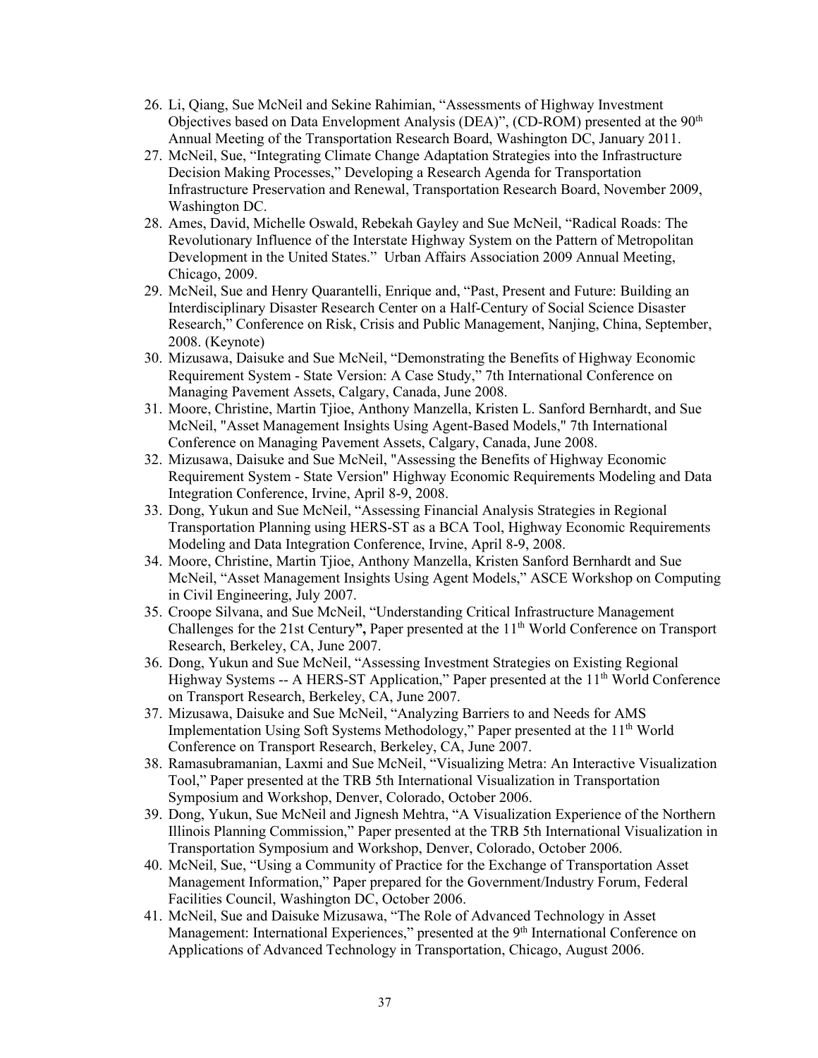26. Li, Qiang, Sue McNeil and Sekine Rahimian, "Assessments of Highway Investment Objectives based on Data Envelopment Analysis (DEA)", (CD-ROM) presented at the 90th Annual Meeting of the Transportation Research Board, Washington DC, January 2011.
27. McNeil, Sue, "Integrating Climate Change Adaptation Strategies into the Infrastructure Decision Making Processes," Developing a Research Agenda for Transportation Infrastructure Preservation and Renewal, Transportation Research Board, November 2009, Washington DC.
28. Ames, David, Michelle Oswald, Rebekah Gayley and Sue McNeil, "Radical Roads: The Revolutionary Influence of the Interstate Highway System on the Pattern of Metropolitan Development in the United States." Urban Affairs Association 2009 Annual Meeting, Chicago, 2009.
29. McNeil, Sue and Henry Quarantelli, Enrique and, "Past, Present and Future: Building an Interdisciplinary Disaster Research Center on a Half-Century of Social Science Disaster Research," Conference on Risk, Crisis and Public Management, Nanjing, China, September, 2008. (Keynote)
30. Mizusawa, Daisuke and Sue McNeil, "Demonstrating the Benefits of Highway Economic Requirement System - State Version: A Case Study," 7th International Conference on Managing Pavement Assets, Calgary, Canada, June 2008.
31. Moore, Christine, Martin Tjioe, Anthony Manzella, Kristen L. Sanford Bernhardt, and Sue McNeil, "Asset Management Insights Using Agent-Based Models," 7th International Conference on Managing Pavement Assets, Calgary, Canada, June 2008.
32. Mizusawa, Daisuke and Sue McNeil, "Assessing the Benefits of Highway Economic Requirement System - State Version" Highway Economic Requirements Modeling and Data Integration Conference, Irvine, April 8-9, 2008.
33. Dong, Yukun and Sue McNeil, "Assessing Financial Analysis Strategies in Regional Transportation Planning using HERS-ST as a BCA Tool, Highway Economic Requirements Modeling and Data Integration Conference, Irvine, April 8-9, 2008.
34. Moore, Christine, Martin Tjioe, Anthony Manzella, Kristen Sanford Bernhardt and Sue McNeil, "Asset Management Insights Using Agent Models," ASCE Workshop on Computing in Civil Engineering, July 2007.
35. Croope Silvana, and Sue McNeil, "Understanding Critical Infrastructure Management Challenges for the 21st Century**",** Paper presented at the 11th World Conference on Transport Research, Berkeley, CA, June 2007.
36. Dong, Yukun and Sue McNeil, "Assessing Investment Strategies on Existing Regional Highway Systems -- A HERS-ST Application," Paper presented at the 11th World Conference on Transport Research, Berkeley, CA, June 2007.
37. Mizusawa, Daisuke and Sue McNeil, "Analyzing Barriers to and Needs for AMS Implementation Using Soft Systems Methodology," Paper presented at the 11th World Conference on Transport Research, Berkeley, CA, June 2007.
38. Ramasubramanian, Laxmi and Sue McNeil, "Visualizing Metra: An Interactive Visualization Tool," Paper presented at the TRB 5th International Visualization in Transportation Symposium and Workshop, Denver, Colorado, October 2006.
39. Dong, Yukun, Sue McNeil and Jignesh Mehtra, "A Visualization Experience of the Northern Illinois Planning Commission," Paper presented at the TRB 5th International Visualization in Transportation Symposium and Workshop, Denver, Colorado, October 2006.
40. McNeil, Sue, "Using a Community of Practice for the Exchange of Transportation Asset Management Information," Paper prepared for the Government/Industry Forum, Federal Facilities Council, Washington DC, October 2006.
41. McNeil, Sue and Daisuke Mizusawa, "The Role of Advanced Technology in Asset Management: International Experiences," presented at the 9th International Conference on Applications of Advanced Technology in Transportation, Chicago, August 2006.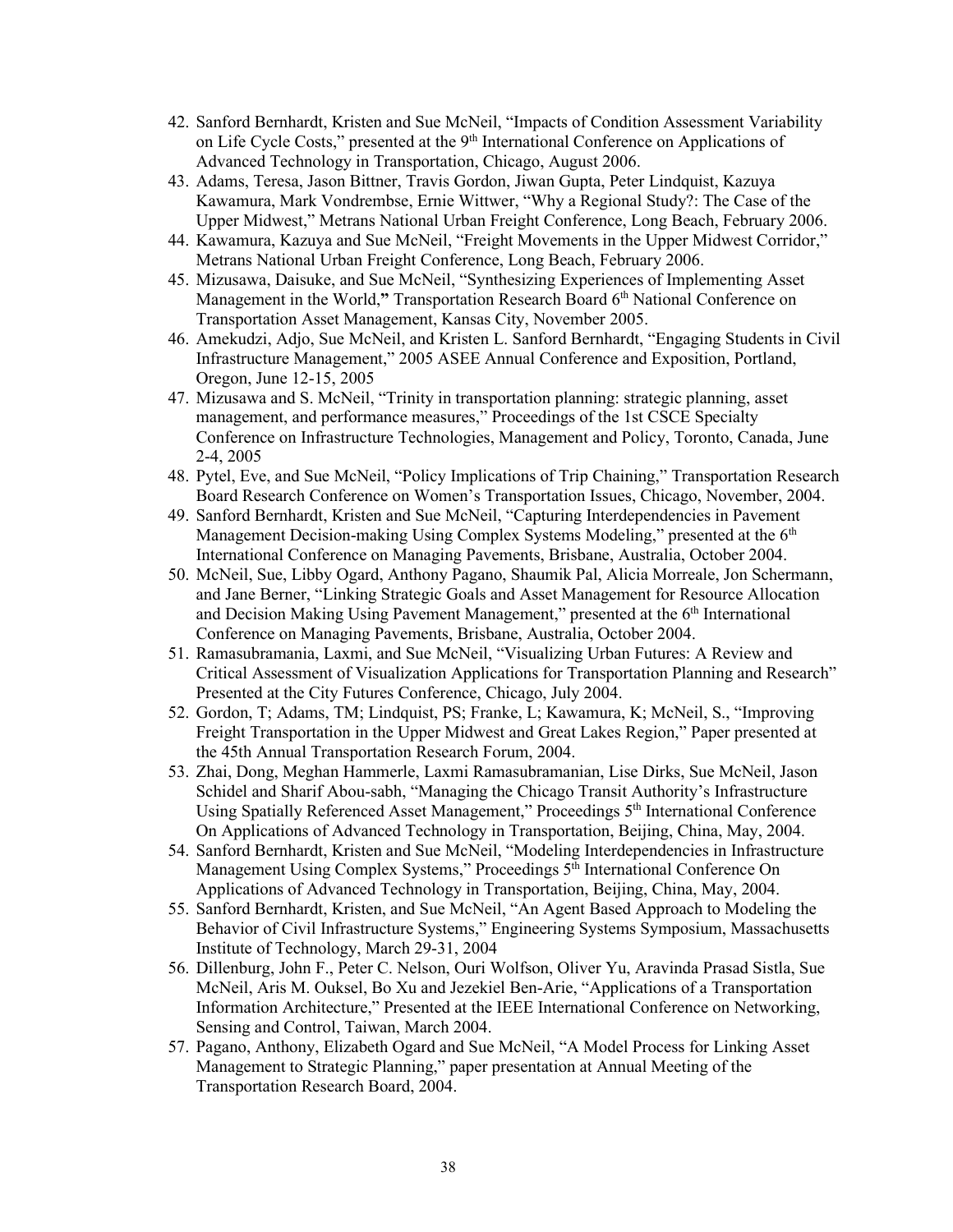42. Sanford Bernhardt, Kristen and Sue McNeil, "Impacts of Condition Assessment Variability on Life Cycle Costs," presented at the 9th International Conference on Applications of Advanced Technology in Transportation, Chicago, August 2006.
43. Adams, Teresa, Jason Bittner, Travis Gordon, Jiwan Gupta, Peter Lindquist, Kazuya Kawamura, Mark Vondrembse, Ernie Wittwer, "Why a Regional Study?: The Case of the Upper Midwest," Metrans National Urban Freight Conference, Long Beach, February 2006.
44. Kawamura, Kazuya and Sue McNeil, "Freight Movements in the Upper Midwest Corridor," Metrans National Urban Freight Conference, Long Beach, February 2006.
45. Mizusawa, Daisuke, and Sue McNeil, "Synthesizing Experiences of Implementing Asset Management in the World," Transportation Research Board 6th National Conference on Transportation Asset Management, Kansas City, November 2005.
46. Amekudzi, Adjo, Sue McNeil, and Kristen L. Sanford Bernhardt, "Engaging Students in Civil Infrastructure Management," 2005 ASEE Annual Conference and Exposition, Portland, Oregon, June 12-15, 2005
47. Mizusawa and S. McNeil, "Trinity in transportation planning: strategic planning, asset management, and performance measures," Proceedings of the 1st CSCE Specialty Conference on Infrastructure Technologies, Management and Policy, Toronto, Canada, June 2-4, 2005
48. Pytel, Eve, and Sue McNeil, "Policy Implications of Trip Chaining," Transportation Research Board Research Conference on Women's Transportation Issues, Chicago, November, 2004.
49. Sanford Bernhardt, Kristen and Sue McNeil, "Capturing Interdependencies in Pavement Management Decision-making Using Complex Systems Modeling," presented at the 6th International Conference on Managing Pavements, Brisbane, Australia, October 2004.
50. McNeil, Sue, Libby Ogard, Anthony Pagano, Shaumik Pal, Alicia Morreale, Jon Schermann, and Jane Berner, "Linking Strategic Goals and Asset Management for Resource Allocation and Decision Making Using Pavement Management," presented at the 6th International Conference on Managing Pavements, Brisbane, Australia, October 2004.
51. Ramasubramania, Laxmi, and Sue McNeil, "Visualizing Urban Futures: A Review and Critical Assessment of Visualization Applications for Transportation Planning and Research" Presented at the City Futures Conference, Chicago, July 2004.
52. Gordon, T; Adams, TM; Lindquist, PS; Franke, L; Kawamura, K; McNeil, S., "Improving Freight Transportation in the Upper Midwest and Great Lakes Region," Paper presented at the 45th Annual Transportation Research Forum, 2004.
53. Zhai, Dong, Meghan Hammerle, Laxmi Ramasubramanian, Lise Dirks, Sue McNeil, Jason Schidel and Sharif Abou-sabh, "Managing the Chicago Transit Authority's Infrastructure Using Spatially Referenced Asset Management," Proceedings 5th International Conference On Applications of Advanced Technology in Transportation, Beijing, China, May, 2004.
54. Sanford Bernhardt, Kristen and Sue McNeil, "Modeling Interdependencies in Infrastructure Management Using Complex Systems," Proceedings 5th International Conference On Applications of Advanced Technology in Transportation, Beijing, China, May, 2004.
55. Sanford Bernhardt, Kristen, and Sue McNeil, "An Agent Based Approach to Modeling the Behavior of Civil Infrastructure Systems," Engineering Systems Symposium, Massachusetts Institute of Technology, March 29-31, 2004
56. Dillenburg, John F., Peter C. Nelson, Ouri Wolfson, Oliver Yu, Aravinda Prasad Sistla, Sue McNeil, Aris M. Ouksel, Bo Xu and Jezekiel Ben-Arie, "Applications of a Transportation Information Architecture," Presented at the IEEE International Conference on Networking, Sensing and Control, Taiwan, March 2004.
57. Pagano, Anthony, Elizabeth Ogard and Sue McNeil, "A Model Process for Linking Asset Management to Strategic Planning," paper presentation at Annual Meeting of the Transportation Research Board, 2004.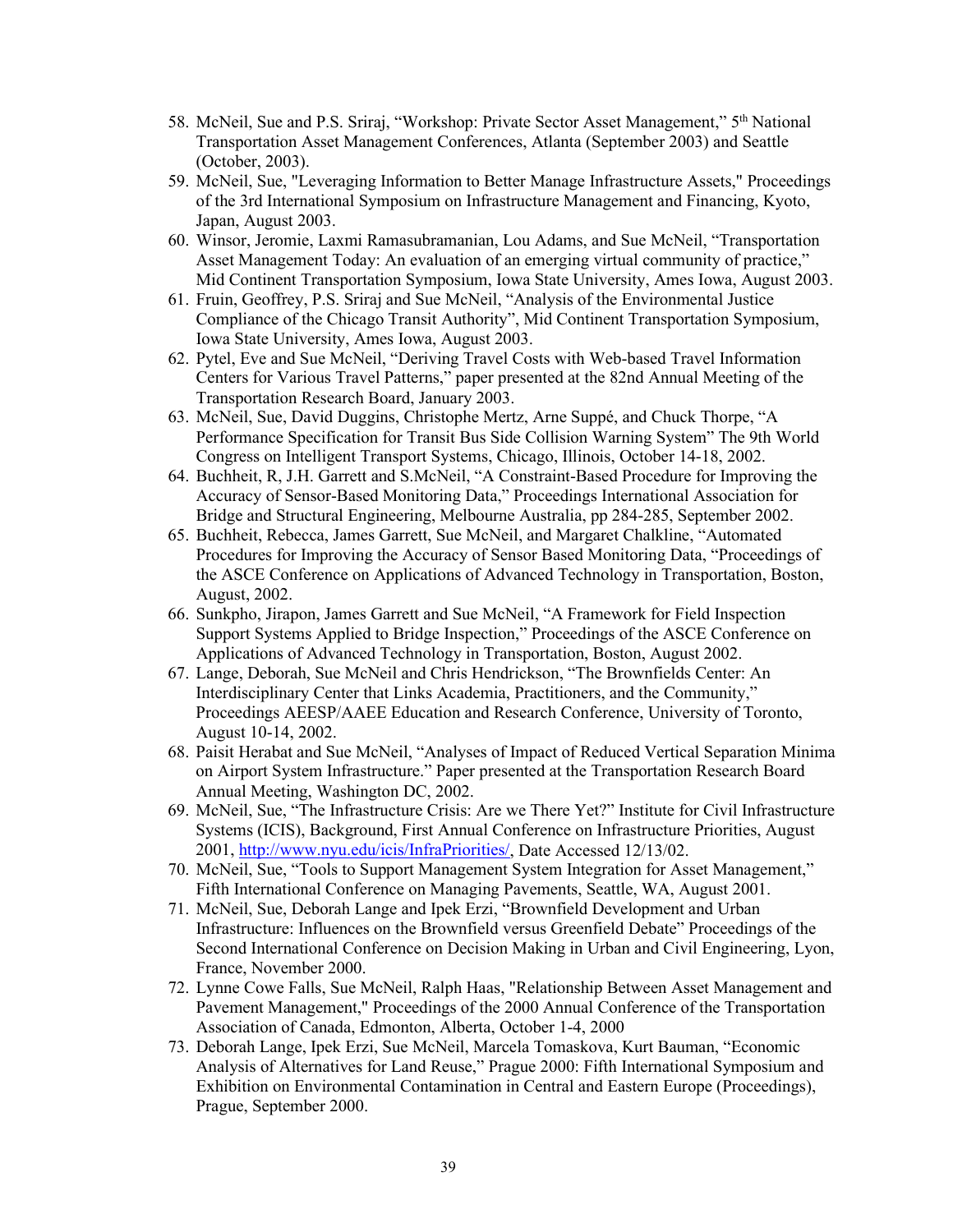58. McNeil, Sue and P.S. Sriraj, "Workshop: Private Sector Asset Management," 5th National Transportation Asset Management Conferences, Atlanta (September 2003) and Seattle (October, 2003).
59. McNeil, Sue, "Leveraging Information to Better Manage Infrastructure Assets," Proceedings of the 3rd International Symposium on Infrastructure Management and Financing, Kyoto, Japan, August 2003.
60. Winsor, Jeromie, Laxmi Ramasubramanian, Lou Adams, and Sue McNeil, "Transportation Asset Management Today: An evaluation of an emerging virtual community of practice," Mid Continent Transportation Symposium, Iowa State University, Ames Iowa, August 2003.
61. Fruin, Geoffrey, P.S. Sriraj and Sue McNeil, "Analysis of the Environmental Justice Compliance of the Chicago Transit Authority", Mid Continent Transportation Symposium, Iowa State University, Ames Iowa, August 2003.
62. Pytel, Eve and Sue McNeil, "Deriving Travel Costs with Web-based Travel Information Centers for Various Travel Patterns," paper presented at the 82nd Annual Meeting of the Transportation Research Board, January 2003.
63. McNeil, Sue, David Duggins, Christophe Mertz, Arne Suppé, and Chuck Thorpe, "A Performance Specification for Transit Bus Side Collision Warning System" The 9th World Congress on Intelligent Transport Systems, Chicago, Illinois, October 14-18, 2002.
64. Buchheit, R, J.H. Garrett and S.McNeil, "A Constraint-Based Procedure for Improving the Accuracy of Sensor-Based Monitoring Data," Proceedings International Association for Bridge and Structural Engineering, Melbourne Australia, pp 284-285, September 2002.
65. Buchheit, Rebecca, James Garrett, Sue McNeil, and Margaret Chalkline, "Automated Procedures for Improving the Accuracy of Sensor Based Monitoring Data, "Proceedings of the ASCE Conference on Applications of Advanced Technology in Transportation, Boston, August, 2002.
66. Sunkpho, Jirapon, James Garrett and Sue McNeil, "A Framework for Field Inspection Support Systems Applied to Bridge Inspection," Proceedings of the ASCE Conference on Applications of Advanced Technology in Transportation, Boston, August 2002.
67. Lange, Deborah, Sue McNeil and Chris Hendrickson, "The Brownfields Center: An Interdisciplinary Center that Links Academia, Practitioners, and the Community," Proceedings AEESP/AAEE Education and Research Conference, University of Toronto, August 10-14, 2002.
68. Paisit Herabat and Sue McNeil, "Analyses of Impact of Reduced Vertical Separation Minima on Airport System Infrastructure." Paper presented at the Transportation Research Board Annual Meeting, Washington DC, 2002.
69. McNeil, Sue, "The Infrastructure Crisis: Are we There Yet?" Institute for Civil Infrastructure Systems (ICIS), Background, First Annual Conference on Infrastructure Priorities, August 2001, http://www.nyu.edu/icis/InfraPriorities/, Date Accessed 12/13/02.
70. McNeil, Sue, "Tools to Support Management System Integration for Asset Management," Fifth International Conference on Managing Pavements, Seattle, WA, August 2001.
71. McNeil, Sue, Deborah Lange and Ipek Erzi, "Brownfield Development and Urban Infrastructure: Influences on the Brownfield versus Greenfield Debate" Proceedings of the Second International Conference on Decision Making in Urban and Civil Engineering, Lyon, France, November 2000.
72. Lynne Cowe Falls, Sue McNeil, Ralph Haas, "Relationship Between Asset Management and Pavement Management," Proceedings of the 2000 Annual Conference of the Transportation Association of Canada, Edmonton, Alberta, October 1-4, 2000
73. Deborah Lange, Ipek Erzi, Sue McNeil, Marcela Tomaskova, Kurt Bauman, "Economic Analysis of Alternatives for Land Reuse," Prague 2000: Fifth International Symposium and Exhibition on Environmental Contamination in Central and Eastern Europe (Proceedings), Prague, September 2000.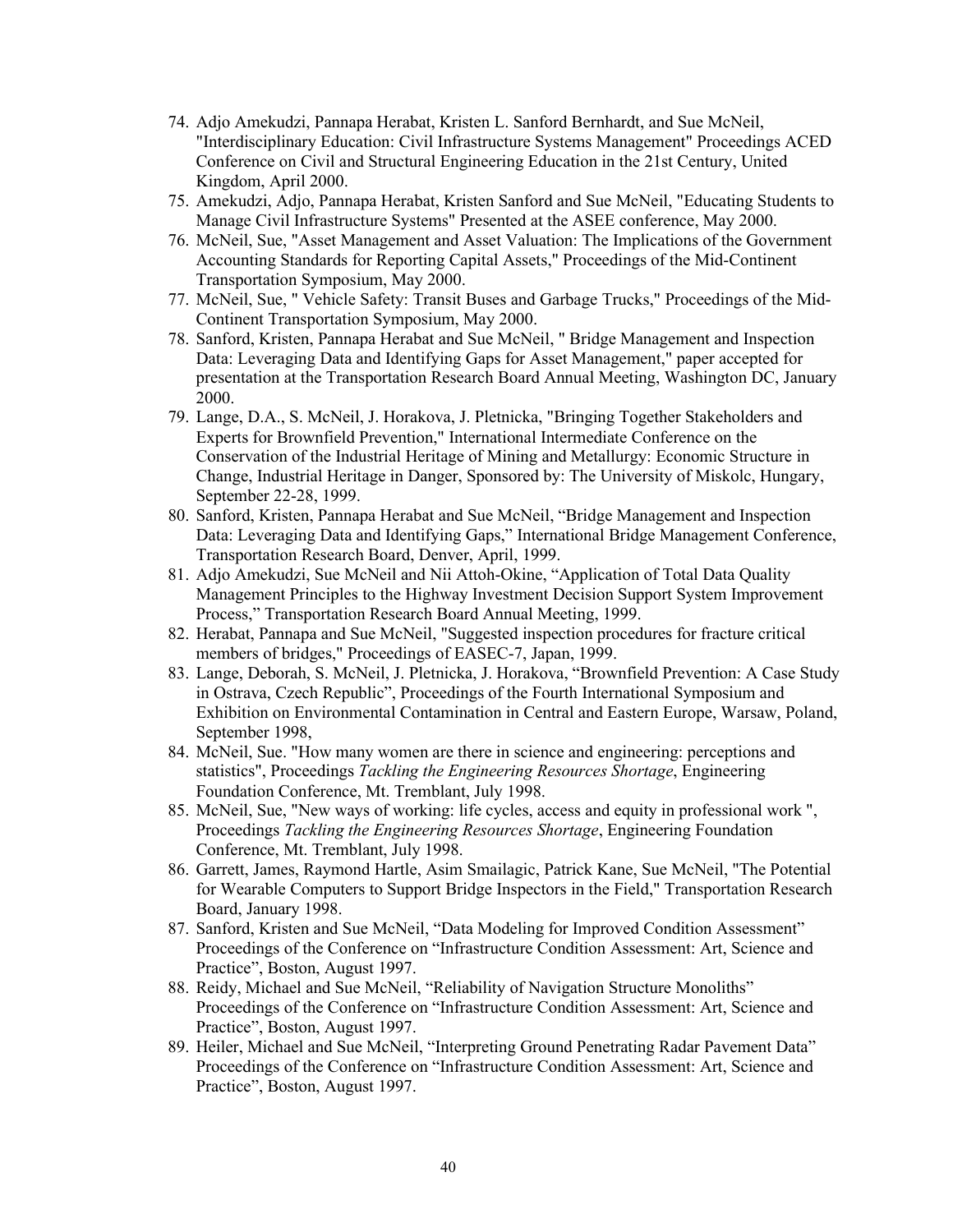74. Adjo Amekudzi, Pannapa Herabat, Kristen L. Sanford Bernhardt, and Sue McNeil, "Interdisciplinary Education: Civil Infrastructure Systems Management" Proceedings ACED Conference on Civil and Structural Engineering Education in the 21st Century, United Kingdom, April 2000.
75. Amekudzi, Adjo, Pannapa Herabat, Kristen Sanford and Sue McNeil, "Educating Students to Manage Civil Infrastructure Systems" Presented at the ASEE conference, May 2000.
76. McNeil, Sue, "Asset Management and Asset Valuation: The Implications of the Government Accounting Standards for Reporting Capital Assets," Proceedings of the Mid-Continent Transportation Symposium, May 2000.
77. McNeil, Sue, " Vehicle Safety: Transit Buses and Garbage Trucks," Proceedings of the Mid-Continent Transportation Symposium, May 2000.
78. Sanford, Kristen, Pannapa Herabat and Sue McNeil, " Bridge Management and Inspection Data: Leveraging Data and Identifying Gaps for Asset Management," paper accepted for presentation at the Transportation Research Board Annual Meeting, Washington DC, January 2000.
79. Lange, D.A., S. McNeil, J. Horakova, J. Pletnicka, "Bringing Together Stakeholders and Experts for Brownfield Prevention," International Intermediate Conference on the Conservation of the Industrial Heritage of Mining and Metallurgy: Economic Structure in Change, Industrial Heritage in Danger, Sponsored by: The University of Miskolc, Hungary, September 22-28, 1999.
80. Sanford, Kristen, Pannapa Herabat and Sue McNeil, "Bridge Management and Inspection Data: Leveraging Data and Identifying Gaps," International Bridge Management Conference, Transportation Research Board, Denver, April, 1999.
81. Adjo Amekudzi, Sue McNeil and Nii Attoh-Okine, "Application of Total Data Quality Management Principles to the Highway Investment Decision Support System Improvement Process," Transportation Research Board Annual Meeting, 1999.
82. Herabat, Pannapa and Sue McNeil, "Suggested inspection procedures for fracture critical members of bridges," Proceedings of EASEC-7, Japan, 1999.
83. Lange, Deborah, S. McNeil, J. Pletnicka, J. Horakova, "Brownfield Prevention: A Case Study in Ostrava, Czech Republic", Proceedings of the Fourth International Symposium and Exhibition on Environmental Contamination in Central and Eastern Europe, Warsaw, Poland, September 1998,
84. McNeil, Sue. "How many women are there in science and engineering: perceptions and statistics", Proceedings *Tackling the Engineering Resources Shortage*, Engineering Foundation Conference, Mt. Tremblant, July 1998.
85. McNeil, Sue, "New ways of working: life cycles, access and equity in professional work ", Proceedings *Tackling the Engineering Resources Shortage*, Engineering Foundation Conference, Mt. Tremblant, July 1998.
86. Garrett, James, Raymond Hartle, Asim Smailagic, Patrick Kane, Sue McNeil, "The Potential for Wearable Computers to Support Bridge Inspectors in the Field," Transportation Research Board, January 1998.
87. Sanford, Kristen and Sue McNeil, "Data Modeling for Improved Condition Assessment" Proceedings of the Conference on "Infrastructure Condition Assessment: Art, Science and Practice", Boston, August 1997.
88. Reidy, Michael and Sue McNeil, "Reliability of Navigation Structure Monoliths" Proceedings of the Conference on "Infrastructure Condition Assessment: Art, Science and Practice", Boston, August 1997.
89. Heiler, Michael and Sue McNeil, "Interpreting Ground Penetrating Radar Pavement Data" Proceedings of the Conference on "Infrastructure Condition Assessment: Art, Science and Practice", Boston, August 1997.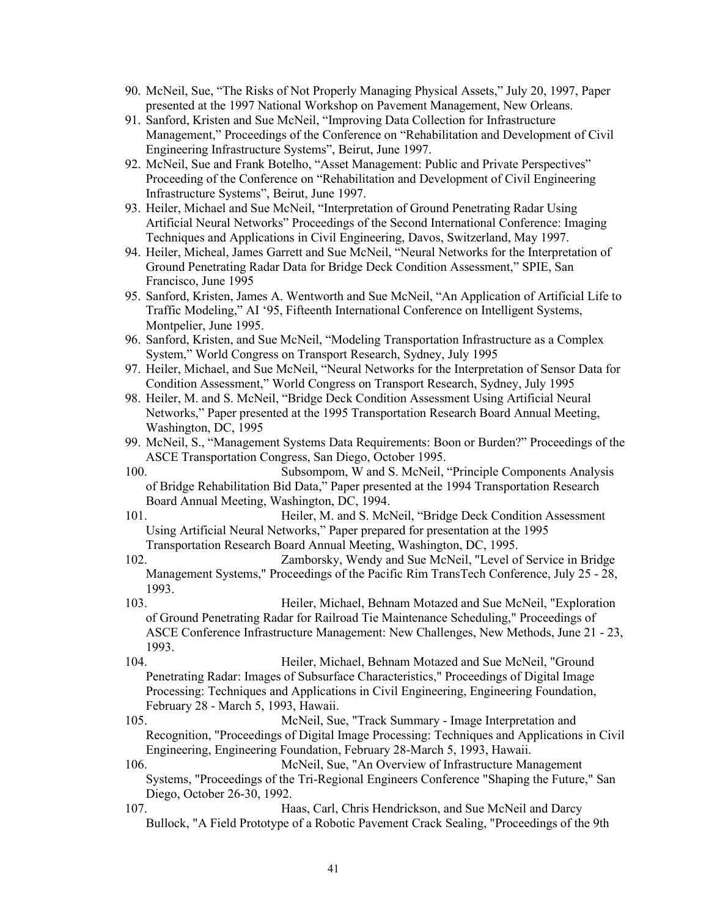90. McNeil, Sue, “The Risks of Not Properly Managing Physical Assets,” July 20, 1997, Paper presented at the 1997 National Workshop on Pavement Management, New Orleans.
91. Sanford, Kristen and Sue McNeil, “Improving Data Collection for Infrastructure Management,” Proceedings of the Conference on “Rehabilitation and Development of Civil Engineering Infrastructure Systems”, Beirut, June 1997.
92. McNeil, Sue and Frank Botelho, “Asset Management: Public and Private Perspectives” Proceeding of the Conference on “Rehabilitation and Development of Civil Engineering Infrastructure Systems”, Beirut, June 1997.
93. Heiler, Michael and Sue McNeil, “Interpretation of Ground Penetrating Radar Using Artificial Neural Networks” Proceedings of the Second International Conference: Imaging Techniques and Applications in Civil Engineering, Davos, Switzerland, May 1997.
94. Heiler, Micheal, James Garrett and Sue McNeil, “Neural Networks for the Interpretation of Ground Penetrating Radar Data for Bridge Deck Condition Assessment,” SPIE, San Francisco, June 1995
95. Sanford, Kristen, James A. Wentworth and Sue McNeil, “An Application of Artificial Life to Traffic Modeling,” AI ‘95, Fifteenth International Conference on Intelligent Systems, Montpelier, June 1995.
96. Sanford, Kristen, and Sue McNeil, “Modeling Transportation Infrastructure as a Complex System,” World Congress on Transport Research, Sydney, July 1995
97. Heiler, Michael, and Sue McNeil, “Neural Networks for the Interpretation of Sensor Data for Condition Assessment,” World Congress on Transport Research, Sydney, July 1995
98. Heiler, M. and S. McNeil, “Bridge Deck Condition Assessment Using Artificial Neural Networks,” Paper presented at the 1995 Transportation Research Board Annual Meeting, Washington, DC, 1995
99. McNeil, S., “Management Systems Data Requirements: Boon or Burden?” Proceedings of the ASCE Transportation Congress, San Diego, October 1995.
100. Subsompom, W and S. McNeil, “Principle Components Analysis of Bridge Rehabilitation Bid Data,” Paper presented at the 1994 Transportation Research Board Annual Meeting, Washington, DC, 1994.
101. Heiler, M. and S. McNeil, “Bridge Deck Condition Assessment Using Artificial Neural Networks,” Paper prepared for presentation at the 1995 Transportation Research Board Annual Meeting, Washington, DC, 1995.
102. Zamborsky, Wendy and Sue McNeil, "Level of Service in Bridge Management Systems," Proceedings of the Pacific Rim TransTech Conference, July 25 - 28, 1993.
103. Heiler, Michael, Behnam Motazed and Sue McNeil, "Exploration of Ground Penetrating Radar for Railroad Tie Maintenance Scheduling," Proceedings of ASCE Conference Infrastructure Management: New Challenges, New Methods, June 21 - 23, 1993.
104. Heiler, Michael, Behnam Motazed and Sue McNeil, "Ground Penetrating Radar: Images of Subsurface Characteristics," Proceedings of Digital Image Processing: Techniques and Applications in Civil Engineering, Engineering Foundation, February 28 - March 5, 1993, Hawaii.
105. McNeil, Sue, "Track Summary - Image Interpretation and Recognition, "Proceedings of Digital Image Processing: Techniques and Applications in Civil Engineering, Engineering Foundation, February 28-March 5, 1993, Hawaii.
106. McNeil, Sue, "An Overview of Infrastructure Management Systems, "Proceedings of the Tri-Regional Engineers Conference "Shaping the Future," San Diego, October 26-30, 1992.
107. Haas, Carl, Chris Hendrickson, and Sue McNeil and Darcy Bullock, "A Field Prototype of a Robotic Pavement Crack Sealing, "Proceedings of the 9th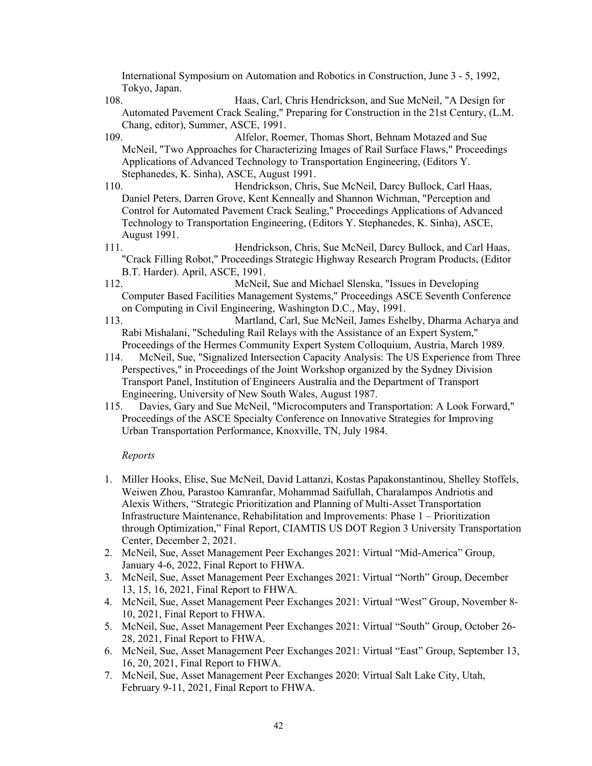International Symposium on Automation and Robotics in Construction, June 3 - 5, 1992, Tokyo, Japan.

108. Haas, Carl, Chris Hendrickson, and Sue McNeil, "A Design for Automated Pavement Crack Sealing," Preparing for Construction in the 21st Century, (L.M. Chang, editor), Summer, ASCE, 1991.
109. Alfelor, Roemer, Thomas Short, Behnam Motazed and Sue McNeil, "Two Approaches for Characterizing Images of Rail Surface Flaws," Proceedings Applications of Advanced Technology to Transportation Engineering, (Editors Y. Stephanedes, K. Sinha), ASCE, August 1991.
110. Hendrickson, Chris, Sue McNeil, Darcy Bullock, Carl Haas, Daniel Peters, Darren Grove, Kent Kenneally and Shannon Wichman, "Perception and Control for Automated Pavement Crack Sealing," Proceedings Applications of Advanced Technology to Transportation Engineering, (Editors Y. Stephanedes, K. Sinha), ASCE, August 1991.
111. Hendrickson, Chris, Sue McNeil, Darcy Bullock, and Carl Haas, "Crack Filling Robot," Proceedings Strategic Highway Research Program Products, (Editor B.T. Harder). April, ASCE, 1991.
112. McNeil, Sue and Michael Slenska, "Issues in Developing Computer Based Facilities Management Systems," Proceedings ASCE Seventh Conference on Computing in Civil Engineering, Washington D.C., May, 1991.
113. Martland, Carl, Sue McNeil, James Eshelby, Dharma Acharya and Rabi Mishalani, "Scheduling Rail Relays with the Assistance of an Expert System," Proceedings of the Hermes Community Expert System Colloquium, Austria, March 1989.
114. McNeil, Sue, "Signalized Intersection Capacity Analysis: The US Experience from Three Perspectives," in Proceedings of the Joint Workshop organized by the Sydney Division Transport Panel, Institution of Engineers Australia and the Department of Transport Engineering, University of New South Wales, August 1987.
115. Davies, Gary and Sue McNeil, "Microcomputers and Transportation: A Look Forward," Proceedings of the ASCE Specialty Conference on Innovative Strategies for Improving Urban Transportation Performance, Knoxville, TN, July 1984.

*Reports*

1. Miller Hooks, Elise, Sue McNeil, David Lattanzi, Kostas Papakonstantinou, Shelley Stoffels, Weiwen Zhou, Parastoo Kamranfar, Mohammad Saifullah, Charalampos Andriotis and Alexis Withers, “Strategic Prioritization and Planning of Multi-Asset Transportation Infrastructure Maintenance, Rehabilitation and Improvements: Phase 1 – Prioritization through Optimization,” Final Report, CIAMTIS US DOT Region 3 University Transportation Center, December 2, 2021.
2. McNeil, Sue, Asset Management Peer Exchanges 2021: Virtual “Mid-America” Group, January 4-6, 2022, Final Report to FHWA.
3. McNeil, Sue, Asset Management Peer Exchanges 2021: Virtual “North” Group, December 13, 15, 16, 2021, Final Report to FHWA.
4. McNeil, Sue, Asset Management Peer Exchanges 2021: Virtual “West” Group, November 8-10, 2021, Final Report to FHWA.
5. McNeil, Sue, Asset Management Peer Exchanges 2021: Virtual “South” Group, October 26-28, 2021, Final Report to FHWA.
6. McNeil, Sue, Asset Management Peer Exchanges 2021: Virtual “East” Group, September 13, 16, 20, 2021, Final Report to FHWA.
7. McNeil, Sue, Asset Management Peer Exchanges 2020: Virtual Salt Lake City, Utah, February 9-11, 2021, Final Report to FHWA.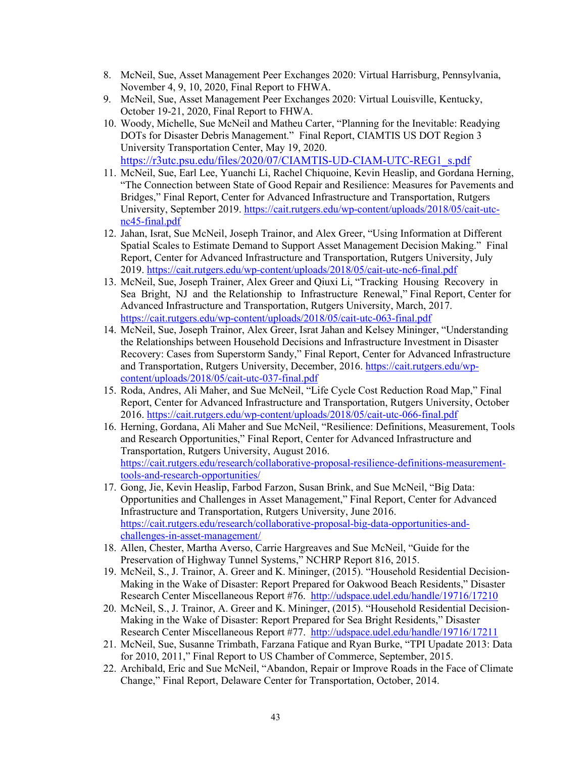8. McNeil, Sue, Asset Management Peer Exchanges 2020: Virtual Harrisburg, Pennsylvania, November 4, 9, 10, 2020, Final Report to FHWA.
9. McNeil, Sue, Asset Management Peer Exchanges 2020: Virtual Louisville, Kentucky, October 19-21, 2020, Final Report to FHWA.
10. Woody, Michelle, Sue McNeil and Matheu Carter, "Planning for the Inevitable: Readying DOTs for Disaster Debris Management." Final Report, CIAMTIS US DOT Region 3 University Transportation Center, May 19, 2020. https://r3utc.psu.edu/files/2020/07/CIAMTIS-UD-CIAM-UTC-REG1_s.pdf
11. McNeil, Sue, Earl Lee, Yuanchi Li, Rachel Chiquoine, Kevin Heaslip, and Gordana Herning, "The Connection between State of Good Repair and Resilience: Measures for Pavements and Bridges," Final Report, Center for Advanced Infrastructure and Transportation, Rutgers University, September 2019. https://cait.rutgers.edu/wp-content/uploads/2018/05/cait-utc-nc45-final.pdf
12. Jahan, Israt, Sue McNeil, Joseph Trainor, and Alex Greer, "Using Information at Different Spatial Scales to Estimate Demand to Support Asset Management Decision Making." Final Report, Center for Advanced Infrastructure and Transportation, Rutgers University, July 2019. https://cait.rutgers.edu/wp-content/uploads/2018/05/cait-utc-nc6-final.pdf
13. McNeil, Sue, Joseph Trainer, Alex Greer and Qiuxi Li, "Tracking Housing Recovery in Sea Bright, NJ and the Relationship to Infrastructure Renewal," Final Report, Center for Advanced Infrastructure and Transportation, Rutgers University, March, 2017. https://cait.rutgers.edu/wp-content/uploads/2018/05/cait-utc-063-final.pdf
14. McNeil, Sue, Joseph Trainor, Alex Greer, Israt Jahan and Kelsey Mininger, "Understanding the Relationships between Household Decisions and Infrastructure Investment in Disaster Recovery: Cases from Superstorm Sandy," Final Report, Center for Advanced Infrastructure and Transportation, Rutgers University, December, 2016. https://cait.rutgers.edu/wp-content/uploads/2018/05/cait-utc-037-final.pdf
15. Roda, Andres, Ali Maher, and Sue McNeil, "Life Cycle Cost Reduction Road Map," Final Report, Center for Advanced Infrastructure and Transportation, Rutgers University, October 2016. https://cait.rutgers.edu/wp-content/uploads/2018/05/cait-utc-066-final.pdf
16. Herning, Gordana, Ali Maher and Sue McNeil, "Resilience: Definitions, Measurement, Tools and Research Opportunities," Final Report, Center for Advanced Infrastructure and Transportation, Rutgers University, August 2016. https://cait.rutgers.edu/research/collaborative-proposal-resilience-definitions-measurement-tools-and-research-opportunities/
17. Gong, Jie, Kevin Heaslip, Farbod Farzon, Susan Brink, and Sue McNeil, "Big Data: Opportunities and Challenges in Asset Management," Final Report, Center for Advanced Infrastructure and Transportation, Rutgers University, June 2016. https://cait.rutgers.edu/research/collaborative-proposal-big-data-opportunities-and-challenges-in-asset-management/
18. Allen, Chester, Martha Averso, Carrie Hargreaves and Sue McNeil, "Guide for the Preservation of Highway Tunnel Systems," NCHRP Report 816, 2015.
19. McNeil, S., J. Trainor, A. Greer and K. Mininger, (2015). "Household Residential Decision-Making in the Wake of Disaster: Report Prepared for Oakwood Beach Residents," Disaster Research Center Miscellaneous Report #76. http://udspace.udel.edu/handle/19716/17210
20. McNeil, S., J. Trainor, A. Greer and K. Mininger, (2015). "Household Residential Decision-Making in the Wake of Disaster: Report Prepared for Sea Bright Residents," Disaster Research Center Miscellaneous Report #77. http://udspace.udel.edu/handle/19716/17211
21. McNeil, Sue, Susanne Trimbath, Farzana Fatique and Ryan Burke, "TPI Upadate 2013: Data for 2010, 2011," Final Report to US Chamber of Commerce, September, 2015.
22. Archibald, Eric and Sue McNeil, "Abandon, Repair or Improve Roads in the Face of Climate Change," Final Report, Delaware Center for Transportation, October, 2014.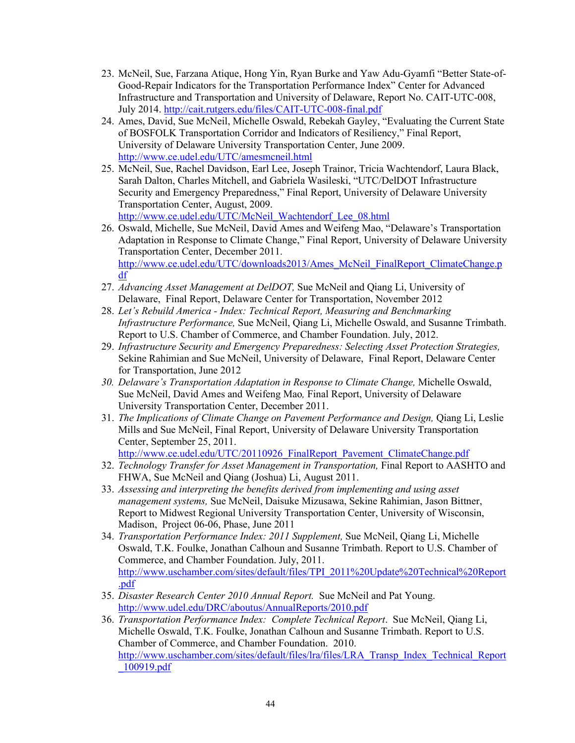23. McNeil, Sue, Farzana Atique, Hong Yin, Ryan Burke and Yaw Adu-Gyamfi "Better State-of-Good-Repair Indicators for the Transportation Performance Index" Center for Advanced Infrastructure and Transportation and University of Delaware, Report No. CAIT-UTC-008, July 2014. http://cait.rutgers.edu/files/CAIT-UTC-008-final.pdf
24. Ames, David, Sue McNeil, Michelle Oswald, Rebekah Gayley, "Evaluating the Current State of BOSFOLK Transportation Corridor and Indicators of Resiliency," Final Report, University of Delaware University Transportation Center, June 2009. http://www.ce.udel.edu/UTC/amesmcneil.html
25. McNeil, Sue, Rachel Davidson, Earl Lee, Joseph Trainor, Tricia Wachtendorf, Laura Black, Sarah Dalton, Charles Mitchell, and Gabriela Wasileski, "UTC/DelDOT Infrastructure Security and Emergency Preparedness," Final Report, University of Delaware University Transportation Center, August, 2009. http://www.ce.udel.edu/UTC/McNeil_Wachtendorf_Lee_08.html
26. Oswald, Michelle, Sue McNeil, David Ames and Weifeng Mao, "Delaware's Transportation Adaptation in Response to Climate Change," Final Report, University of Delaware University Transportation Center, December 2011. http://www.ce.udel.edu/UTC/downloads2013/Ames_McNeil_FinalReport_ClimateChange.pdf
27. *Advancing Asset Management at DelDOT,* Sue McNeil and Qiang Li, University of Delaware, Final Report, Delaware Center for Transportation, November 2012
28. *Let's Rebuild America - Index: Technical Report, Measuring and Benchmarking Infrastructure Performance,* Sue McNeil, Qiang Li, Michelle Oswald, and Susanne Trimbath. Report to U.S. Chamber of Commerce, and Chamber Foundation. July, 2012.
29. *Infrastructure Security and Emergency Preparedness: Selecting Asset Protection Strategies,* Sekine Rahimian and Sue McNeil, University of Delaware, Final Report, Delaware Center for Transportation, June 2012
30. *Delaware's Transportation Adaptation in Response to Climate Change,* Michelle Oswald, Sue McNeil, David Ames and Weifeng Mao*,* Final Report, University of Delaware University Transportation Center, December 2011.
31. *The Implications of Climate Change on Pavement Performance and Design,* Qiang Li, Leslie Mills and Sue McNeil, Final Report, University of Delaware University Transportation Center, September 25, 2011. http://www.ce.udel.edu/UTC/20110926_FinalReport_Pavement_ClimateChange.pdf
32. *Technology Transfer for Asset Management in Transportation,* Final Report to AASHTO and FHWA, Sue McNeil and Qiang (Joshua) Li, August 2011.
33. *Assessing and interpreting the benefits derived from implementing and using asset management systems,* Sue McNeil, Daisuke Mizusawa, Sekine Rahimian, Jason Bittner, Report to Midwest Regional University Transportation Center, University of Wisconsin, Madison, Project 06-06, Phase, June 2011
34. *Transportation Performance Index: 2011 Supplement,* Sue McNeil, Qiang Li, Michelle Oswald, T.K. Foulke, Jonathan Calhoun and Susanne Trimbath. Report to U.S. Chamber of Commerce, and Chamber Foundation. July, 2011. http://www.uschamber.com/sites/default/files/TPI_2011%20Update%20Technical%20Report.pdf
35. *Disaster Research Center 2010 Annual Report.* Sue McNeil and Pat Young. http://www.udel.edu/DRC/aboutus/AnnualReports/2010.pdf
36. *Transportation Performance Index: Complete Technical Report*. Sue McNeil, Qiang Li, Michelle Oswald, T.K. Foulke, Jonathan Calhoun and Susanne Trimbath. Report to U.S. Chamber of Commerce, and Chamber Foundation. 2010. http://www.uschamber.com/sites/default/files/lra/files/LRA_Transp_Index_Technical_Report_100919.pdf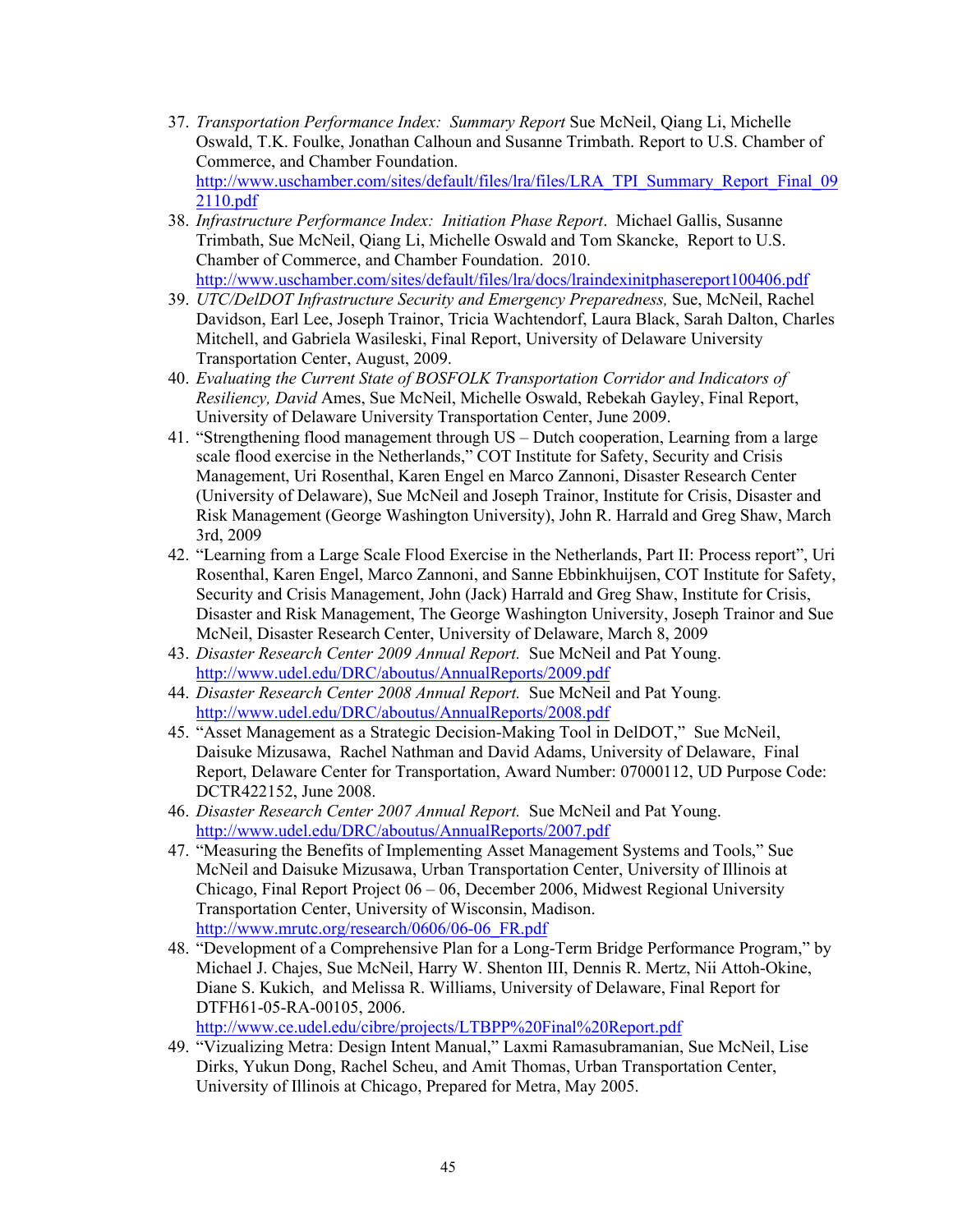37. *Transportation Performance Index: Summary Report* Sue McNeil, Qiang Li, Michelle Oswald, T.K. Foulke, Jonathan Calhoun and Susanne Trimbath. Report to U.S. Chamber of Commerce, and Chamber Foundation. http://www.uschamber.com/sites/default/files/lra/files/LRA_TPI_Summary_Report_Final_092110.pdf
38. *Infrastructure Performance Index: Initiation Phase Report*. Michael Gallis, Susanne Trimbath, Sue McNeil, Qiang Li, Michelle Oswald and Tom Skancke, Report to U.S. Chamber of Commerce, and Chamber Foundation. 2010. http://www.uschamber.com/sites/default/files/lra/docs/lraindexinitphasereport100406.pdf
39. *UTC/DelDOT Infrastructure Security and Emergency Preparedness,* Sue, McNeil, Rachel Davidson, Earl Lee, Joseph Trainor, Tricia Wachtendorf, Laura Black, Sarah Dalton, Charles Mitchell, and Gabriela Wasileski, Final Report, University of Delaware University Transportation Center, August, 2009.
40. *Evaluating the Current State of BOSFOLK Transportation Corridor and Indicators of Resiliency, David* Ames, Sue McNeil, Michelle Oswald, Rebekah Gayley, Final Report, University of Delaware University Transportation Center, June 2009.
41. "Strengthening flood management through US – Dutch cooperation, Learning from a large scale flood exercise in the Netherlands," COT Institute for Safety, Security and Crisis Management, Uri Rosenthal, Karen Engel en Marco Zannoni, Disaster Research Center (University of Delaware), Sue McNeil and Joseph Trainor, Institute for Crisis, Disaster and Risk Management (George Washington University), John R. Harrald and Greg Shaw, March 3rd, 2009
42. "Learning from a Large Scale Flood Exercise in the Netherlands, Part II: Process report", Uri Rosenthal, Karen Engel, Marco Zannoni, and Sanne Ebbinkhuijsen, COT Institute for Safety, Security and Crisis Management, John (Jack) Harrald and Greg Shaw, Institute for Crisis, Disaster and Risk Management, The George Washington University, Joseph Trainor and Sue McNeil, Disaster Research Center, University of Delaware, March 8, 2009
43. *Disaster Research Center 2009 Annual Report.* Sue McNeil and Pat Young. http://www.udel.edu/DRC/aboutus/AnnualReports/2009.pdf
44. *Disaster Research Center 2008 Annual Report.* Sue McNeil and Pat Young. http://www.udel.edu/DRC/aboutus/AnnualReports/2008.pdf
45. "Asset Management as a Strategic Decision-Making Tool in DelDOT," Sue McNeil, Daisuke Mizusawa, Rachel Nathman and David Adams, University of Delaware, Final Report, Delaware Center for Transportation, Award Number: 07000112, UD Purpose Code: DCTR422152, June 2008.
46. *Disaster Research Center 2007 Annual Report.* Sue McNeil and Pat Young. http://www.udel.edu/DRC/aboutus/AnnualReports/2007.pdf
47. "Measuring the Benefits of Implementing Asset Management Systems and Tools," Sue McNeil and Daisuke Mizusawa, Urban Transportation Center, University of Illinois at Chicago, Final Report Project 06 – 06, December 2006, Midwest Regional University Transportation Center, University of Wisconsin, Madison. http://www.mrutc.org/research/0606/06-06_FR.pdf
48. "Development of a Comprehensive Plan for a Long-Term Bridge Performance Program," by Michael J. Chajes, Sue McNeil, Harry W. Shenton III, Dennis R. Mertz, Nii Attoh-Okine, Diane S. Kukich, and Melissa R. Williams, University of Delaware, Final Report for DTFH61-05-RA-00105, 2006. http://www.ce.udel.edu/cibre/projects/LTBPP%20Final%20Report.pdf
49. "Vizualizing Metra: Design Intent Manual," Laxmi Ramasubramanian, Sue McNeil, Lise Dirks, Yukun Dong, Rachel Scheu, and Amit Thomas, Urban Transportation Center, University of Illinois at Chicago, Prepared for Metra, May 2005.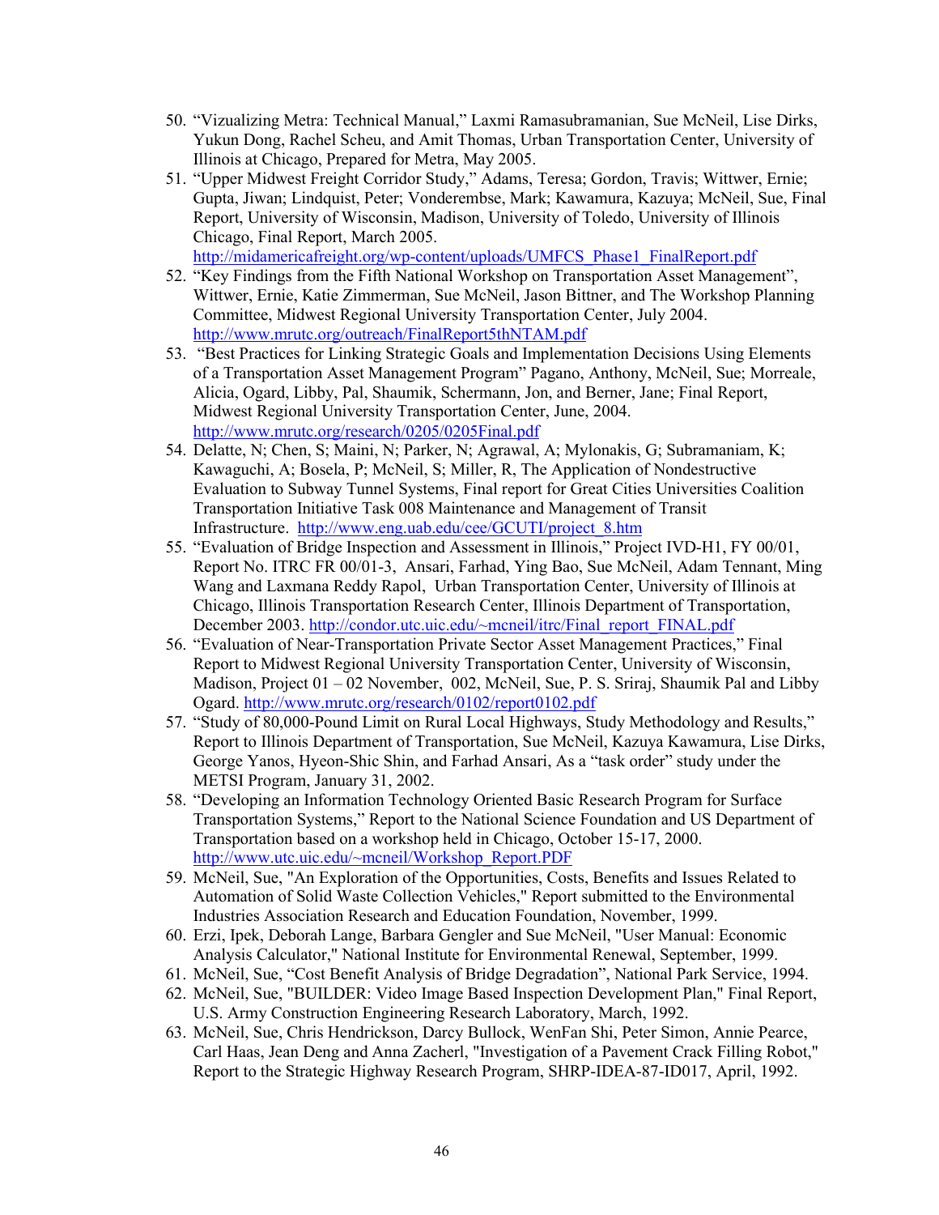50. "Vizualizing Metra: Technical Manual," Laxmi Ramasubramanian, Sue McNeil, Lise Dirks, Yukun Dong, Rachel Scheu, and Amit Thomas, Urban Transportation Center, University of Illinois at Chicago, Prepared for Metra, May 2005.
51. "Upper Midwest Freight Corridor Study," Adams, Teresa; Gordon, Travis; Wittwer, Ernie; Gupta, Jiwan; Lindquist, Peter; Vonderembse, Mark; Kawamura, Kazuya; McNeil, Sue, Final Report, University of Wisconsin, Madison, University of Toledo, University of Illinois Chicago, Final Report, March 2005. http://midamericafreight.org/wp-content/uploads/UMFCS_Phase1_FinalReport.pdf
52. "Key Findings from the Fifth National Workshop on Transportation Asset Management", Wittwer, Ernie, Katie Zimmerman, Sue McNeil, Jason Bittner, and The Workshop Planning Committee, Midwest Regional University Transportation Center, July 2004. http://www.mrutc.org/outreach/FinalReport5thNTAM.pdf
53. "Best Practices for Linking Strategic Goals and Implementation Decisions Using Elements of a Transportation Asset Management Program" Pagano, Anthony, McNeil, Sue; Morreale, Alicia, Ogard, Libby, Pal, Shaumik, Schermann, Jon, and Berner, Jane; Final Report, Midwest Regional University Transportation Center, June, 2004. http://www.mrutc.org/research/0205/0205Final.pdf
54. Delatte, N; Chen, S; Maini, N; Parker, N; Agrawal, A; Mylonakis, G; Subramaniam, K; Kawaguchi, A; Bosela, P; McNeil, S; Miller, R, The Application of Nondestructive Evaluation to Subway Tunnel Systems, Final report for Great Cities Universities Coalition Transportation Initiative Task 008 Maintenance and Management of Transit Infrastructure. http://www.eng.uab.edu/cee/GCUTI/project_8.htm
55. "Evaluation of Bridge Inspection and Assessment in Illinois," Project IVD-H1, FY 00/01, Report No. ITRC FR 00/01-3, Ansari, Farhad, Ying Bao, Sue McNeil, Adam Tennant, Ming Wang and Laxmana Reddy Rapol, Urban Transportation Center, University of Illinois at Chicago, Illinois Transportation Research Center, Illinois Department of Transportation, December 2003. http://condor.utc.uic.edu/~mcneil/itrc/Final_report_FINAL.pdf
56. "Evaluation of Near-Transportation Private Sector Asset Management Practices," Final Report to Midwest Regional University Transportation Center, University of Wisconsin, Madison, Project 01 – 02 November, 002, McNeil, Sue, P. S. Sriraj, Shaumik Pal and Libby Ogard. http://www.mrutc.org/research/0102/report0102.pdf
57. "Study of 80,000-Pound Limit on Rural Local Highways, Study Methodology and Results," Report to Illinois Department of Transportation, Sue McNeil, Kazuya Kawamura, Lise Dirks, George Yanos, Hyeon-Shic Shin, and Farhad Ansari, As a "task order" study under the METSI Program, January 31, 2002.
58. "Developing an Information Technology Oriented Basic Research Program for Surface Transportation Systems," Report to the National Science Foundation and US Department of Transportation based on a workshop held in Chicago, October 15-17, 2000. http://www.utc.uic.edu/~mcneil/Workshop_Report.PDF
59. McNeil, Sue, "An Exploration of the Opportunities, Costs, Benefits and Issues Related to Automation of Solid Waste Collection Vehicles," Report submitted to the Environmental Industries Association Research and Education Foundation, November, 1999.
60. Erzi, Ipek, Deborah Lange, Barbara Gengler and Sue McNeil, "User Manual: Economic Analysis Calculator," National Institute for Environmental Renewal, September, 1999.
61. McNeil, Sue, "Cost Benefit Analysis of Bridge Degradation", National Park Service, 1994.
62. McNeil, Sue, "BUILDER: Video Image Based Inspection Development Plan," Final Report, U.S. Army Construction Engineering Research Laboratory, March, 1992.
63. McNeil, Sue, Chris Hendrickson, Darcy Bullock, WenFan Shi, Peter Simon, Annie Pearce, Carl Haas, Jean Deng and Anna Zacherl, "Investigation of a Pavement Crack Filling Robot," Report to the Strategic Highway Research Program, SHRP-IDEA-87-ID017, April, 1992.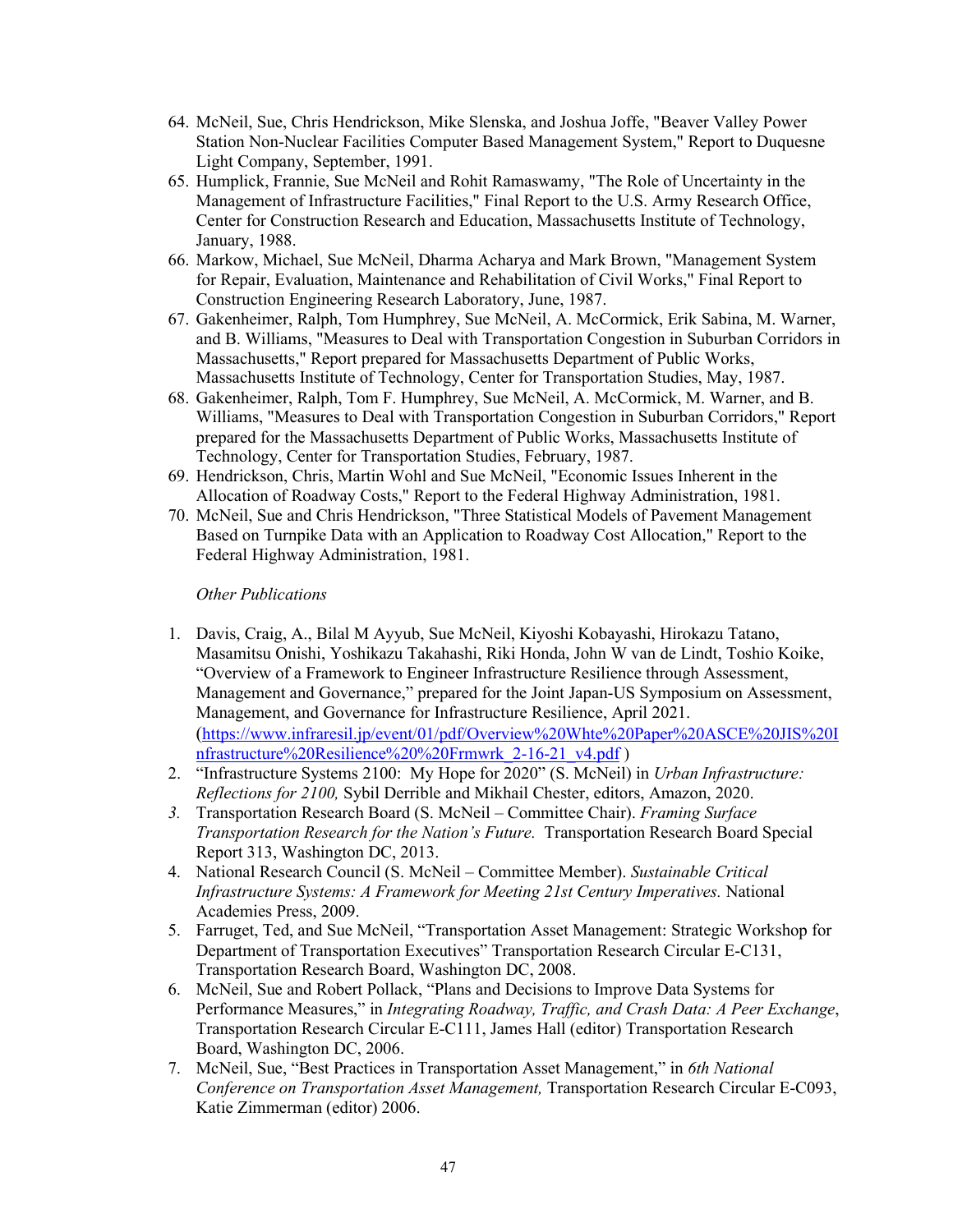64. McNeil, Sue, Chris Hendrickson, Mike Slenska, and Joshua Joffe, "Beaver Valley Power Station Non-Nuclear Facilities Computer Based Management System," Report to Duquesne Light Company, September, 1991.
65. Humplick, Frannie, Sue McNeil and Rohit Ramaswamy, "The Role of Uncertainty in the Management of Infrastructure Facilities," Final Report to the U.S. Army Research Office, Center for Construction Research and Education, Massachusetts Institute of Technology, January, 1988.
66. Markow, Michael, Sue McNeil, Dharma Acharya and Mark Brown, "Management System for Repair, Evaluation, Maintenance and Rehabilitation of Civil Works," Final Report to Construction Engineering Research Laboratory, June, 1987.
67. Gakenheimer, Ralph, Tom Humphrey, Sue McNeil, A. McCormick, Erik Sabina, M. Warner, and B. Williams, "Measures to Deal with Transportation Congestion in Suburban Corridors in Massachusetts," Report prepared for Massachusetts Department of Public Works, Massachusetts Institute of Technology, Center for Transportation Studies, May, 1987.
68. Gakenheimer, Ralph, Tom F. Humphrey, Sue McNeil, A. McCormick, M. Warner, and B. Williams, "Measures to Deal with Transportation Congestion in Suburban Corridors," Report prepared for the Massachusetts Department of Public Works, Massachusetts Institute of Technology, Center for Transportation Studies, February, 1987.
69. Hendrickson, Chris, Martin Wohl and Sue McNeil, "Economic Issues Inherent in the Allocation of Roadway Costs," Report to the Federal Highway Administration, 1981.
70. McNeil, Sue and Chris Hendrickson, "Three Statistical Models of Pavement Management Based on Turnpike Data with an Application to Roadway Cost Allocation," Report to the Federal Highway Administration, 1981.

*Other Publications*

1. Davis, Craig, A., Bilal M Ayyub, Sue McNeil, Kiyoshi Kobayashi, Hirokazu Tatano, Masamitsu Onishi, Yoshikazu Takahashi, Riki Honda, John W van de Lindt, Toshio Koike, "Overview of a Framework to Engineer Infrastructure Resilience through Assessment, Management and Governance," prepared for the Joint Japan-US Symposium on Assessment, Management, and Governance for Infrastructure Resilience, April 2021. (https://www.infraresil.jp/event/01/pdf/Overview%20Whte%20Paper%20ASCE%20JIS%20Infrastructure%20Resilience%20%20Frmwrk_2-16-21_v4.pdf )
2. "Infrastructure Systems 2100: My Hope for 2020" (S. McNeil) in *Urban Infrastructure: Reflections for 2100,* Sybil Derrible and Mikhail Chester, editors, Amazon, 2020.
3. Transportation Research Board (S. McNeil – Committee Chair). *Framing Surface Transportation Research for the Nation's Future.* Transportation Research Board Special Report 313, Washington DC, 2013.
4. National Research Council (S. McNeil – Committee Member). *Sustainable Critical Infrastructure Systems: A Framework for Meeting 21st Century Imperatives.* National Academies Press, 2009.
5. Farruget, Ted, and Sue McNeil, "Transportation Asset Management: Strategic Workshop for Department of Transportation Executives" Transportation Research Circular E-C131, Transportation Research Board, Washington DC, 2008.
6. McNeil, Sue and Robert Pollack, "Plans and Decisions to Improve Data Systems for Performance Measures," in *Integrating Roadway, Traffic, and Crash Data: A Peer Exchange*, Transportation Research Circular E-C111, James Hall (editor) Transportation Research Board, Washington DC, 2006.
7. McNeil, Sue, "Best Practices in Transportation Asset Management," in *6th National Conference on Transportation Asset Management,* Transportation Research Circular E-C093, Katie Zimmerman (editor) 2006.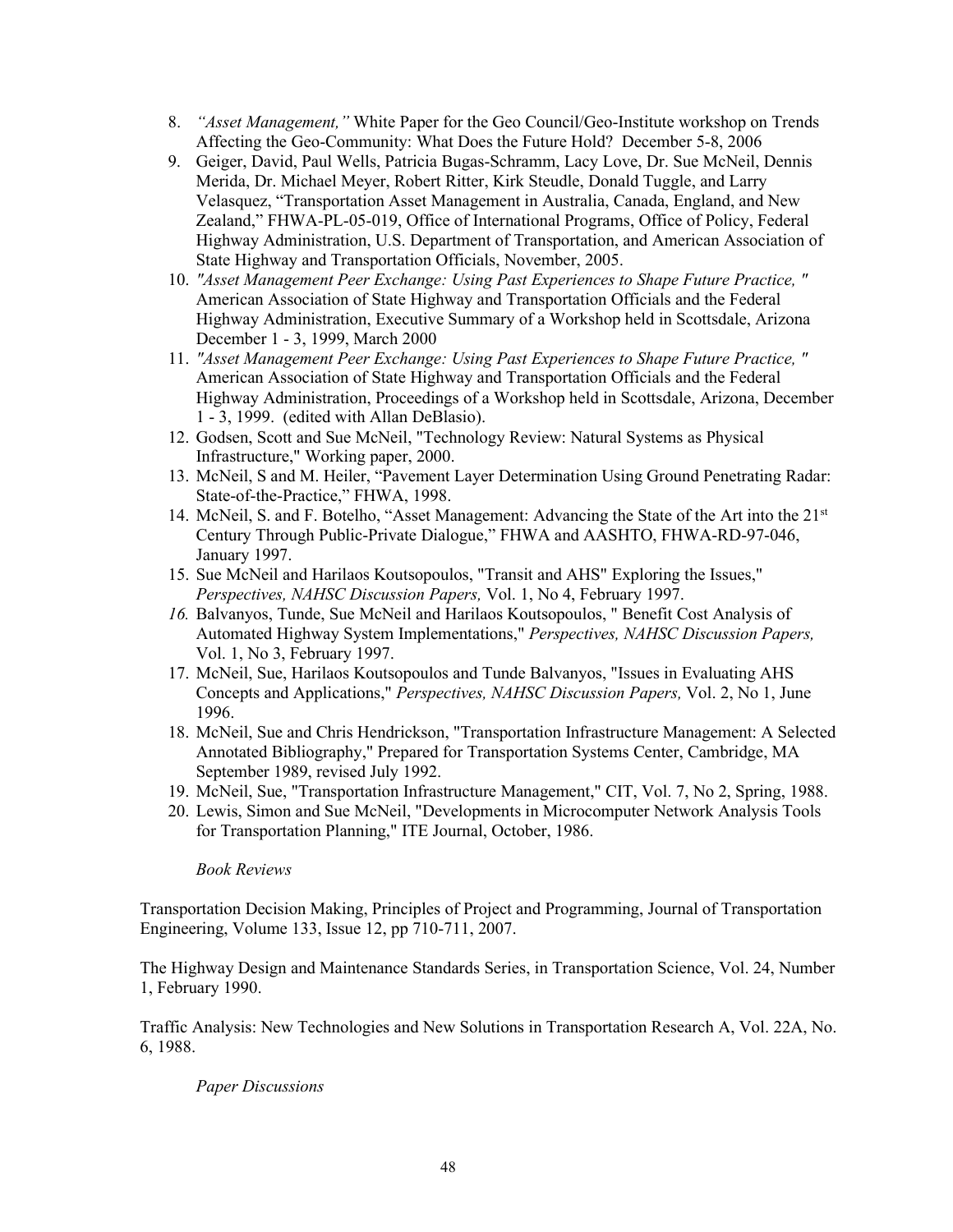8. *"Asset Management,"* White Paper for the Geo Council/Geo-Institute workshop on Trends Affecting the Geo-Community: What Does the Future Hold? December 5-8, 2006
9. Geiger, David, Paul Wells, Patricia Bugas-Schramm, Lacy Love, Dr. Sue McNeil, Dennis Merida, Dr. Michael Meyer, Robert Ritter, Kirk Steudle, Donald Tuggle, and Larry Velasquez, "Transportation Asset Management in Australia, Canada, England, and New Zealand," FHWA-PL-05-019, Office of International Programs, Office of Policy, Federal Highway Administration, U.S. Department of Transportation, and American Association of State Highway and Transportation Officials, November, 2005.
10. *"Asset Management Peer Exchange: Using Past Experiences to Shape Future Practice, "* American Association of State Highway and Transportation Officials and the Federal Highway Administration, Executive Summary of a Workshop held in Scottsdale, Arizona December 1 - 3, 1999, March 2000
11. *"Asset Management Peer Exchange: Using Past Experiences to Shape Future Practice, "* American Association of State Highway and Transportation Officials and the Federal Highway Administration, Proceedings of a Workshop held in Scottsdale, Arizona, December 1 - 3, 1999. (edited with Allan DeBlasio).
12. Godsen, Scott and Sue McNeil, "Technology Review: Natural Systems as Physical Infrastructure," Working paper, 2000.
13. McNeil, S and M. Heiler, "Pavement Layer Determination Using Ground Penetrating Radar: State-of-the-Practice," FHWA, 1998.
14. McNeil, S. and F. Botelho, "Asset Management: Advancing the State of the Art into the 21st Century Through Public-Private Dialogue," FHWA and AASHTO, FHWA-RD-97-046, January 1997.
15. Sue McNeil and Harilaos Koutsopoulos, "Transit and AHS" Exploring the Issues," *Perspectives, NAHSC Discussion Papers,* Vol. 1, No 4, February 1997.
16. Balvanyos, Tunde, Sue McNeil and Harilaos Koutsopoulos, " Benefit Cost Analysis of Automated Highway System Implementations," *Perspectives, NAHSC Discussion Papers,* Vol. 1, No 3, February 1997.
17. McNeil, Sue, Harilaos Koutsopoulos and Tunde Balvanyos, "Issues in Evaluating AHS Concepts and Applications," *Perspectives, NAHSC Discussion Papers,* Vol. 2, No 1, June 1996.
18. McNeil, Sue and Chris Hendrickson, "Transportation Infrastructure Management: A Selected Annotated Bibliography," Prepared for Transportation Systems Center, Cambridge, MA September 1989, revised July 1992.
19. McNeil, Sue, "Transportation Infrastructure Management," CIT, Vol. 7, No 2, Spring, 1988.
20. Lewis, Simon and Sue McNeil, "Developments in Microcomputer Network Analysis Tools for Transportation Planning," ITE Journal, October, 1986.

*Book Reviews*

Transportation Decision Making, Principles of Project and Programming, Journal of Transportation Engineering, Volume 133, Issue 12, pp 710-711, 2007.

The Highway Design and Maintenance Standards Series, in Transportation Science, Vol. 24, Number 1, February 1990.

Traffic Analysis: New Technologies and New Solutions in Transportation Research A, Vol. 22A, No. 6, 1988.

*Paper Discussions*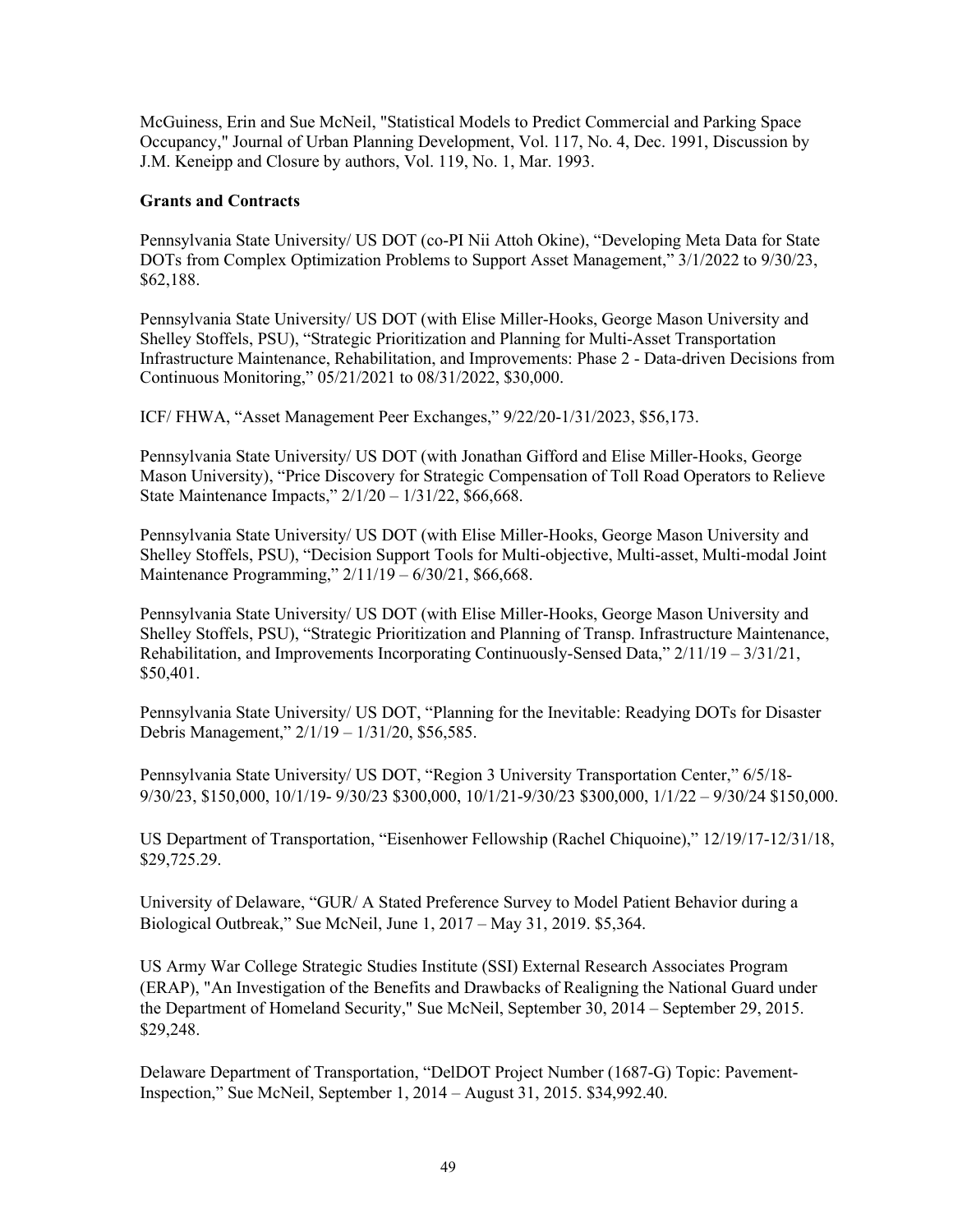McGuiness, Erin and Sue McNeil, "Statistical Models to Predict Commercial and Parking Space Occupancy," Journal of Urban Planning Development, Vol. 117, No. 4, Dec. 1991, Discussion by J.M. Keneipp and Closure by authors, Vol. 119, No. 1, Mar. 1993.

**Grants and Contracts**

Pennsylvania State University/ US DOT (co-PI Nii Attoh Okine), "Developing Meta Data for State DOTs from Complex Optimization Problems to Support Asset Management," 3/1/2022 to 9/30/23, $62,188.

Pennsylvania State University/ US DOT (with Elise Miller-Hooks, George Mason University and Shelley Stoffels, PSU), "Strategic Prioritization and Planning for Multi-Asset Transportation Infrastructure Maintenance, Rehabilitation, and Improvements: Phase 2 - Data-driven Decisions from Continuous Monitoring," 05/21/2021 to 08/31/2022, $30,000.

ICF/ FHWA, "Asset Management Peer Exchanges," 9/22/20-1/31/2023, $56,173.

Pennsylvania State University/ US DOT (with Jonathan Gifford and Elise Miller-Hooks, George Mason University), "Price Discovery for Strategic Compensation of Toll Road Operators to Relieve State Maintenance Impacts," 2/1/20 – 1/31/22, $66,668.

Pennsylvania State University/ US DOT (with Elise Miller-Hooks, George Mason University and Shelley Stoffels, PSU), "Decision Support Tools for Multi-objective, Multi-asset, Multi-modal Joint Maintenance Programming," 2/11/19 – 6/30/21, $66,668.

Pennsylvania State University/ US DOT (with Elise Miller-Hooks, George Mason University and Shelley Stoffels, PSU), "Strategic Prioritization and Planning of Transp. Infrastructure Maintenance, Rehabilitation, and Improvements Incorporating Continuously-Sensed Data," 2/11/19 – 3/31/21, $50,401.

Pennsylvania State University/ US DOT, "Planning for the Inevitable: Readying DOTs for Disaster Debris Management," 2/1/19 – 1/31/20, $56,585.

Pennsylvania State University/ US DOT, "Region 3 University Transportation Center," 6/5/18-9/30/23, $150,000, 10/1/19- 9/30/23 $300,000, 10/1/21-9/30/23 $300,000, 1/1/22 – 9/30/24 $150,000.

US Department of Transportation, "Eisenhower Fellowship (Rachel Chiquoine)," 12/19/17-12/31/18, $29,725.29.

University of Delaware, "GUR/ A Stated Preference Survey to Model Patient Behavior during a Biological Outbreak," Sue McNeil, June 1, 2017 – May 31, 2019. $5,364.

US Army War College Strategic Studies Institute (SSI) External Research Associates Program (ERAP), "An Investigation of the Benefits and Drawbacks of Realigning the National Guard under the Department of Homeland Security," Sue McNeil, September 30, 2014 – September 29, 2015. $29,248.

Delaware Department of Transportation, "DelDOT Project Number (1687-G) Topic: Pavement-Inspection," Sue McNeil, September 1, 2014 – August 31, 2015. $34,992.40.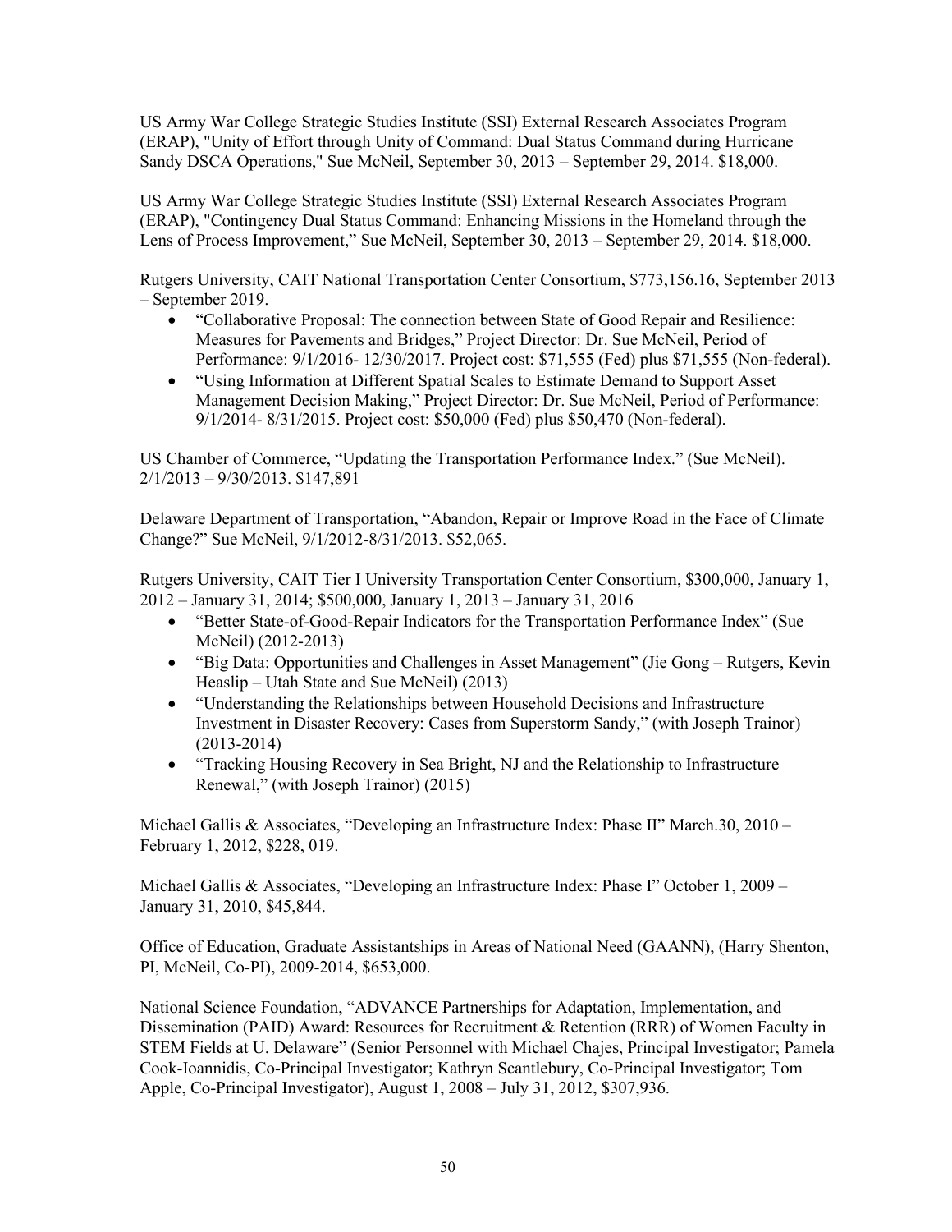US Army War College Strategic Studies Institute (SSI) External Research Associates Program (ERAP), "Unity of Effort through Unity of Command: Dual Status Command during Hurricane Sandy DSCA Operations," Sue McNeil, September 30, 2013 – September 29, 2014. $18,000.

US Army War College Strategic Studies Institute (SSI) External Research Associates Program (ERAP), "Contingency Dual Status Command: Enhancing Missions in the Homeland through the Lens of Process Improvement," Sue McNeil, September 30, 2013 – September 29, 2014. $18,000.

Rutgers University, CAIT National Transportation Center Consortium, $773,156.16, September 2013 – September 2019.

- "Collaborative Proposal: The connection between State of Good Repair and Resilience: Measures for Pavements and Bridges," Project Director: Dr. Sue McNeil, Period of Performance: 9/1/2016- 12/30/2017. Project cost: $71,555 (Fed) plus $71,555 (Non-federal).
- "Using Information at Different Spatial Scales to Estimate Demand to Support Asset Management Decision Making," Project Director: Dr. Sue McNeil, Period of Performance: 9/1/2014- 8/31/2015. Project cost: $50,000 (Fed) plus $50,470 (Non-federal).

US Chamber of Commerce, "Updating the Transportation Performance Index." (Sue McNeil). 2/1/2013 – 9/30/2013. $147,891

Delaware Department of Transportation, "Abandon, Repair or Improve Road in the Face of Climate Change?" Sue McNeil, 9/1/2012-8/31/2013. $52,065.

Rutgers University, CAIT Tier I University Transportation Center Consortium, $300,000, January 1, 2012 – January 31, 2014; $500,000, January 1, 2013 – January 31, 2016

- "Better State-of-Good-Repair Indicators for the Transportation Performance Index" (Sue McNeil) (2012-2013)
- "Big Data: Opportunities and Challenges in Asset Management" (Jie Gong – Rutgers, Kevin Heaslip – Utah State and Sue McNeil) (2013)
- "Understanding the Relationships between Household Decisions and Infrastructure Investment in Disaster Recovery: Cases from Superstorm Sandy," (with Joseph Trainor) (2013-2014)
- "Tracking Housing Recovery in Sea Bright, NJ and the Relationship to Infrastructure Renewal," (with Joseph Trainor) (2015)

Michael Gallis & Associates, "Developing an Infrastructure Index: Phase II" March.30, 2010 – February 1, 2012, $228, 019.

Michael Gallis & Associates, "Developing an Infrastructure Index: Phase I" October 1, 2009 – January 31, 2010, $45,844.

Office of Education, Graduate Assistantships in Areas of National Need (GAANN), (Harry Shenton, PI, McNeil, Co-PI), 2009-2014, $653,000.

National Science Foundation, "ADVANCE Partnerships for Adaptation, Implementation, and Dissemination (PAID) Award: Resources for Recruitment & Retention (RRR) of Women Faculty in STEM Fields at U. Delaware" (Senior Personnel with Michael Chajes, Principal Investigator; Pamela Cook-Ioannidis, Co-Principal Investigator; Kathryn Scantlebury, Co-Principal Investigator; Tom Apple, Co-Principal Investigator), August 1, 2008 – July 31, 2012, $307,936.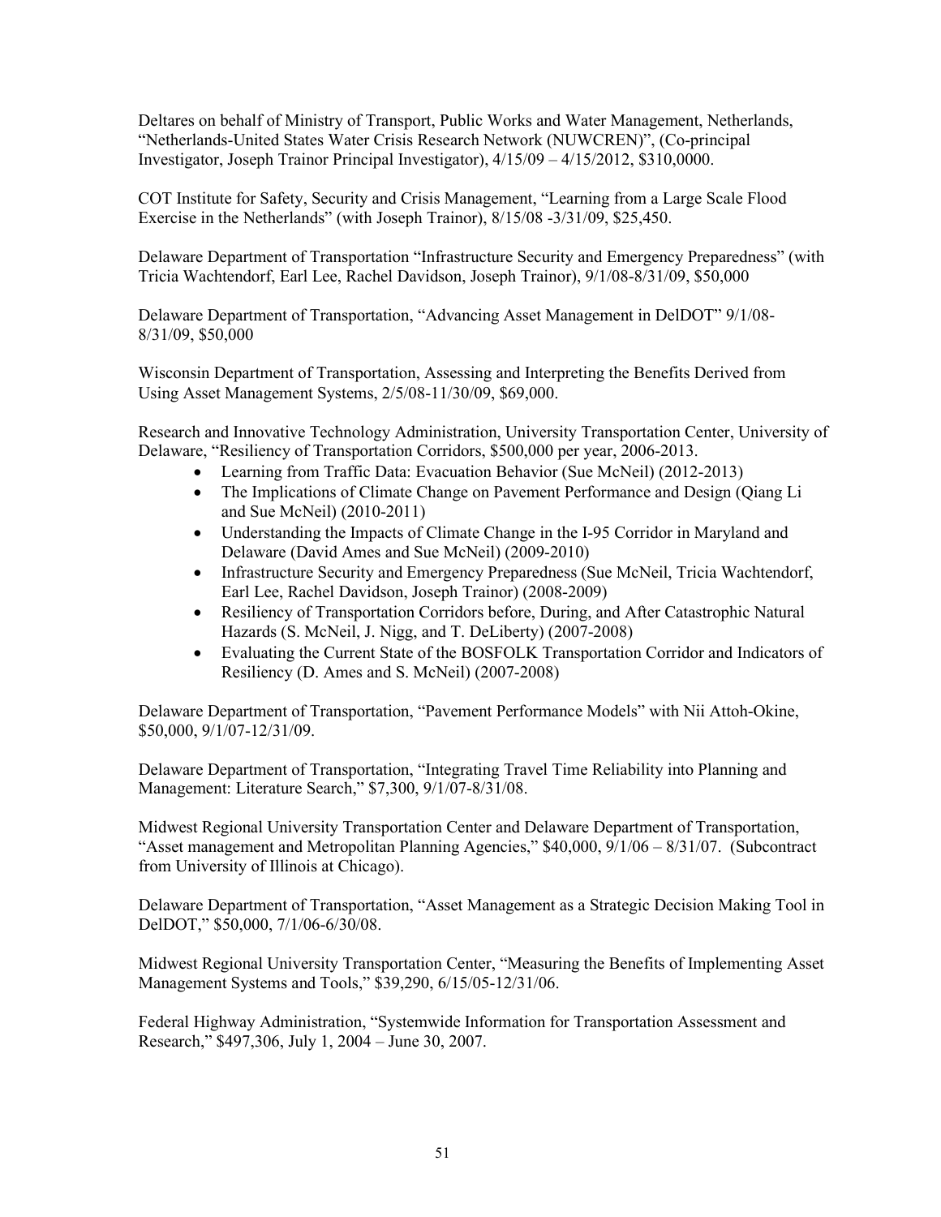Deltares on behalf of Ministry of Transport, Public Works and Water Management, Netherlands, "Netherlands-United States Water Crisis Research Network (NUWCREN)", (Co-principal Investigator, Joseph Trainor Principal Investigator), 4/15/09 – 4/15/2012, $310,0000.

COT Institute for Safety, Security and Crisis Management, "Learning from a Large Scale Flood Exercise in the Netherlands" (with Joseph Trainor), 8/15/08 -3/31/09, $25,450.

Delaware Department of Transportation "Infrastructure Security and Emergency Preparedness" (with Tricia Wachtendorf, Earl Lee, Rachel Davidson, Joseph Trainor), 9/1/08-8/31/09, $50,000

Delaware Department of Transportation, "Advancing Asset Management in DelDOT" 9/1/08-8/31/09, $50,000

Wisconsin Department of Transportation, Assessing and Interpreting the Benefits Derived from Using Asset Management Systems, 2/5/08-11/30/09, $69,000.

Research and Innovative Technology Administration, University Transportation Center, University of Delaware, "Resiliency of Transportation Corridors, $500,000 per year, 2006-2013.

- Learning from Traffic Data: Evacuation Behavior (Sue McNeil) (2012-2013)
- The Implications of Climate Change on Pavement Performance and Design (Qiang Li and Sue McNeil) (2010-2011)
- Understanding the Impacts of Climate Change in the I-95 Corridor in Maryland and Delaware (David Ames and Sue McNeil) (2009-2010)
- Infrastructure Security and Emergency Preparedness (Sue McNeil, Tricia Wachtendorf, Earl Lee, Rachel Davidson, Joseph Trainor) (2008-2009)
- Resiliency of Transportation Corridors before, During, and After Catastrophic Natural Hazards (S. McNeil, J. Nigg, and T. DeLiberty) (2007-2008)
- Evaluating the Current State of the BOSFOLK Transportation Corridor and Indicators of Resiliency (D. Ames and S. McNeil) (2007-2008)

Delaware Department of Transportation, "Pavement Performance Models" with Nii Attoh-Okine, $50,000, 9/1/07-12/31/09.

Delaware Department of Transportation, "Integrating Travel Time Reliability into Planning and Management: Literature Search," $7,300, 9/1/07-8/31/08.

Midwest Regional University Transportation Center and Delaware Department of Transportation, "Asset management and Metropolitan Planning Agencies," $40,000, 9/1/06 – 8/31/07. (Subcontract from University of Illinois at Chicago).

Delaware Department of Transportation, "Asset Management as a Strategic Decision Making Tool in DelDOT," $50,000, 7/1/06-6/30/08.

Midwest Regional University Transportation Center, "Measuring the Benefits of Implementing Asset Management Systems and Tools," $39,290, 6/15/05-12/31/06.

Federal Highway Administration, "Systemwide Information for Transportation Assessment and Research," $497,306, July 1, 2004 – June 30, 2007.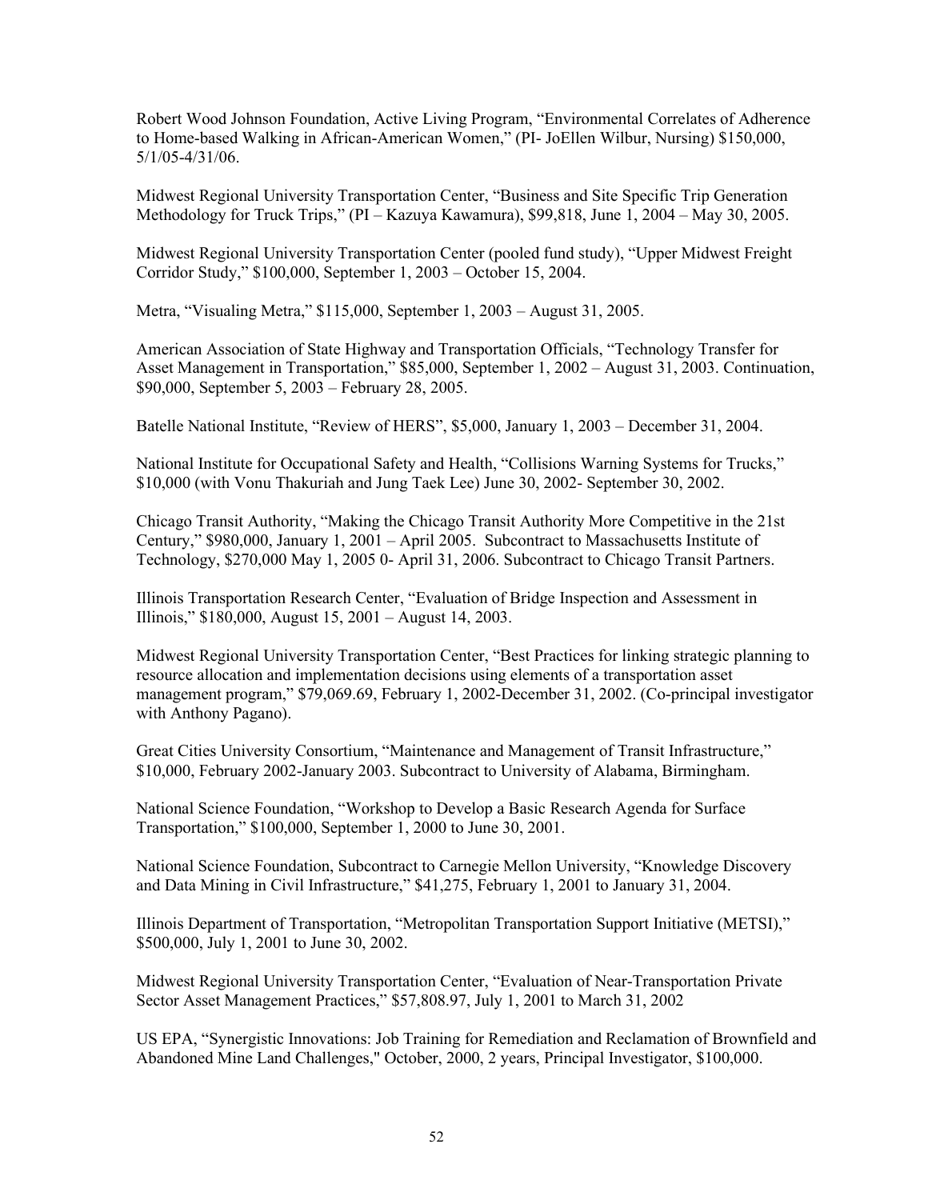Robert Wood Johnson Foundation, Active Living Program, "Environmental Correlates of Adherence to Home-based Walking in African-American Women," (PI- JoEllen Wilbur, Nursing) $150,000, 5/1/05-4/31/06.

Midwest Regional University Transportation Center, "Business and Site Specific Trip Generation Methodology for Truck Trips," (PI – Kazuya Kawamura), $99,818, June 1, 2004 – May 30, 2005.

Midwest Regional University Transportation Center (pooled fund study), "Upper Midwest Freight Corridor Study," $100,000, September 1, 2003 – October 15, 2004.

Metra, "Visualing Metra," $115,000, September 1, 2003 – August 31, 2005.

American Association of State Highway and Transportation Officials, "Technology Transfer for Asset Management in Transportation," $85,000, September 1, 2002 – August 31, 2003. Continuation, $90,000, September 5, 2003 – February 28, 2005.

Batelle National Institute, "Review of HERS", $5,000, January 1, 2003 – December 31, 2004.

National Institute for Occupational Safety and Health, "Collisions Warning Systems for Trucks," $10,000 (with Vonu Thakuriah and Jung Taek Lee) June 30, 2002- September 30, 2002.

Chicago Transit Authority, "Making the Chicago Transit Authority More Competitive in the 21st Century," $980,000, January 1, 2001 – April 2005. Subcontract to Massachusetts Institute of Technology, $270,000 May 1, 2005 0- April 31, 2006. Subcontract to Chicago Transit Partners.

Illinois Transportation Research Center, "Evaluation of Bridge Inspection and Assessment in Illinois," $180,000, August 15, 2001 – August 14, 2003.

Midwest Regional University Transportation Center, "Best Practices for linking strategic planning to resource allocation and implementation decisions using elements of a transportation asset management program," $79,069.69, February 1, 2002-December 31, 2002. (Co-principal investigator with Anthony Pagano).

Great Cities University Consortium, "Maintenance and Management of Transit Infrastructure," $10,000, February 2002-January 2003. Subcontract to University of Alabama, Birmingham.

National Science Foundation, "Workshop to Develop a Basic Research Agenda for Surface Transportation," $100,000, September 1, 2000 to June 30, 2001.

National Science Foundation, Subcontract to Carnegie Mellon University, "Knowledge Discovery and Data Mining in Civil Infrastructure," $41,275, February 1, 2001 to January 31, 2004.

Illinois Department of Transportation, "Metropolitan Transportation Support Initiative (METSI)," $500,000, July 1, 2001 to June 30, 2002.

Midwest Regional University Transportation Center, "Evaluation of Near-Transportation Private Sector Asset Management Practices," $57,808.97, July 1, 2001 to March 31, 2002

US EPA, "Synergistic Innovations: Job Training for Remediation and Reclamation of Brownfield and Abandoned Mine Land Challenges," October, 2000, 2 years, Principal Investigator, $100,000.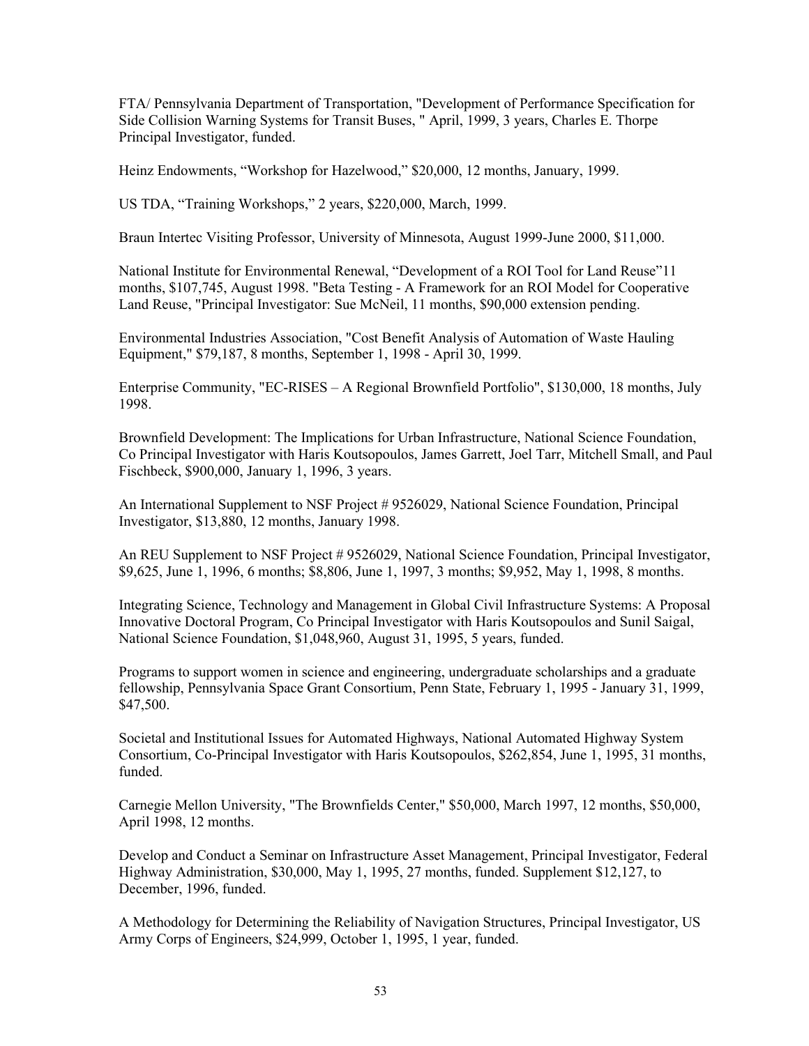FTA/ Pennsylvania Department of Transportation, "Development of Performance Specification for Side Collision Warning Systems for Transit Buses, " April, 1999, 3 years, Charles E. Thorpe Principal Investigator, funded.

Heinz Endowments, “Workshop for Hazelwood,” $20,000, 12 months, January, 1999.

US TDA, “Training Workshops,” 2 years, $220,000, March, 1999.

Braun Intertec Visiting Professor, University of Minnesota, August 1999-June 2000, $11,000.

National Institute for Environmental Renewal, “Development of a ROI Tool for Land Reuse”11 months, $107,745, August 1998. "Beta Testing - A Framework for an ROI Model for Cooperative Land Reuse, "Principal Investigator: Sue McNeil, 11 months, $90,000 extension pending.

Environmental Industries Association, "Cost Benefit Analysis of Automation of Waste Hauling Equipment," $79,187, 8 months, September 1, 1998 - April 30, 1999.

Enterprise Community, "EC-RISES – A Regional Brownfield Portfolio", $130,000, 18 months, July 1998.

Brownfield Development: The Implications for Urban Infrastructure, National Science Foundation, Co Principal Investigator with Haris Koutsopoulos, James Garrett, Joel Tarr, Mitchell Small, and Paul Fischbeck, $900,000, January 1, 1996, 3 years.

An International Supplement to NSF Project # 9526029, National Science Foundation, Principal Investigator, $13,880, 12 months, January 1998.

An REU Supplement to NSF Project # 9526029, National Science Foundation, Principal Investigator, $9,625, June 1, 1996, 6 months; $8,806, June 1, 1997, 3 months; $9,952, May 1, 1998, 8 months.

Integrating Science, Technology and Management in Global Civil Infrastructure Systems: A Proposal Innovative Doctoral Program, Co Principal Investigator with Haris Koutsopoulos and Sunil Saigal, National Science Foundation, $1,048,960, August 31, 1995, 5 years, funded.

Programs to support women in science and engineering, undergraduate scholarships and a graduate fellowship, Pennsylvania Space Grant Consortium, Penn State, February 1, 1995 - January 31, 1999, $47,500.

Societal and Institutional Issues for Automated Highways, National Automated Highway System Consortium, Co-Principal Investigator with Haris Koutsopoulos, $262,854, June 1, 1995, 31 months, funded.

Carnegie Mellon University, "The Brownfields Center," $50,000, March 1997, 12 months, $50,000, April 1998, 12 months.

Develop and Conduct a Seminar on Infrastructure Asset Management, Principal Investigator, Federal Highway Administration, $30,000, May 1, 1995, 27 months, funded. Supplement $12,127, to December, 1996, funded.

A Methodology for Determining the Reliability of Navigation Structures, Principal Investigator, US Army Corps of Engineers, $24,999, October 1, 1995, 1 year, funded.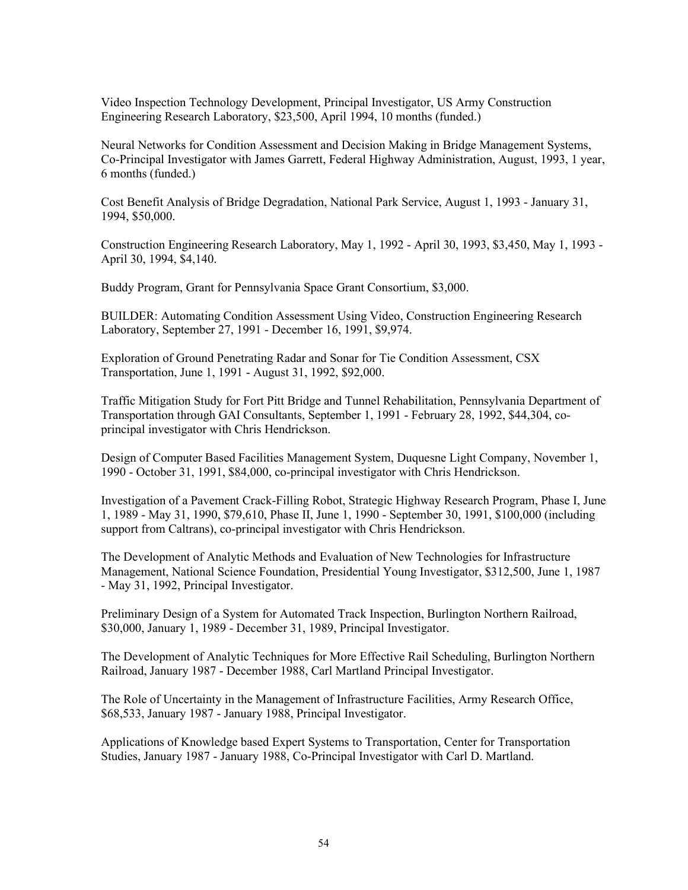Video Inspection Technology Development, Principal Investigator, US Army Construction Engineering Research Laboratory, $23,500, April 1994, 10 months (funded.)

Neural Networks for Condition Assessment and Decision Making in Bridge Management Systems, Co-Principal Investigator with James Garrett, Federal Highway Administration, August, 1993, 1 year, 6 months (funded.)

Cost Benefit Analysis of Bridge Degradation, National Park Service, August 1, 1993 - January 31, 1994, $50,000.

Construction Engineering Research Laboratory, May 1, 1992 - April 30, 1993, $3,450, May 1, 1993 - April 30, 1994, $4,140.

Buddy Program, Grant for Pennsylvania Space Grant Consortium, $3,000.

BUILDER: Automating Condition Assessment Using Video, Construction Engineering Research Laboratory, September 27, 1991 - December 16, 1991, $9,974.

Exploration of Ground Penetrating Radar and Sonar for Tie Condition Assessment, CSX Transportation, June 1, 1991 - August 31, 1992, $92,000.

Traffic Mitigation Study for Fort Pitt Bridge and Tunnel Rehabilitation, Pennsylvania Department of Transportation through GAI Consultants, September 1, 1991 - February 28, 1992, $44,304, co-principal investigator with Chris Hendrickson.

Design of Computer Based Facilities Management System, Duquesne Light Company, November 1, 1990 - October 31, 1991, $84,000, co-principal investigator with Chris Hendrickson.

Investigation of a Pavement Crack-Filling Robot, Strategic Highway Research Program, Phase I, June 1, 1989 - May 31, 1990, $79,610, Phase II, June 1, 1990 - September 30, 1991, $100,000 (including support from Caltrans), co-principal investigator with Chris Hendrickson.

The Development of Analytic Methods and Evaluation of New Technologies for Infrastructure Management, National Science Foundation, Presidential Young Investigator, $312,500, June 1, 1987 - May 31, 1992, Principal Investigator.

Preliminary Design of a System for Automated Track Inspection, Burlington Northern Railroad, $30,000, January 1, 1989 - December 31, 1989, Principal Investigator.

The Development of Analytic Techniques for More Effective Rail Scheduling, Burlington Northern Railroad, January 1987 - December 1988, Carl Martland Principal Investigator.

The Role of Uncertainty in the Management of Infrastructure Facilities, Army Research Office, $68,533, January 1987 - January 1988, Principal Investigator.

Applications of Knowledge based Expert Systems to Transportation, Center for Transportation Studies, January 1987 - January 1988, Co-Principal Investigator with Carl D. Martland.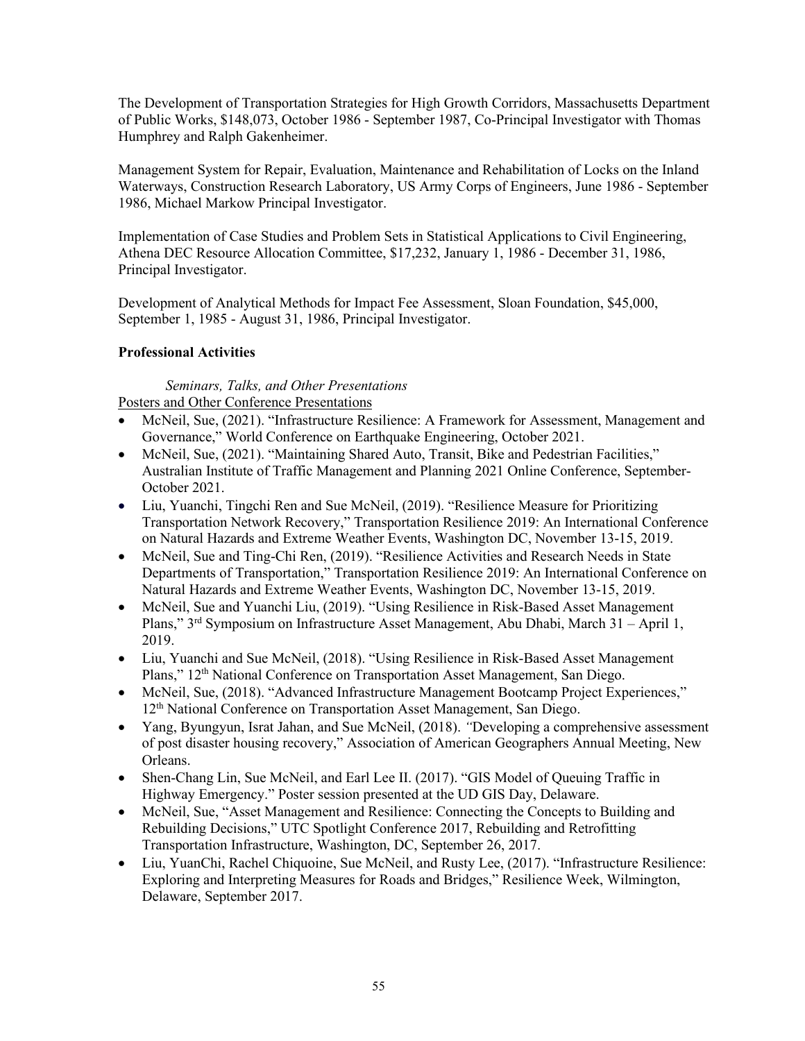The Development of Transportation Strategies for High Growth Corridors, Massachusetts Department of Public Works, $148,073, October 1986 - September 1987, Co-Principal Investigator with Thomas Humphrey and Ralph Gakenheimer.

Management System for Repair, Evaluation, Maintenance and Rehabilitation of Locks on the Inland Waterways, Construction Research Laboratory, US Army Corps of Engineers, June 1986 - September 1986, Michael Markow Principal Investigator.

Implementation of Case Studies and Problem Sets in Statistical Applications to Civil Engineering, Athena DEC Resource Allocation Committee, $17,232, January 1, 1986 - December 31, 1986, Principal Investigator.

Development of Analytical Methods for Impact Fee Assessment, Sloan Foundation, $45,000, September 1, 1985 - August 31, 1986, Principal Investigator.

**Professional Activities**

*Seminars, Talks, and Other Presentations*

Posters and Other Conference Presentations

- McNeil, Sue, (2021). "Infrastructure Resilience: A Framework for Assessment, Management and Governance," World Conference on Earthquake Engineering, October 2021.
- McNeil, Sue, (2021). "Maintaining Shared Auto, Transit, Bike and Pedestrian Facilities," Australian Institute of Traffic Management and Planning 2021 Online Conference, September-October 2021.
- Liu, Yuanchi, Tingchi Ren and Sue McNeil, (2019). "Resilience Measure for Prioritizing Transportation Network Recovery," Transportation Resilience 2019: An International Conference on Natural Hazards and Extreme Weather Events, Washington DC, November 13-15, 2019.
- McNeil, Sue and Ting-Chi Ren, (2019). "Resilience Activities and Research Needs in State Departments of Transportation," Transportation Resilience 2019: An International Conference on Natural Hazards and Extreme Weather Events, Washington DC, November 13-15, 2019.
- McNeil, Sue and Yuanchi Liu, (2019). "Using Resilience in Risk-Based Asset Management Plans," 3rd Symposium on Infrastructure Asset Management, Abu Dhabi, March 31 – April 1, 2019.
- Liu, Yuanchi and Sue McNeil, (2018). "Using Resilience in Risk-Based Asset Management Plans," 12th National Conference on Transportation Asset Management, San Diego.
- McNeil, Sue, (2018). "Advanced Infrastructure Management Bootcamp Project Experiences," 12th National Conference on Transportation Asset Management, San Diego.
- Yang, Byungyun, Israt Jahan, and Sue McNeil, (2018). *"*Developing a comprehensive assessment of post disaster housing recovery," Association of American Geographers Annual Meeting, New Orleans.
- Shen-Chang Lin, Sue McNeil, and Earl Lee II. (2017). "GIS Model of Queuing Traffic in Highway Emergency." Poster session presented at the UD GIS Day, Delaware.
- McNeil, Sue, "Asset Management and Resilience: Connecting the Concepts to Building and Rebuilding Decisions," UTC Spotlight Conference 2017, Rebuilding and Retrofitting Transportation Infrastructure, Washington, DC, September 26, 2017.
- Liu, YuanChi, Rachel Chiquoine, Sue McNeil, and Rusty Lee, (2017). "Infrastructure Resilience: Exploring and Interpreting Measures for Roads and Bridges," Resilience Week, Wilmington, Delaware, September 2017.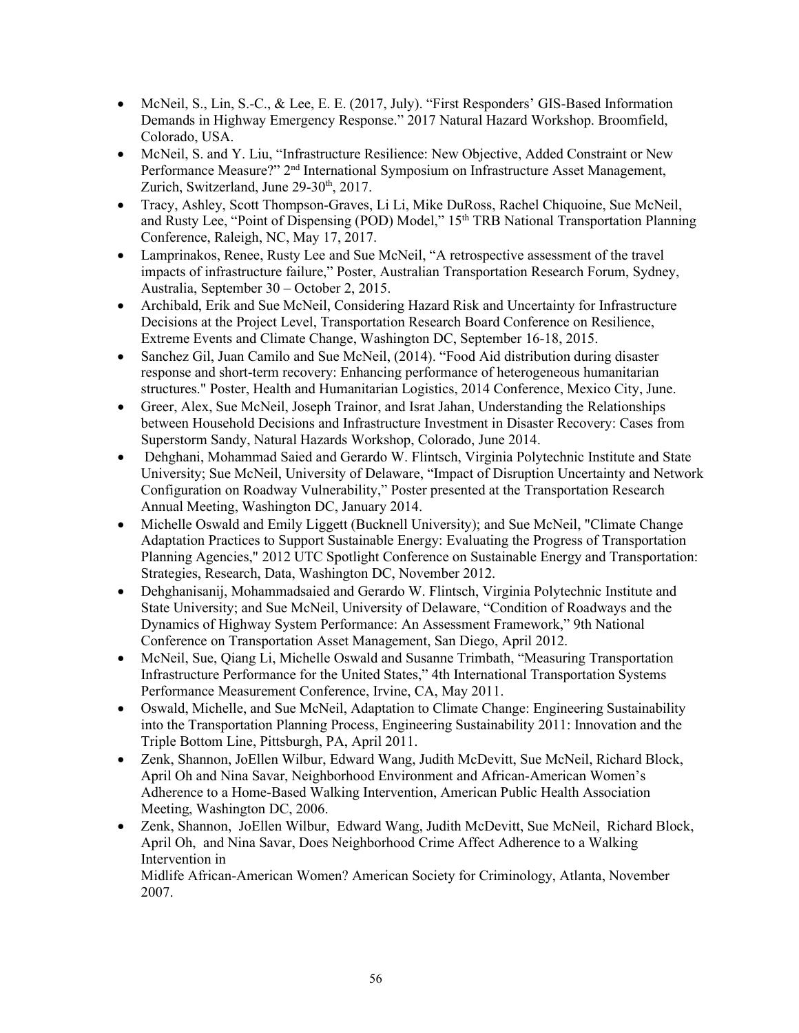- McNeil, S., Lin, S.-C., & Lee, E. E. (2017, July). "First Responders' GIS-Based Information Demands in Highway Emergency Response." 2017 Natural Hazard Workshop. Broomfield, Colorado, USA.
- McNeil, S. and Y. Liu, "Infrastructure Resilience: New Objective, Added Constraint or New Performance Measure?" 2nd International Symposium on Infrastructure Asset Management, Zurich, Switzerland, June 29-30th, 2017.
- Tracy, Ashley, Scott Thompson-Graves, Li Li, Mike DuRoss, Rachel Chiquoine, Sue McNeil, and Rusty Lee, "Point of Dispensing (POD) Model," 15th TRB National Transportation Planning Conference, Raleigh, NC, May 17, 2017.
- Lamprinakos, Renee, Rusty Lee and Sue McNeil, "A retrospective assessment of the travel impacts of infrastructure failure," Poster, Australian Transportation Research Forum, Sydney, Australia, September 30 – October 2, 2015.
- Archibald, Erik and Sue McNeil, Considering Hazard Risk and Uncertainty for Infrastructure Decisions at the Project Level, Transportation Research Board Conference on Resilience, Extreme Events and Climate Change, Washington DC, September 16-18, 2015.
- Sanchez Gil, Juan Camilo and Sue McNeil, (2014). "Food Aid distribution during disaster response and short-term recovery: Enhancing performance of heterogeneous humanitarian structures." Poster, Health and Humanitarian Logistics, 2014 Conference, Mexico City, June.
- Greer, Alex, Sue McNeil, Joseph Trainor, and Israt Jahan, Understanding the Relationships between Household Decisions and Infrastructure Investment in Disaster Recovery: Cases from Superstorm Sandy, Natural Hazards Workshop, Colorado, June 2014.
- Dehghani, Mohammad Saied and Gerardo W. Flintsch, Virginia Polytechnic Institute and State University; Sue McNeil, University of Delaware, "Impact of Disruption Uncertainty and Network Configuration on Roadway Vulnerability," Poster presented at the Transportation Research Annual Meeting, Washington DC, January 2014.
- Michelle Oswald and Emily Liggett (Bucknell University); and Sue McNeil, "Climate Change Adaptation Practices to Support Sustainable Energy: Evaluating the Progress of Transportation Planning Agencies," 2012 UTC Spotlight Conference on Sustainable Energy and Transportation: Strategies, Research, Data, Washington DC, November 2012.
- Dehghanisanij, Mohammadsaied and Gerardo W. Flintsch, Virginia Polytechnic Institute and State University; and Sue McNeil, University of Delaware, "Condition of Roadways and the Dynamics of Highway System Performance: An Assessment Framework," 9th National Conference on Transportation Asset Management, San Diego, April 2012.
- McNeil, Sue, Qiang Li, Michelle Oswald and Susanne Trimbath, "Measuring Transportation Infrastructure Performance for the United States," 4th International Transportation Systems Performance Measurement Conference, Irvine, CA, May 2011.
- Oswald, Michelle, and Sue McNeil, Adaptation to Climate Change: Engineering Sustainability into the Transportation Planning Process, Engineering Sustainability 2011: Innovation and the Triple Bottom Line, Pittsburgh, PA, April 2011.
- Zenk, Shannon, JoEllen Wilbur, Edward Wang, Judith McDevitt, Sue McNeil, Richard Block, April Oh and Nina Savar, Neighborhood Environment and African-American Women's Adherence to a Home-Based Walking Intervention, American Public Health Association Meeting, Washington DC, 2006.
- Zenk, Shannon, JoEllen Wilbur, Edward Wang, Judith McDevitt, Sue McNeil, Richard Block, April Oh, and Nina Savar, Does Neighborhood Crime Affect Adherence to a Walking Intervention in Midlife African-American Women? American Society for Criminology, Atlanta, November 2007.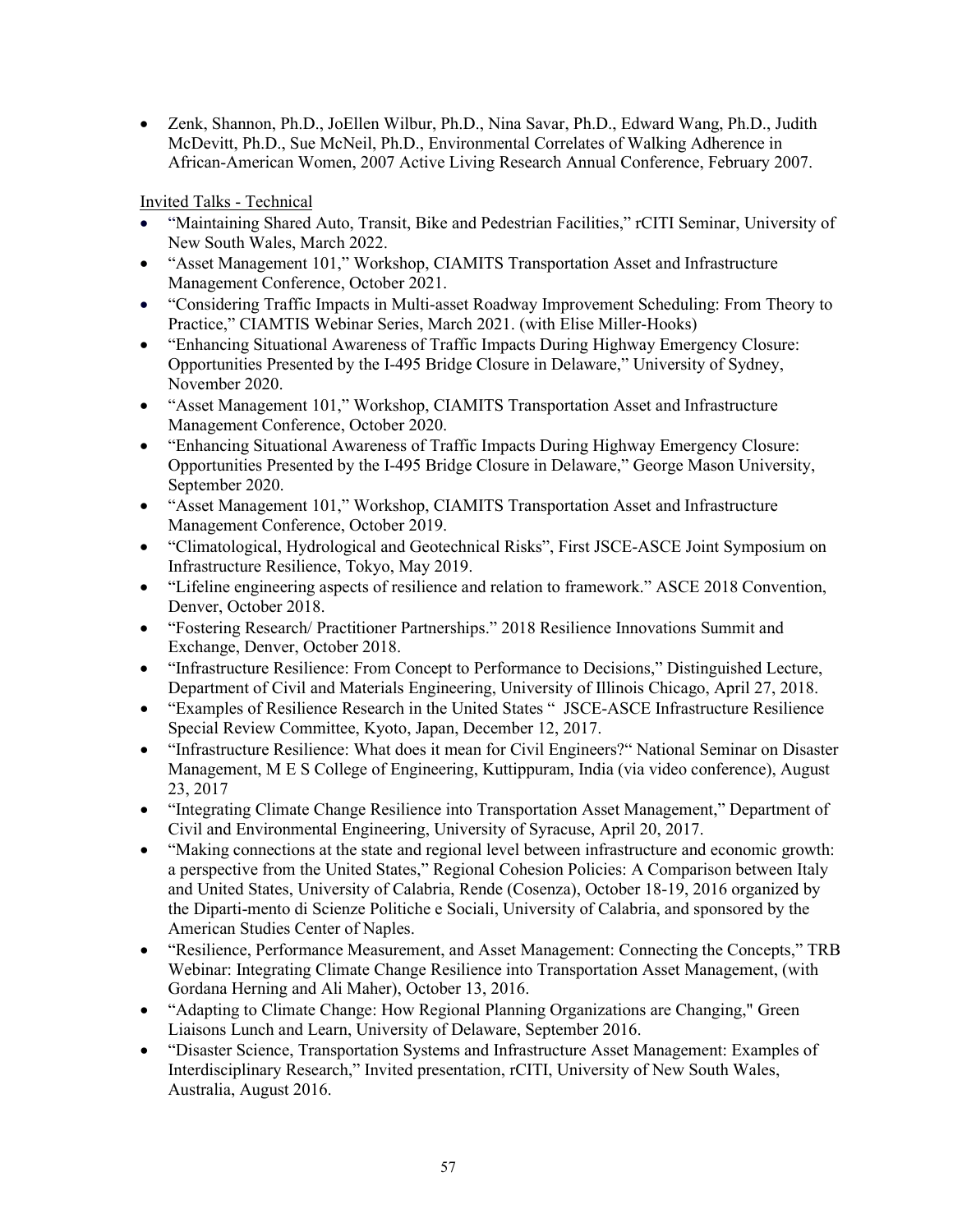- Zenk, Shannon, Ph.D., JoEllen Wilbur, Ph.D., Nina Savar, Ph.D., Edward Wang, Ph.D., Judith McDevitt, Ph.D., Sue McNeil, Ph.D., Environmental Correlates of Walking Adherence in African-American Women, 2007 Active Living Research Annual Conference, February 2007.

Invited Talks - Technical

- "Maintaining Shared Auto, Transit, Bike and Pedestrian Facilities," rCITI Seminar, University of New South Wales, March 2022.
- "Asset Management 101," Workshop, CIAMITS Transportation Asset and Infrastructure Management Conference, October 2021.
- "Considering Traffic Impacts in Multi-asset Roadway Improvement Scheduling: From Theory to Practice," CIAMTIS Webinar Series, March 2021. (with Elise Miller-Hooks)
- "Enhancing Situational Awareness of Traffic Impacts During Highway Emergency Closure: Opportunities Presented by the I-495 Bridge Closure in Delaware," University of Sydney, November 2020.
- "Asset Management 101," Workshop, CIAMITS Transportation Asset and Infrastructure Management Conference, October 2020.
- "Enhancing Situational Awareness of Traffic Impacts During Highway Emergency Closure: Opportunities Presented by the I-495 Bridge Closure in Delaware," George Mason University, September 2020.
- "Asset Management 101," Workshop, CIAMITS Transportation Asset and Infrastructure Management Conference, October 2019.
- "Climatological, Hydrological and Geotechnical Risks", First JSCE-ASCE Joint Symposium on Infrastructure Resilience, Tokyo, May 2019.
- "Lifeline engineering aspects of resilience and relation to framework." ASCE 2018 Convention, Denver, October 2018.
- "Fostering Research/ Practitioner Partnerships." 2018 Resilience Innovations Summit and Exchange, Denver, October 2018.
- "Infrastructure Resilience: From Concept to Performance to Decisions," Distinguished Lecture, Department of Civil and Materials Engineering, University of Illinois Chicago, April 27, 2018.
- "Examples of Resilience Research in the United States " JSCE-ASCE Infrastructure Resilience Special Review Committee, Kyoto, Japan, December 12, 2017.
- "Infrastructure Resilience: What does it mean for Civil Engineers?" National Seminar on Disaster Management, M E S College of Engineering, Kuttippuram, India (via video conference), August 23, 2017
- "Integrating Climate Change Resilience into Transportation Asset Management," Department of Civil and Environmental Engineering, University of Syracuse, April 20, 2017.
- "Making connections at the state and regional level between infrastructure and economic growth: a perspective from the United States," Regional Cohesion Policies: A Comparison between Italy and United States, University of Calabria, Rende (Cosenza), October 18-19, 2016 organized by the Diparti-mento di Scienze Politiche e Sociali, University of Calabria, and sponsored by the American Studies Center of Naples.
- "Resilience, Performance Measurement, and Asset Management: Connecting the Concepts," TRB Webinar: Integrating Climate Change Resilience into Transportation Asset Management, (with Gordana Herning and Ali Maher), October 13, 2016.
- "Adapting to Climate Change: How Regional Planning Organizations are Changing," Green Liaisons Lunch and Learn, University of Delaware, September 2016.
- "Disaster Science, Transportation Systems and Infrastructure Asset Management: Examples of Interdisciplinary Research," Invited presentation, rCITI, University of New South Wales, Australia, August 2016.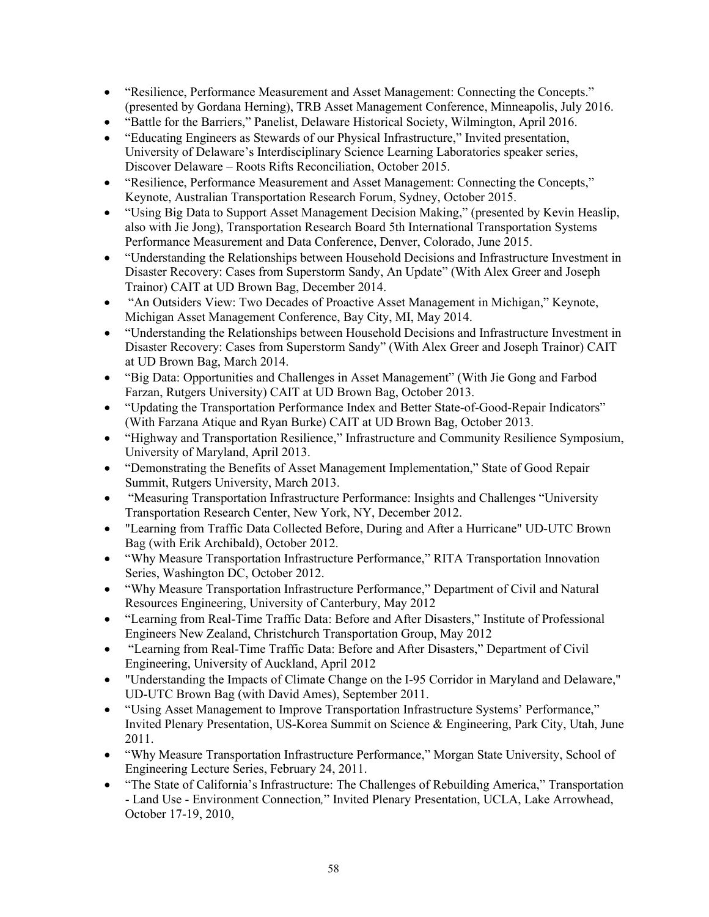- "Resilience, Performance Measurement and Asset Management: Connecting the Concepts." (presented by Gordana Herning), TRB Asset Management Conference, Minneapolis, July 2016.
- "Battle for the Barriers," Panelist, Delaware Historical Society, Wilmington, April 2016.
- "Educating Engineers as Stewards of our Physical Infrastructure," Invited presentation, University of Delaware's Interdisciplinary Science Learning Laboratories speaker series, Discover Delaware – Roots Rifts Reconciliation, October 2015.
- "Resilience, Performance Measurement and Asset Management: Connecting the Concepts," Keynote, Australian Transportation Research Forum, Sydney, October 2015.
- "Using Big Data to Support Asset Management Decision Making," (presented by Kevin Heaslip, also with Jie Jong), Transportation Research Board 5th International Transportation Systems Performance Measurement and Data Conference, Denver, Colorado, June 2015.
- "Understanding the Relationships between Household Decisions and Infrastructure Investment in Disaster Recovery: Cases from Superstorm Sandy, An Update" (With Alex Greer and Joseph Trainor) CAIT at UD Brown Bag, December 2014.
- "An Outsiders View: Two Decades of Proactive Asset Management in Michigan," Keynote, Michigan Asset Management Conference, Bay City, MI, May 2014.
- "Understanding the Relationships between Household Decisions and Infrastructure Investment in Disaster Recovery: Cases from Superstorm Sandy" (With Alex Greer and Joseph Trainor) CAIT at UD Brown Bag, March 2014.
- "Big Data: Opportunities and Challenges in Asset Management" (With Jie Gong and Farbod Farzan, Rutgers University) CAIT at UD Brown Bag, October 2013.
- "Updating the Transportation Performance Index and Better State-of-Good-Repair Indicators" (With Farzana Atique and Ryan Burke) CAIT at UD Brown Bag, October 2013.
- "Highway and Transportation Resilience," Infrastructure and Community Resilience Symposium, University of Maryland, April 2013.
- "Demonstrating the Benefits of Asset Management Implementation," State of Good Repair Summit, Rutgers University, March 2013.
- "Measuring Transportation Infrastructure Performance: Insights and Challenges "University Transportation Research Center, New York, NY, December 2012.
- "Learning from Traffic Data Collected Before, During and After a Hurricane" UD-UTC Brown Bag (with Erik Archibald), October 2012.
- "Why Measure Transportation Infrastructure Performance," RITA Transportation Innovation Series, Washington DC, October 2012.
- "Why Measure Transportation Infrastructure Performance," Department of Civil and Natural Resources Engineering, University of Canterbury, May 2012
- "Learning from Real-Time Traffic Data: Before and After Disasters," Institute of Professional Engineers New Zealand, Christchurch Transportation Group, May 2012
- "Learning from Real-Time Traffic Data: Before and After Disasters," Department of Civil Engineering, University of Auckland, April 2012
- "Understanding the Impacts of Climate Change on the I-95 Corridor in Maryland and Delaware," UD-UTC Brown Bag (with David Ames), September 2011.
- "Using Asset Management to Improve Transportation Infrastructure Systems' Performance," Invited Plenary Presentation, US-Korea Summit on Science & Engineering, Park City, Utah, June 2011.
- "Why Measure Transportation Infrastructure Performance," Morgan State University, School of Engineering Lecture Series, February 24, 2011.
- "The State of California's Infrastructure: The Challenges of Rebuilding America," Transportation - Land Use - Environment Connection*,*" Invited Plenary Presentation, UCLA, Lake Arrowhead, October 17-19, 2010,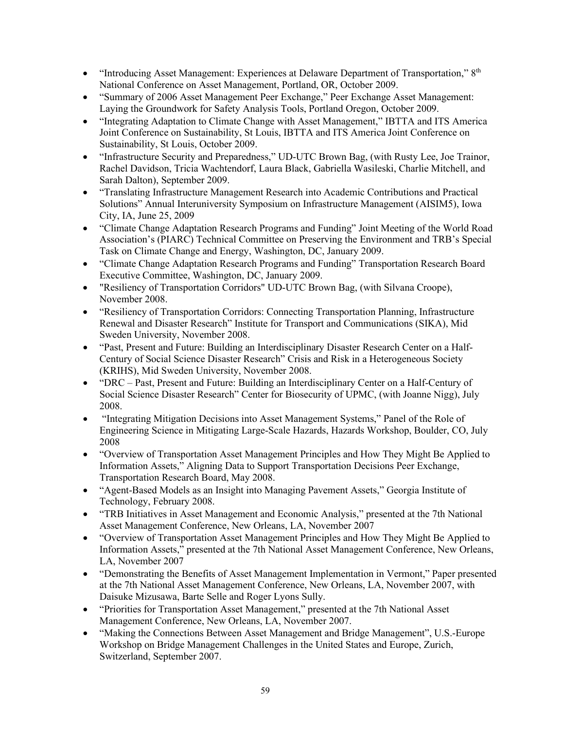- "Introducing Asset Management: Experiences at Delaware Department of Transportation," 8th National Conference on Asset Management, Portland, OR, October 2009.
- "Summary of 2006 Asset Management Peer Exchange," Peer Exchange Asset Management: Laying the Groundwork for Safety Analysis Tools, Portland Oregon, October 2009.
- "Integrating Adaptation to Climate Change with Asset Management," IBTTA and ITS America Joint Conference on Sustainability, St Louis, IBTTA and ITS America Joint Conference on Sustainability, St Louis, October 2009.
- "Infrastructure Security and Preparedness," UD-UTC Brown Bag, (with Rusty Lee, Joe Trainor, Rachel Davidson, Tricia Wachtendorf, Laura Black, Gabriella Wasileski, Charlie Mitchell, and Sarah Dalton), September 2009.
- "Translating Infrastructure Management Research into Academic Contributions and Practical Solutions" Annual Interuniversity Symposium on Infrastructure Management (AISIM5), Iowa City, IA, June 25, 2009
- "Climate Change Adaptation Research Programs and Funding" Joint Meeting of the World Road Association's (PIARC) Technical Committee on Preserving the Environment and TRB's Special Task on Climate Change and Energy, Washington, DC, January 2009.
- "Climate Change Adaptation Research Programs and Funding" Transportation Research Board Executive Committee, Washington, DC, January 2009.
- "Resiliency of Transportation Corridors" UD-UTC Brown Bag, (with Silvana Croope), November 2008.
- "Resiliency of Transportation Corridors: Connecting Transportation Planning, Infrastructure Renewal and Disaster Research" Institute for Transport and Communications (SIKA), Mid Sweden University, November 2008.
- "Past, Present and Future: Building an Interdisciplinary Disaster Research Center on a Half-Century of Social Science Disaster Research" Crisis and Risk in a Heterogeneous Society (KRIHS), Mid Sweden University, November 2008.
- "DRC – Past, Present and Future: Building an Interdisciplinary Center on a Half-Century of Social Science Disaster Research" Center for Biosecurity of UPMC, (with Joanne Nigg), July 2008.
- "Integrating Mitigation Decisions into Asset Management Systems," Panel of the Role of Engineering Science in Mitigating Large-Scale Hazards, Hazards Workshop, Boulder, CO, July 2008
- "Overview of Transportation Asset Management Principles and How They Might Be Applied to Information Assets," Aligning Data to Support Transportation Decisions Peer Exchange, Transportation Research Board, May 2008.
- "Agent-Based Models as an Insight into Managing Pavement Assets," Georgia Institute of Technology, February 2008.
- "TRB Initiatives in Asset Management and Economic Analysis," presented at the 7th National Asset Management Conference, New Orleans, LA, November 2007
- "Overview of Transportation Asset Management Principles and How They Might Be Applied to Information Assets," presented at the 7th National Asset Management Conference, New Orleans, LA, November 2007
- "Demonstrating the Benefits of Asset Management Implementation in Vermont," Paper presented at the 7th National Asset Management Conference, New Orleans, LA, November 2007, with Daisuke Mizusawa, Barte Selle and Roger Lyons Sully.
- "Priorities for Transportation Asset Management," presented at the 7th National Asset Management Conference, New Orleans, LA, November 2007.
- "Making the Connections Between Asset Management and Bridge Management", U.S.-Europe Workshop on Bridge Management Challenges in the United States and Europe, Zurich, Switzerland, September 2007.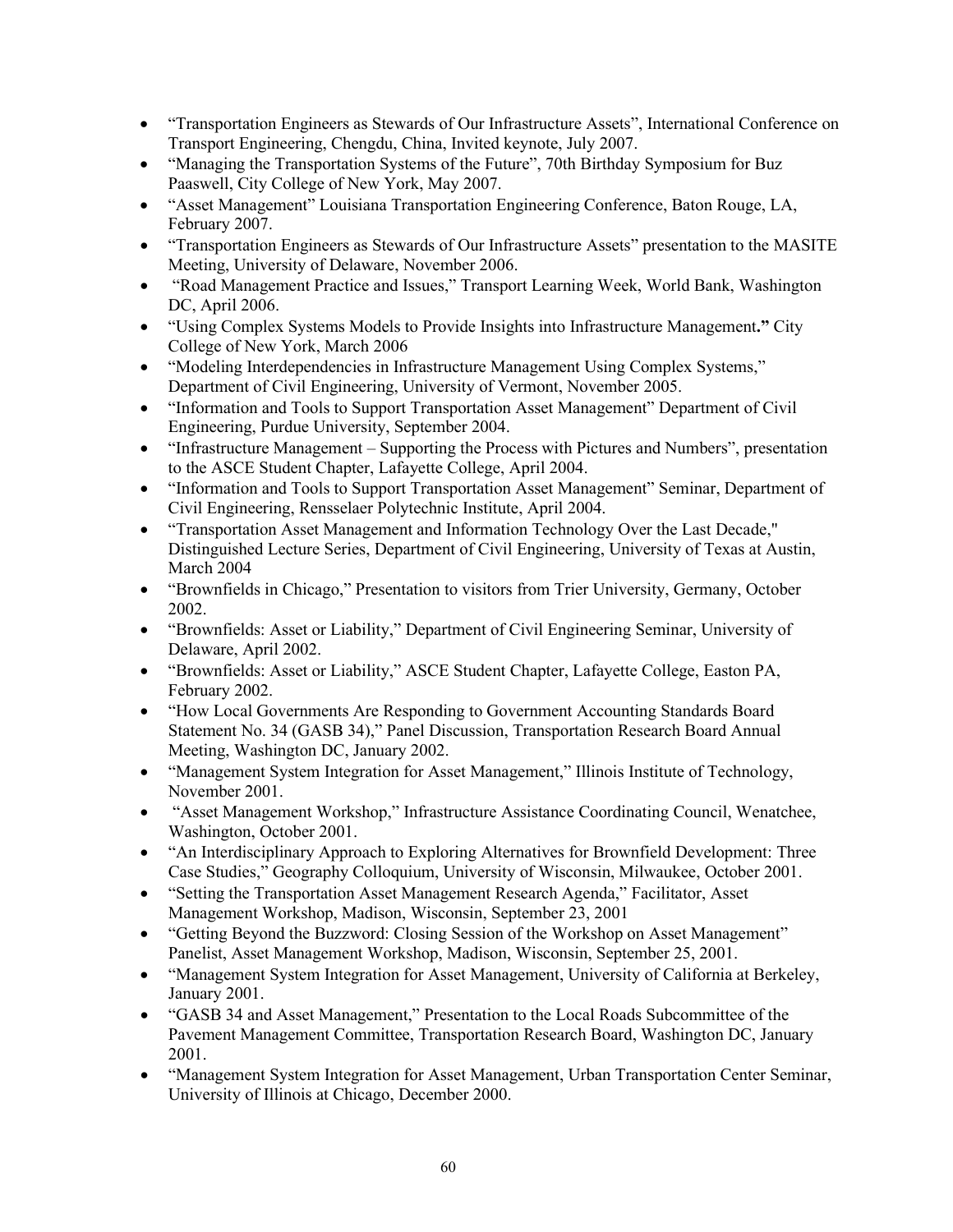- "Transportation Engineers as Stewards of Our Infrastructure Assets", International Conference on Transport Engineering, Chengdu, China, Invited keynote, July 2007.
- "Managing the Transportation Systems of the Future", 70th Birthday Symposium for Buz Paaswell, City College of New York, May 2007.
- "Asset Management" Louisiana Transportation Engineering Conference, Baton Rouge, LA, February 2007.
- "Transportation Engineers as Stewards of Our Infrastructure Assets" presentation to the MASITE Meeting, University of Delaware, November 2006.
- "Road Management Practice and Issues," Transport Learning Week, World Bank, Washington DC, April 2006.
- "Using Complex Systems Models to Provide Insights into Infrastructure Management**."** City College of New York, March 2006
- "Modeling Interdependencies in Infrastructure Management Using Complex Systems," Department of Civil Engineering, University of Vermont, November 2005.
- "Information and Tools to Support Transportation Asset Management" Department of Civil Engineering, Purdue University, September 2004.
- "Infrastructure Management – Supporting the Process with Pictures and Numbers", presentation to the ASCE Student Chapter, Lafayette College, April 2004.
- "Information and Tools to Support Transportation Asset Management" Seminar, Department of Civil Engineering, Rensselaer Polytechnic Institute, April 2004.
- "Transportation Asset Management and Information Technology Over the Last Decade," Distinguished Lecture Series, Department of Civil Engineering, University of Texas at Austin, March 2004
- "Brownfields in Chicago," Presentation to visitors from Trier University, Germany, October 2002.
- "Brownfields: Asset or Liability," Department of Civil Engineering Seminar, University of Delaware, April 2002.
- "Brownfields: Asset or Liability," ASCE Student Chapter, Lafayette College, Easton PA, February 2002.
- "How Local Governments Are Responding to Government Accounting Standards Board Statement No. 34 (GASB 34)," Panel Discussion, Transportation Research Board Annual Meeting, Washington DC, January 2002.
- "Management System Integration for Asset Management," Illinois Institute of Technology, November 2001.
- "Asset Management Workshop," Infrastructure Assistance Coordinating Council, Wenatchee, Washington, October 2001.
- "An Interdisciplinary Approach to Exploring Alternatives for Brownfield Development: Three Case Studies," Geography Colloquium, University of Wisconsin, Milwaukee, October 2001.
- "Setting the Transportation Asset Management Research Agenda," Facilitator, Asset Management Workshop, Madison, Wisconsin, September 23, 2001
- "Getting Beyond the Buzzword: Closing Session of the Workshop on Asset Management" Panelist, Asset Management Workshop, Madison, Wisconsin, September 25, 2001.
- "Management System Integration for Asset Management, University of California at Berkeley, January 2001.
- "GASB 34 and Asset Management," Presentation to the Local Roads Subcommittee of the Pavement Management Committee, Transportation Research Board, Washington DC, January 2001.
- "Management System Integration for Asset Management, Urban Transportation Center Seminar, University of Illinois at Chicago, December 2000.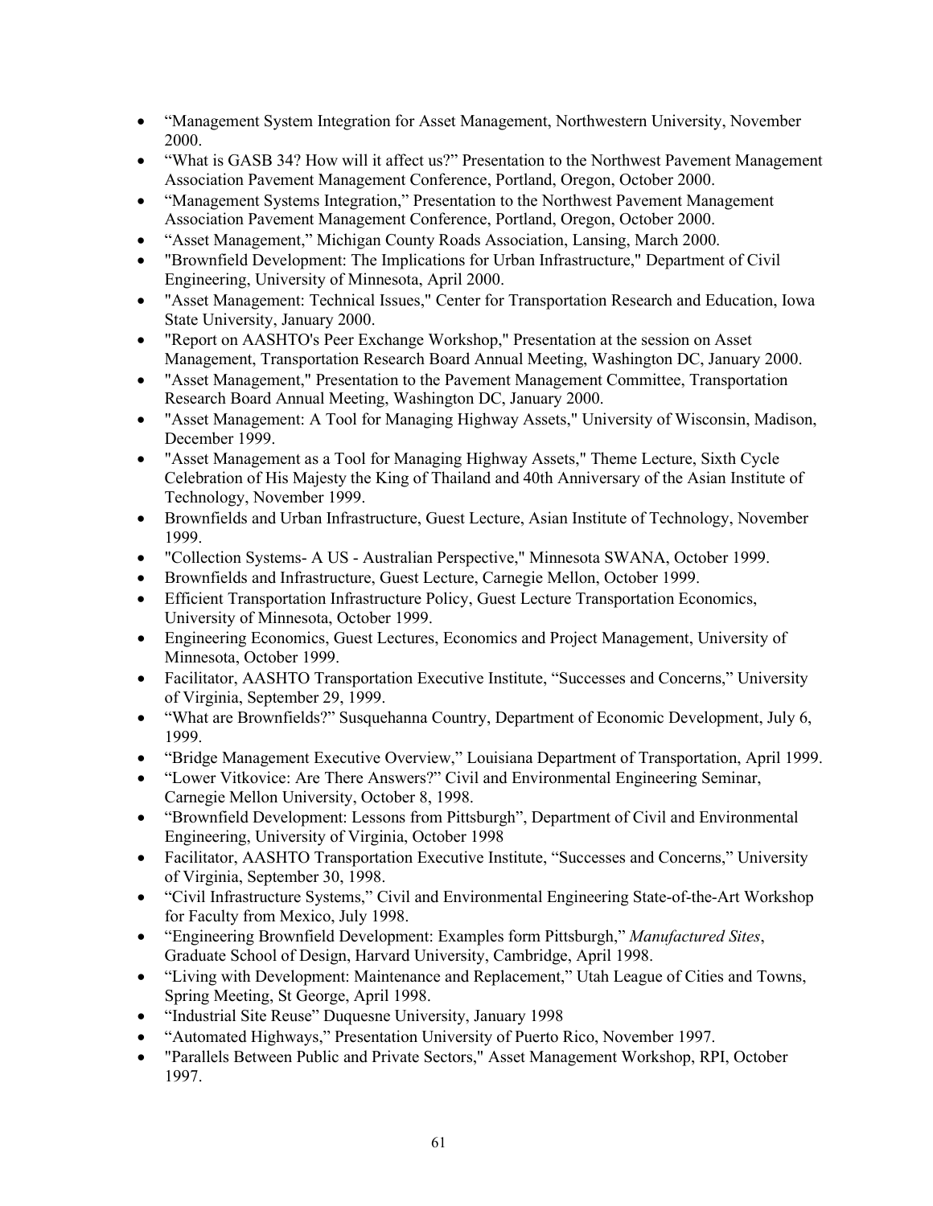- "Management System Integration for Asset Management, Northwestern University, November 2000.
- "What is GASB 34? How will it affect us?" Presentation to the Northwest Pavement Management Association Pavement Management Conference, Portland, Oregon, October 2000.
- "Management Systems Integration," Presentation to the Northwest Pavement Management Association Pavement Management Conference, Portland, Oregon, October 2000.
- "Asset Management," Michigan County Roads Association, Lansing, March 2000.
- "Brownfield Development: The Implications for Urban Infrastructure," Department of Civil Engineering, University of Minnesota, April 2000.
- "Asset Management: Technical Issues," Center for Transportation Research and Education, Iowa State University, January 2000.
- "Report on AASHTO's Peer Exchange Workshop," Presentation at the session on Asset Management, Transportation Research Board Annual Meeting, Washington DC, January 2000.
- "Asset Management," Presentation to the Pavement Management Committee, Transportation Research Board Annual Meeting, Washington DC, January 2000.
- "Asset Management: A Tool for Managing Highway Assets," University of Wisconsin, Madison, December 1999.
- "Asset Management as a Tool for Managing Highway Assets," Theme Lecture, Sixth Cycle Celebration of His Majesty the King of Thailand and 40th Anniversary of the Asian Institute of Technology, November 1999.
- Brownfields and Urban Infrastructure, Guest Lecture, Asian Institute of Technology, November 1999.
- "Collection Systems- A US - Australian Perspective," Minnesota SWANA, October 1999.
- Brownfields and Infrastructure, Guest Lecture, Carnegie Mellon, October 1999.
- Efficient Transportation Infrastructure Policy, Guest Lecture Transportation Economics, University of Minnesota, October 1999.
- Engineering Economics, Guest Lectures, Economics and Project Management, University of Minnesota, October 1999.
- Facilitator, AASHTO Transportation Executive Institute, "Successes and Concerns," University of Virginia, September 29, 1999.
- "What are Brownfields?" Susquehanna Country, Department of Economic Development, July 6, 1999.
- "Bridge Management Executive Overview," Louisiana Department of Transportation, April 1999.
- "Lower Vitkovice: Are There Answers?" Civil and Environmental Engineering Seminar, Carnegie Mellon University, October 8, 1998.
- "Brownfield Development: Lessons from Pittsburgh", Department of Civil and Environmental Engineering, University of Virginia, October 1998
- Facilitator, AASHTO Transportation Executive Institute, "Successes and Concerns," University of Virginia, September 30, 1998.
- "Civil Infrastructure Systems," Civil and Environmental Engineering State-of-the-Art Workshop for Faculty from Mexico, July 1998.
- "Engineering Brownfield Development: Examples form Pittsburgh," *Manufactured Sites*, Graduate School of Design, Harvard University, Cambridge, April 1998.
- "Living with Development: Maintenance and Replacement," Utah League of Cities and Towns, Spring Meeting, St George, April 1998.
- "Industrial Site Reuse" Duquesne University, January 1998
- "Automated Highways," Presentation University of Puerto Rico, November 1997.
- "Parallels Between Public and Private Sectors," Asset Management Workshop, RPI, October 1997.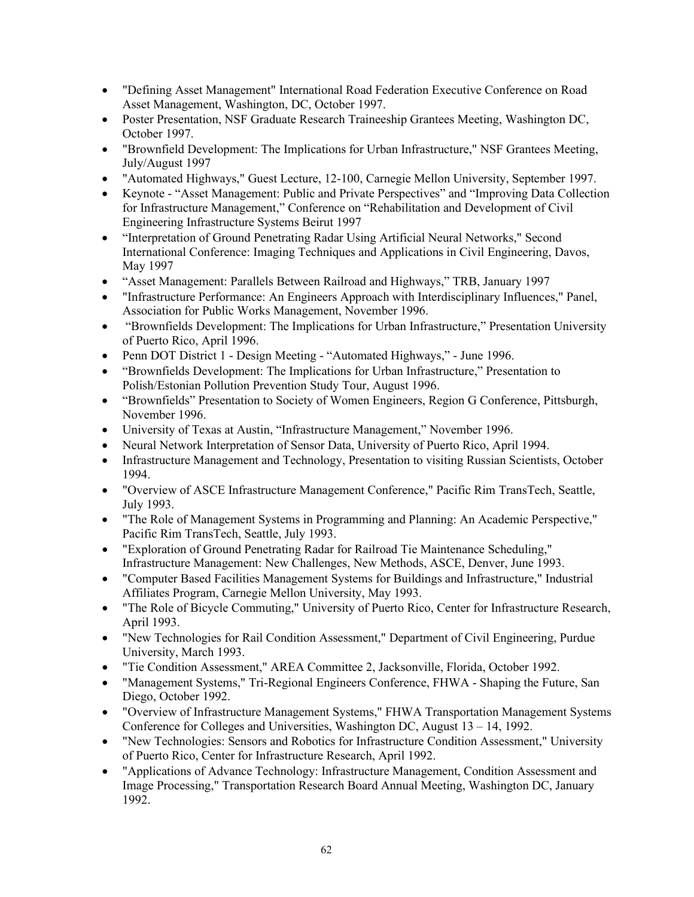- "Defining Asset Management" International Road Federation Executive Conference on Road Asset Management, Washington, DC, October 1997.
- Poster Presentation, NSF Graduate Research Traineeship Grantees Meeting, Washington DC, October 1997.
- "Brownfield Development: The Implications for Urban Infrastructure," NSF Grantees Meeting, July/August 1997
- "Automated Highways," Guest Lecture, 12-100, Carnegie Mellon University, September 1997.
- Keynote - "Asset Management: Public and Private Perspectives" and "Improving Data Collection for Infrastructure Management," Conference on "Rehabilitation and Development of Civil Engineering Infrastructure Systems Beirut 1997
- "Interpretation of Ground Penetrating Radar Using Artificial Neural Networks," Second International Conference: Imaging Techniques and Applications in Civil Engineering, Davos, May 1997
- "Asset Management: Parallels Between Railroad and Highways," TRB, January 1997
- "Infrastructure Performance: An Engineers Approach with Interdisciplinary Influences," Panel, Association for Public Works Management, November 1996.
- "Brownfields Development: The Implications for Urban Infrastructure," Presentation University of Puerto Rico, April 1996.
- Penn DOT District 1 - Design Meeting - "Automated Highways," - June 1996.
- "Brownfields Development: The Implications for Urban Infrastructure," Presentation to Polish/Estonian Pollution Prevention Study Tour, August 1996.
- "Brownfields" Presentation to Society of Women Engineers, Region G Conference, Pittsburgh, November 1996.
- University of Texas at Austin, "Infrastructure Management," November 1996.
- Neural Network Interpretation of Sensor Data, University of Puerto Rico, April 1994.
- Infrastructure Management and Technology, Presentation to visiting Russian Scientists, October 1994.
- "Overview of ASCE Infrastructure Management Conference," Pacific Rim TransTech, Seattle, July 1993.
- "The Role of Management Systems in Programming and Planning: An Academic Perspective," Pacific Rim TransTech, Seattle, July 1993.
- "Exploration of Ground Penetrating Radar for Railroad Tie Maintenance Scheduling," Infrastructure Management: New Challenges, New Methods, ASCE, Denver, June 1993.
- "Computer Based Facilities Management Systems for Buildings and Infrastructure," Industrial Affiliates Program, Carnegie Mellon University, May 1993.
- "The Role of Bicycle Commuting," University of Puerto Rico, Center for Infrastructure Research, April 1993.
- "New Technologies for Rail Condition Assessment," Department of Civil Engineering, Purdue University, March 1993.
- "Tie Condition Assessment," AREA Committee 2, Jacksonville, Florida, October 1992.
- "Management Systems," Tri-Regional Engineers Conference, FHWA - Shaping the Future, San Diego, October 1992.
- "Overview of Infrastructure Management Systems," FHWA Transportation Management Systems Conference for Colleges and Universities, Washington DC, August 13 – 14, 1992.
- "New Technologies: Sensors and Robotics for Infrastructure Condition Assessment," University of Puerto Rico, Center for Infrastructure Research, April 1992.
- "Applications of Advance Technology: Infrastructure Management, Condition Assessment and Image Processing," Transportation Research Board Annual Meeting, Washington DC, January 1992.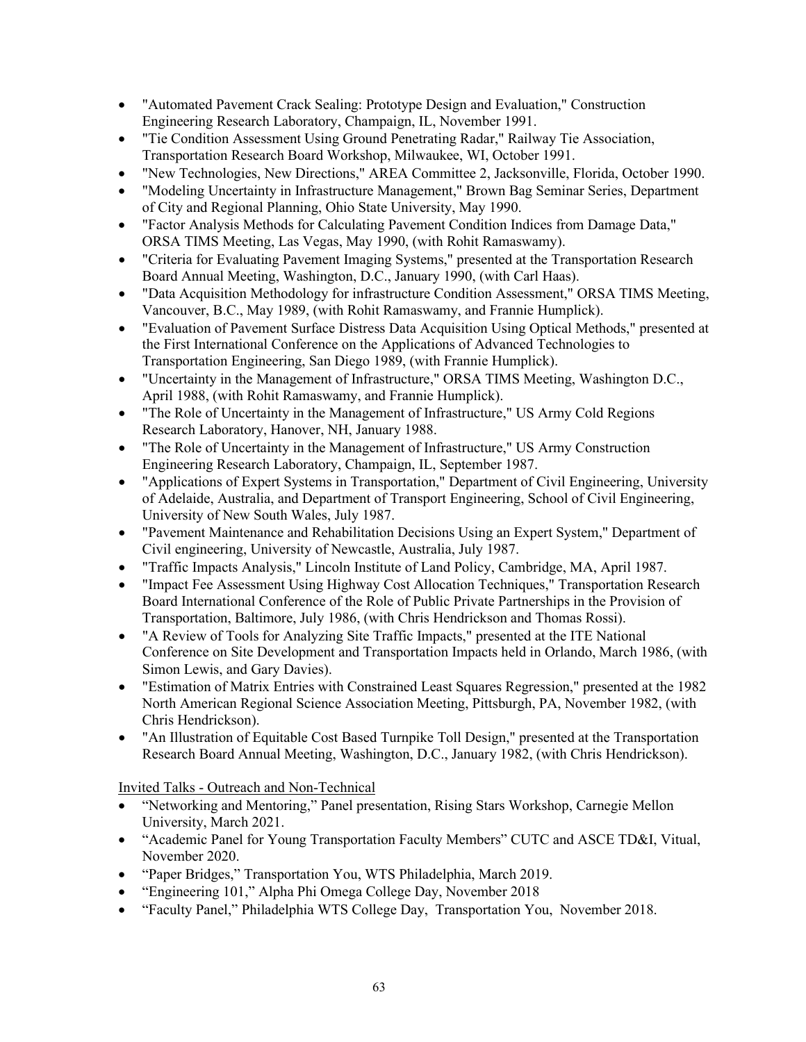- "Automated Pavement Crack Sealing: Prototype Design and Evaluation," Construction Engineering Research Laboratory, Champaign, IL, November 1991.
- "Tie Condition Assessment Using Ground Penetrating Radar," Railway Tie Association, Transportation Research Board Workshop, Milwaukee, WI, October 1991.
- "New Technologies, New Directions," AREA Committee 2, Jacksonville, Florida, October 1990.
- "Modeling Uncertainty in Infrastructure Management," Brown Bag Seminar Series, Department of City and Regional Planning, Ohio State University, May 1990.
- "Factor Analysis Methods for Calculating Pavement Condition Indices from Damage Data," ORSA TIMS Meeting, Las Vegas, May 1990, (with Rohit Ramaswamy).
- "Criteria for Evaluating Pavement Imaging Systems," presented at the Transportation Research Board Annual Meeting, Washington, D.C., January 1990, (with Carl Haas).
- "Data Acquisition Methodology for infrastructure Condition Assessment," ORSA TIMS Meeting, Vancouver, B.C., May 1989, (with Rohit Ramaswamy, and Frannie Humplick).
- "Evaluation of Pavement Surface Distress Data Acquisition Using Optical Methods," presented at the First International Conference on the Applications of Advanced Technologies to Transportation Engineering, San Diego 1989, (with Frannie Humplick).
- "Uncertainty in the Management of Infrastructure," ORSA TIMS Meeting, Washington D.C., April 1988, (with Rohit Ramaswamy, and Frannie Humplick).
- "The Role of Uncertainty in the Management of Infrastructure," US Army Cold Regions Research Laboratory, Hanover, NH, January 1988.
- "The Role of Uncertainty in the Management of Infrastructure," US Army Construction Engineering Research Laboratory, Champaign, IL, September 1987.
- "Applications of Expert Systems in Transportation," Department of Civil Engineering, University of Adelaide, Australia, and Department of Transport Engineering, School of Civil Engineering, University of New South Wales, July 1987.
- "Pavement Maintenance and Rehabilitation Decisions Using an Expert System," Department of Civil engineering, University of Newcastle, Australia, July 1987.
- "Traffic Impacts Analysis," Lincoln Institute of Land Policy, Cambridge, MA, April 1987.
- "Impact Fee Assessment Using Highway Cost Allocation Techniques," Transportation Research Board International Conference of the Role of Public Private Partnerships in the Provision of Transportation, Baltimore, July 1986, (with Chris Hendrickson and Thomas Rossi).
- "A Review of Tools for Analyzing Site Traffic Impacts," presented at the ITE National Conference on Site Development and Transportation Impacts held in Orlando, March 1986, (with Simon Lewis, and Gary Davies).
- "Estimation of Matrix Entries with Constrained Least Squares Regression," presented at the 1982 North American Regional Science Association Meeting, Pittsburgh, PA, November 1982, (with Chris Hendrickson).
- "An Illustration of Equitable Cost Based Turnpike Toll Design," presented at the Transportation Research Board Annual Meeting, Washington, D.C., January 1982, (with Chris Hendrickson).

Invited Talks - Outreach and Non-Technical

- "Networking and Mentoring," Panel presentation, Rising Stars Workshop, Carnegie Mellon University, March 2021.
- "Academic Panel for Young Transportation Faculty Members" CUTC and ASCE TD&I, Vitual, November 2020.
- "Paper Bridges," Transportation You, WTS Philadelphia, March 2019.
- "Engineering 101," Alpha Phi Omega College Day, November 2018
- "Faculty Panel," Philadelphia WTS College Day, Transportation You, November 2018.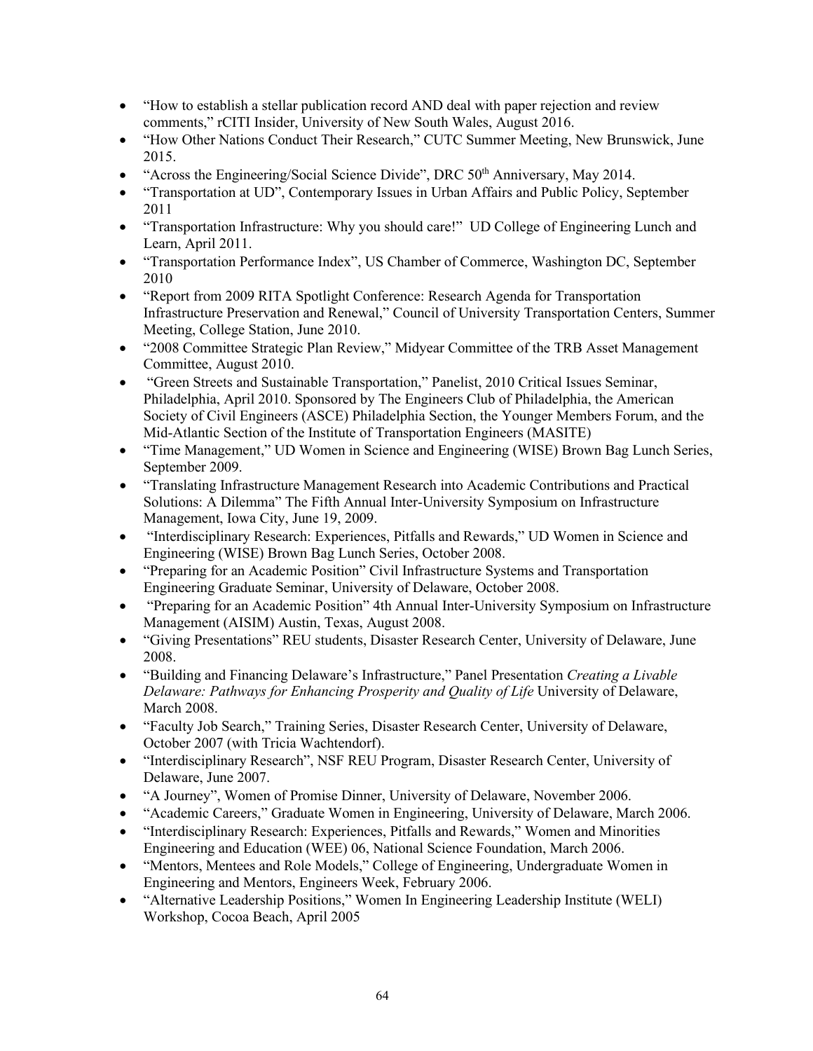- "How to establish a stellar publication record AND deal with paper rejection and review comments," rCITI Insider, University of New South Wales, August 2016.
- "How Other Nations Conduct Their Research," CUTC Summer Meeting, New Brunswick, June 2015.
- "Across the Engineering/Social Science Divide", DRC 50th Anniversary, May 2014.
- "Transportation at UD", Contemporary Issues in Urban Affairs and Public Policy, September 2011
- "Transportation Infrastructure: Why you should care!" UD College of Engineering Lunch and Learn, April 2011.
- "Transportation Performance Index", US Chamber of Commerce, Washington DC, September 2010
- "Report from 2009 RITA Spotlight Conference: Research Agenda for Transportation Infrastructure Preservation and Renewal," Council of University Transportation Centers, Summer Meeting, College Station, June 2010.
- "2008 Committee Strategic Plan Review," Midyear Committee of the TRB Asset Management Committee, August 2010.
- "Green Streets and Sustainable Transportation," Panelist, 2010 Critical Issues Seminar, Philadelphia, April 2010. Sponsored by The Engineers Club of Philadelphia, the American Society of Civil Engineers (ASCE) Philadelphia Section, the Younger Members Forum, and the Mid-Atlantic Section of the Institute of Transportation Engineers (MASITE)
- "Time Management," UD Women in Science and Engineering (WISE) Brown Bag Lunch Series, September 2009.
- "Translating Infrastructure Management Research into Academic Contributions and Practical Solutions: A Dilemma" The Fifth Annual Inter-University Symposium on Infrastructure Management, Iowa City, June 19, 2009.
- "Interdisciplinary Research: Experiences, Pitfalls and Rewards," UD Women in Science and Engineering (WISE) Brown Bag Lunch Series, October 2008.
- "Preparing for an Academic Position" Civil Infrastructure Systems and Transportation Engineering Graduate Seminar, University of Delaware, October 2008.
- "Preparing for an Academic Position" 4th Annual Inter-University Symposium on Infrastructure Management (AISIM) Austin, Texas, August 2008.
- "Giving Presentations" REU students, Disaster Research Center, University of Delaware, June 2008.
- "Building and Financing Delaware's Infrastructure," Panel Presentation *Creating a Livable Delaware: Pathways for Enhancing Prosperity and Quality of Life* University of Delaware, March 2008.
- "Faculty Job Search," Training Series, Disaster Research Center, University of Delaware, October 2007 (with Tricia Wachtendorf).
- "Interdisciplinary Research", NSF REU Program, Disaster Research Center, University of Delaware, June 2007.
- "A Journey", Women of Promise Dinner, University of Delaware, November 2006.
- "Academic Careers," Graduate Women in Engineering, University of Delaware, March 2006.
- "Interdisciplinary Research: Experiences, Pitfalls and Rewards," Women and Minorities Engineering and Education (WEE) 06, National Science Foundation, March 2006.
- "Mentors, Mentees and Role Models," College of Engineering, Undergraduate Women in Engineering and Mentors, Engineers Week, February 2006.
- "Alternative Leadership Positions," Women In Engineering Leadership Institute (WELI) Workshop, Cocoa Beach, April 2005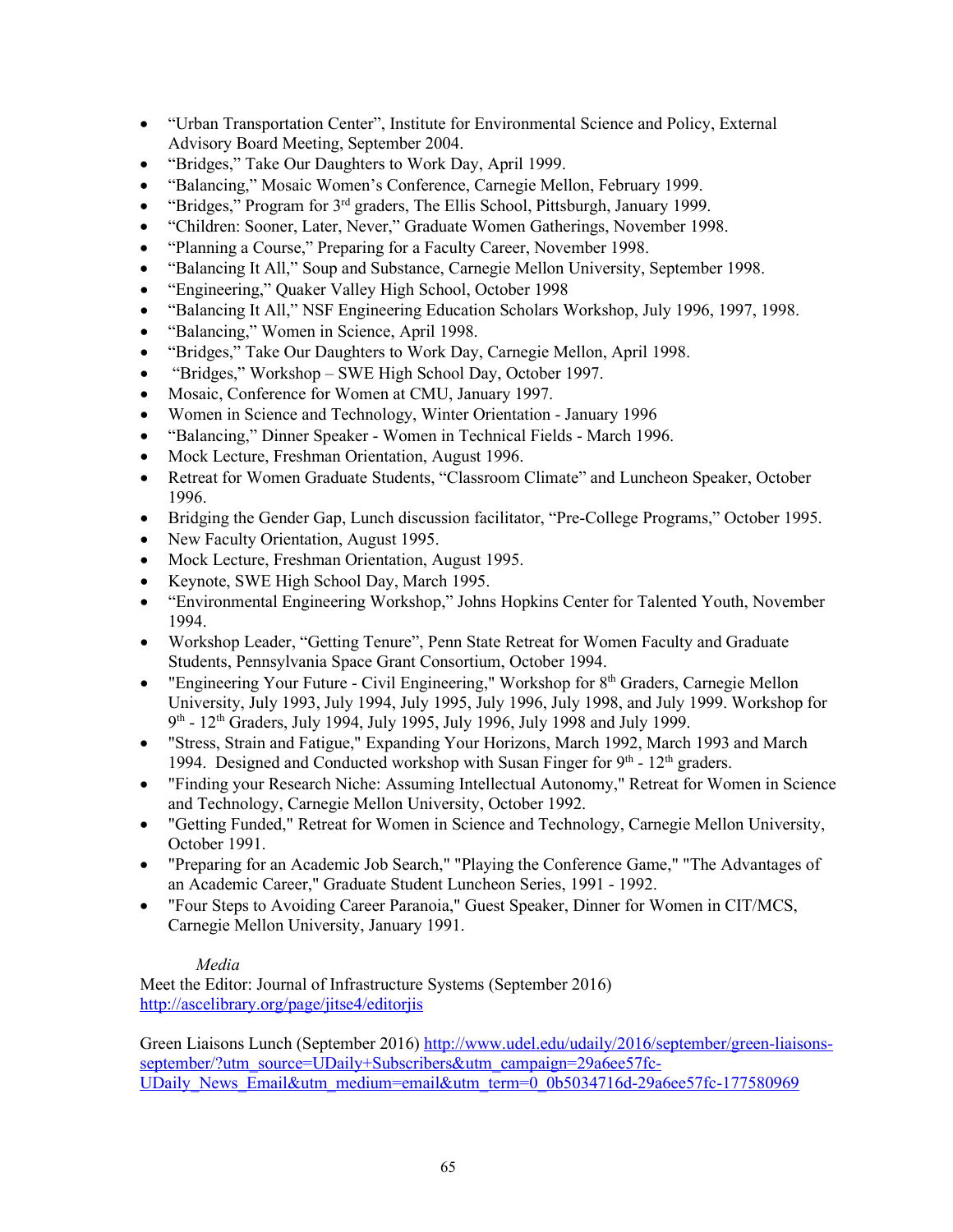- "Urban Transportation Center", Institute for Environmental Science and Policy, External Advisory Board Meeting, September 2004.
- "Bridges," Take Our Daughters to Work Day, April 1999.
- "Balancing," Mosaic Women's Conference, Carnegie Mellon, February 1999.
- "Bridges," Program for 3rd graders, The Ellis School, Pittsburgh, January 1999.
- "Children: Sooner, Later, Never," Graduate Women Gatherings, November 1998.
- "Planning a Course," Preparing for a Faculty Career, November 1998.
- "Balancing It All," Soup and Substance, Carnegie Mellon University, September 1998.
- "Engineering," Quaker Valley High School, October 1998
- "Balancing It All," NSF Engineering Education Scholars Workshop, July 1996, 1997, 1998.
- "Balancing," Women in Science, April 1998.
- "Bridges," Take Our Daughters to Work Day, Carnegie Mellon, April 1998.
- "Bridges," Workshop – SWE High School Day, October 1997.
- Mosaic, Conference for Women at CMU, January 1997.
- Women in Science and Technology, Winter Orientation - January 1996
- "Balancing," Dinner Speaker - Women in Technical Fields - March 1996.
- Mock Lecture, Freshman Orientation, August 1996.
- Retreat for Women Graduate Students, "Classroom Climate" and Luncheon Speaker, October 1996.
- Bridging the Gender Gap, Lunch discussion facilitator, "Pre-College Programs," October 1995.
- New Faculty Orientation, August 1995.
- Mock Lecture, Freshman Orientation, August 1995.
- Keynote, SWE High School Day, March 1995.
- "Environmental Engineering Workshop," Johns Hopkins Center for Talented Youth, November 1994.
- Workshop Leader, "Getting Tenure", Penn State Retreat for Women Faculty and Graduate Students, Pennsylvania Space Grant Consortium, October 1994.
- "Engineering Your Future - Civil Engineering," Workshop for 8th Graders, Carnegie Mellon University, July 1993, July 1994, July 1995, July 1996, July 1998, and July 1999. Workshop for 9th - 12th Graders, July 1994, July 1995, July 1996, July 1998 and July 1999.
- "Stress, Strain and Fatigue," Expanding Your Horizons, March 1992, March 1993 and March 1994. Designed and Conducted workshop with Susan Finger for 9th - 12th graders.
- "Finding your Research Niche: Assuming Intellectual Autonomy," Retreat for Women in Science and Technology, Carnegie Mellon University, October 1992.
- "Getting Funded," Retreat for Women in Science and Technology, Carnegie Mellon University, October 1991.
- "Preparing for an Academic Job Search," "Playing the Conference Game," "The Advantages of an Academic Career," Graduate Student Luncheon Series, 1991 - 1992.
- "Four Steps to Avoiding Career Paranoia," Guest Speaker, Dinner for Women in CIT/MCS, Carnegie Mellon University, January 1991.

*Media*

Meet the Editor: Journal of Infrastructure Systems (September 2016)
http://ascelibrary.org/page/jitse4/editorjis

Green Liaisons Lunch (September 2016) http://www.udel.edu/udaily/2016/september/green-liaisons-september/?utm_source=UDaily+Subscribers&utm_campaign=29a6ee57fc-UDaily_News_Email&utm_medium=email&utm_term=0_0b5034716d-29a6ee57fc-177580969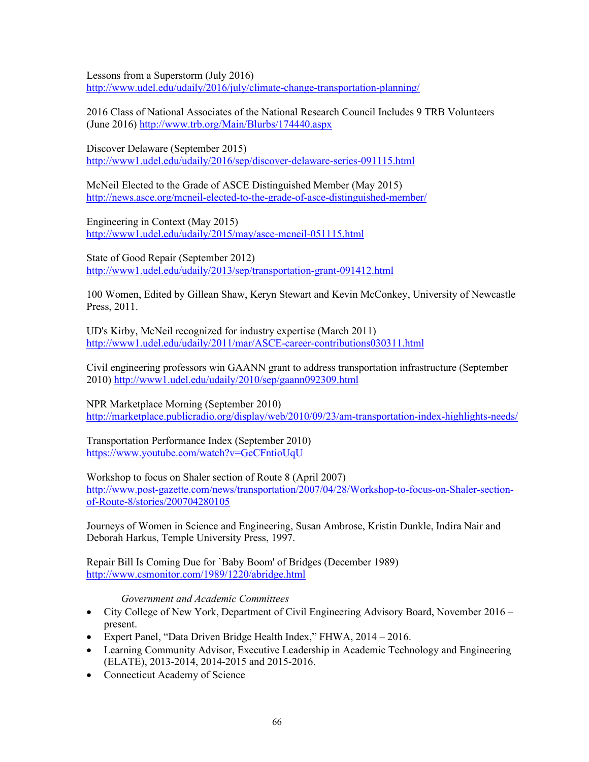Lessons from a Superstorm (July 2016)
http://www.udel.edu/udaily/2016/july/climate-change-transportation-planning/

2016 Class of National Associates of the National Research Council Includes 9 TRB Volunteers (June 2016) http://www.trb.org/Main/Blurbs/174440.aspx

Discover Delaware (September 2015)
http://www1.udel.edu/udaily/2016/sep/discover-delaware-series-091115.html

McNeil Elected to the Grade of ASCE Distinguished Member (May 2015)
http://news.asce.org/mcneil-elected-to-the-grade-of-asce-distinguished-member/

Engineering in Context (May 2015)
http://www1.udel.edu/udaily/2015/may/asce-mcneil-051115.html

State of Good Repair (September 2012)
http://www1.udel.edu/udaily/2013/sep/transportation-grant-091412.html

100 Women, Edited by Gillean Shaw, Keryn Stewart and Kevin McConkey, University of Newcastle Press, 2011.

UD's Kirby, McNeil recognized for industry expertise (March 2011)
http://www1.udel.edu/udaily/2011/mar/ASCE-career-contributions030311.html

Civil engineering professors win GAANN grant to address transportation infrastructure (September 2010) http://www1.udel.edu/udaily/2010/sep/gaann092309.html

NPR Marketplace Morning (September 2010)
http://marketplace.publicradio.org/display/web/2010/09/23/am-transportation-index-highlights-needs/

Transportation Performance Index (September 2010)
https://www.youtube.com/watch?v=GcCFntioUqU

Workshop to focus on Shaler section of Route 8 (April 2007)
http://www.post-gazette.com/news/transportation/2007/04/28/Workshop-to-focus-on-Shaler-section-of-Route-8/stories/200704280105

Journeys of Women in Science and Engineering, Susan Ambrose, Kristin Dunkle, Indira Nair and Deborah Harkus, Temple University Press, 1997.

Repair Bill Is Coming Due for `Baby Boom' of Bridges (December 1989)
http://www.csmonitor.com/1989/1220/abridge.html

*Government and Academic Committees*

- City College of New York, Department of Civil Engineering Advisory Board, November 2016 – present.
- Expert Panel, "Data Driven Bridge Health Index," FHWA, 2014 – 2016.
- Learning Community Advisor, Executive Leadership in Academic Technology and Engineering (ELATE), 2013-2014, 2014-2015 and 2015-2016.
- Connecticut Academy of Science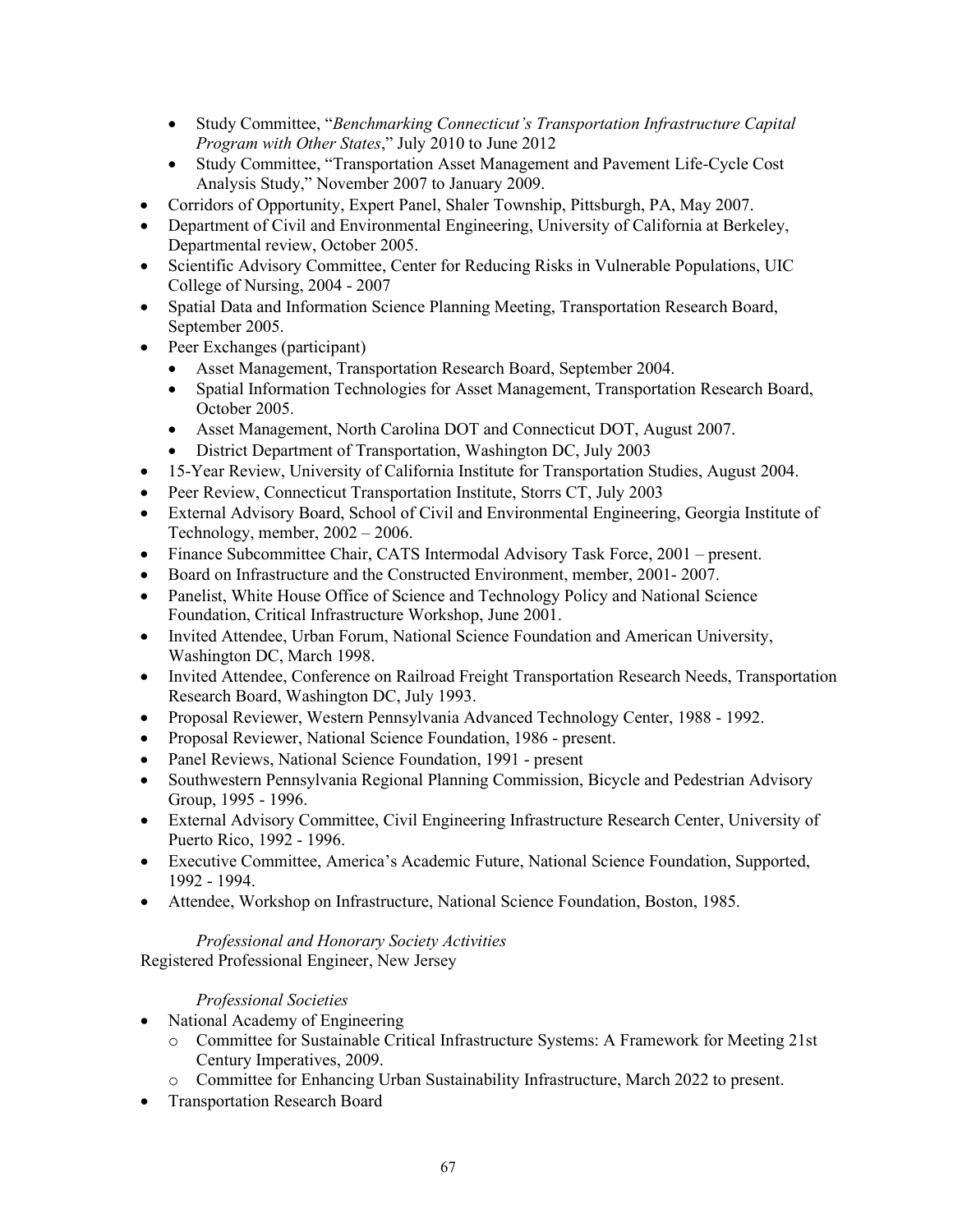- Study Committee, "*Benchmarking Connecticut's Transportation Infrastructure Capital Program with Other States*," July 2010 to June 2012
    - Study Committee, "Transportation Asset Management and Pavement Life-Cycle Cost Analysis Study," November 2007 to January 2009.
- Corridors of Opportunity, Expert Panel, Shaler Township, Pittsburgh, PA, May 2007.
- Department of Civil and Environmental Engineering, University of California at Berkeley, Departmental review, October 2005.
- Scientific Advisory Committee, Center for Reducing Risks in Vulnerable Populations, UIC College of Nursing, 2004 - 2007
- Spatial Data and Information Science Planning Meeting, Transportation Research Board, September 2005.
- Peer Exchanges (participant)
    - Asset Management, Transportation Research Board, September 2004.
    - Spatial Information Technologies for Asset Management, Transportation Research Board, October 2005.
    - Asset Management, North Carolina DOT and Connecticut DOT, August 2007.
    - District Department of Transportation, Washington DC, July 2003
- 15-Year Review, University of California Institute for Transportation Studies, August 2004.
- Peer Review, Connecticut Transportation Institute, Storrs CT, July 2003
- External Advisory Board, School of Civil and Environmental Engineering, Georgia Institute of Technology, member, 2002 – 2006.
- Finance Subcommittee Chair, CATS Intermodal Advisory Task Force, 2001 – present.
- Board on Infrastructure and the Constructed Environment, member, 2001- 2007.
- Panelist, White House Office of Science and Technology Policy and National Science Foundation, Critical Infrastructure Workshop, June 2001.
- Invited Attendee, Urban Forum, National Science Foundation and American University, Washington DC, March 1998.
- Invited Attendee, Conference on Railroad Freight Transportation Research Needs, Transportation Research Board, Washington DC, July 1993.
- Proposal Reviewer, Western Pennsylvania Advanced Technology Center, 1988 - 1992.
- Proposal Reviewer, National Science Foundation, 1986 - present.
- Panel Reviews, National Science Foundation, 1991 - present
- Southwestern Pennsylvania Regional Planning Commission, Bicycle and Pedestrian Advisory Group, 1995 - 1996.
- External Advisory Committee, Civil Engineering Infrastructure Research Center, University of Puerto Rico, 1992 - 1996.
- Executive Committee, America's Academic Future, National Science Foundation, Supported, 1992 - 1994.
- Attendee, Workshop on Infrastructure, National Science Foundation, Boston, 1985.

*Professional and Honorary Society Activities*

Registered Professional Engineer, New Jersey

*Professional Societies*

- National Academy of Engineering
    - Committee for Sustainable Critical Infrastructure Systems: A Framework for Meeting 21st Century Imperatives, 2009.
    - Committee for Enhancing Urban Sustainability Infrastructure, March 2022 to present.
- Transportation Research Board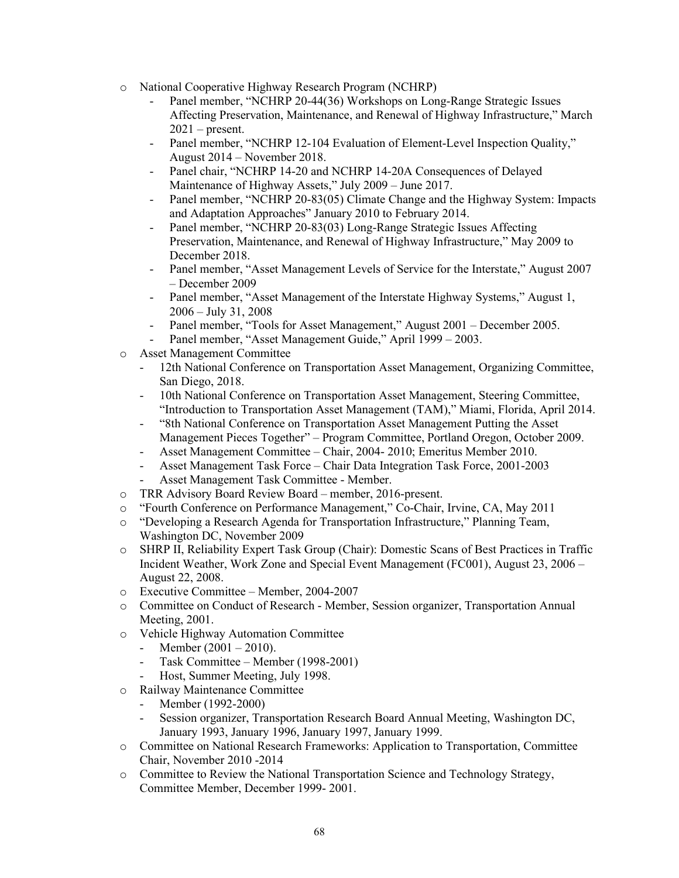- National Cooperative Highway Research Program (NCHRP)
  - Panel member, "NCHRP 20-44(36) Workshops on Long-Range Strategic Issues Affecting Preservation, Maintenance, and Renewal of Highway Infrastructure," March 2021 – present.
  - Panel member, "NCHRP 12-104 Evaluation of Element-Level Inspection Quality," August 2014 – November 2018.
  - Panel chair, "NCHRP 14-20 and NCHRP 14-20A Consequences of Delayed Maintenance of Highway Assets," July 2009 – June 2017.
  - Panel member, "NCHRP 20-83(05) Climate Change and the Highway System: Impacts and Adaptation Approaches" January 2010 to February 2014.
  - Panel member, "NCHRP 20-83(03) Long-Range Strategic Issues Affecting Preservation, Maintenance, and Renewal of Highway Infrastructure," May 2009 to December 2018.
  - Panel member, "Asset Management Levels of Service for the Interstate," August 2007 – December 2009
  - Panel member, "Asset Management of the Interstate Highway Systems," August 1, 2006 – July 31, 2008
  - Panel member, "Tools for Asset Management," August 2001 – December 2005.
  - Panel member, "Asset Management Guide," April 1999 – 2003.
- Asset Management Committee
  - 12th National Conference on Transportation Asset Management, Organizing Committee, San Diego, 2018.
  - 10th National Conference on Transportation Asset Management, Steering Committee, "Introduction to Transportation Asset Management (TAM)," Miami, Florida, April 2014.
  - "8th National Conference on Transportation Asset Management Putting the Asset Management Pieces Together" – Program Committee, Portland Oregon, October 2009.
  - Asset Management Committee – Chair, 2004- 2010; Emeritus Member 2010.
  - Asset Management Task Force – Chair Data Integration Task Force, 2001-2003
  - Asset Management Task Committee - Member.
- TRR Advisory Board Review Board – member, 2016-present.
- "Fourth Conference on Performance Management," Co-Chair, Irvine, CA, May 2011
- "Developing a Research Agenda for Transportation Infrastructure," Planning Team, Washington DC, November 2009
- SHRP II, Reliability Expert Task Group (Chair): Domestic Scans of Best Practices in Traffic Incident Weather, Work Zone and Special Event Management (FC001), August 23, 2006 – August 22, 2008.
- Executive Committee – Member, 2004-2007
- Committee on Conduct of Research - Member, Session organizer, Transportation Annual Meeting, 2001.
- Vehicle Highway Automation Committee
  - Member (2001 – 2010).
  - Task Committee – Member (1998-2001)
  - Host, Summer Meeting, July 1998.
- Railway Maintenance Committee
  - Member (1992-2000)
  - Session organizer, Transportation Research Board Annual Meeting, Washington DC, January 1993, January 1996, January 1997, January 1999.
- Committee on National Research Frameworks: Application to Transportation, Committee Chair, November 2010 -2014
- Committee to Review the National Transportation Science and Technology Strategy, Committee Member, December 1999- 2001.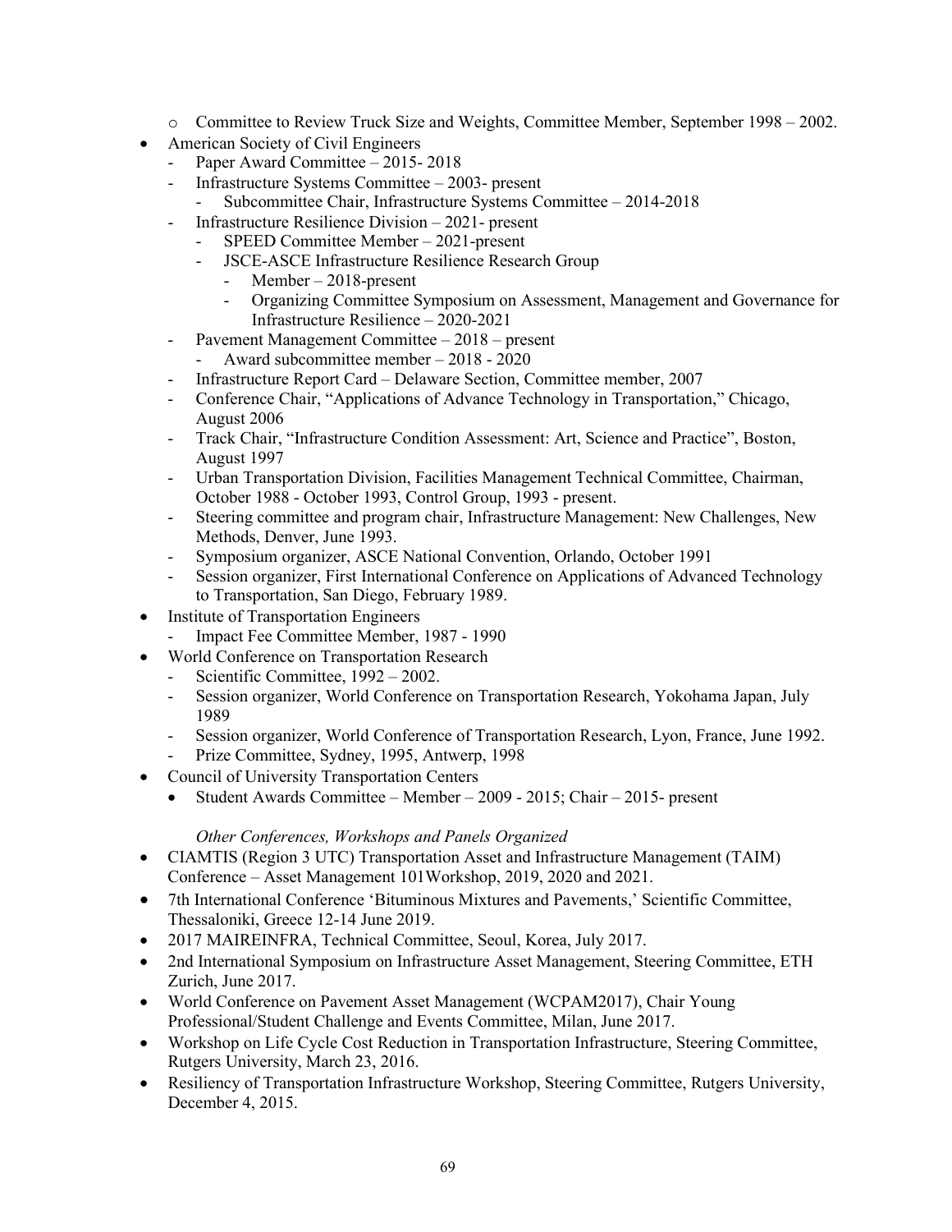- Committee to Review Truck Size and Weights, Committee Member, September 1998 – 2002.

- American Society of Civil Engineers
  - Paper Award Committee – 2015- 2018
  - Infrastructure Systems Committee – 2003- present
    - Subcommittee Chair, Infrastructure Systems Committee – 2014-2018
  - Infrastructure Resilience Division – 2021- present
    - SPEED Committee Member – 2021-present
    - JSCE-ASCE Infrastructure Resilience Research Group
      - Member – 2018-present
      - Organizing Committee Symposium on Assessment, Management and Governance for Infrastructure Resilience – 2020-2021
  - Pavement Management Committee – 2018 – present
    - Award subcommittee member – 2018 - 2020
  - Infrastructure Report Card – Delaware Section, Committee member, 2007
  - Conference Chair, "Applications of Advance Technology in Transportation," Chicago, August 2006
  - Track Chair, "Infrastructure Condition Assessment: Art, Science and Practice", Boston, August 1997
  - Urban Transportation Division, Facilities Management Technical Committee, Chairman, October 1988 - October 1993, Control Group, 1993 - present.
  - Steering committee and program chair, Infrastructure Management: New Challenges, New Methods, Denver, June 1993.
  - Symposium organizer, ASCE National Convention, Orlando, October 1991
  - Session organizer, First International Conference on Applications of Advanced Technology to Transportation, San Diego, February 1989.
- Institute of Transportation Engineers
  - Impact Fee Committee Member, 1987 - 1990
- World Conference on Transportation Research
  - Scientific Committee, 1992 – 2002.
  - Session organizer, World Conference on Transportation Research, Yokohama Japan, July 1989
  - Session organizer, World Conference of Transportation Research, Lyon, France, June 1992.
  - Prize Committee, Sydney, 1995, Antwerp, 1998
- Council of University Transportation Centers
  - Student Awards Committee – Member – 2009 - 2015; Chair – 2015- present

*Other Conferences, Workshops and Panels Organized*

- CIAMTIS (Region 3 UTC) Transportation Asset and Infrastructure Management (TAIM) Conference – Asset Management 101Workshop, 2019, 2020 and 2021.
- 7th International Conference 'Bituminous Mixtures and Pavements,' Scientific Committee, Thessaloniki, Greece 12-14 June 2019.
- 2017 MAIREINFRA, Technical Committee, Seoul, Korea, July 2017.
- 2nd International Symposium on Infrastructure Asset Management, Steering Committee, ETH Zurich, June 2017.
- World Conference on Pavement Asset Management (WCPAM2017), Chair Young Professional/Student Challenge and Events Committee, Milan, June 2017.
- Workshop on Life Cycle Cost Reduction in Transportation Infrastructure, Steering Committee, Rutgers University, March 23, 2016.
- Resiliency of Transportation Infrastructure Workshop, Steering Committee, Rutgers University, December 4, 2015.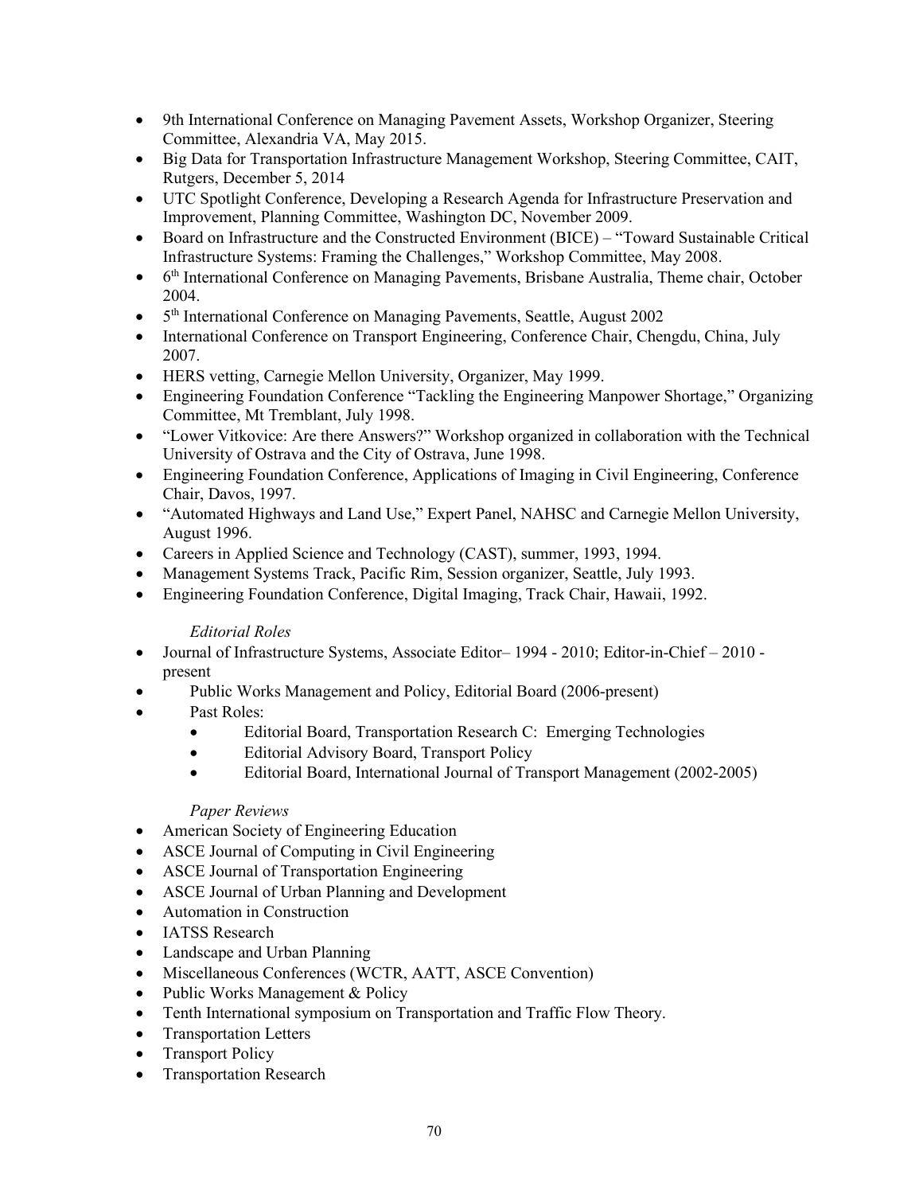- 9th International Conference on Managing Pavement Assets, Workshop Organizer, Steering Committee, Alexandria VA, May 2015.
- Big Data for Transportation Infrastructure Management Workshop, Steering Committee, CAIT, Rutgers, December 5, 2014
- UTC Spotlight Conference, Developing a Research Agenda for Infrastructure Preservation and Improvement, Planning Committee, Washington DC, November 2009.
- Board on Infrastructure and the Constructed Environment (BICE) – "Toward Sustainable Critical Infrastructure Systems: Framing the Challenges," Workshop Committee, May 2008.
- 6th International Conference on Managing Pavements, Brisbane Australia, Theme chair, October 2004.
- 5th International Conference on Managing Pavements, Seattle, August 2002
- International Conference on Transport Engineering, Conference Chair, Chengdu, China, July 2007.
- HERS vetting, Carnegie Mellon University, Organizer, May 1999.
- Engineering Foundation Conference "Tackling the Engineering Manpower Shortage," Organizing Committee, Mt Tremblant, July 1998.
- "Lower Vitkovice: Are there Answers?" Workshop organized in collaboration with the Technical University of Ostrava and the City of Ostrava, June 1998.
- Engineering Foundation Conference, Applications of Imaging in Civil Engineering, Conference Chair, Davos, 1997.
- "Automated Highways and Land Use," Expert Panel, NAHSC and Carnegie Mellon University, August 1996.
- Careers in Applied Science and Technology (CAST), summer, 1993, 1994.
- Management Systems Track, Pacific Rim, Session organizer, Seattle, July 1993.
- Engineering Foundation Conference, Digital Imaging, Track Chair, Hawaii, 1992.

*Editorial Roles*

- Journal of Infrastructure Systems, Associate Editor– 1994 - 2010; Editor-in-Chief – 2010 - present
- Public Works Management and Policy, Editorial Board (2006-present)
- Past Roles:
  - Editorial Board, Transportation Research C: Emerging Technologies
  - Editorial Advisory Board, Transport Policy
  - Editorial Board, International Journal of Transport Management (2002-2005)

*Paper Reviews*

- American Society of Engineering Education
- ASCE Journal of Computing in Civil Engineering
- ASCE Journal of Transportation Engineering
- ASCE Journal of Urban Planning and Development
- Automation in Construction
- IATSS Research
- Landscape and Urban Planning
- Miscellaneous Conferences (WCTR, AATT, ASCE Convention)
- Public Works Management & Policy
- Tenth International symposium on Transportation and Traffic Flow Theory.
- Transportation Letters
- Transport Policy
- Transportation Research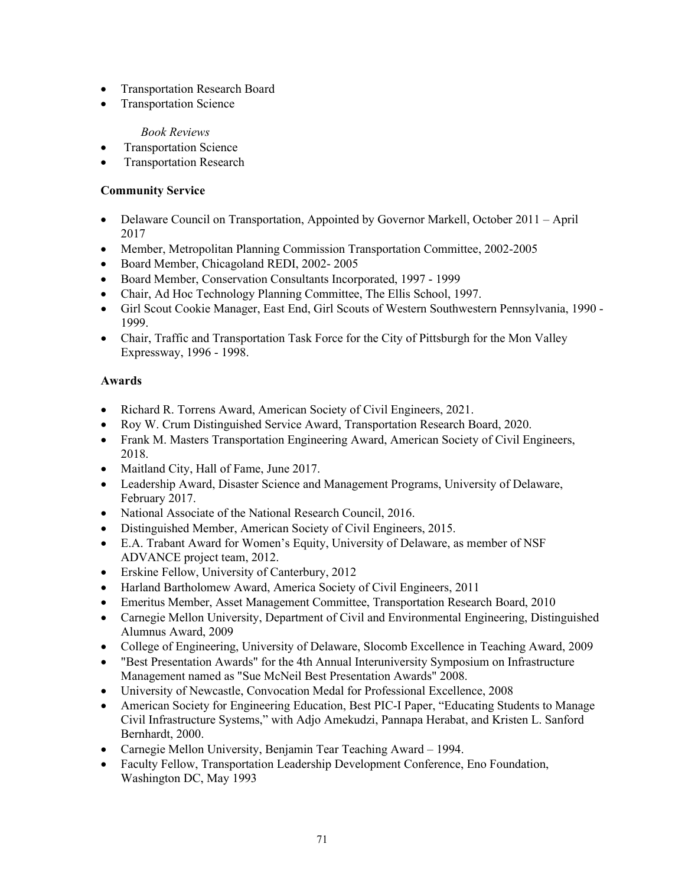- Transportation Research Board
- Transportation Science

*Book Reviews*

- Transportation Science
- Transportation Research

**Community Service**

- Delaware Council on Transportation, Appointed by Governor Markell, October 2011 – April 2017
- Member, Metropolitan Planning Commission Transportation Committee, 2002-2005
- Board Member, Chicagoland REDI, 2002- 2005
- Board Member, Conservation Consultants Incorporated, 1997 - 1999
- Chair, Ad Hoc Technology Planning Committee, The Ellis School, 1997.
- Girl Scout Cookie Manager, East End, Girl Scouts of Western Southwestern Pennsylvania, 1990 - 1999.
- Chair, Traffic and Transportation Task Force for the City of Pittsburgh for the Mon Valley Expressway, 1996 - 1998.

**Awards**

- Richard R. Torrens Award, American Society of Civil Engineers, 2021.
- Roy W. Crum Distinguished Service Award, Transportation Research Board, 2020.
- Frank M. Masters Transportation Engineering Award, American Society of Civil Engineers, 2018.
- Maitland City, Hall of Fame, June 2017.
- Leadership Award, Disaster Science and Management Programs, University of Delaware, February 2017.
- National Associate of the National Research Council, 2016.
- Distinguished Member, American Society of Civil Engineers, 2015.
- E.A. Trabant Award for Women's Equity, University of Delaware, as member of NSF ADVANCE project team, 2012.
- Erskine Fellow, University of Canterbury, 2012
- Harland Bartholomew Award, America Society of Civil Engineers, 2011
- Emeritus Member, Asset Management Committee, Transportation Research Board, 2010
- Carnegie Mellon University, Department of Civil and Environmental Engineering, Distinguished Alumnus Award, 2009
- College of Engineering, University of Delaware, Slocomb Excellence in Teaching Award, 2009
- "Best Presentation Awards" for the 4th Annual Interuniversity Symposium on Infrastructure Management named as "Sue McNeil Best Presentation Awards" 2008.
- University of Newcastle, Convocation Medal for Professional Excellence, 2008
- American Society for Engineering Education, Best PIC-I Paper, "Educating Students to Manage Civil Infrastructure Systems," with Adjo Amekudzi, Pannapa Herabat, and Kristen L. Sanford Bernhardt, 2000.
- Carnegie Mellon University, Benjamin Tear Teaching Award – 1994.
- Faculty Fellow, Transportation Leadership Development Conference, Eno Foundation, Washington DC, May 1993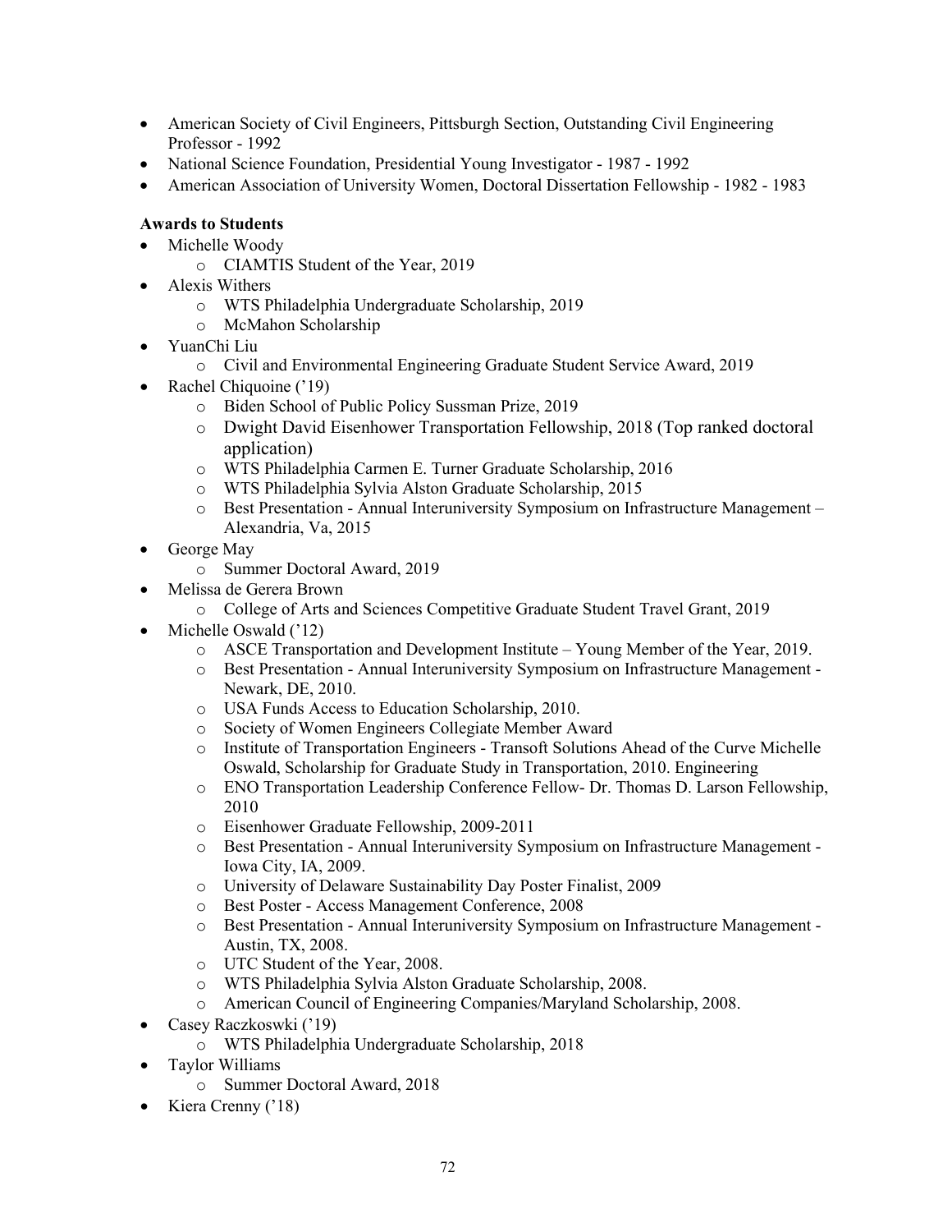- American Society of Civil Engineers, Pittsburgh Section, Outstanding Civil Engineering Professor - 1992
- National Science Foundation, Presidential Young Investigator - 1987 - 1992
- American Association of University Women, Doctoral Dissertation Fellowship - 1982 - 1983

**Awards to Students**

- Michelle Woody
  - CIAMTIS Student of the Year, 2019
- Alexis Withers
  - WTS Philadelphia Undergraduate Scholarship, 2019
  - McMahon Scholarship
- YuanChi Liu
  - Civil and Environmental Engineering Graduate Student Service Award, 2019
- Rachel Chiquoine ('19)
  - Biden School of Public Policy Sussman Prize, 2019
  - Dwight David Eisenhower Transportation Fellowship, 2018 (Top ranked doctoral application)
  - WTS Philadelphia Carmen E. Turner Graduate Scholarship, 2016
  - WTS Philadelphia Sylvia Alston Graduate Scholarship, 2015
  - Best Presentation - Annual Interuniversity Symposium on Infrastructure Management – Alexandria, Va, 2015
- George May
  - Summer Doctoral Award, 2019
- Melissa de Gerera Brown
  - College of Arts and Sciences Competitive Graduate Student Travel Grant, 2019
- Michelle Oswald ('12)
  - ASCE Transportation and Development Institute – Young Member of the Year, 2019.
  - Best Presentation - Annual Interuniversity Symposium on Infrastructure Management - Newark, DE, 2010.
  - USA Funds Access to Education Scholarship, 2010.
  - Society of Women Engineers Collegiate Member Award
  - Institute of Transportation Engineers - Transoft Solutions Ahead of the Curve Michelle Oswald, Scholarship for Graduate Study in Transportation, 2010. Engineering
  - ENO Transportation Leadership Conference Fellow- Dr. Thomas D. Larson Fellowship, 2010
  - Eisenhower Graduate Fellowship, 2009-2011
  - Best Presentation - Annual Interuniversity Symposium on Infrastructure Management - Iowa City, IA, 2009.
  - University of Delaware Sustainability Day Poster Finalist, 2009
  - Best Poster - Access Management Conference, 2008
  - Best Presentation - Annual Interuniversity Symposium on Infrastructure Management - Austin, TX, 2008.
  - UTC Student of the Year, 2008.
  - WTS Philadelphia Sylvia Alston Graduate Scholarship, 2008.
  - American Council of Engineering Companies/Maryland Scholarship, 2008.
- Casey Raczkoswki ('19)
  - WTS Philadelphia Undergraduate Scholarship, 2018
- Taylor Williams
  - Summer Doctoral Award, 2018
- Kiera Crenny ('18)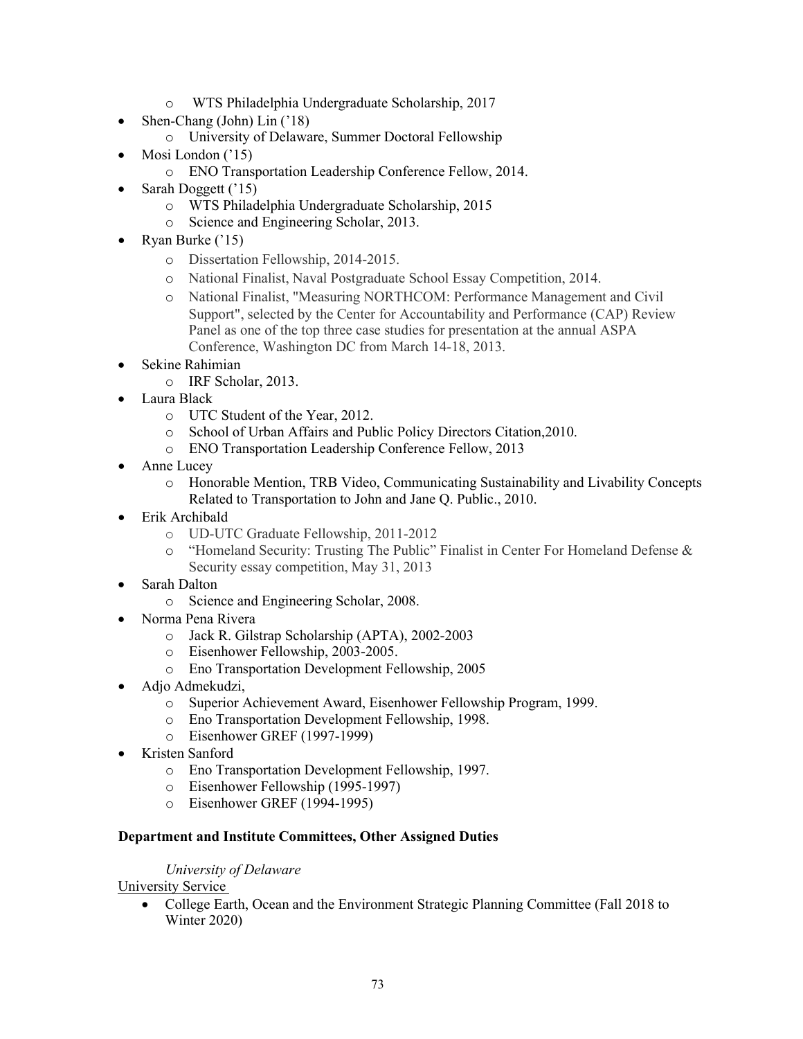- WTS Philadelphia Undergraduate Scholarship, 2017
- Shen-Chang (John) Lin ('18)
  - University of Delaware, Summer Doctoral Fellowship
- Mosi London ('15)
  - ENO Transportation Leadership Conference Fellow, 2014.
- Sarah Doggett ('15)
  - WTS Philadelphia Undergraduate Scholarship, 2015
  - Science and Engineering Scholar, 2013.
- Ryan Burke ('15)
  - Dissertation Fellowship, 2014-2015.
  - National Finalist, Naval Postgraduate School Essay Competition, 2014.
  - National Finalist, "Measuring NORTHCOM: Performance Management and Civil Support", selected by the Center for Accountability and Performance (CAP) Review Panel as one of the top three case studies for presentation at the annual ASPA Conference, Washington DC from March 14-18, 2013.
- Sekine Rahimian
  - IRF Scholar, 2013.
- Laura Black
  - UTC Student of the Year, 2012.
  - School of Urban Affairs and Public Policy Directors Citation,2010.
  - ENO Transportation Leadership Conference Fellow, 2013
- Anne Lucey
  - Honorable Mention, TRB Video, Communicating Sustainability and Livability Concepts Related to Transportation to John and Jane Q. Public., 2010.
- Erik Archibald
  - UD-UTC Graduate Fellowship, 2011-2012
  - "Homeland Security: Trusting The Public" Finalist in Center For Homeland Defense & Security essay competition, May 31, 2013
- Sarah Dalton
  - Science and Engineering Scholar, 2008.
- Norma Pena Rivera
  - Jack R. Gilstrap Scholarship (APTA), 2002-2003
  - Eisenhower Fellowship, 2003-2005.
  - Eno Transportation Development Fellowship, 2005
- Adjo Admekudzi,
  - Superior Achievement Award, Eisenhower Fellowship Program, 1999.
  - Eno Transportation Development Fellowship, 1998.
  - Eisenhower GREF (1997-1999)
- Kristen Sanford
  - Eno Transportation Development Fellowship, 1997.
  - Eisenhower Fellowship (1995-1997)
  - Eisenhower GREF (1994-1995)

**Department and Institute Committees, Other Assigned Duties**

*University of Delaware*

University Service

- College Earth, Ocean and the Environment Strategic Planning Committee (Fall 2018 to Winter 2020)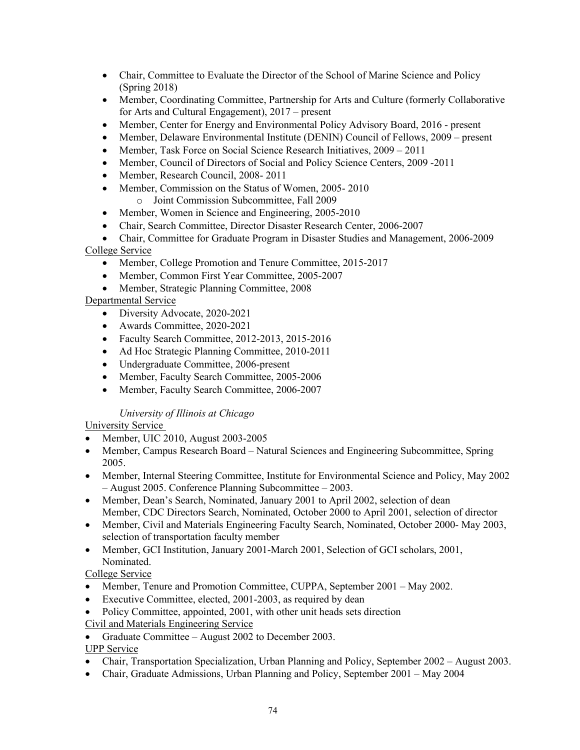- Chair, Committee to Evaluate the Director of the School of Marine Science and Policy (Spring 2018)
- Member, Coordinating Committee, Partnership for Arts and Culture (formerly Collaborative for Arts and Cultural Engagement), 2017 – present
- Member, Center for Energy and Environmental Policy Advisory Board, 2016 - present
- Member, Delaware Environmental Institute (DENIN) Council of Fellows, 2009 – present
- Member, Task Force on Social Science Research Initiatives, 2009 – 2011
- Member, Council of Directors of Social and Policy Science Centers, 2009 -2011
- Member, Research Council, 2008- 2011
- Member, Commission on the Status of Women, 2005- 2010
  - Joint Commission Subcommittee, Fall 2009
- Member, Women in Science and Engineering, 2005-2010
- Chair, Search Committee, Director Disaster Research Center, 2006-2007
- Chair, Committee for Graduate Program in Disaster Studies and Management, 2006-2009

<u>College Service</u>

- Member, College Promotion and Tenure Committee, 2015-2017
- Member, Common First Year Committee, 2005-2007
- Member, Strategic Planning Committee, 2008

<u>Departmental Service</u>

- Diversity Advocate, 2020-2021
- Awards Committee, 2020-2021
- Faculty Search Committee, 2012-2013, 2015-2016
- Ad Hoc Strategic Planning Committee, 2010-2011
- Undergraduate Committee, 2006-present
- Member, Faculty Search Committee, 2005-2006
- Member, Faculty Search Committee, 2006-2007

*University of Illinois at Chicago*

<u>University Service</u>

- Member, UIC 2010, August 2003-2005
- Member, Campus Research Board – Natural Sciences and Engineering Subcommittee, Spring 2005.
- Member, Internal Steering Committee, Institute for Environmental Science and Policy, May 2002 – August 2005. Conference Planning Subcommittee – 2003.
- Member, Dean's Search, Nominated, January 2001 to April 2002, selection of dean
  Member, CDC Directors Search, Nominated, October 2000 to April 2001, selection of director
- Member, Civil and Materials Engineering Faculty Search, Nominated, October 2000- May 2003, selection of transportation faculty member
- Member, GCI Institution, January 2001-March 2001, Selection of GCI scholars, 2001, Nominated.

<u>College Service</u>

- Member, Tenure and Promotion Committee, CUPPA, September 2001 – May 2002.
- Executive Committee, elected, 2001-2003, as required by dean
- Policy Committee, appointed, 2001, with other unit heads sets direction

<u>Civil and Materials Engineering Service</u>

- Graduate Committee – August 2002 to December 2003.

<u>UPP Service</u>

- Chair, Transportation Specialization, Urban Planning and Policy, September 2002 – August 2003.
- Chair, Graduate Admissions, Urban Planning and Policy, September 2001 – May 2004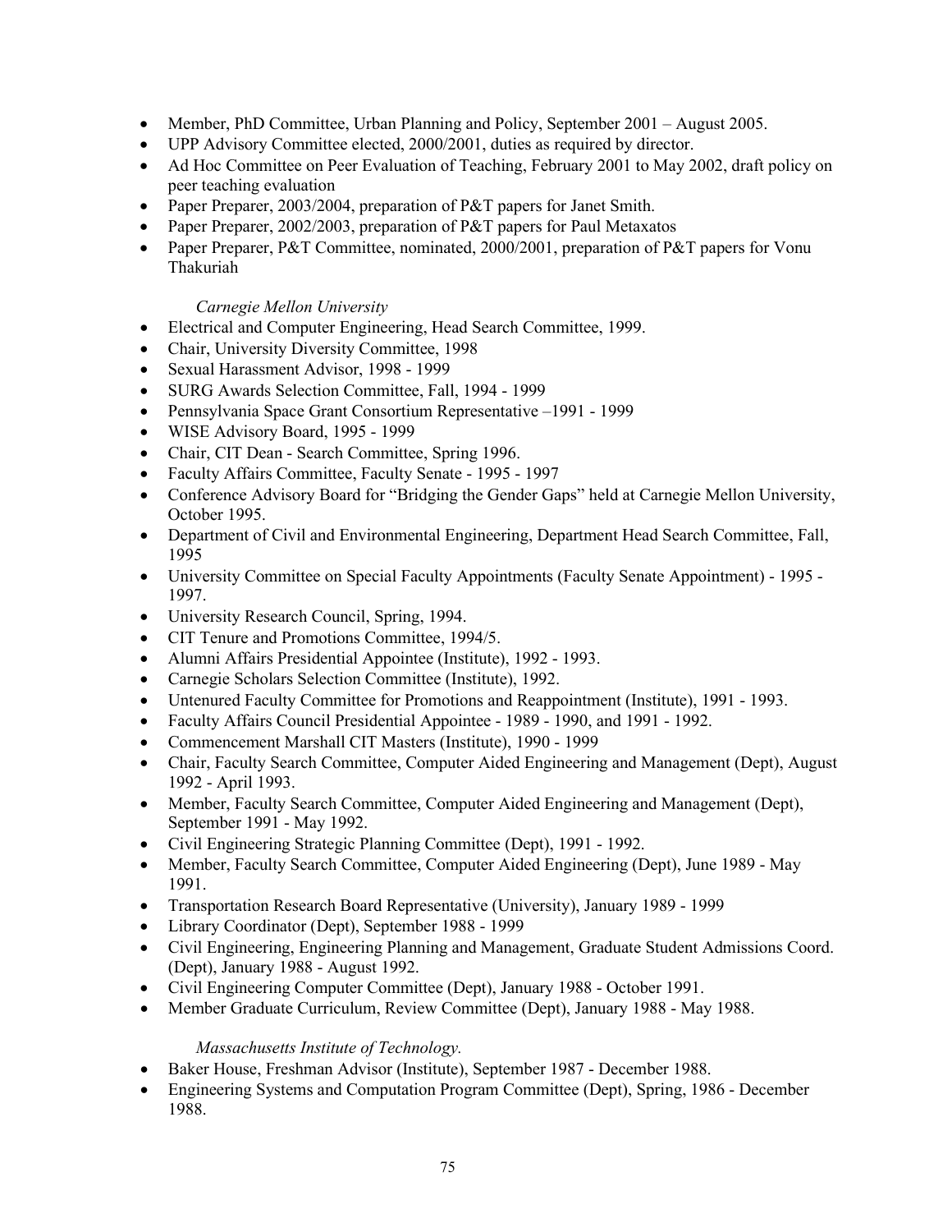- Member, PhD Committee, Urban Planning and Policy, September 2001 – August 2005.
- UPP Advisory Committee elected, 2000/2001, duties as required by director.
- Ad Hoc Committee on Peer Evaluation of Teaching, February 2001 to May 2002, draft policy on peer teaching evaluation
- Paper Preparer, 2003/2004, preparation of P&T papers for Janet Smith.
- Paper Preparer, 2002/2003, preparation of P&T papers for Paul Metaxatos
- Paper Preparer, P&T Committee, nominated, 2000/2001, preparation of P&T papers for Vonu Thakuriah

*Carnegie Mellon University*

- Electrical and Computer Engineering, Head Search Committee, 1999.
- Chair, University Diversity Committee, 1998
- Sexual Harassment Advisor, 1998 - 1999
- SURG Awards Selection Committee, Fall, 1994 - 1999
- Pennsylvania Space Grant Consortium Representative –1991 - 1999
- WISE Advisory Board, 1995 - 1999
- Chair, CIT Dean - Search Committee, Spring 1996.
- Faculty Affairs Committee, Faculty Senate - 1995 - 1997
- Conference Advisory Board for "Bridging the Gender Gaps" held at Carnegie Mellon University, October 1995.
- Department of Civil and Environmental Engineering, Department Head Search Committee, Fall, 1995
- University Committee on Special Faculty Appointments (Faculty Senate Appointment) - 1995 - 1997.
- University Research Council, Spring, 1994.
- CIT Tenure and Promotions Committee, 1994/5.
- Alumni Affairs Presidential Appointee (Institute), 1992 - 1993.
- Carnegie Scholars Selection Committee (Institute), 1992.
- Untenured Faculty Committee for Promotions and Reappointment (Institute), 1991 - 1993.
- Faculty Affairs Council Presidential Appointee - 1989 - 1990, and 1991 - 1992.
- Commencement Marshall CIT Masters (Institute), 1990 - 1999
- Chair, Faculty Search Committee, Computer Aided Engineering and Management (Dept), August 1992 - April 1993.
- Member, Faculty Search Committee, Computer Aided Engineering and Management (Dept), September 1991 - May 1992.
- Civil Engineering Strategic Planning Committee (Dept), 1991 - 1992.
- Member, Faculty Search Committee, Computer Aided Engineering (Dept), June 1989 - May 1991.
- Transportation Research Board Representative (University), January 1989 - 1999
- Library Coordinator (Dept), September 1988 - 1999
- Civil Engineering, Engineering Planning and Management, Graduate Student Admissions Coord. (Dept), January 1988 - August 1992.
- Civil Engineering Computer Committee (Dept), January 1988 - October 1991.
- Member Graduate Curriculum, Review Committee (Dept), January 1988 - May 1988.

*Massachusetts Institute of Technology.*

- Baker House, Freshman Advisor (Institute), September 1987 - December 1988.
- Engineering Systems and Computation Program Committee (Dept), Spring, 1986 - December 1988.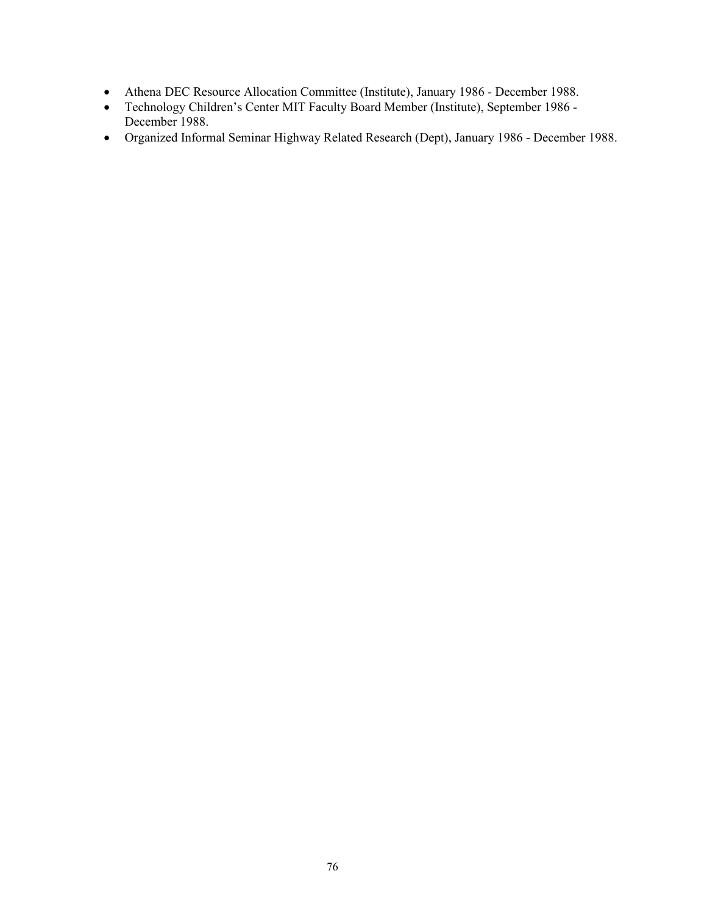- Athena DEC Resource Allocation Committee (Institute), January 1986 - December 1988.
- Technology Children's Center MIT Faculty Board Member (Institute), September 1986 - December 1988.
- Organized Informal Seminar Highway Related Research (Dept), January 1986 - December 1988.